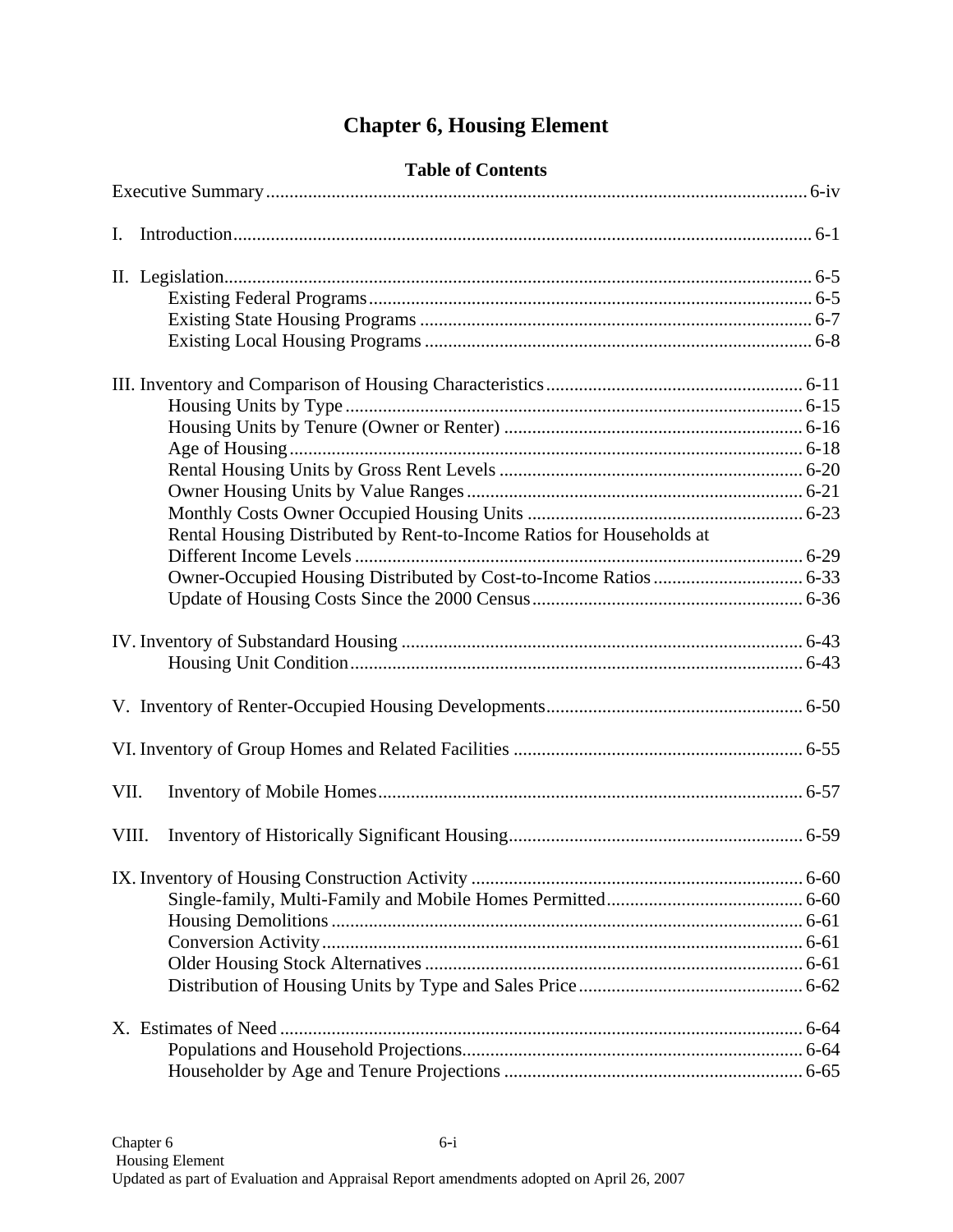# Chapter 6, Housing Element

## Table of Contents

Executive Summary ........ 6-iv

I. Introduction ........ 6-1

II. Legislation ........ 6-5
- Existing Federal Programs ........ 6-5
- Existing State Housing Programs ........ 6-7
- Existing Local Housing Programs ........ 6-8

III. Inventory and Comparison of Housing Characteristics ........ 6-11
- Housing Units by Type ........ 6-15
- Housing Units by Tenure (Owner or Renter) ........ 6-16
- Age of Housing ........ 6-18
- Rental Housing Units by Gross Rent Levels ........ 6-20
- Owner Housing Units by Value Ranges ........ 6-21
- Monthly Costs Owner Occupied Housing Units ........ 6-23
- Rental Housing Distributed by Rent-to-Income Ratios for Households at Different Income Levels ........ 6-29
- Owner-Occupied Housing Distributed by Cost-to-Income Ratios ........ 6-33
- Update of Housing Costs Since the 2000 Census ........ 6-36

IV. Inventory of Substandard Housing ........ 6-43
- Housing Unit Condition ........ 6-43

V. Inventory of Renter-Occupied Housing Developments ........ 6-50

VI. Inventory of Group Homes and Related Facilities ........ 6-55

VII. Inventory of Mobile Homes ........ 6-57

VIII. Inventory of Historically Significant Housing ........ 6-59

IX. Inventory of Housing Construction Activity ........ 6-60
- Single-family, Multi-Family and Mobile Homes Permitted ........ 6-60
- Housing Demolitions ........ 6-61
- Conversion Activity ........ 6-61
- Older Housing Stock Alternatives ........ 6-61
- Distribution of Housing Units by Type and Sales Price ........ 6-62

X. Estimates of Need ........ 6-64
- Populations and Household Projections ........ 6-64
- Householder by Age and Tenure Projections ........ 6-65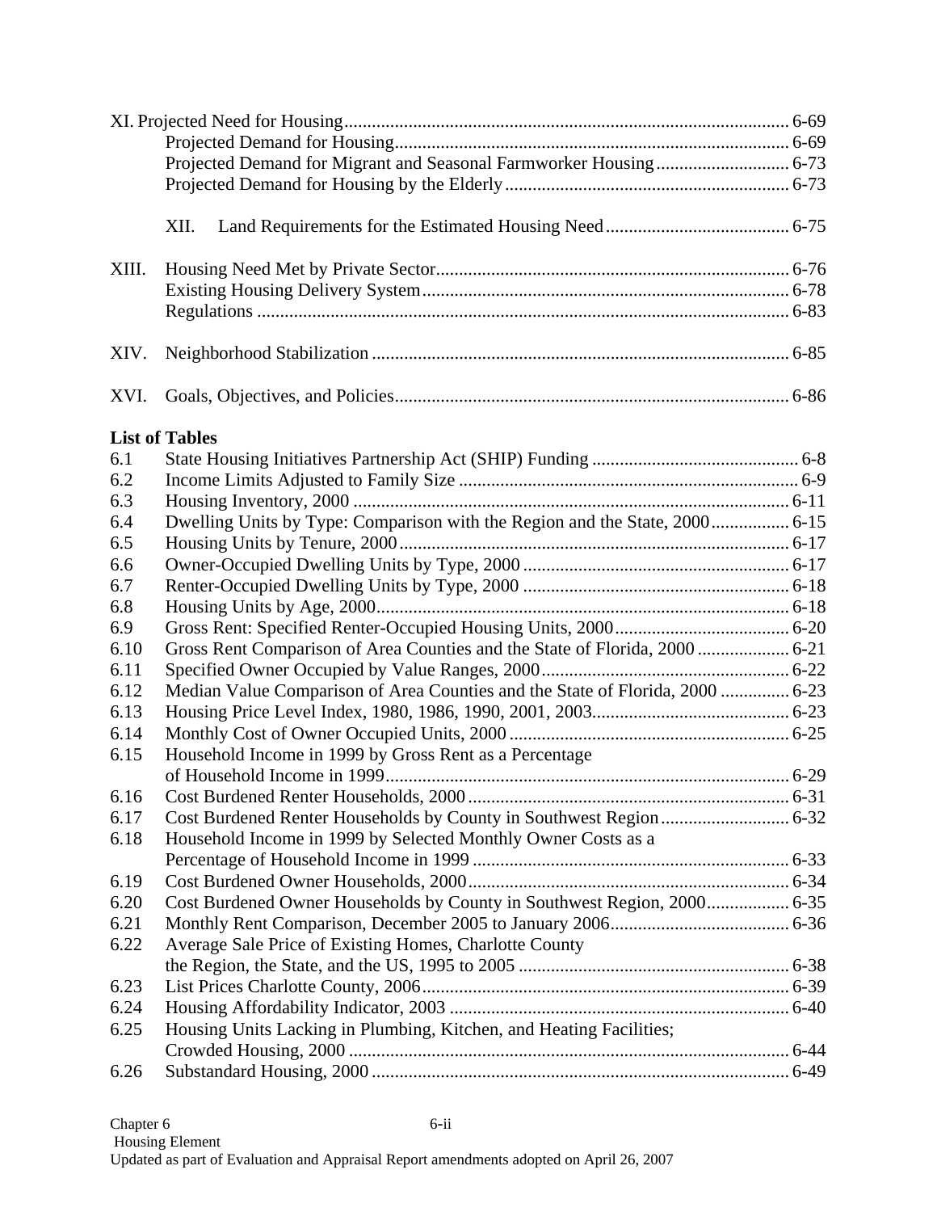XI. Projected Need for Housing ................................................................................................ 6-69
- Projected Demand for Housing ..................................................................................... 6-69
- Projected Demand for Migrant and Seasonal Farmworker Housing ............................. 6-73
- Projected Demand for Housing by the Elderly .............................................................. 6-73

XII. Land Requirements for the Estimated Housing Need ........................................ 6-75

XIII. Housing Need Met by Private Sector ............................................................................ 6-76
- Existing Housing Delivery System ............................................................................... 6-78
- Regulations ................................................................................................................... 6-83

XIV. Neighborhood Stabilization .......................................................................................... 6-85

XVI. Goals, Objectives, and Policies ..................................................................................... 6-86

**List of Tables**

| | | |
|---|---|---|
| 6.1 | State Housing Initiatives Partnership Act (SHIP) Funding | 6-8 |
| 6.2 | Income Limits Adjusted to Family Size | 6-9 |
| 6.3 | Housing Inventory, 2000 | 6-11 |
| 6.4 | Dwelling Units by Type: Comparison with the Region and the State, 2000 | 6-15 |
| 6.5 | Housing Units by Tenure, 2000 | 6-17 |
| 6.6 | Owner-Occupied Dwelling Units by Type, 2000 | 6-17 |
| 6.7 | Renter-Occupied Dwelling Units by Type, 2000 | 6-18 |
| 6.8 | Housing Units by Age, 2000 | 6-18 |
| 6.9 | Gross Rent: Specified Renter-Occupied Housing Units, 2000 | 6-20 |
| 6.10 | Gross Rent Comparison of Area Counties and the State of Florida, 2000 | 6-21 |
| 6.11 | Specified Owner Occupied by Value Ranges, 2000 | 6-22 |
| 6.12 | Median Value Comparison of Area Counties and the State of Florida, 2000 | 6-23 |
| 6.13 | Housing Price Level Index, 1980, 1986, 1990, 2001, 2003 | 6-23 |
| 6.14 | Monthly Cost of Owner Occupied Units, 2000 | 6-25 |
| 6.15 | Household Income in 1999 by Gross Rent as a Percentage of Household Income in 1999 | 6-29 |
| 6.16 | Cost Burdened Renter Households, 2000 | 6-31 |
| 6.17 | Cost Burdened Renter Households by County in Southwest Region | 6-32 |
| 6.18 | Household Income in 1999 by Selected Monthly Owner Costs as a Percentage of Household Income in 1999 | 6-33 |
| 6.19 | Cost Burdened Owner Households, 2000 | 6-34 |
| 6.20 | Cost Burdened Owner Households by County in Southwest Region, 2000 | 6-35 |
| 6.21 | Monthly Rent Comparison, December 2005 to January 2006 | 6-36 |
| 6.22 | Average Sale Price of Existing Homes, Charlotte County the Region, the State, and the US, 1995 to 2005 | 6-38 |
| 6.23 | List Prices Charlotte County, 2006 | 6-39 |
| 6.24 | Housing Affordability Indicator, 2003 | 6-40 |
| 6.25 | Housing Units Lacking in Plumbing, Kitchen, and Heating Facilities; Crowded Housing, 2000 | 6-44 |
| 6.26 | Substandard Housing, 2000 | 6-49 |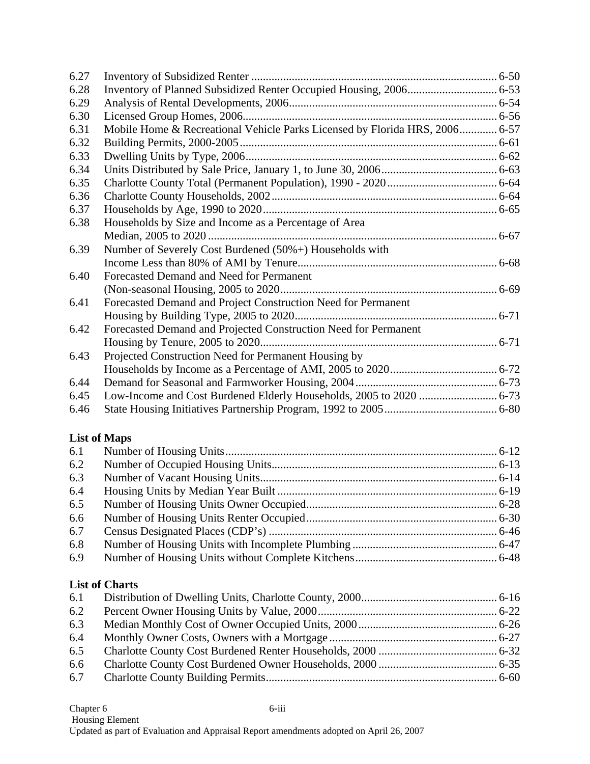| | | |
|---|---|---|
| 6.27 | Inventory of Subsidized Renter | 6-50 |
| 6.28 | Inventory of Planned Subsidized Renter Occupied Housing, 2006 | 6-53 |
| 6.29 | Analysis of Rental Developments, 2006 | 6-54 |
| 6.30 | Licensed Group Homes, 2006 | 6-56 |
| 6.31 | Mobile Home & Recreational Vehicle Parks Licensed by Florida HRS, 2006 | 6-57 |
| 6.32 | Building Permits, 2000-2005 | 6-61 |
| 6.33 | Dwelling Units by Type, 2006 | 6-62 |
| 6.34 | Units Distributed by Sale Price, January 1, to June 30, 2006 | 6-63 |
| 6.35 | Charlotte County Total (Permanent Population), 1990 - 2020 | 6-64 |
| 6.36 | Charlotte County Households, 2002 | 6-64 |
| 6.37 | Households by Age, 1990 to 2020 | 6-65 |
| 6.38 | Households by Size and Income as a Percentage of Area Median, 2005 to 2020 | 6-67 |
| 6.39 | Number of Severely Cost Burdened (50%+) Households with Income Less than 80% of AMI by Tenure | 6-68 |
| 6.40 | Forecasted Demand and Need for Permanent (Non-seasonal Housing, 2005 to 2020 | 6-69 |
| 6.41 | Forecasted Demand and Project Construction Need for Permanent Housing by Building Type, 2005 to 2020 | 6-71 |
| 6.42 | Forecasted Demand and Projected Construction Need for Permanent Housing by Tenure, 2005 to 2020 | 6-71 |
| 6.43 | Projected Construction Need for Permanent Housing by Households by Income as a Percentage of AMI, 2005 to 2020 | 6-72 |
| 6.44 | Demand for Seasonal and Farmworker Housing, 2004 | 6-73 |
| 6.45 | Low-Income and Cost Burdened Elderly Households, 2005 to 2020 | 6-73 |
| 6.46 | State Housing Initiatives Partnership Program, 1992 to 2005 | 6-80 |

**List of Maps**

| | | |
|---|---|---|
| 6.1 | Number of Housing Units | 6-12 |
| 6.2 | Number of Occupied Housing Units | 6-13 |
| 6.3 | Number of Vacant Housing Units | 6-14 |
| 6.4 | Housing Units by Median Year Built | 6-19 |
| 6.5 | Number of Housing Units Owner Occupied | 6-28 |
| 6.6 | Number of Housing Units Renter Occupied | 6-30 |
| 6.7 | Census Designated Places (CDP's) | 6-46 |
| 6.8 | Number of Housing Units with Incomplete Plumbing | 6-47 |
| 6.9 | Number of Housing Units without Complete Kitchens | 6-48 |

**List of Charts**

| | | |
|---|---|---|
| 6.1 | Distribution of Dwelling Units, Charlotte County, 2000 | 6-16 |
| 6.2 | Percent Owner Housing Units by Value, 2000 | 6-22 |
| 6.3 | Median Monthly Cost of Owner Occupied Units, 2000 | 6-26 |
| 6.4 | Monthly Owner Costs, Owners with a Mortgage | 6-27 |
| 6.5 | Charlotte County Cost Burdened Renter Households, 2000 | 6-32 |
| 6.6 | Charlotte County Cost Burdened Owner Households, 2000 | 6-35 |
| 6.7 | Charlotte County Building Permits | 6-60 |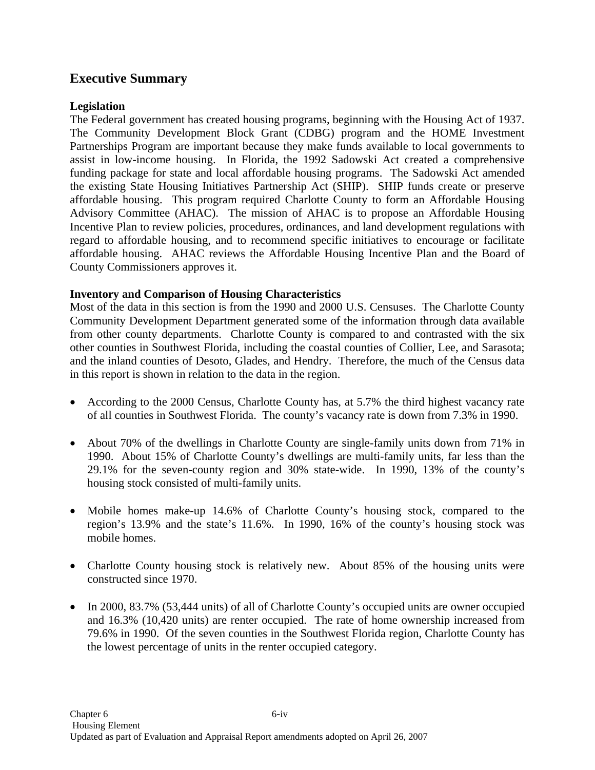# Executive Summary

### Legislation

The Federal government has created housing programs, beginning with the Housing Act of 1937. The Community Development Block Grant (CDBG) program and the HOME Investment Partnerships Program are important because they make funds available to local governments to assist in low-income housing. In Florida, the 1992 Sadowski Act created a comprehensive funding package for state and local affordable housing programs. The Sadowski Act amended the existing State Housing Initiatives Partnership Act (SHIP). SHIP funds create or preserve affordable housing. This program required Charlotte County to form an Affordable Housing Advisory Committee (AHAC). The mission of AHAC is to propose an Affordable Housing Incentive Plan to review policies, procedures, ordinances, and land development regulations with regard to affordable housing, and to recommend specific initiatives to encourage or facilitate affordable housing. AHAC reviews the Affordable Housing Incentive Plan and the Board of County Commissioners approves it.

### Inventory and Comparison of Housing Characteristics

Most of the data in this section is from the 1990 and 2000 U.S. Censuses. The Charlotte County Community Development Department generated some of the information through data available from other county departments. Charlotte County is compared to and contrasted with the six other counties in Southwest Florida, including the coastal counties of Collier, Lee, and Sarasota; and the inland counties of Desoto, Glades, and Hendry. Therefore, the much of the Census data in this report is shown in relation to the data in the region.

- According to the 2000 Census, Charlotte County has, at 5.7% the third highest vacancy rate of all counties in Southwest Florida. The county's vacancy rate is down from 7.3% in 1990.

- About 70% of the dwellings in Charlotte County are single-family units down from 71% in 1990. About 15% of Charlotte County's dwellings are multi-family units, far less than the 29.1% for the seven-county region and 30% state-wide. In 1990, 13% of the county's housing stock consisted of multi-family units.

- Mobile homes make-up 14.6% of Charlotte County's housing stock, compared to the region's 13.9% and the state's 11.6%. In 1990, 16% of the county's housing stock was mobile homes.

- Charlotte County housing stock is relatively new. About 85% of the housing units were constructed since 1970.

- In 2000, 83.7% (53,444 units) of all of Charlotte County's occupied units are owner occupied and 16.3% (10,420 units) are renter occupied. The rate of home ownership increased from 79.6% in 1990. Of the seven counties in the Southwest Florida region, Charlotte County has the lowest percentage of units in the renter occupied category.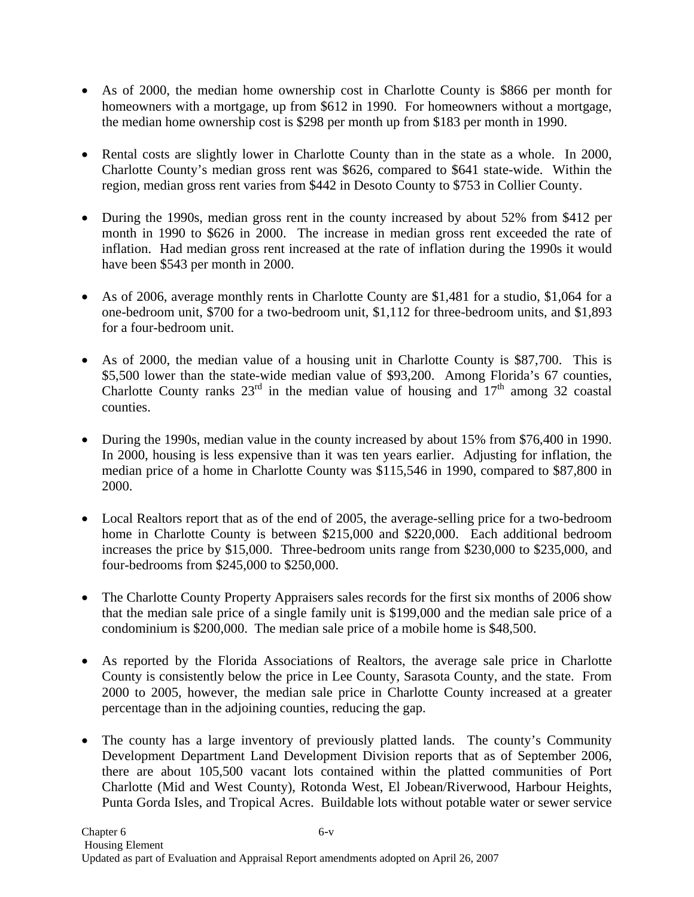- As of 2000, the median home ownership cost in Charlotte County is $866 per month for homeowners with a mortgage, up from $612 in 1990. For homeowners without a mortgage, the median home ownership cost is $298 per month up from $183 per month in 1990.

- Rental costs are slightly lower in Charlotte County than in the state as a whole. In 2000, Charlotte County's median gross rent was $626, compared to $641 state-wide. Within the region, median gross rent varies from $442 in Desoto County to $753 in Collier County.

- During the 1990s, median gross rent in the county increased by about 52% from $412 per month in 1990 to $626 in 2000. The increase in median gross rent exceeded the rate of inflation. Had median gross rent increased at the rate of inflation during the 1990s it would have been $543 per month in 2000.

- As of 2006, average monthly rents in Charlotte County are $1,481 for a studio, $1,064 for a one-bedroom unit, $700 for a two-bedroom unit, $1,112 for three-bedroom units, and $1,893 for a four-bedroom unit.

- As of 2000, the median value of a housing unit in Charlotte County is $87,700. This is $5,500 lower than the state-wide median value of $93,200. Among Florida's 67 counties, Charlotte County ranks 23rd in the median value of housing and 17th among 32 coastal counties.

- During the 1990s, median value in the county increased by about 15% from $76,400 in 1990. In 2000, housing is less expensive than it was ten years earlier. Adjusting for inflation, the median price of a home in Charlotte County was $115,546 in 1990, compared to $87,800 in 2000.

- Local Realtors report that as of the end of 2005, the average-selling price for a two-bedroom home in Charlotte County is between $215,000 and $220,000. Each additional bedroom increases the price by $15,000. Three-bedroom units range from $230,000 to $235,000, and four-bedrooms from $245,000 to $250,000.

- The Charlotte County Property Appraisers sales records for the first six months of 2006 show that the median sale price of a single family unit is $199,000 and the median sale price of a condominium is $200,000. The median sale price of a mobile home is $48,500.

- As reported by the Florida Associations of Realtors, the average sale price in Charlotte County is consistently below the price in Lee County, Sarasota County, and the state. From 2000 to 2005, however, the median sale price in Charlotte County increased at a greater percentage than in the adjoining counties, reducing the gap.

- The county has a large inventory of previously platted lands. The county's Community Development Department Land Development Division reports that as of September 2006, there are about 105,500 vacant lots contained within the platted communities of Port Charlotte (Mid and West County), Rotonda West, El Jobean/Riverwood, Harbour Heights, Punta Gorda Isles, and Tropical Acres. Buildable lots without potable water or sewer service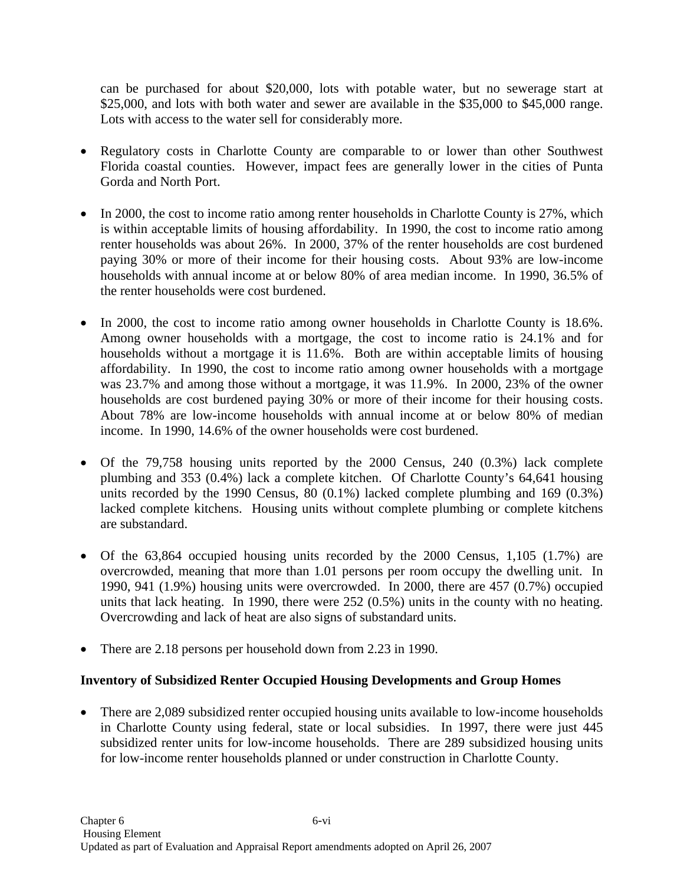can be purchased for about $20,000, lots with potable water, but no sewerage start at $25,000, and lots with both water and sewer are available in the $35,000 to $45,000 range. Lots with access to the water sell for considerably more.

- Regulatory costs in Charlotte County are comparable to or lower than other Southwest Florida coastal counties. However, impact fees are generally lower in the cities of Punta Gorda and North Port.

- In 2000, the cost to income ratio among renter households in Charlotte County is 27%, which is within acceptable limits of housing affordability. In 1990, the cost to income ratio among renter households was about 26%. In 2000, 37% of the renter households are cost burdened paying 30% or more of their income for their housing costs. About 93% are low-income households with annual income at or below 80% of area median income. In 1990, 36.5% of the renter households were cost burdened.

- In 2000, the cost to income ratio among owner households in Charlotte County is 18.6%. Among owner households with a mortgage, the cost to income ratio is 24.1% and for households without a mortgage it is 11.6%. Both are within acceptable limits of housing affordability. In 1990, the cost to income ratio among owner households with a mortgage was 23.7% and among those without a mortgage, it was 11.9%. In 2000, 23% of the owner households are cost burdened paying 30% or more of their income for their housing costs. About 78% are low-income households with annual income at or below 80% of median income. In 1990, 14.6% of the owner households were cost burdened.

- Of the 79,758 housing units reported by the 2000 Census, 240 (0.3%) lack complete plumbing and 353 (0.4%) lack a complete kitchen. Of Charlotte County's 64,641 housing units recorded by the 1990 Census, 80 (0.1%) lacked complete plumbing and 169 (0.3%) lacked complete kitchens. Housing units without complete plumbing or complete kitchens are substandard.

- Of the 63,864 occupied housing units recorded by the 2000 Census, 1,105 (1.7%) are overcrowded, meaning that more than 1.01 persons per room occupy the dwelling unit. In 1990, 941 (1.9%) housing units were overcrowded. In 2000, there are 457 (0.7%) occupied units that lack heating. In 1990, there were 252 (0.5%) units in the county with no heating. Overcrowding and lack of heat are also signs of substandard units.

- There are 2.18 persons per household down from 2.23 in 1990.

**Inventory of Subsidized Renter Occupied Housing Developments and Group Homes**

- There are 2,089 subsidized renter occupied housing units available to low-income households in Charlotte County using federal, state or local subsidies. In 1997, there were just 445 subsidized renter units for low-income households. There are 289 subsidized housing units for low-income renter households planned or under construction in Charlotte County.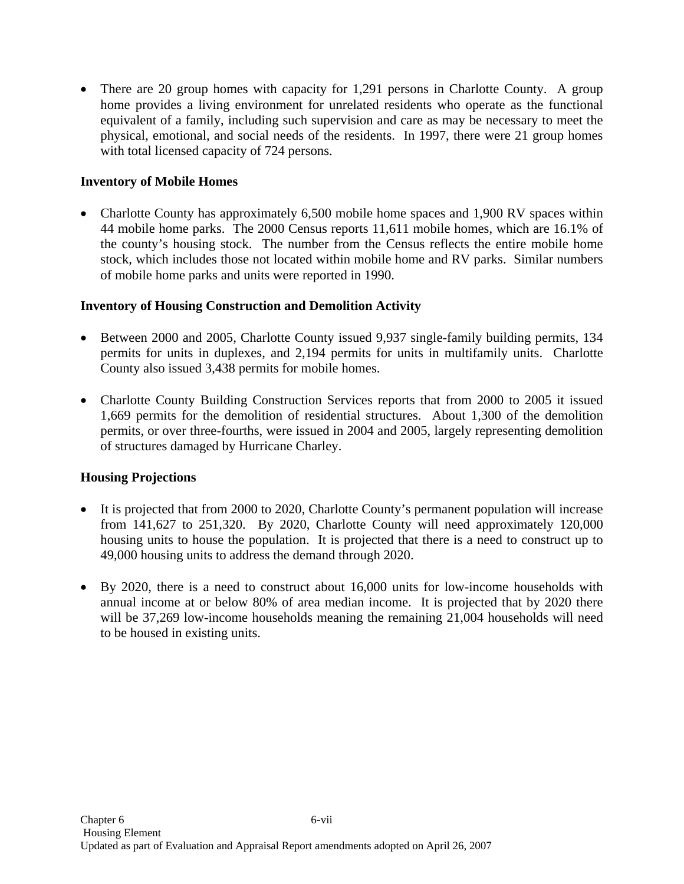- There are 20 group homes with capacity for 1,291 persons in Charlotte County. A group home provides a living environment for unrelated residents who operate as the functional equivalent of a family, including such supervision and care as may be necessary to meet the physical, emotional, and social needs of the residents. In 1997, there were 21 group homes with total licensed capacity of 724 persons.

**Inventory of Mobile Homes**

- Charlotte County has approximately 6,500 mobile home spaces and 1,900 RV spaces within 44 mobile home parks. The 2000 Census reports 11,611 mobile homes, which are 16.1% of the county's housing stock. The number from the Census reflects the entire mobile home stock, which includes those not located within mobile home and RV parks. Similar numbers of mobile home parks and units were reported in 1990.

**Inventory of Housing Construction and Demolition Activity**

- Between 2000 and 2005, Charlotte County issued 9,937 single-family building permits, 134 permits for units in duplexes, and 2,194 permits for units in multifamily units. Charlotte County also issued 3,438 permits for mobile homes.

- Charlotte County Building Construction Services reports that from 2000 to 2005 it issued 1,669 permits for the demolition of residential structures. About 1,300 of the demolition permits, or over three-fourths, were issued in 2004 and 2005, largely representing demolition of structures damaged by Hurricane Charley.

**Housing Projections**

- It is projected that from 2000 to 2020, Charlotte County's permanent population will increase from 141,627 to 251,320. By 2020, Charlotte County will need approximately 120,000 housing units to house the population. It is projected that there is a need to construct up to 49,000 housing units to address the demand through 2020.

- By 2020, there is a need to construct about 16,000 units for low-income households with annual income at or below 80% of area median income. It is projected that by 2020 there will be 37,269 low-income households meaning the remaining 21,004 households will need to be housed in existing units.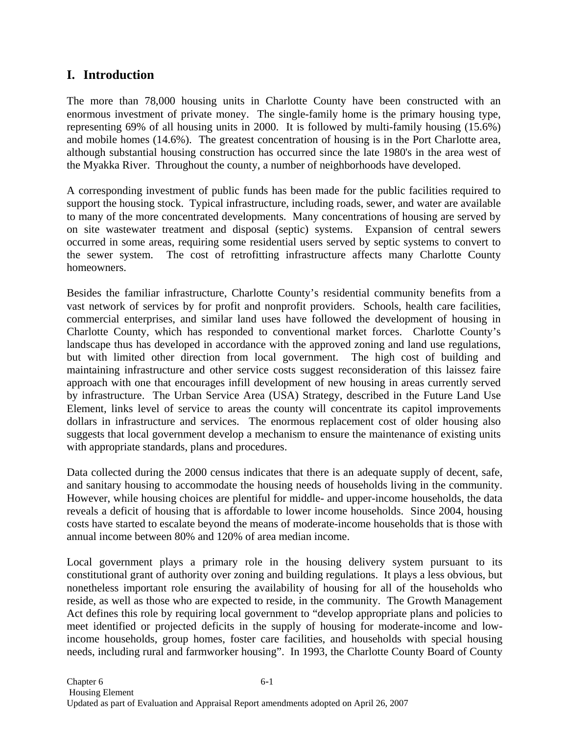## I. Introduction

The more than 78,000 housing units in Charlotte County have been constructed with an enormous investment of private money. The single-family home is the primary housing type, representing 69% of all housing units in 2000. It is followed by multi-family housing (15.6%) and mobile homes (14.6%). The greatest concentration of housing is in the Port Charlotte area, although substantial housing construction has occurred since the late 1980's in the area west of the Myakka River. Throughout the county, a number of neighborhoods have developed.

A corresponding investment of public funds has been made for the public facilities required to support the housing stock. Typical infrastructure, including roads, sewer, and water are available to many of the more concentrated developments. Many concentrations of housing are served by on site wastewater treatment and disposal (septic) systems. Expansion of central sewers occurred in some areas, requiring some residential users served by septic systems to convert to the sewer system. The cost of retrofitting infrastructure affects many Charlotte County homeowners.

Besides the familiar infrastructure, Charlotte County's residential community benefits from a vast network of services by for profit and nonprofit providers. Schools, health care facilities, commercial enterprises, and similar land uses have followed the development of housing in Charlotte County, which has responded to conventional market forces. Charlotte County's landscape thus has developed in accordance with the approved zoning and land use regulations, but with limited other direction from local government. The high cost of building and maintaining infrastructure and other service costs suggest reconsideration of this laissez faire approach with one that encourages infill development of new housing in areas currently served by infrastructure. The Urban Service Area (USA) Strategy, described in the Future Land Use Element, links level of service to areas the county will concentrate its capitol improvements dollars in infrastructure and services. The enormous replacement cost of older housing also suggests that local government develop a mechanism to ensure the maintenance of existing units with appropriate standards, plans and procedures.

Data collected during the 2000 census indicates that there is an adequate supply of decent, safe, and sanitary housing to accommodate the housing needs of households living in the community. However, while housing choices are plentiful for middle- and upper-income households, the data reveals a deficit of housing that is affordable to lower income households. Since 2004, housing costs have started to escalate beyond the means of moderate-income households that is those with annual income between 80% and 120% of area median income.

Local government plays a primary role in the housing delivery system pursuant to its constitutional grant of authority over zoning and building regulations. It plays a less obvious, but nonetheless important role ensuring the availability of housing for all of the households who reside, as well as those who are expected to reside, in the community. The Growth Management Act defines this role by requiring local government to "develop appropriate plans and policies to meet identified or projected deficits in the supply of housing for moderate-income and low-income households, group homes, foster care facilities, and households with special housing needs, including rural and farmworker housing". In 1993, the Charlotte County Board of County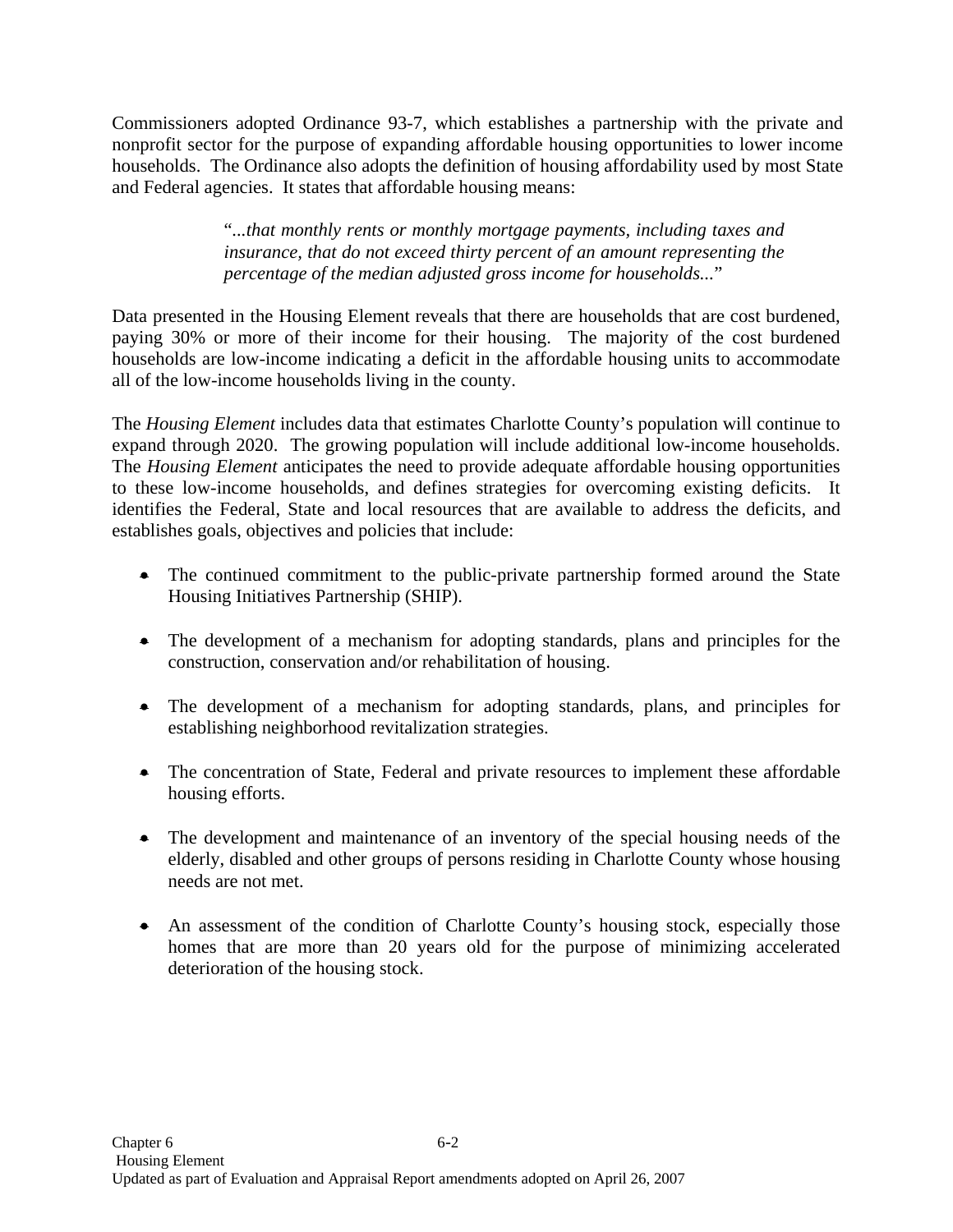Commissioners adopted Ordinance 93-7, which establishes a partnership with the private and nonprofit sector for the purpose of expanding affordable housing opportunities to lower income households. The Ordinance also adopts the definition of housing affordability used by most State and Federal agencies. It states that affordable housing means:

> "*...that monthly rents or monthly mortgage payments, including taxes and insurance, that do not exceed thirty percent of an amount representing the percentage of the median adjusted gross income for households...*"

Data presented in the Housing Element reveals that there are households that are cost burdened, paying 30% or more of their income for their housing. The majority of the cost burdened households are low-income indicating a deficit in the affordable housing units to accommodate all of the low-income households living in the county.

The *Housing Element* includes data that estimates Charlotte County's population will continue to expand through 2020. The growing population will include additional low-income households. The *Housing Element* anticipates the need to provide adequate affordable housing opportunities to these low-income households, and defines strategies for overcoming existing deficits. It identifies the Federal, State and local resources that are available to address the deficits, and establishes goals, objectives and policies that include:

- The continued commitment to the public-private partnership formed around the State Housing Initiatives Partnership (SHIP).
- The development of a mechanism for adopting standards, plans and principles for the construction, conservation and/or rehabilitation of housing.
- The development of a mechanism for adopting standards, plans, and principles for establishing neighborhood revitalization strategies.
- The concentration of State, Federal and private resources to implement these affordable housing efforts.
- The development and maintenance of an inventory of the special housing needs of the elderly, disabled and other groups of persons residing in Charlotte County whose housing needs are not met.
- An assessment of the condition of Charlotte County's housing stock, especially those homes that are more than 20 years old for the purpose of minimizing accelerated deterioration of the housing stock.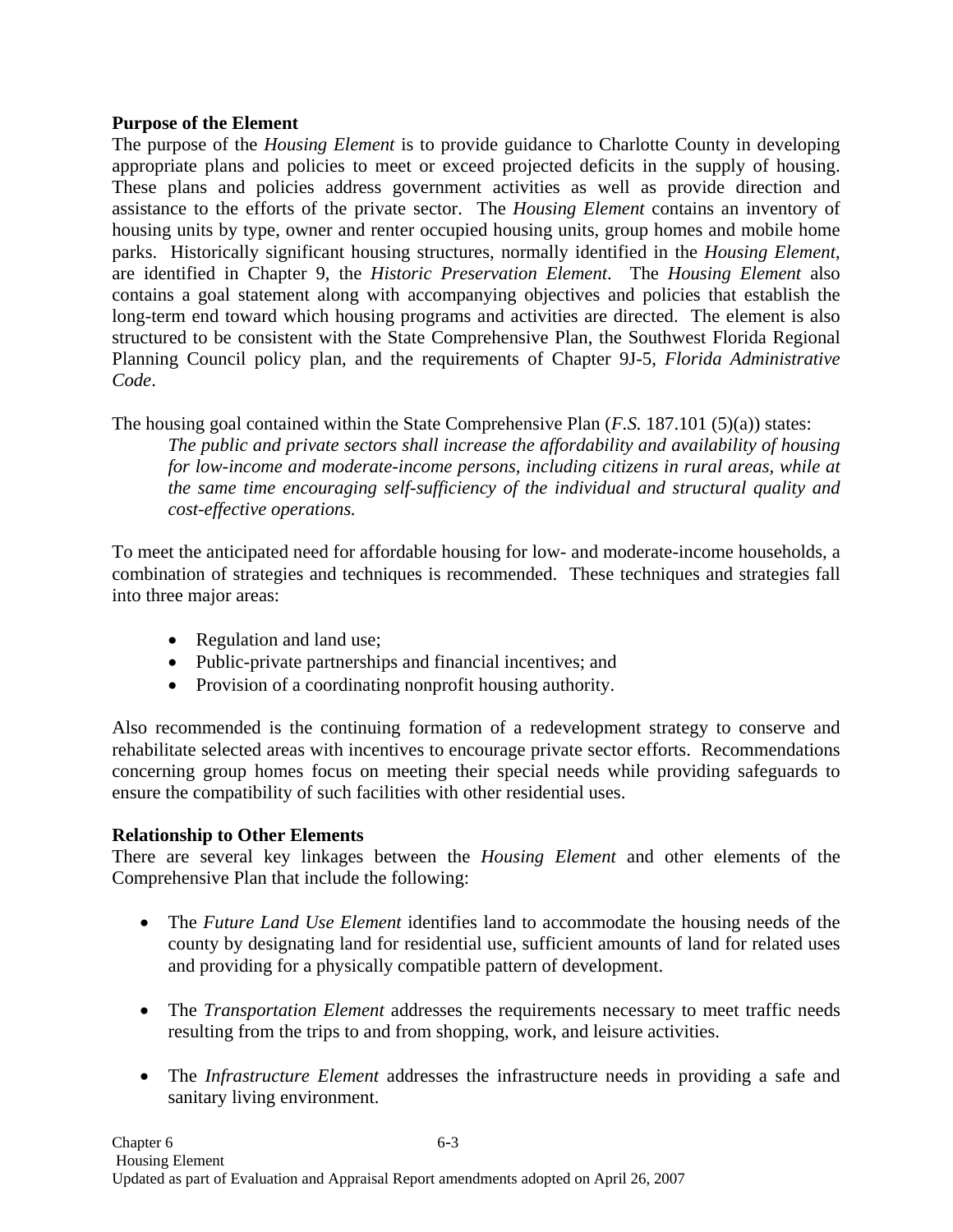**Purpose of the Element**

The purpose of the *Housing Element* is to provide guidance to Charlotte County in developing appropriate plans and policies to meet or exceed projected deficits in the supply of housing. These plans and policies address government activities as well as provide direction and assistance to the efforts of the private sector. The *Housing Element* contains an inventory of housing units by type, owner and renter occupied housing units, group homes and mobile home parks. Historically significant housing structures, normally identified in the *Housing Element*, are identified in Chapter 9, the *Historic Preservation Element*. The *Housing Element* also contains a goal statement along with accompanying objectives and policies that establish the long-term end toward which housing programs and activities are directed. The element is also structured to be consistent with the State Comprehensive Plan, the Southwest Florida Regional Planning Council policy plan, and the requirements of Chapter 9J-5, *Florida Administrative Code*.

The housing goal contained within the State Comprehensive Plan (*F.S.* 187.101 (5)(a)) states:

> *The public and private sectors shall increase the affordability and availability of housing for low-income and moderate-income persons, including citizens in rural areas, while at the same time encouraging self-sufficiency of the individual and structural quality and cost-effective operations.*

To meet the anticipated need for affordable housing for low- and moderate-income households, a combination of strategies and techniques is recommended. These techniques and strategies fall into three major areas:

- Regulation and land use;
- Public-private partnerships and financial incentives; and
- Provision of a coordinating nonprofit housing authority.

Also recommended is the continuing formation of a redevelopment strategy to conserve and rehabilitate selected areas with incentives to encourage private sector efforts. Recommendations concerning group homes focus on meeting their special needs while providing safeguards to ensure the compatibility of such facilities with other residential uses.

**Relationship to Other Elements**

There are several key linkages between the *Housing Element* and other elements of the Comprehensive Plan that include the following:

- The *Future Land Use Element* identifies land to accommodate the housing needs of the county by designating land for residential use, sufficient amounts of land for related uses and providing for a physically compatible pattern of development.

- The *Transportation Element* addresses the requirements necessary to meet traffic needs resulting from the trips to and from shopping, work, and leisure activities.

- The *Infrastructure Element* addresses the infrastructure needs in providing a safe and sanitary living environment.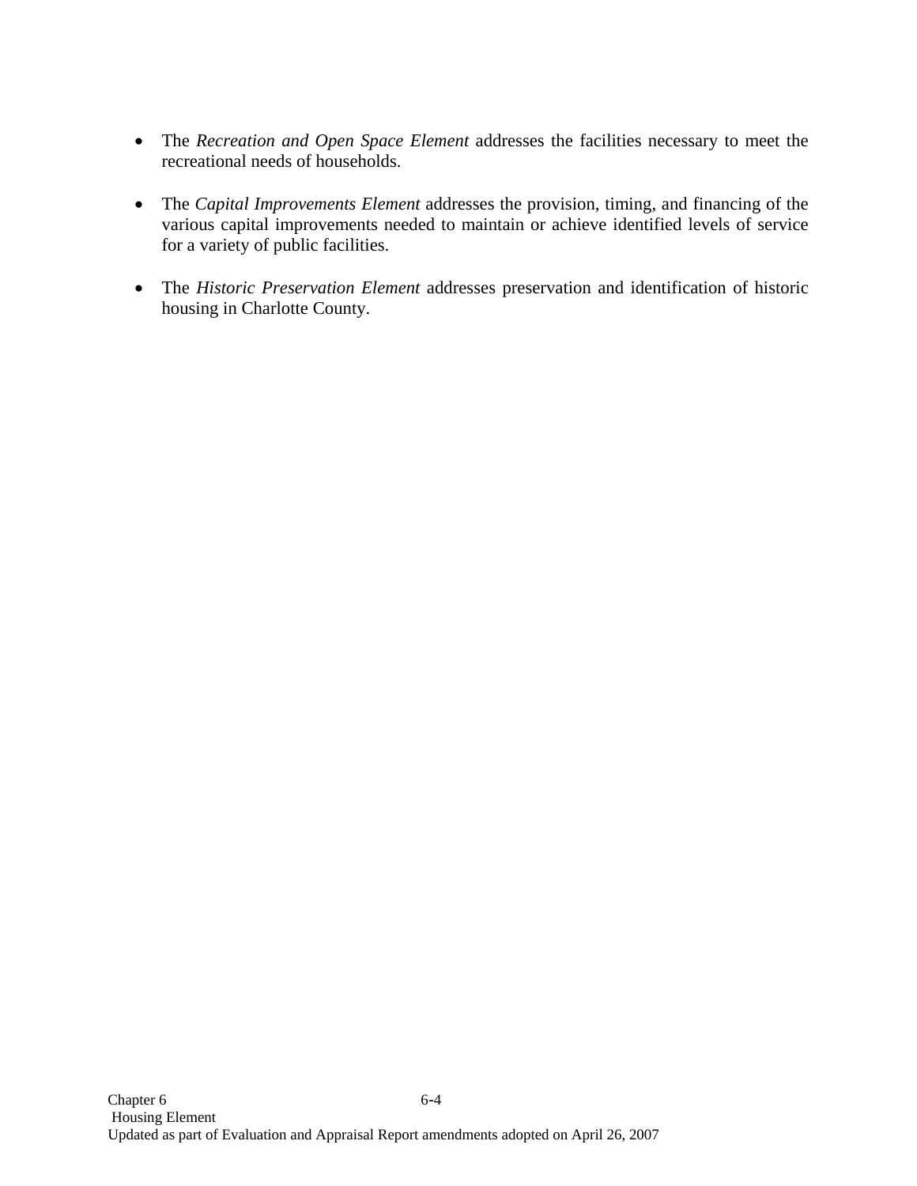- The *Recreation and Open Space Element* addresses the facilities necessary to meet the recreational needs of households.

- The *Capital Improvements Element* addresses the provision, timing, and financing of the various capital improvements needed to maintain or achieve identified levels of service for a variety of public facilities.

- The *Historic Preservation Element* addresses preservation and identification of historic housing in Charlotte County.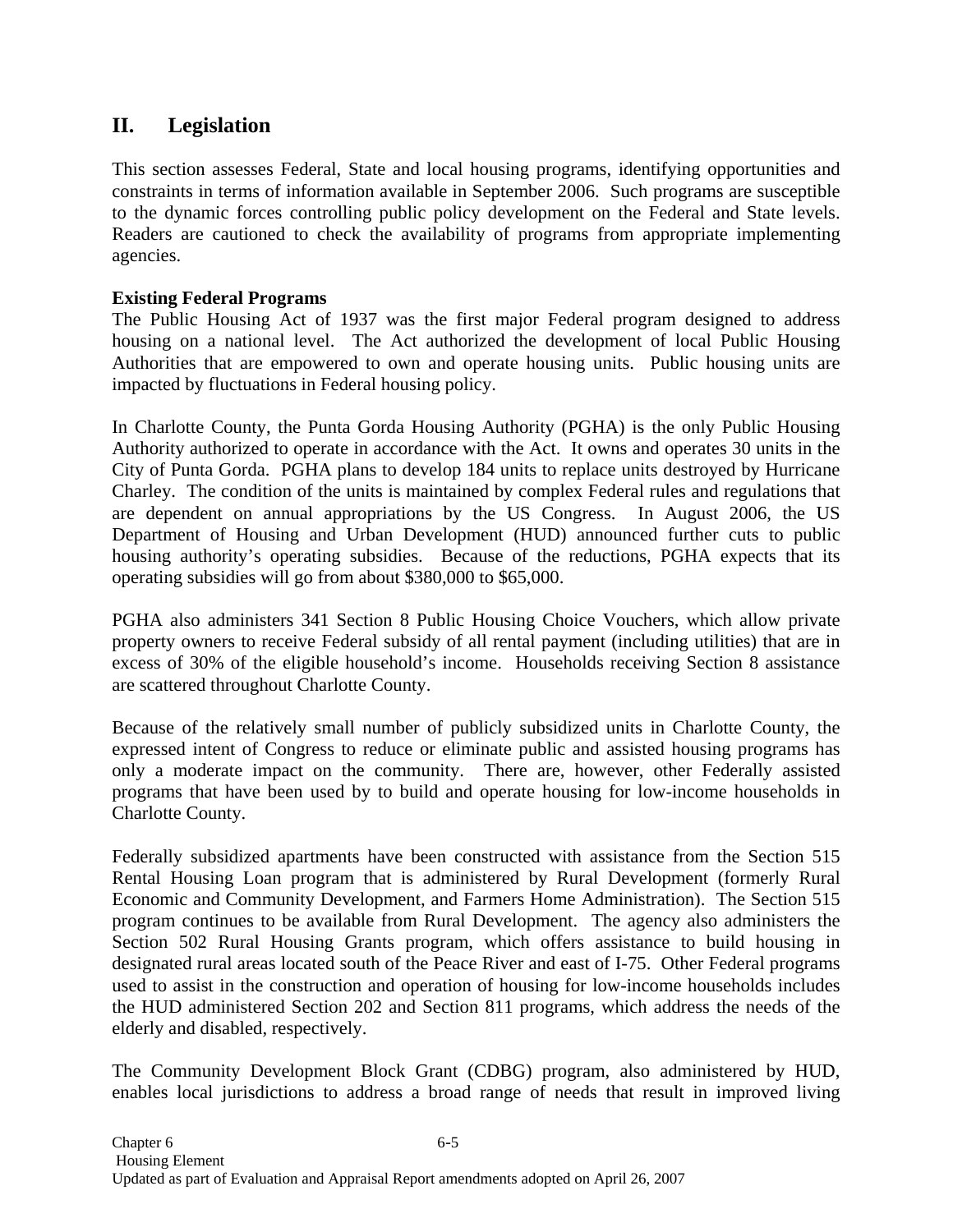## II. Legislation

This section assesses Federal, State and local housing programs, identifying opportunities and constraints in terms of information available in September 2006. Such programs are susceptible to the dynamic forces controlling public policy development on the Federal and State levels. Readers are cautioned to check the availability of programs from appropriate implementing agencies.

**Existing Federal Programs**

The Public Housing Act of 1937 was the first major Federal program designed to address housing on a national level. The Act authorized the development of local Public Housing Authorities that are empowered to own and operate housing units. Public housing units are impacted by fluctuations in Federal housing policy.

In Charlotte County, the Punta Gorda Housing Authority (PGHA) is the only Public Housing Authority authorized to operate in accordance with the Act. It owns and operates 30 units in the City of Punta Gorda. PGHA plans to develop 184 units to replace units destroyed by Hurricane Charley. The condition of the units is maintained by complex Federal rules and regulations that are dependent on annual appropriations by the US Congress. In August 2006, the US Department of Housing and Urban Development (HUD) announced further cuts to public housing authority's operating subsidies. Because of the reductions, PGHA expects that its operating subsidies will go from about $380,000 to $65,000.

PGHA also administers 341 Section 8 Public Housing Choice Vouchers, which allow private property owners to receive Federal subsidy of all rental payment (including utilities) that are in excess of 30% of the eligible household's income. Households receiving Section 8 assistance are scattered throughout Charlotte County.

Because of the relatively small number of publicly subsidized units in Charlotte County, the expressed intent of Congress to reduce or eliminate public and assisted housing programs has only a moderate impact on the community. There are, however, other Federally assisted programs that have been used by to build and operate housing for low-income households in Charlotte County.

Federally subsidized apartments have been constructed with assistance from the Section 515 Rental Housing Loan program that is administered by Rural Development (formerly Rural Economic and Community Development, and Farmers Home Administration). The Section 515 program continues to be available from Rural Development. The agency also administers the Section 502 Rural Housing Grants program, which offers assistance to build housing in designated rural areas located south of the Peace River and east of I-75. Other Federal programs used to assist in the construction and operation of housing for low-income households includes the HUD administered Section 202 and Section 811 programs, which address the needs of the elderly and disabled, respectively.

The Community Development Block Grant (CDBG) program, also administered by HUD, enables local jurisdictions to address a broad range of needs that result in improved living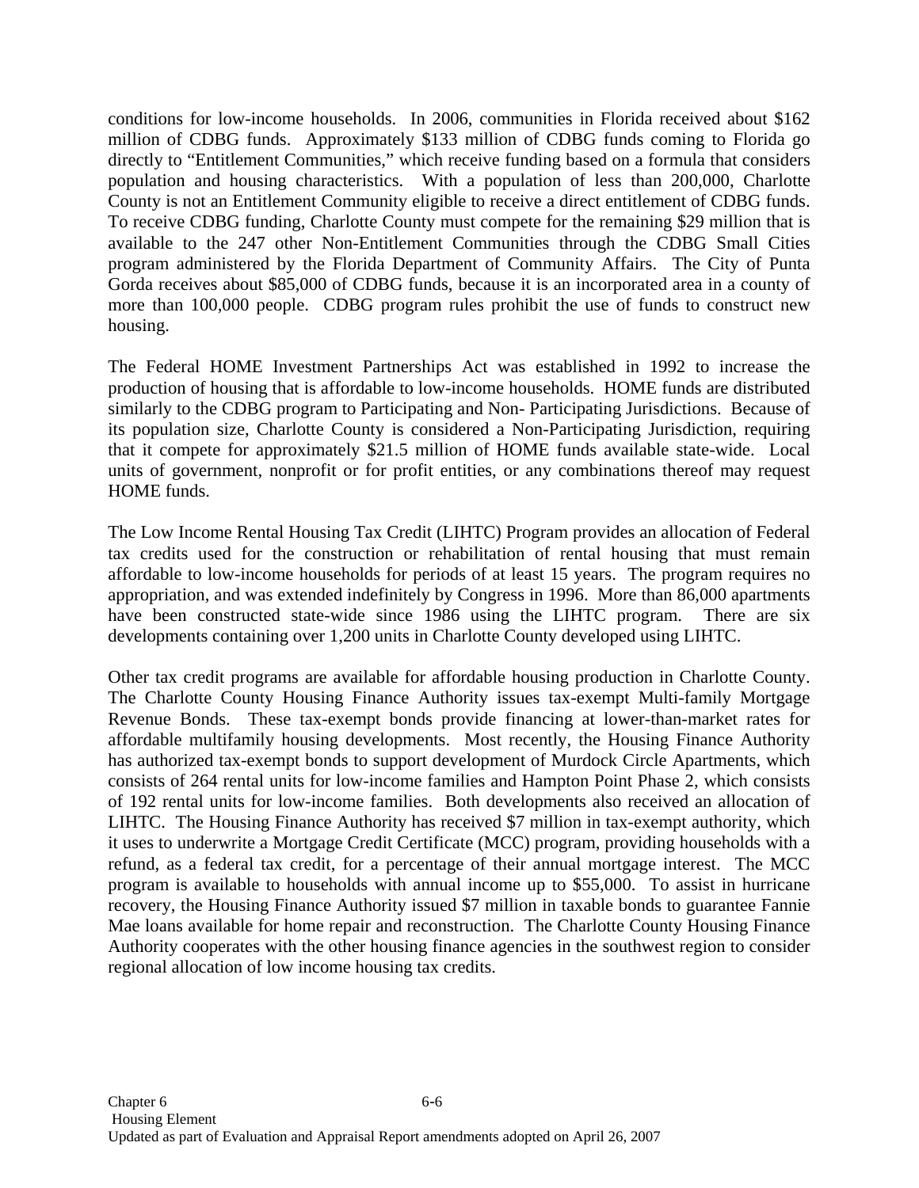conditions for low-income households. In 2006, communities in Florida received about $162 million of CDBG funds. Approximately $133 million of CDBG funds coming to Florida go directly to "Entitlement Communities," which receive funding based on a formula that considers population and housing characteristics. With a population of less than 200,000, Charlotte County is not an Entitlement Community eligible to receive a direct entitlement of CDBG funds. To receive CDBG funding, Charlotte County must compete for the remaining $29 million that is available to the 247 other Non-Entitlement Communities through the CDBG Small Cities program administered by the Florida Department of Community Affairs. The City of Punta Gorda receives about $85,000 of CDBG funds, because it is an incorporated area in a county of more than 100,000 people. CDBG program rules prohibit the use of funds to construct new housing.

The Federal HOME Investment Partnerships Act was established in 1992 to increase the production of housing that is affordable to low-income households. HOME funds are distributed similarly to the CDBG program to Participating and Non- Participating Jurisdictions. Because of its population size, Charlotte County is considered a Non-Participating Jurisdiction, requiring that it compete for approximately $21.5 million of HOME funds available state-wide. Local units of government, nonprofit or for profit entities, or any combinations thereof may request HOME funds.

The Low Income Rental Housing Tax Credit (LIHTC) Program provides an allocation of Federal tax credits used for the construction or rehabilitation of rental housing that must remain affordable to low-income households for periods of at least 15 years. The program requires no appropriation, and was extended indefinitely by Congress in 1996. More than 86,000 apartments have been constructed state-wide since 1986 using the LIHTC program. There are six developments containing over 1,200 units in Charlotte County developed using LIHTC.

Other tax credit programs are available for affordable housing production in Charlotte County. The Charlotte County Housing Finance Authority issues tax-exempt Multi-family Mortgage Revenue Bonds. These tax-exempt bonds provide financing at lower-than-market rates for affordable multifamily housing developments. Most recently, the Housing Finance Authority has authorized tax-exempt bonds to support development of Murdock Circle Apartments, which consists of 264 rental units for low-income families and Hampton Point Phase 2, which consists of 192 rental units for low-income families. Both developments also received an allocation of LIHTC. The Housing Finance Authority has received $7 million in tax-exempt authority, which it uses to underwrite a Mortgage Credit Certificate (MCC) program, providing households with a refund, as a federal tax credit, for a percentage of their annual mortgage interest. The MCC program is available to households with annual income up to $55,000. To assist in hurricane recovery, the Housing Finance Authority issued $7 million in taxable bonds to guarantee Fannie Mae loans available for home repair and reconstruction. The Charlotte County Housing Finance Authority cooperates with the other housing finance agencies in the southwest region to consider regional allocation of low income housing tax credits.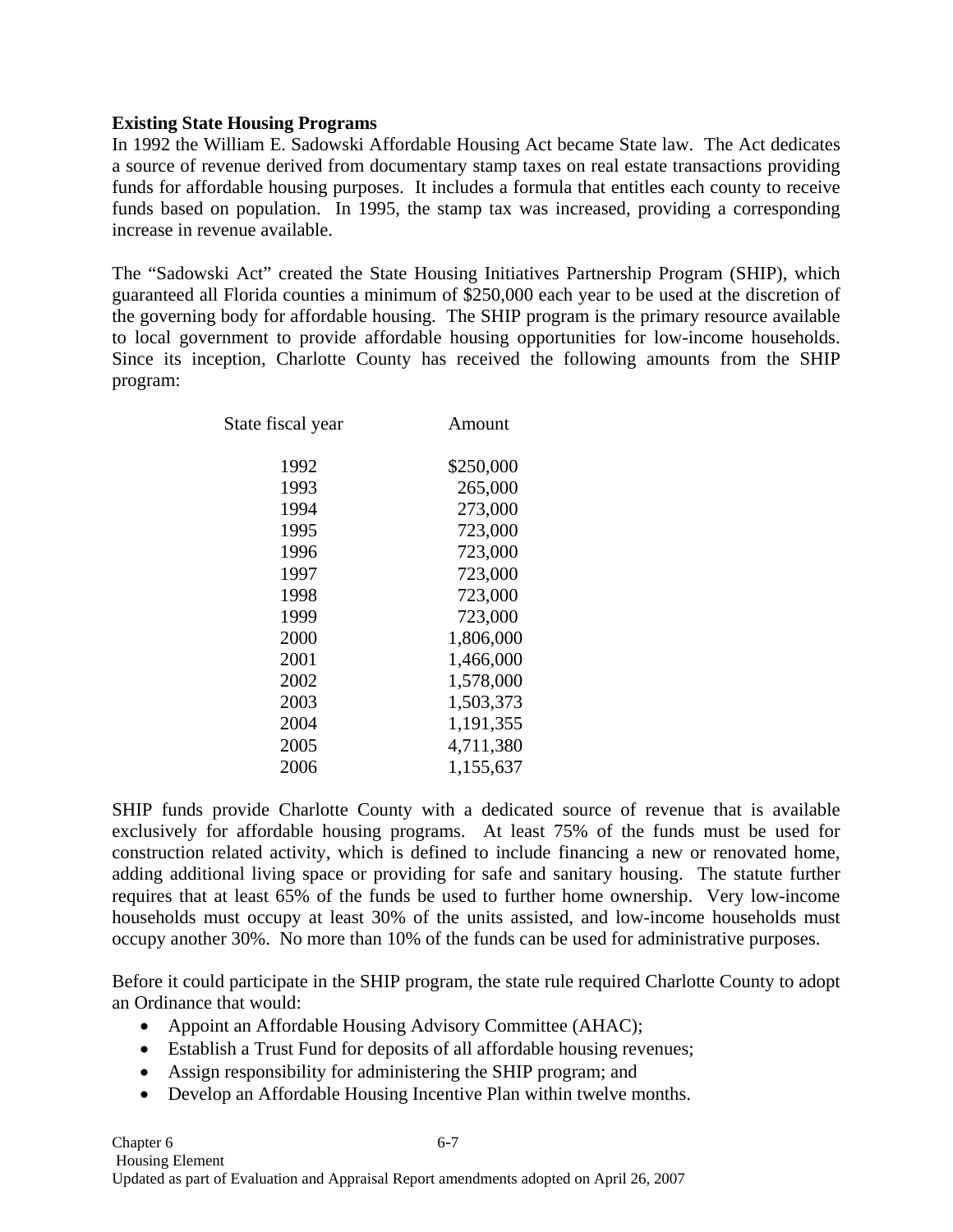### Existing State Housing Programs

In 1992 the William E. Sadowski Affordable Housing Act became State law. The Act dedicates a source of revenue derived from documentary stamp taxes on real estate transactions providing funds for affordable housing purposes. It includes a formula that entitles each county to receive funds based on population. In 1995, the stamp tax was increased, providing a corresponding increase in revenue available.

The "Sadowski Act" created the State Housing Initiatives Partnership Program (SHIP), which guaranteed all Florida counties a minimum of $250,000 each year to be used at the discretion of the governing body for affordable housing. The SHIP program is the primary resource available to local government to provide affordable housing opportunities for low-income households. Since its inception, Charlotte County has received the following amounts from the SHIP program:

| State fiscal year | Amount |
|---|---|
| 1992 | $250,000 |
| 1993 | 265,000 |
| 1994 | 273,000 |
| 1995 | 723,000 |
| 1996 | 723,000 |
| 1997 | 723,000 |
| 1998 | 723,000 |
| 1999 | 723,000 |
| 2000 | 1,806,000 |
| 2001 | 1,466,000 |
| 2002 | 1,578,000 |
| 2003 | 1,503,373 |
| 2004 | 1,191,355 |
| 2005 | 4,711,380 |
| 2006 | 1,155,637 |

SHIP funds provide Charlotte County with a dedicated source of revenue that is available exclusively for affordable housing programs. At least 75% of the funds must be used for construction related activity, which is defined to include financing a new or renovated home, adding additional living space or providing for safe and sanitary housing. The statute further requires that at least 65% of the funds be used to further home ownership. Very low-income households must occupy at least 30% of the units assisted, and low-income households must occupy another 30%. No more than 10% of the funds can be used for administrative purposes.

Before it could participate in the SHIP program, the state rule required Charlotte County to adopt an Ordinance that would:

- Appoint an Affordable Housing Advisory Committee (AHAC);
- Establish a Trust Fund for deposits of all affordable housing revenues;
- Assign responsibility for administering the SHIP program; and
- Develop an Affordable Housing Incentive Plan within twelve months.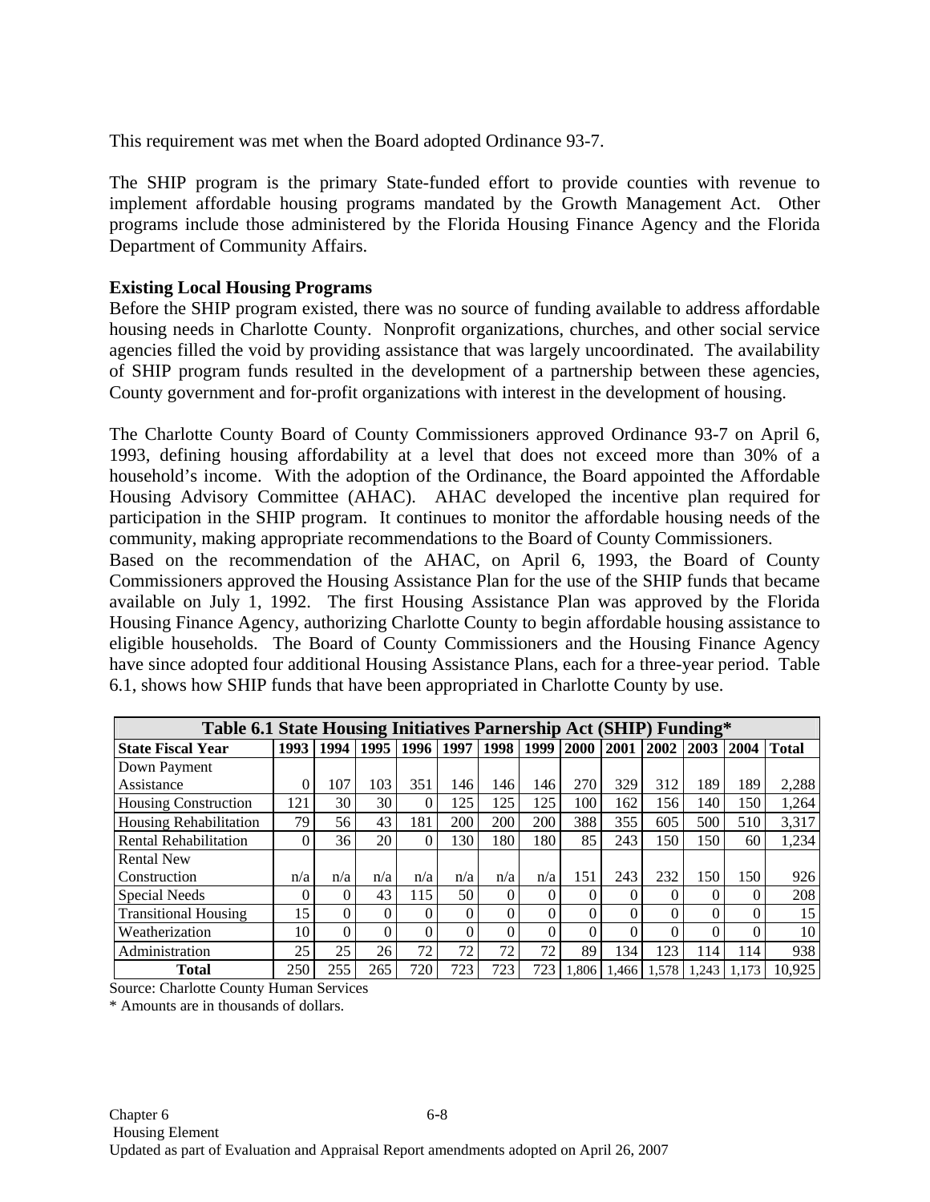This requirement was met when the Board adopted Ordinance 93-7.

The SHIP program is the primary State-funded effort to provide counties with revenue to implement affordable housing programs mandated by the Growth Management Act. Other programs include those administered by the Florida Housing Finance Agency and the Florida Department of Community Affairs.

**Existing Local Housing Programs**

Before the SHIP program existed, there was no source of funding available to address affordable housing needs in Charlotte County. Nonprofit organizations, churches, and other social service agencies filled the void by providing assistance that was largely uncoordinated. The availability of SHIP program funds resulted in the development of a partnership between these agencies, County government and for-profit organizations with interest in the development of housing.

The Charlotte County Board of County Commissioners approved Ordinance 93-7 on April 6, 1993, defining housing affordability at a level that does not exceed more than 30% of a household's income. With the adoption of the Ordinance, the Board appointed the Affordable Housing Advisory Committee (AHAC). AHAC developed the incentive plan required for participation in the SHIP program. It continues to monitor the affordable housing needs of the community, making appropriate recommendations to the Board of County Commissioners.

Based on the recommendation of the AHAC, on April 6, 1993, the Board of County Commissioners approved the Housing Assistance Plan for the use of the SHIP funds that became available on July 1, 1992. The first Housing Assistance Plan was approved by the Florida Housing Finance Agency, authorizing Charlotte County to begin affordable housing assistance to eligible households. The Board of County Commissioners and the Housing Finance Agency have since adopted four additional Housing Assistance Plans, each for a three-year period. Table 6.1, shows how SHIP funds that have been appropriated in Charlotte County by use.

**Table 6.1 State Housing Initiatives Parnership Act (SHIP) Funding***

| State Fiscal Year | 1993 | 1994 | 1995 | 1996 | 1997 | 1998 | 1999 | 2000 | 2001 | 2002 | 2003 | 2004 | Total |
|---|---|---|---|---|---|---|---|---|---|---|---|---|---|
| Down Payment Assistance | 0 | 107 | 103 | 351 | 146 | 146 | 146 | 270 | 329 | 312 | 189 | 189 | 2,288 |
| Housing Construction | 121 | 30 | 30 | 0 | 125 | 125 | 125 | 100 | 162 | 156 | 140 | 150 | 1,264 |
| Housing Rehabilitation | 79 | 56 | 43 | 181 | 200 | 200 | 200 | 388 | 355 | 605 | 500 | 510 | 3,317 |
| Rental Rehabilitation | 0 | 36 | 20 | 0 | 130 | 180 | 180 | 85 | 243 | 150 | 150 | 60 | 1,234 |
| Rental New Construction | n/a | n/a | n/a | n/a | n/a | n/a | n/a | 151 | 243 | 232 | 150 | 150 | 926 |
| Special Needs | 0 | 0 | 43 | 115 | 50 | 0 | 0 | 0 | 0 | 0 | 0 | 0 | 208 |
| Transitional Housing | 15 | 0 | 0 | 0 | 0 | 0 | 0 | 0 | 0 | 0 | 0 | 0 | 15 |
| Weatherization | 10 | 0 | 0 | 0 | 0 | 0 | 0 | 0 | 0 | 0 | 0 | 0 | 10 |
| Administration | 25 | 25 | 26 | 72 | 72 | 72 | 72 | 89 | 134 | 123 | 114 | 114 | 938 |
| **Total** | 250 | 255 | 265 | 720 | 723 | 723 | 723 | 1,806 | 1,466 | 1,578 | 1,243 | 1,173 | 10,925 |

Source: Charlotte County Human Services

* Amounts are in thousands of dollars.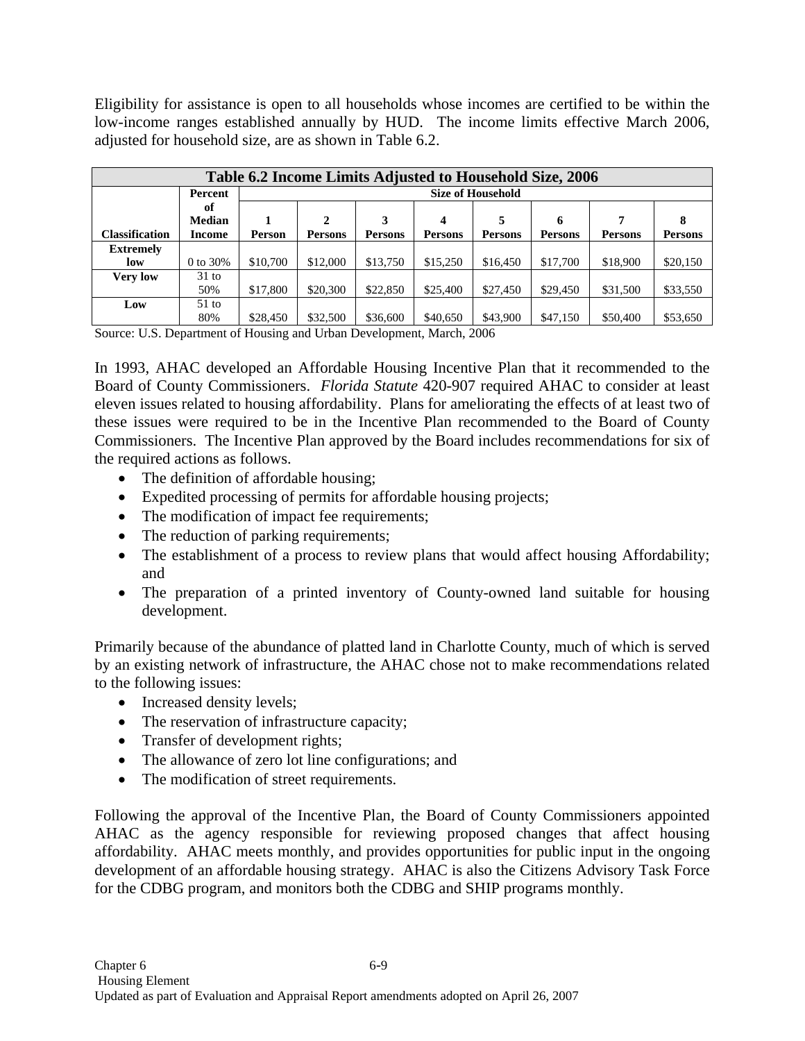Eligibility for assistance is open to all households whose incomes are certified to be within the low-income ranges established annually by HUD. The income limits effective March 2006, adjusted for household size, are as shown in Table 6.2.

| Table 6.2 Income Limits Adjusted to Household Size, 2006 | | | | | | | | | |
|---|---|---|---|---|---|---|---|---|---|
| | Percent | Size of Household | | | | | | | |
| Classification | of Median Income | 1 Person | 2 Persons | 3 Persons | 4 Persons | 5 Persons | 6 Persons | 7 Persons | 8 Persons |
| Extremely low | 0 to 30% | $10,700 | $12,000 | $13,750 | $15,250 | $16,450 | $17,700 | $18,900 | $20,150 |
| Very low | 31 to 50% | $17,800 | $20,300 | $22,850 | $25,400 | $27,450 | $29,450 | $31,500 | $33,550 |
| Low | 51 to 80% | $28,450 | $32,500 | $36,600 | $40,650 | $43,900 | $47,150 | $50,400 | $53,650 |

Source: U.S. Department of Housing and Urban Development, March, 2006

In 1993, AHAC developed an Affordable Housing Incentive Plan that it recommended to the Board of County Commissioners. *Florida Statute* 420-907 required AHAC to consider at least eleven issues related to housing affordability. Plans for ameliorating the effects of at least two of these issues were required to be in the Incentive Plan recommended to the Board of County Commissioners. The Incentive Plan approved by the Board includes recommendations for six of the required actions as follows.

- The definition of affordable housing;
- Expedited processing of permits for affordable housing projects;
- The modification of impact fee requirements;
- The reduction of parking requirements;
- The establishment of a process to review plans that would affect housing Affordability; and
- The preparation of a printed inventory of County-owned land suitable for housing development.

Primarily because of the abundance of platted land in Charlotte County, much of which is served by an existing network of infrastructure, the AHAC chose not to make recommendations related to the following issues:

- Increased density levels;
- The reservation of infrastructure capacity;
- Transfer of development rights;
- The allowance of zero lot line configurations; and
- The modification of street requirements.

Following the approval of the Incentive Plan, the Board of County Commissioners appointed AHAC as the agency responsible for reviewing proposed changes that affect housing affordability. AHAC meets monthly, and provides opportunities for public input in the ongoing development of an affordable housing strategy. AHAC is also the Citizens Advisory Task Force for the CDBG program, and monitors both the CDBG and SHIP programs monthly.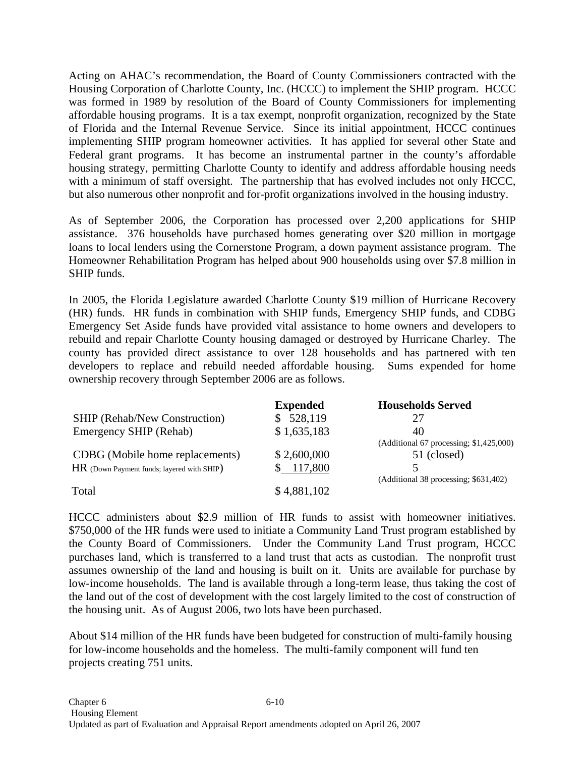Acting on AHAC's recommendation, the Board of County Commissioners contracted with the Housing Corporation of Charlotte County, Inc. (HCCC) to implement the SHIP program. HCCC was formed in 1989 by resolution of the Board of County Commissioners for implementing affordable housing programs. It is a tax exempt, nonprofit organization, recognized by the State of Florida and the Internal Revenue Service. Since its initial appointment, HCCC continues implementing SHIP program homeowner activities. It has applied for several other State and Federal grant programs. It has become an instrumental partner in the county's affordable housing strategy, permitting Charlotte County to identify and address affordable housing needs with a minimum of staff oversight. The partnership that has evolved includes not only HCCC, but also numerous other nonprofit and for-profit organizations involved in the housing industry.

As of September 2006, the Corporation has processed over 2,200 applications for SHIP assistance. 376 households have purchased homes generating over $20 million in mortgage loans to local lenders using the Cornerstone Program, a down payment assistance program. The Homeowner Rehabilitation Program has helped about 900 households using over $7.8 million in SHIP funds.

In 2005, the Florida Legislature awarded Charlotte County $19 million of Hurricane Recovery (HR) funds. HR funds in combination with SHIP funds, Emergency SHIP funds, and CDBG Emergency Set Aside funds have provided vital assistance to home owners and developers to rebuild and repair Charlotte County housing damaged or destroyed by Hurricane Charley. The county has provided direct assistance to over 128 households and has partnered with ten developers to replace and rebuild needed affordable housing. Sums expended for home ownership recovery through September 2006 are as follows.

| | **Expended** | **Households Served** |
|---|---|---|
| SHIP (Rehab/New Construction) | $ 528,119 | 27 |
| Emergency SHIP (Rehab) | $ 1,635,183 | 40 (Additional 67 processing; $1,425,000) |
| CDBG (Mobile home replacements) | $ 2,600,000 | 51 (closed) |
| HR (Down Payment funds; layered with SHIP) | $ 117,800 | 5 (Additional 38 processing; $631,402) |
| Total | $ 4,881,102 | |

HCCC administers about $2.9 million of HR funds to assist with homeowner initiatives. $750,000 of the HR funds were used to initiate a Community Land Trust program established by the County Board of Commissioners. Under the Community Land Trust program, HCCC purchases land, which is transferred to a land trust that acts as custodian. The nonprofit trust assumes ownership of the land and housing is built on it. Units are available for purchase by low-income households. The land is available through a long-term lease, thus taking the cost of the land out of the cost of development with the cost largely limited to the cost of construction of the housing unit. As of August 2006, two lots have been purchased.

About $14 million of the HR funds have been budgeted for construction of multi-family housing for low-income households and the homeless. The multi-family component will fund ten projects creating 751 units.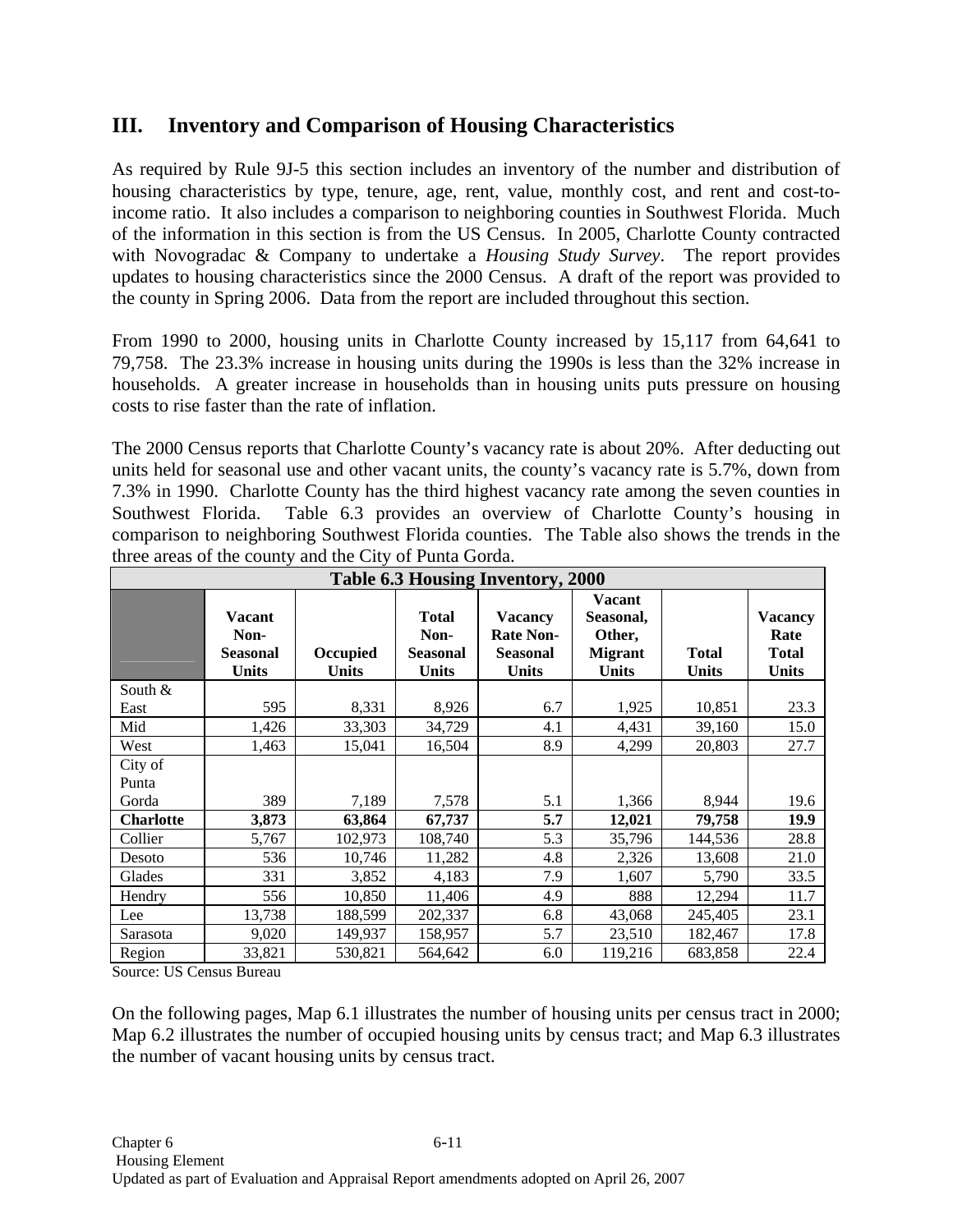## III. Inventory and Comparison of Housing Characteristics

As required by Rule 9J-5 this section includes an inventory of the number and distribution of housing characteristics by type, tenure, age, rent, value, monthly cost, and rent and cost-to-income ratio. It also includes a comparison to neighboring counties in Southwest Florida. Much of the information in this section is from the US Census. In 2005, Charlotte County contracted with Novogradac & Company to undertake a *Housing Study Survey*. The report provides updates to housing characteristics since the 2000 Census. A draft of the report was provided to the county in Spring 2006. Data from the report are included throughout this section.

From 1990 to 2000, housing units in Charlotte County increased by 15,117 from 64,641 to 79,758. The 23.3% increase in housing units during the 1990s is less than the 32% increase in households. A greater increase in households than in housing units puts pressure on housing costs to rise faster than the rate of inflation.

The 2000 Census reports that Charlotte County's vacancy rate is about 20%. After deducting out units held for seasonal use and other vacant units, the county's vacancy rate is 5.7%, down from 7.3% in 1990. Charlotte County has the third highest vacancy rate among the seven counties in Southwest Florida. Table 6.3 provides an overview of Charlotte County's housing in comparison to neighboring Southwest Florida counties. The Table also shows the trends in the three areas of the county and the City of Punta Gorda.

**Table 6.3 Housing Inventory, 2000**

| | Vacant Non-Seasonal Units | Occupied Units | Total Non-Seasonal Units | Vacancy Rate Non-Seasonal Units | Vacant Seasonal, Other, Migrant Units | Total Units | Vacancy Rate Total Units |
|---|---|---|---|---|---|---|---|
| South & East | 595 | 8,331 | 8,926 | 6.7 | 1,925 | 10,851 | 23.3 |
| Mid | 1,426 | 33,303 | 34,729 | 4.1 | 4,431 | 39,160 | 15.0 |
| West | 1,463 | 15,041 | 16,504 | 8.9 | 4,299 | 20,803 | 27.7 |
| City of Punta Gorda | 389 | 7,189 | 7,578 | 5.1 | 1,366 | 8,944 | 19.6 |
| **Charlotte** | **3,873** | **63,864** | **67,737** | **5.7** | **12,021** | **79,758** | **19.9** |
| Collier | 5,767 | 102,973 | 108,740 | 5.3 | 35,796 | 144,536 | 28.8 |
| Desoto | 536 | 10,746 | 11,282 | 4.8 | 2,326 | 13,608 | 21.0 |
| Glades | 331 | 3,852 | 4,183 | 7.9 | 1,607 | 5,790 | 33.5 |
| Hendry | 556 | 10,850 | 11,406 | 4.9 | 888 | 12,294 | 11.7 |
| Lee | 13,738 | 188,599 | 202,337 | 6.8 | 43,068 | 245,405 | 23.1 |
| Sarasota | 9,020 | 149,937 | 158,957 | 5.7 | 23,510 | 182,467 | 17.8 |
| Region | 33,821 | 530,821 | 564,642 | 6.0 | 119,216 | 683,858 | 22.4 |

Source: US Census Bureau

On the following pages, Map 6.1 illustrates the number of housing units per census tract in 2000; Map 6.2 illustrates the number of occupied housing units by census tract; and Map 6.3 illustrates the number of vacant housing units by census tract.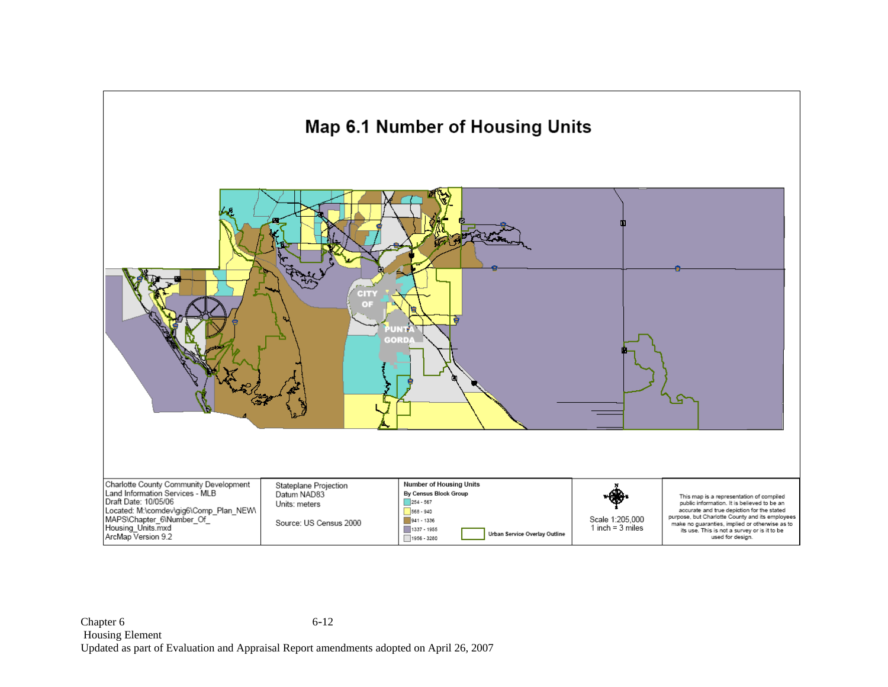# Map 6.1 Number of Housing Units

CITY OF PUNTA GORDA

Charlotte County Community Development
Land Information Services - MLB
Draft Date: 10/05/06
Located: M:\comdev\gig6\Comp_Plan_NEW\MAPS\Chapter_6\Number_Of_Housing_Units.mxd
ArcMap Version 9.2

Stateplane Projection
Datum NAD83
Units: meters

Source: US Census 2000

**Number of Housing Units**
**By Census Block Group**

- 254 - 567
- 568 - 940
- 941 - 1336
- 1337 - 1955
- 1956 - 3280

Urban Service Overlay Outline

Scale 1:205,000
1 inch = 3 miles

This map is a representation of compiled public information. It is believed to be an accurate and true depiction for the stated purpose, but Charlotte County and its employees make no guarantees, implied or otherwise as to its use. This is not a survey or is it to be used for design.

Chapter 6
Housing Element
Updated as part of Evaluation and Appraisal Report amendments adopted on April 26, 2007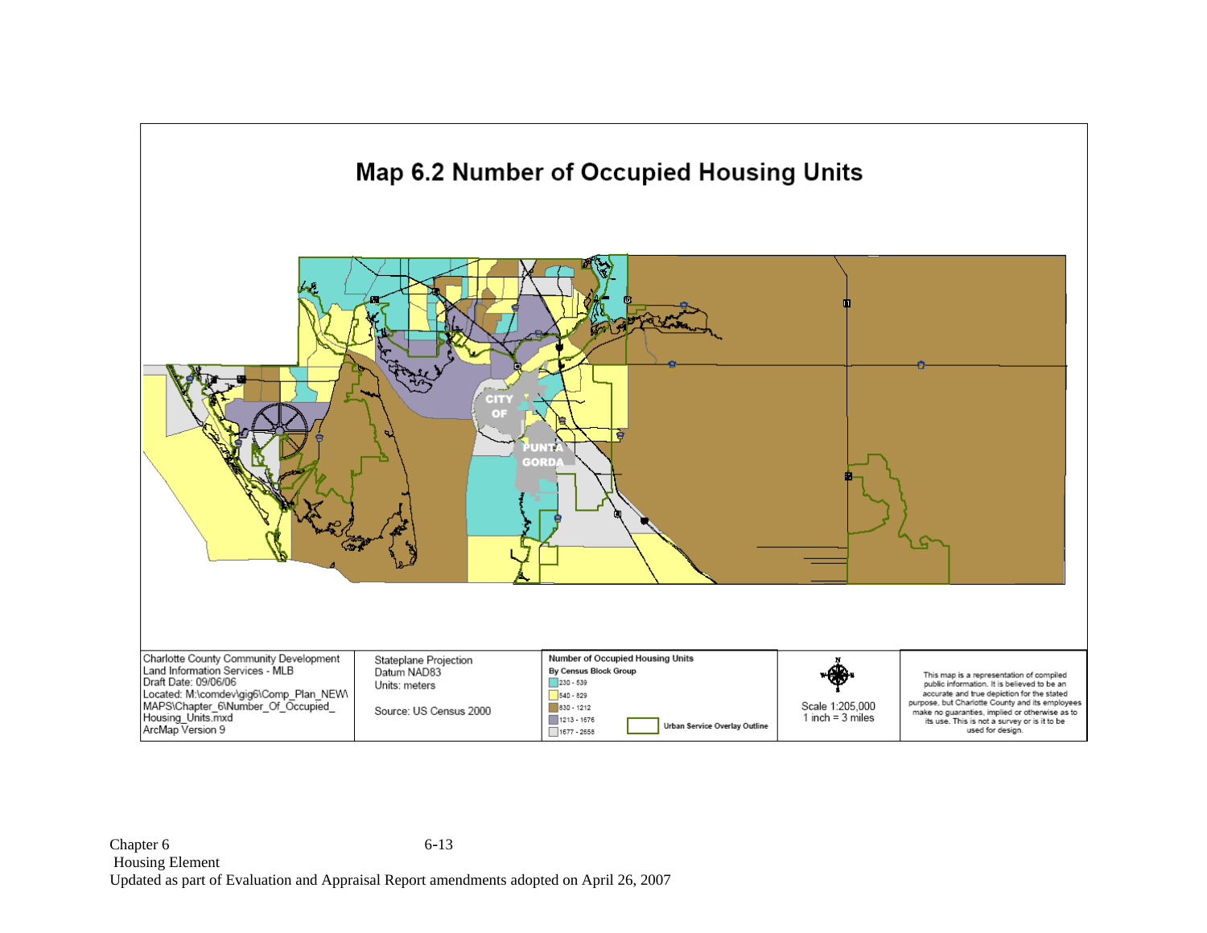# Map 6.2 Number of Occupied Housing Units

CITY OF PUNTA GORDA

Charlotte County Community Development
Land Information Services - MLB
Draft Date: 09/06/06
Located: M:\comdev\gig6\Comp_Plan_NEW\MAPS\Chapter_6\Number_Of_Occupied_Housing_Units.mxd
ArcMap Version 9

Stateplane Projection
Datum NAD83
Units: meters

Source: US Census 2000

**Number of Occupied Housing Units**
**By Census Block Group**

- 230 - 539
- 540 - 829
- 830 - 1212
- 1213 - 1676
- 1677 - 2656

Urban Service Overlay Outline

Scale 1:205,000
1 inch = 3 miles

This map is a representation of compiled public information. It is believed to be an accurate and true depiction for the stated purpose, but Charlotte County and its employees make no guarantees, implied or otherwise as to its use. This is not a survey or is it to be used for design.

Chapter 6
Housing Element
Updated as part of Evaluation and Appraisal Report amendments adopted on April 26, 2007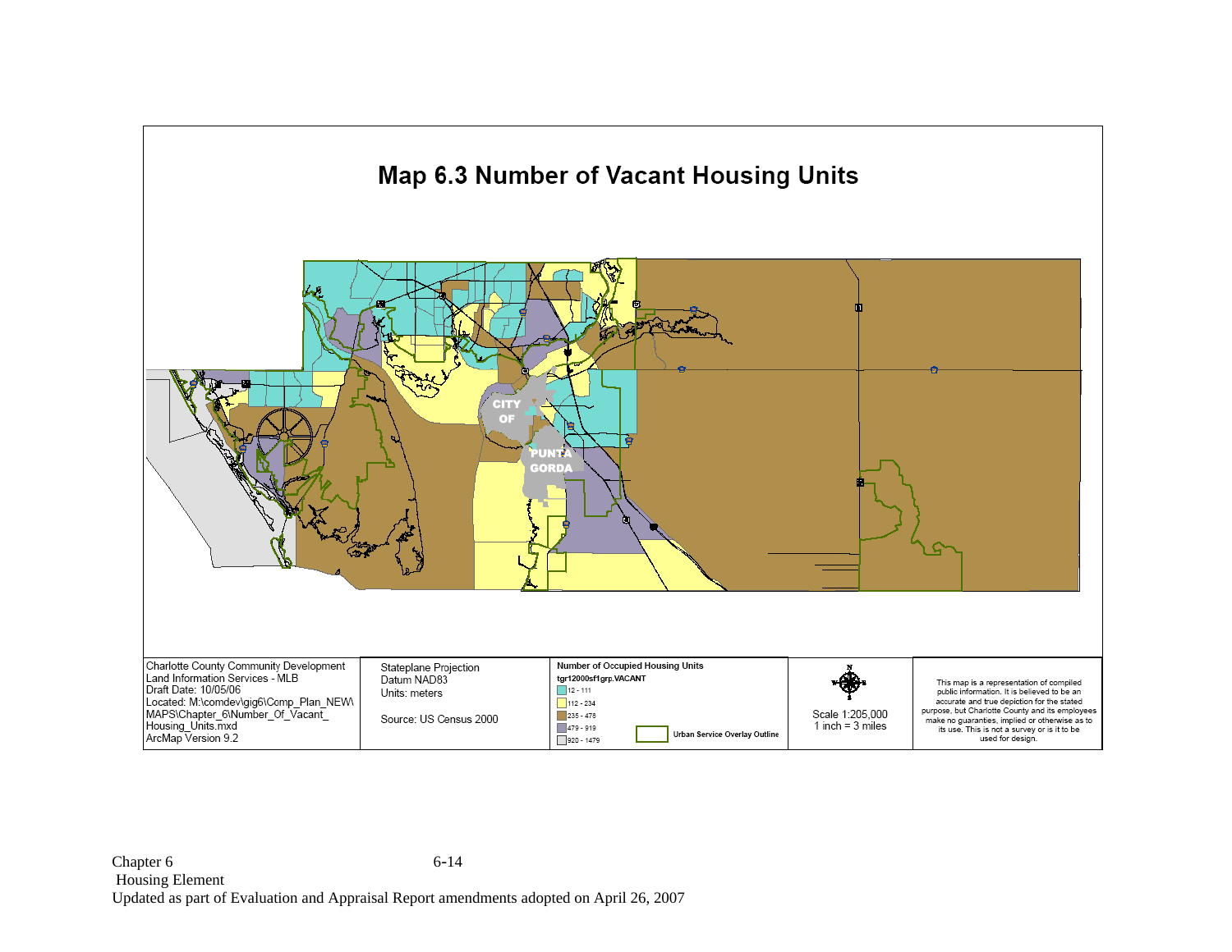# Map 6.3 Number of Vacant Housing Units

CITY OF PUNTA GORDA

Charlote County Community Development
Land Information Services - MLB
Draft Date: 10/05/06
Located: M:\comdev\gig6\Comp_Plan_NEW\MAPS\Chapter_6\Number_Of_Vacant_Housing_Units.mxd
ArcMap Version 9.2

Stateplane Projection
Datum NAD83
Units: meters

Source: US Census 2000

**Number of Occupied Housing Units**

**tgr12000sf1grp.VACANT**

- 12 - 111
- 112 - 234
- 235 - 478
- 479 - 919
- 920 - 1479

**Urban Service Overlay Outline**

Scale 1:205,000
1 inch = 3 miles

This map is a representation of compiled public information. It is believed to be an accurate and true depiction for the stated purpose, but Charlotte County and its employees make no guarantees, implied or otherwise as to its use. This is not a survey or is it to be used for design.

Chapter 6
Housing Element
Updated as part of Evaluation and Appraisal Report amendments adopted on April 26, 2007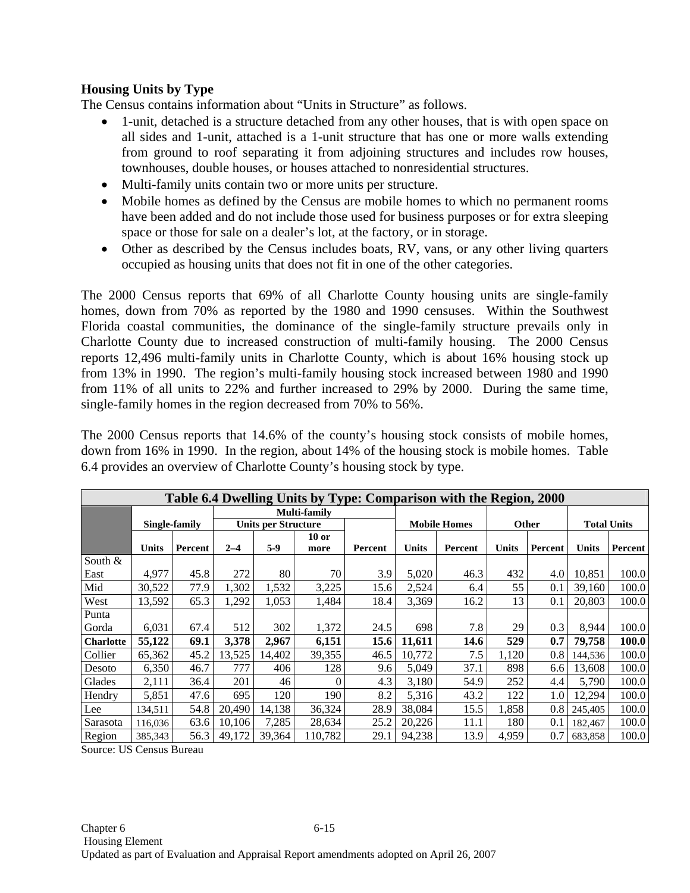**Housing Units by Type**

The Census contains information about "Units in Structure" as follows.

- 1-unit, detached is a structure detached from any other houses, that is with open space on all sides and 1-unit, attached is a 1-unit structure that has one or more walls extending from ground to roof separating it from adjoining structures and includes row houses, townhouses, double houses, or houses attached to nonresidential structures.
- Multi-family units contain two or more units per structure.
- Mobile homes as defined by the Census are mobile homes to which no permanent rooms have been added and do not include those used for business purposes or for extra sleeping space or those for sale on a dealer's lot, at the factory, or in storage.
- Other as described by the Census includes boats, RV, vans, or any other living quarters occupied as housing units that does not fit in one of the other categories.

The 2000 Census reports that 69% of all Charlotte County housing units are single-family homes, down from 70% as reported by the 1980 and 1990 censuses. Within the Southwest Florida coastal communities, the dominance of the single-family structure prevails only in Charlotte County due to increased construction of multi-family housing. The 2000 Census reports 12,496 multi-family units in Charlotte County, which is about 16% housing stock up from 13% in 1990. The region's multi-family housing stock increased between 1980 and 1990 from 11% of all units to 22% and further increased to 29% by 2000. During the same time, single-family homes in the region decreased from 70% to 56%.

The 2000 Census reports that 14.6% of the county's housing stock consists of mobile homes, down from 16% in 1990. In the region, about 14% of the housing stock is mobile homes. Table 6.4 provides an overview of Charlotte County's housing stock by type.

**Table 6.4 Dwelling Units by Type: Comparison with the Region, 2000**

| | Single-family | | Multi-family Units per Structure | | | | Mobile Homes | | Other | | Total Units | |
|---|---|---|---|---|---|---|---|---|---|---|---|---|
| | Units | Percent | 2–4 | 5-9 | 10 or more | Percent | Units | Percent | Units | Percent | Units | Percent |
| South & East | 4,977 | 45.8 | 272 | 80 | 70 | 3.9 | 5,020 | 46.3 | 432 | 4.0 | 10,851 | 100.0 |
| Mid | 30,522 | 77.9 | 1,302 | 1,532 | 3,225 | 15.6 | 2,524 | 6.4 | 55 | 0.1 | 39,160 | 100.0 |
| West | 13,592 | 65.3 | 1,292 | 1,053 | 1,484 | 18.4 | 3,369 | 16.2 | 13 | 0.1 | 20,803 | 100.0 |
| Punta Gorda | 6,031 | 67.4 | 512 | 302 | 1,372 | 24.5 | 698 | 7.8 | 29 | 0.3 | 8,944 | 100.0 |
| **Charlotte** | **55,122** | **69.1** | **3,378** | **2,967** | **6,151** | **15.6** | **11,611** | **14.6** | **529** | **0.7** | **79,758** | **100.0** |
| Collier | 65,362 | 45.2 | 13,525 | 14,402 | 39,355 | 46.5 | 10,772 | 7.5 | 1,120 | 0.8 | 144,536 | 100.0 |
| Desoto | 6,350 | 46.7 | 777 | 406 | 128 | 9.6 | 5,049 | 37.1 | 898 | 6.6 | 13,608 | 100.0 |
| Glades | 2,111 | 36.4 | 201 | 46 | 0 | 4.3 | 3,180 | 54.9 | 252 | 4.4 | 5,790 | 100.0 |
| Hendry | 5,851 | 47.6 | 695 | 120 | 190 | 8.2 | 5,316 | 43.2 | 122 | 1.0 | 12,294 | 100.0 |
| Lee | 134,511 | 54.8 | 20,490 | 14,138 | 36,324 | 28.9 | 38,084 | 15.5 | 1,858 | 0.8 | 245,405 | 100.0 |
| Sarasota | 116,036 | 63.6 | 10,106 | 7,285 | 28,634 | 25.2 | 20,226 | 11.1 | 180 | 0.1 | 182,467 | 100.0 |
| Region | 385,343 | 56.3 | 49,172 | 39,364 | 110,782 | 29.1 | 94,238 | 13.9 | 4,959 | 0.7 | 683,858 | 100.0 |

Source: US Census Bureau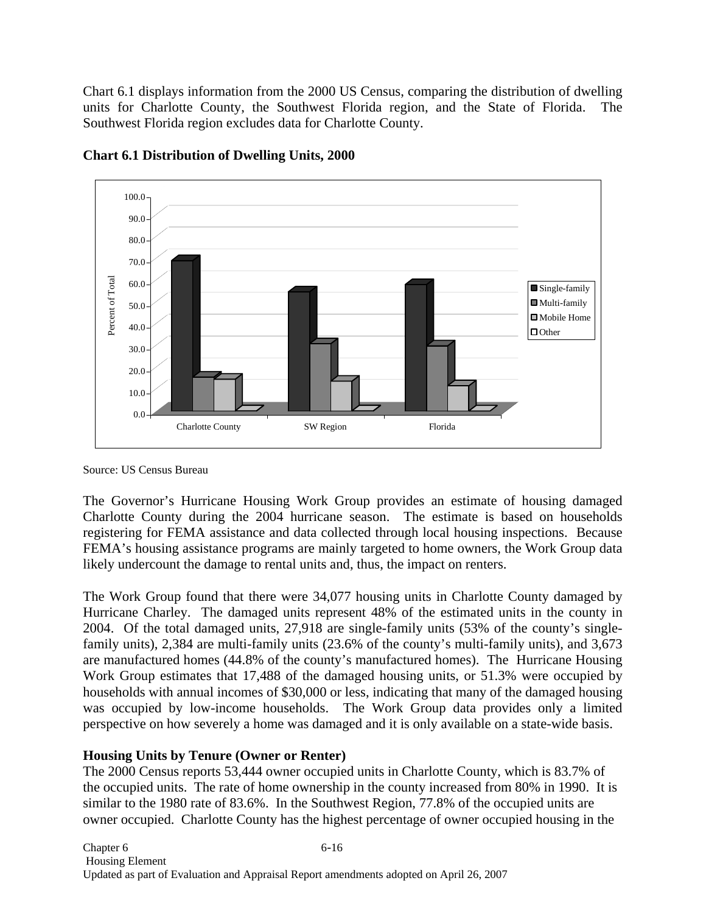Chart 6.1 displays information from the 2000 US Census, comparing the distribution of dwelling units for Charlotte County, the Southwest Florida region, and the State of Florida. The Southwest Florida region excludes data for Charlotte County.

**Chart 6.1 Distribution of Dwelling Units, 2000**

Source: US Census Bureau

The Governor's Hurricane Housing Work Group provides an estimate of housing damaged Charlotte County during the 2004 hurricane season. The estimate is based on households registering for FEMA assistance and data collected through local housing inspections. Because FEMA's housing assistance programs are mainly targeted to home owners, the Work Group data likely undercount the damage to rental units and, thus, the impact on renters.

The Work Group found that there were 34,077 housing units in Charlotte County damaged by Hurricane Charley. The damaged units represent 48% of the estimated units in the county in 2004. Of the total damaged units, 27,918 are single-family units (53% of the county's single-family units), 2,384 are multi-family units (23.6% of the county's multi-family units), and 3,673 are manufactured homes (44.8% of the county's manufactured homes). The Hurricane Housing Work Group estimates that 17,488 of the damaged housing units, or 51.3% were occupied by households with annual incomes of $30,000 or less, indicating that many of the damaged housing was occupied by low-income households. The Work Group data provides only a limited perspective on how severely a home was damaged and it is only available on a state-wide basis.

**Housing Units by Tenure (Owner or Renter)**

The 2000 Census reports 53,444 owner occupied units in Charlotte County, which is 83.7% of the occupied units. The rate of home ownership in the county increased from 80% in 1990. It is similar to the 1980 rate of 83.6%. In the Southwest Region, 77.8% of the occupied units are owner occupied. Charlotte County has the highest percentage of owner occupied housing in the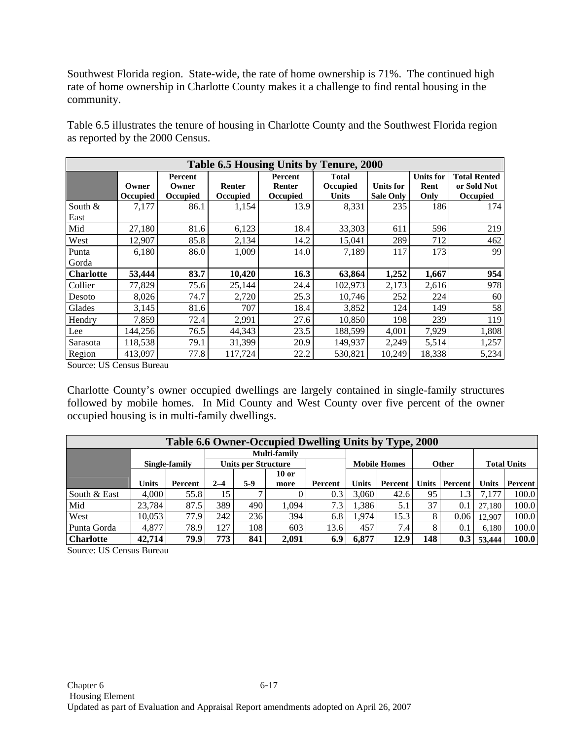Southwest Florida region. State-wide, the rate of home ownership is 71%. The continued high rate of home ownership in Charlotte County makes it a challenge to find rental housing in the community.

Table 6.5 illustrates the tenure of housing in Charlotte County and the Southwest Florida region as reported by the 2000 Census.

| Table 6.5 Housing Units by Tenure, 2000 | | | | | | | | |
|---|---|---|---|---|---|---|---|---|
| | Owner Occupied | Percent Owner Occupied | Renter Occupied | Percent Renter Occupied | Total Occupied Units | Units for Sale Only | Units for Rent Only | Total Rented or Sold Not Occupied |
| South & East | 7,177 | 86.1 | 1,154 | 13.9 | 8,331 | 235 | 186 | 174 |
| Mid | 27,180 | 81.6 | 6,123 | 18.4 | 33,303 | 611 | 596 | 219 |
| West | 12,907 | 85.8 | 2,134 | 14.2 | 15,041 | 289 | 712 | 462 |
| Punta Gorda | 6,180 | 86.0 | 1,009 | 14.0 | 7,189 | 117 | 173 | 99 |
| **Charlotte** | **53,444** | **83.7** | **10,420** | **16.3** | **63,864** | **1,252** | **1,667** | **954** |
| Collier | 77,829 | 75.6 | 25,144 | 24.4 | 102,973 | 2,173 | 2,616 | 978 |
| Desoto | 8,026 | 74.7 | 2,720 | 25.3 | 10,746 | 252 | 224 | 60 |
| Glades | 3,145 | 81.6 | 707 | 18.4 | 3,852 | 124 | 149 | 58 |
| Hendry | 7,859 | 72.4 | 2,991 | 27.6 | 10,850 | 198 | 239 | 119 |
| Lee | 144,256 | 76.5 | 44,343 | 23.5 | 188,599 | 4,001 | 7,929 | 1,808 |
| Sarasota | 118,538 | 79.1 | 31,399 | 20.9 | 149,937 | 2,249 | 5,514 | 1,257 |
| Region | 413,097 | 77.8 | 117,724 | 22.2 | 530,821 | 10,249 | 18,338 | 5,234 |

Source: US Census Bureau

Charlotte County's owner occupied dwellings are largely contained in single-family structures followed by mobile homes. In Mid County and West County over five percent of the owner occupied housing is in multi-family dwellings.

| Table 6.6 Owner-Occupied Dwelling Units by Type, 2000 | | | | | | | | | | | | |
|---|---|---|---|---|---|---|---|---|---|---|---|---|
| | Single-family | | Multi-family Units per Structure | | | | Mobile Homes | | Other | | Total Units | |
| | Units | Percent | 2–4 | 5-9 | 10 or more | Percent | Units | Percent | Units | Percent | Units | Percent |
| South & East | 4,000 | 55.8 | 15 | 7 | 0 | 0.3 | 3,060 | 42.6 | 95 | 1.3 | 7,177 | 100.0 |
| Mid | 23,784 | 87.5 | 389 | 490 | 1,094 | 7.3 | 1,386 | 5.1 | 37 | 0.1 | 27,180 | 100.0 |
| West | 10,053 | 77.9 | 242 | 236 | 394 | 6.8 | 1,974 | 15.3 | 8 | 0.06 | 12,907 | 100.0 |
| Punta Gorda | 4,877 | 78.9 | 127 | 108 | 603 | 13.6 | 457 | 7.4 | 8 | 0.1 | 6,180 | 100.0 |
| **Charlotte** | **42,714** | **79.9** | **773** | **841** | **2,091** | **6.9** | **6,877** | **12.9** | **148** | **0.3** | **53,444** | **100.0** |

Source: US Census Bureau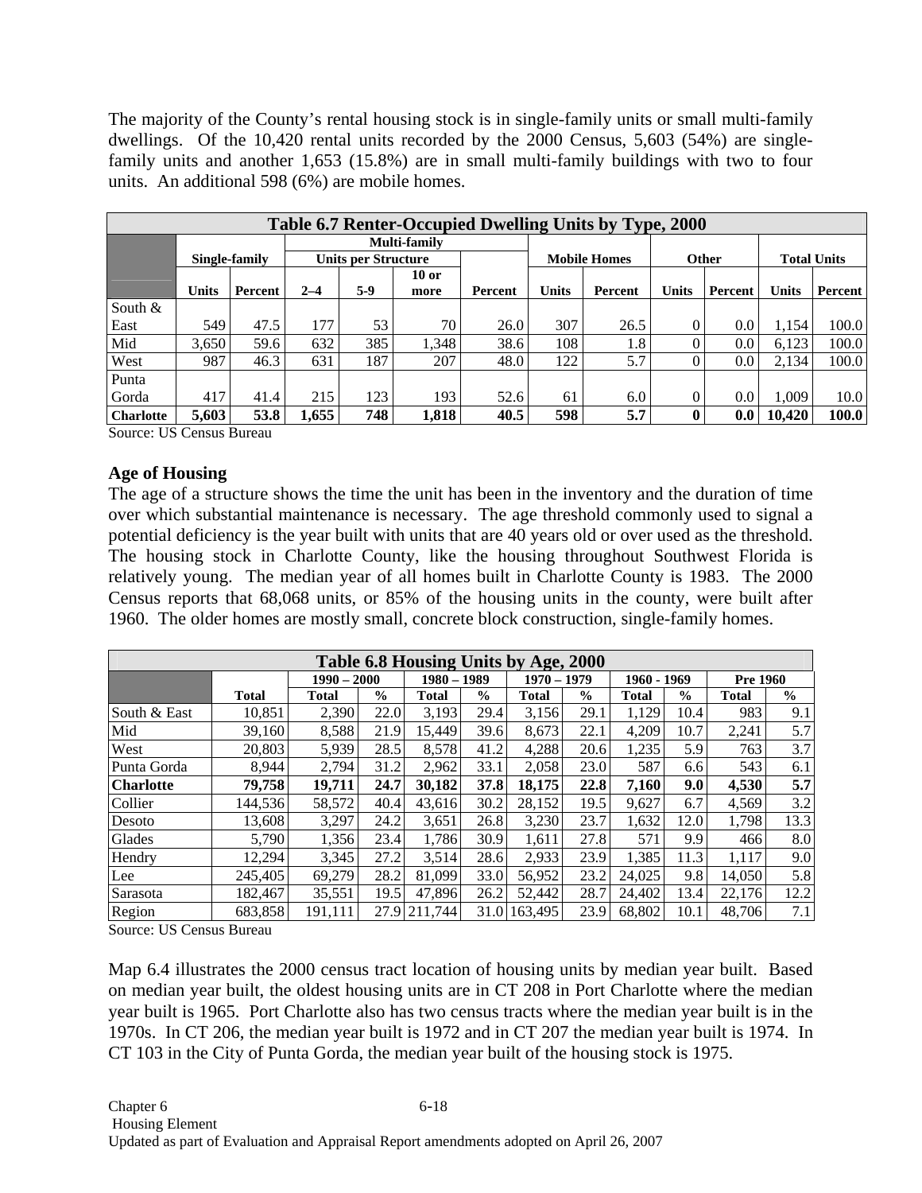The majority of the County's rental housing stock is in single-family units or small multi-family dwellings. Of the 10,420 rental units recorded by the 2000 Census, 5,603 (54%) are single-family units and another 1,653 (15.8%) are in small multi-family buildings with two to four units. An additional 598 (6%) are mobile homes.

| Table 6.7 Renter-Occupied Dwelling Units by Type, 2000 | | | | | | | | | | | | |
|---|---|---|---|---|---|---|---|---|---|---|---|---|
| | Single-family | | Multi-family Units per Structure | | | | Mobile Homes | | Other | | Total Units | |
| | Units | Percent | 2–4 | 5-9 | 10 or more | Percent | Units | Percent | Units | Percent | Units | Percent |
| South & East | 549 | 47.5 | 177 | 53 | 70 | 26.0 | 307 | 26.5 | 0 | 0.0 | 1,154 | 100.0 |
| Mid | 3,650 | 59.6 | 632 | 385 | 1,348 | 38.6 | 108 | 1.8 | 0 | 0.0 | 6,123 | 100.0 |
| West | 987 | 46.3 | 631 | 187 | 207 | 48.0 | 122 | 5.7 | 0 | 0.0 | 2,134 | 100.0 |
| Punta Gorda | 417 | 41.4 | 215 | 123 | 193 | 52.6 | 61 | 6.0 | 0 | 0.0 | 1,009 | 10.0 |
| **Charlotte** | **5,603** | **53.8** | **1,655** | **748** | **1,818** | **40.5** | **598** | **5.7** | **0** | **0.0** | **10,420** | **100.0** |

Source: US Census Bureau

### Age of Housing

The age of a structure shows the time the unit has been in the inventory and the duration of time over which substantial maintenance is necessary. The age threshold commonly used to signal a potential deficiency is the year built with units that are 40 years old or over used as the threshold. The housing stock in Charlotte County, like the housing throughout Southwest Florida is relatively young. The median year of all homes built in Charlotte County is 1983. The 2000 Census reports that 68,068 units, or 85% of the housing units in the county, were built after 1960. The older homes are mostly small, concrete block construction, single-family homes.

| Table 6.8 Housing Units by Age, 2000 | | | | | | | | | | | |
|---|---|---|---|---|---|---|---|---|---|---|---|
| | | 1990 – 2000 | | 1980 – 1989 | | 1970 – 1979 | | 1960 - 1969 | | Pre 1960 | |
| | Total | Total | % | Total | % | Total | % | Total | % | Total | % |
| South & East | 10,851 | 2,390 | 22.0 | 3,193 | 29.4 | 3,156 | 29.1 | 1,129 | 10.4 | 983 | 9.1 |
| Mid | 39,160 | 8,588 | 21.9 | 15,449 | 39.6 | 8,673 | 22.1 | 4,209 | 10.7 | 2,241 | 5.7 |
| West | 20,803 | 5,939 | 28.5 | 8,578 | 41.2 | 4,288 | 20.6 | 1,235 | 5.9 | 763 | 3.7 |
| Punta Gorda | 8,944 | 2,794 | 31.2 | 2,962 | 33.1 | 2,058 | 23.0 | 587 | 6.6 | 543 | 6.1 |
| **Charlotte** | **79,758** | **19,711** | **24.7** | **30,182** | **37.8** | **18,175** | **22.8** | **7,160** | **9.0** | **4,530** | **5.7** |
| Collier | 144,536 | 58,572 | 40.4 | 43,616 | 30.2 | 28,152 | 19.5 | 9,627 | 6.7 | 4,569 | 3.2 |
| Desoto | 13,608 | 3,297 | 24.2 | 3,651 | 26.8 | 3,230 | 23.7 | 1,632 | 12.0 | 1,798 | 13.3 |
| Glades | 5,790 | 1,356 | 23.4 | 1,786 | 30.9 | 1,611 | 27.8 | 571 | 9.9 | 466 | 8.0 |
| Hendry | 12,294 | 3,345 | 27.2 | 3,514 | 28.6 | 2,933 | 23.9 | 1,385 | 11.3 | 1,117 | 9.0 |
| Lee | 245,405 | 69,279 | 28.2 | 81,099 | 33.0 | 56,952 | 23.2 | 24,025 | 9.8 | 14,050 | 5.8 |
| Sarasota | 182,467 | 35,551 | 19.5 | 47,896 | 26.2 | 52,442 | 28.7 | 24,402 | 13.4 | 22,176 | 12.2 |
| Region | 683,858 | 191,111 | 27.9 | 211,744 | 31.0 | 163,495 | 23.9 | 68,802 | 10.1 | 48,706 | 7.1 |

Source: US Census Bureau

Map 6.4 illustrates the 2000 census tract location of housing units by median year built. Based on median year built, the oldest housing units are in CT 208 in Port Charlotte where the median year built is 1965. Port Charlotte also has two census tracts where the median year built is in the 1970s. In CT 206, the median year built is 1972 and in CT 207 the median year built is 1974. In CT 103 in the City of Punta Gorda, the median year built of the housing stock is 1975.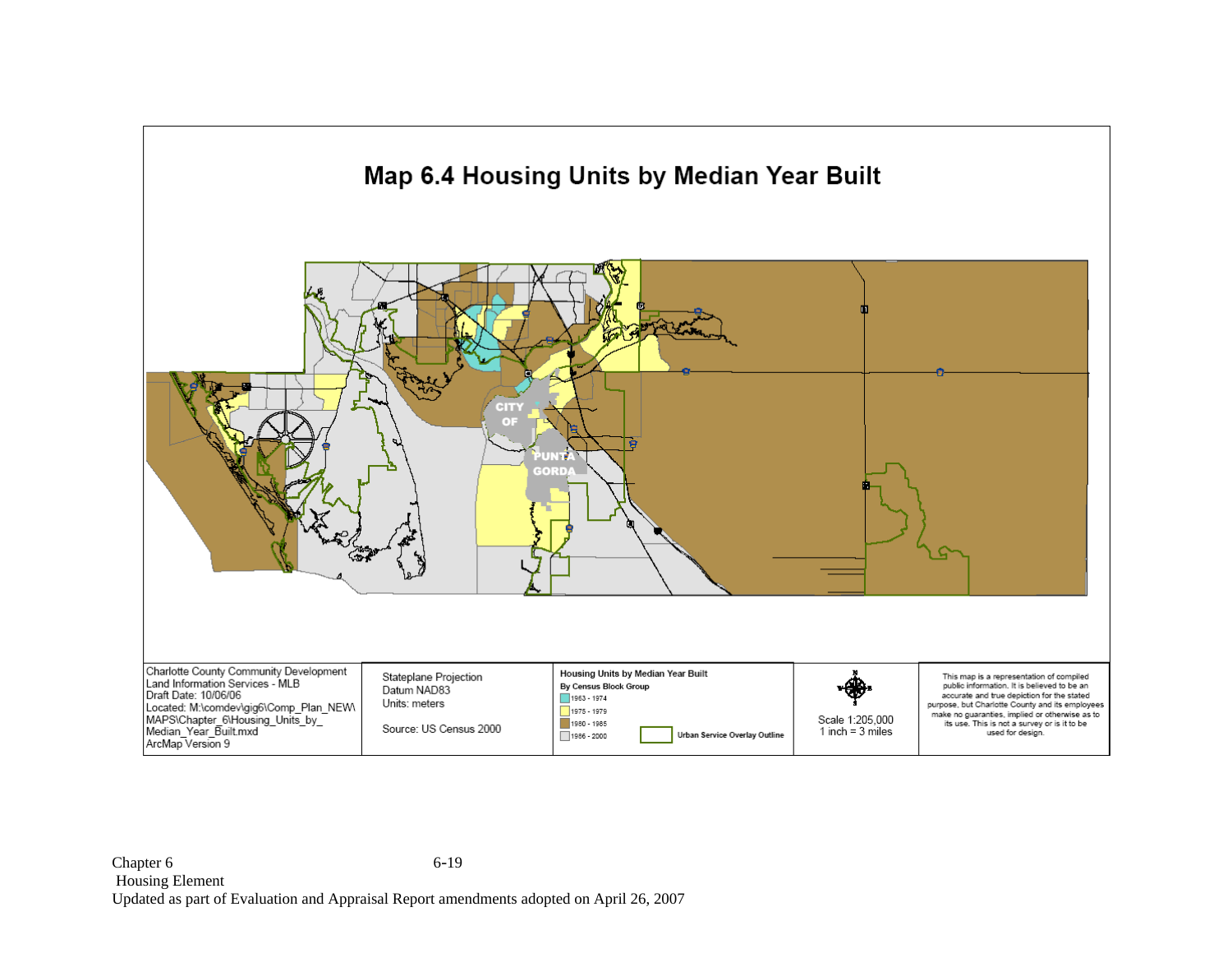# Map 6.4 Housing Units by Median Year Built

CITY OF PUNTA GORDA

| Charlotte County Community Development<br>Land Information Services - MLB<br>Draft Date: 10/06/06<br>Located: M:\comdev\gig6\Comp_Plan_NEW\MAPS\Chapter_6\Housing_Units_by_Median_Year_Built.mxd<br>ArcMap Version 9 | Stateplane Projection<br>Datum NAD83<br>Units: meters<br><br>Source: US Census 2000 | **Housing Units by Median Year Built**<br>**By Census Block Group**<br>1963 - 1974<br>1975 - 1979<br>1980 - 1985<br>1986 - 2000<br>**Urban Service Overlay Outline** | Scale 1:205,000<br>1 inch = 3 miles | This map is a representation of compiled public information. It is believed to be an accurate and true depiction for the stated purpose, but Charlotte County and its employees make no guarantees, implied or otherwise as to its use. This is not a survey or is it to be used for design. |
|---|---|---|---|---|

Chapter 6
Housing Element
Updated as part of Evaluation and Appraisal Report amendments adopted on April 26, 2007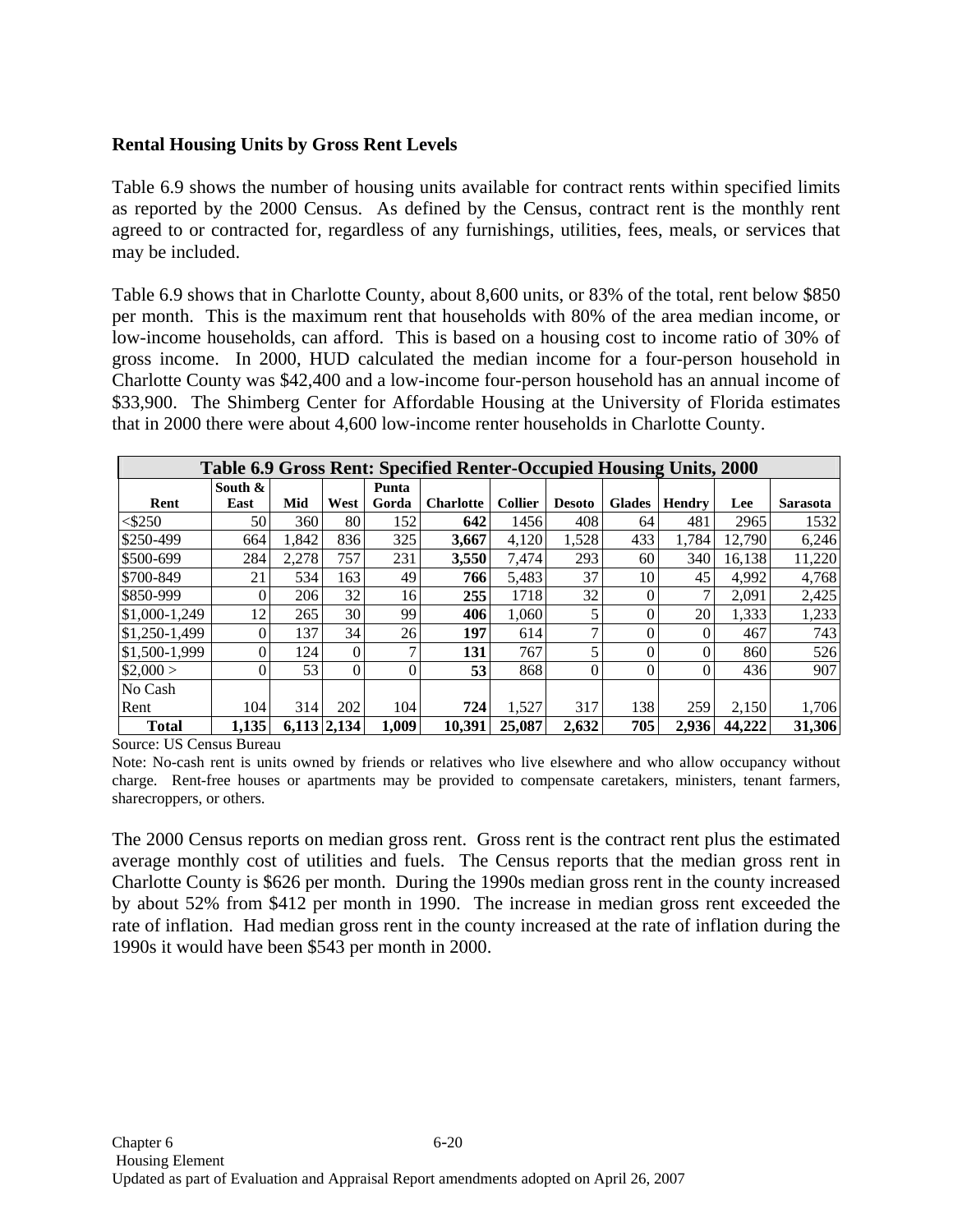**Rental Housing Units by Gross Rent Levels**

Table 6.9 shows the number of housing units available for contract rents within specified limits as reported by the 2000 Census. As defined by the Census, contract rent is the monthly rent agreed to or contracted for, regardless of any furnishings, utilities, fees, meals, or services that may be included.

Table 6.9 shows that in Charlotte County, about 8,600 units, or 83% of the total, rent below $850 per month. This is the maximum rent that households with 80% of the area median income, or low-income households, can afford. This is based on a housing cost to income ratio of 30% of gross income. In 2000, HUD calculated the median income for a four-person household in Charlotte County was $42,400 and a low-income four-person household has an annual income of $33,900. The Shimberg Center for Affordable Housing at the University of Florida estimates that in 2000 there were about 4,600 low-income renter households in Charlotte County.

**Table 6.9 Gross Rent: Specified Renter-Occupied Housing Units, 2000**

| Rent | South & East | Mid | West | Punta Gorda | Charlotte | Collier | Desoto | Glades | Hendry | Lee | Sarasota |
|---|---|---|---|---|---|---|---|---|---|---|---|
| <$250 | 50 | 360 | 80 | 152 | **642** | 1456 | 408 | 64 | 481 | 2965 | 1532 |
| $250-499 | 664 | 1,842 | 836 | 325 | **3,667** | 4,120 | 1,528 | 433 | 1,784 | 12,790 | 6,246 |
| $500-699 | 284 | 2,278 | 757 | 231 | **3,550** | 7,474 | 293 | 60 | 340 | 16,138 | 11,220 |
| $700-849 | 21 | 534 | 163 | 49 | **766** | 5,483 | 37 | 10 | 45 | 4,992 | 4,768 |
| $850-999 | 0 | 206 | 32 | 16 | **255** | 1718 | 32 | 0 | 7 | 2,091 | 2,425 |
| $1,000-1,249 | 12 | 265 | 30 | 99 | **406** | 1,060 | 5 | 0 | 20 | 1,333 | 1,233 |
| $1,250-1,499 | 0 | 137 | 34 | 26 | **197** | 614 | 7 | 0 | 0 | 467 | 743 |
| $1,500-1,999 | 0 | 124 | 0 | 7 | **131** | 767 | 5 | 0 | 0 | 860 | 526 |
| $2,000 > | 0 | 53 | 0 | 0 | **53** | 868 | 0 | 0 | 0 | 436 | 907 |
| No Cash Rent | 104 | 314 | 202 | 104 | **724** | 1,527 | 317 | 138 | 259 | 2,150 | 1,706 |
| **Total** | **1,135** | **6,113** | **2,134** | **1,009** | **10,391** | **25,087** | **2,632** | **705** | **2,936** | **44,222** | **31,306** |

Source: US Census Bureau

Note: No-cash rent is units owned by friends or relatives who live elsewhere and who allow occupancy without charge. Rent-free houses or apartments may be provided to compensate caretakers, ministers, tenant farmers, sharecroppers, or others.

The 2000 Census reports on median gross rent. Gross rent is the contract rent plus the estimated average monthly cost of utilities and fuels. The Census reports that the median gross rent in Charlotte County is $626 per month. During the 1990s median gross rent in the county increased by about 52% from $412 per month in 1990. The increase in median gross rent exceeded the rate of inflation. Had median gross rent in the county increased at the rate of inflation during the 1990s it would have been $543 per month in 2000.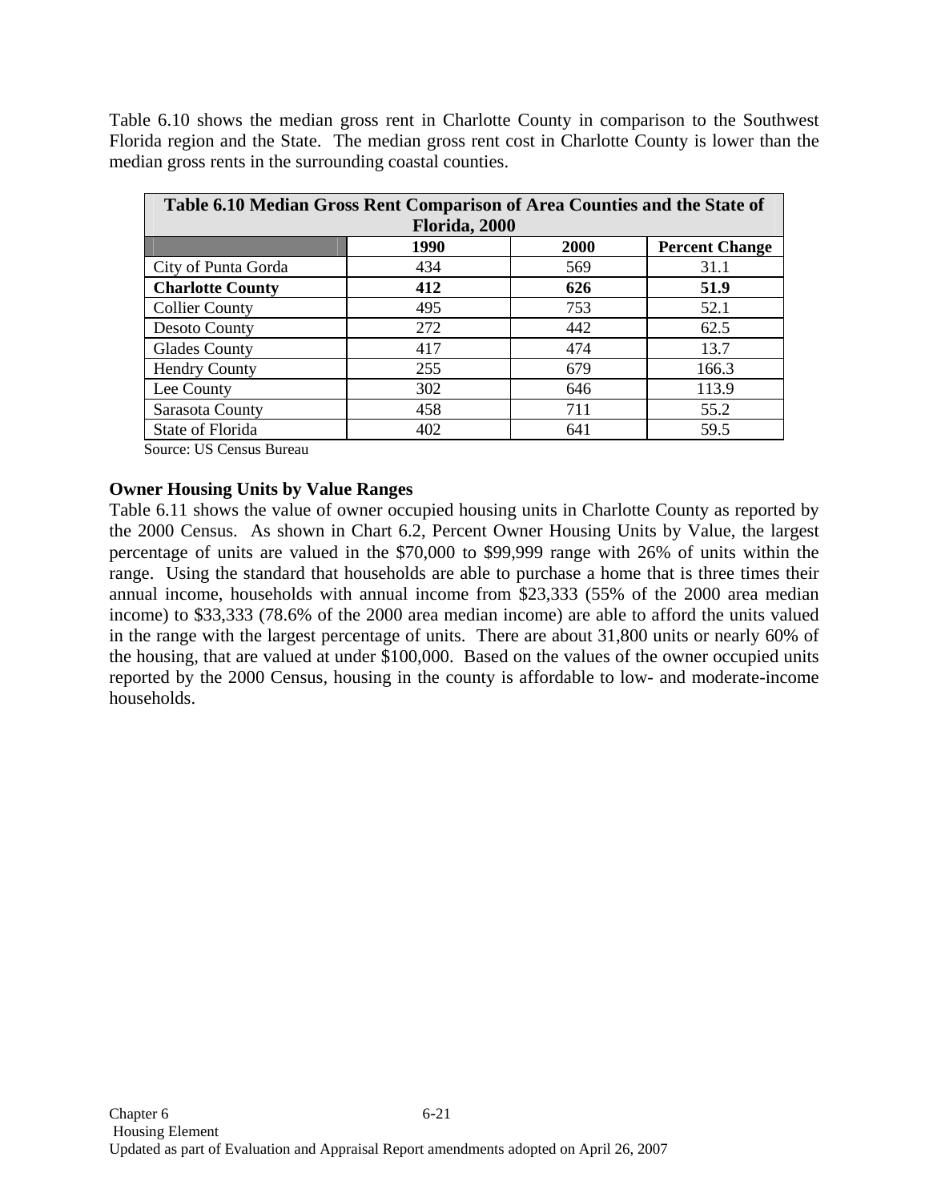Table 6.10 shows the median gross rent in Charlotte County in comparison to the Southwest Florida region and the State. The median gross rent cost in Charlotte County is lower than the median gross rents in the surrounding coastal counties.

**Table 6.10 Median Gross Rent Comparison of Area Counties and the State of Florida, 2000**

| | 1990 | 2000 | Percent Change |
|---|---|---|---|
| City of Punta Gorda | 434 | 569 | 31.1 |
| **Charlotte County** | **412** | **626** | **51.9** |
| Collier County | 495 | 753 | 52.1 |
| Desoto County | 272 | 442 | 62.5 |
| Glades County | 417 | 474 | 13.7 |
| Hendry County | 255 | 679 | 166.3 |
| Lee County | 302 | 646 | 113.9 |
| Sarasota County | 458 | 711 | 55.2 |
| State of Florida | 402 | 641 | 59.5 |

Source: US Census Bureau

### Owner Housing Units by Value Ranges

Table 6.11 shows the value of owner occupied housing units in Charlotte County as reported by the 2000 Census. As shown in Chart 6.2, Percent Owner Housing Units by Value, the largest percentage of units are valued in the $70,000 to $99,999 range with 26% of units within the range. Using the standard that households are able to purchase a home that is three times their annual income, households with annual income from $23,333 (55% of the 2000 area median income) to $33,333 (78.6% of the 2000 area median income) are able to afford the units valued in the range with the largest percentage of units. There are about 31,800 units or nearly 60% of the housing, that are valued at under $100,000. Based on the values of the owner occupied units reported by the 2000 Census, housing in the county is affordable to low- and moderate-income households.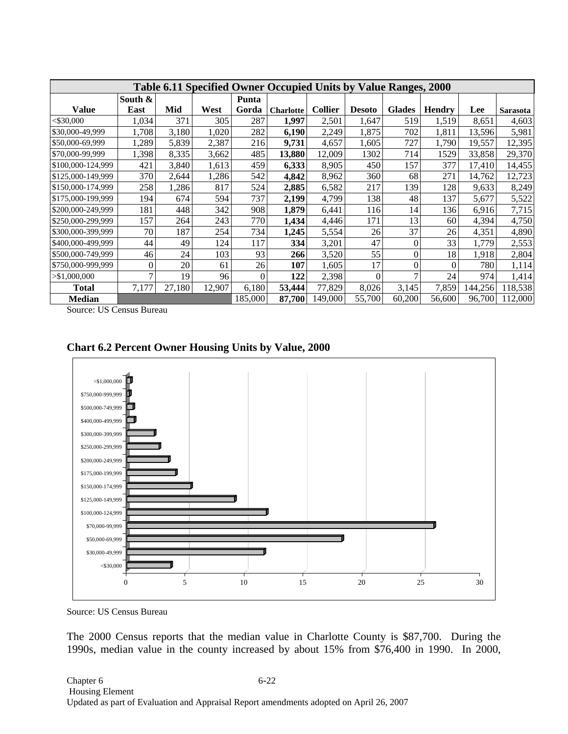| Table 6.11 Specified Owner Occupied Units by Value Ranges, 2000 | | | | | | | | | | | |
|---|---|---|---|---|---|---|---|---|---|---|---|
| **Value** | **South & East** | **Mid** | **West** | **Punta Gorda** | **Charlotte** | **Collier** | **Desoto** | **Glades** | **Hendry** | **Lee** | **Sarasota** |
| <$30,000 | 1,034 | 371 | 305 | 287 | **1,997** | 2,501 | 1,647 | 519 | 1,519 | 8,651 | 4,603 |
| $30,000-49,999 | 1,708 | 3,180 | 1,020 | 282 | **6,190** | 2,249 | 1,875 | 702 | 1,811 | 13,596 | 5,981 |
| $50,000-69,999 | 1,289 | 5,839 | 2,387 | 216 | **9,731** | 4,657 | 1,605 | 727 | 1,790 | 19,557 | 12,395 |
| $70,000-99,999 | 1,398 | 8,335 | 3,662 | 485 | **13,880** | 12,009 | 1302 | 714 | 1529 | 33,858 | 29,370 |
| $100,000-124,999 | 421 | 3,840 | 1,613 | 459 | **6,333** | 8,905 | 450 | 157 | 377 | 17,410 | 14,455 |
| $125,000-149,999 | 370 | 2,644 | 1,286 | 542 | **4,842** | 8,962 | 360 | 68 | 271 | 14,762 | 12,723 |
| $150,000-174,999 | 258 | 1,286 | 817 | 524 | **2,885** | 6,582 | 217 | 139 | 128 | 9,633 | 8,249 |
| $175,000-199,999 | 194 | 674 | 594 | 737 | **2,199** | 4,799 | 138 | 48 | 137 | 5,677 | 5,522 |
| $200,000-249,999 | 181 | 448 | 342 | 908 | **1,879** | 6,441 | 116 | 14 | 136 | 6,916 | 7,715 |
| $250,000-299,999 | 157 | 264 | 243 | 770 | **1,434** | 4,446 | 171 | 13 | 60 | 4,394 | 4,750 |
| $300,000-399,999 | 70 | 187 | 254 | 734 | **1,245** | 5,554 | 26 | 37 | 26 | 4,351 | 4,890 |
| $400,000-499,999 | 44 | 49 | 124 | 117 | **334** | 3,201 | 47 | 0 | 33 | 1,779 | 2,553 |
| $500,000-749,999 | 46 | 24 | 103 | 93 | **266** | 3,520 | 55 | 0 | 18 | 1,918 | 2,804 |
| $750,000-999,999 | 0 | 20 | 61 | 26 | **107** | 1,605 | 17 | 0 | 0 | 780 | 1,114 |
| >$1,000,000 | 7 | 19 | 96 | 0 | **122** | 2,398 | 0 | 7 | 24 | 974 | 1,414 |
| **Total** | 7,177 | 27,180 | 12,907 | 6,180 | **53,444** | 77,829 | 8,026 | 3,145 | 7,859 | 144,256 | 118,538 |
| **Median** | | | | 185,000 | **87,700** | 149,000 | 55,700 | 60,200 | 56,600 | 96,700 | 112,000 |

Source: US Census Bureau

**Chart 6.2 Percent Owner Housing Units by Value, 2000**

Source: US Census Bureau

The 2000 Census reports that the median value in Charlotte County is $87,700. During the 1990s, median value in the county increased by about 15% from $76,400 in 1990. In 2000,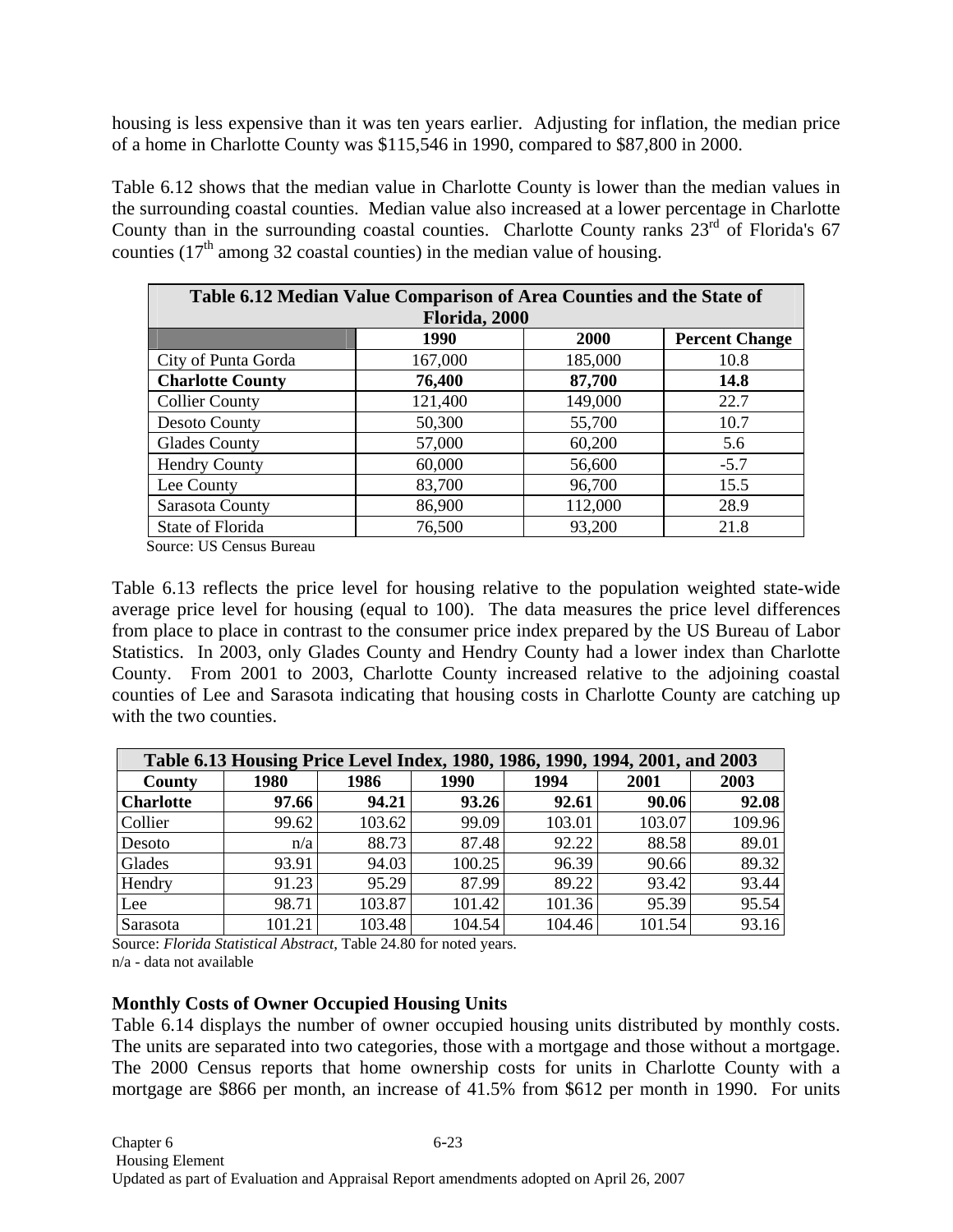housing is less expensive than it was ten years earlier. Adjusting for inflation, the median price of a home in Charlotte County was $115,546 in 1990, compared to $87,800 in 2000.

Table 6.12 shows that the median value in Charlotte County is lower than the median values in the surrounding coastal counties. Median value also increased at a lower percentage in Charlotte County than in the surrounding coastal counties. Charlotte County ranks 23rd of Florida's 67 counties (17th among 32 coastal counties) in the median value of housing.

**Table 6.12 Median Value Comparison of Area Counties and the State of Florida, 2000**

| | 1990 | 2000 | Percent Change |
|---|---|---|---|
| City of Punta Gorda | 167,000 | 185,000 | 10.8 |
| **Charlotte County** | **76,400** | **87,700** | **14.8** |
| Collier County | 121,400 | 149,000 | 22.7 |
| Desoto County | 50,300 | 55,700 | 10.7 |
| Glades County | 57,000 | 60,200 | 5.6 |
| Hendry County | 60,000 | 56,600 | -5.7 |
| Lee County | 83,700 | 96,700 | 15.5 |
| Sarasota County | 86,900 | 112,000 | 28.9 |
| State of Florida | 76,500 | 93,200 | 21.8 |

Source: US Census Bureau

Table 6.13 reflects the price level for housing relative to the population weighted state-wide average price level for housing (equal to 100). The data measures the price level differences from place to place in contrast to the consumer price index prepared by the US Bureau of Labor Statistics. In 2003, only Glades County and Hendry County had a lower index than Charlotte County. From 2001 to 2003, Charlotte County increased relative to the adjoining coastal counties of Lee and Sarasota indicating that housing costs in Charlotte County are catching up with the two counties.

**Table 6.13 Housing Price Level Index, 1980, 1986, 1990, 1994, 2001, and 2003**

| County | 1980 | 1986 | 1990 | 1994 | 2001 | 2003 |
|---|---|---|---|---|---|---|
| **Charlotte** | **97.66** | **94.21** | **93.26** | **92.61** | **90.06** | **92.08** |
| Collier | 99.62 | 103.62 | 99.09 | 103.01 | 103.07 | 109.96 |
| Desoto | n/a | 88.73 | 87.48 | 92.22 | 88.58 | 89.01 |
| Glades | 93.91 | 94.03 | 100.25 | 96.39 | 90.66 | 89.32 |
| Hendry | 91.23 | 95.29 | 87.99 | 89.22 | 93.42 | 93.44 |
| Lee | 98.71 | 103.87 | 101.42 | 101.36 | 95.39 | 95.54 |
| Sarasota | 101.21 | 103.48 | 104.54 | 104.46 | 101.54 | 93.16 |

Source: *Florida Statistical Abstract*, Table 24.80 for noted years.
n/a - data not available

### Monthly Costs of Owner Occupied Housing Units

Table 6.14 displays the number of owner occupied housing units distributed by monthly costs. The units are separated into two categories, those with a mortgage and those without a mortgage. The 2000 Census reports that home ownership costs for units in Charlotte County with a mortgage are $866 per month, an increase of 41.5% from $612 per month in 1990. For units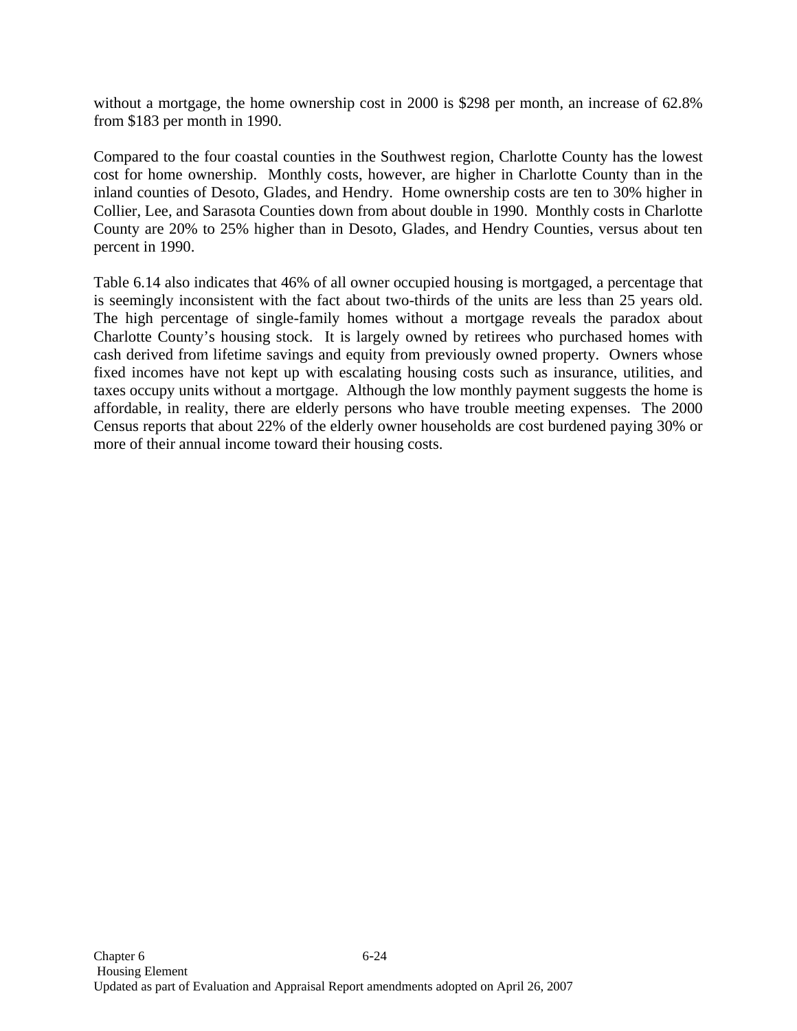without a mortgage, the home ownership cost in 2000 is $298 per month, an increase of 62.8% from $183 per month in 1990.

Compared to the four coastal counties in the Southwest region, Charlotte County has the lowest cost for home ownership. Monthly costs, however, are higher in Charlotte County than in the inland counties of Desoto, Glades, and Hendry. Home ownership costs are ten to 30% higher in Collier, Lee, and Sarasota Counties down from about double in 1990. Monthly costs in Charlotte County are 20% to 25% higher than in Desoto, Glades, and Hendry Counties, versus about ten percent in 1990.

Table 6.14 also indicates that 46% of all owner occupied housing is mortgaged, a percentage that is seemingly inconsistent with the fact about two-thirds of the units are less than 25 years old. The high percentage of single-family homes without a mortgage reveals the paradox about Charlotte County's housing stock. It is largely owned by retirees who purchased homes with cash derived from lifetime savings and equity from previously owned property. Owners whose fixed incomes have not kept up with escalating housing costs such as insurance, utilities, and taxes occupy units without a mortgage. Although the low monthly payment suggests the home is affordable, in reality, there are elderly persons who have trouble meeting expenses. The 2000 Census reports that about 22% of the elderly owner households are cost burdened paying 30% or more of their annual income toward their housing costs.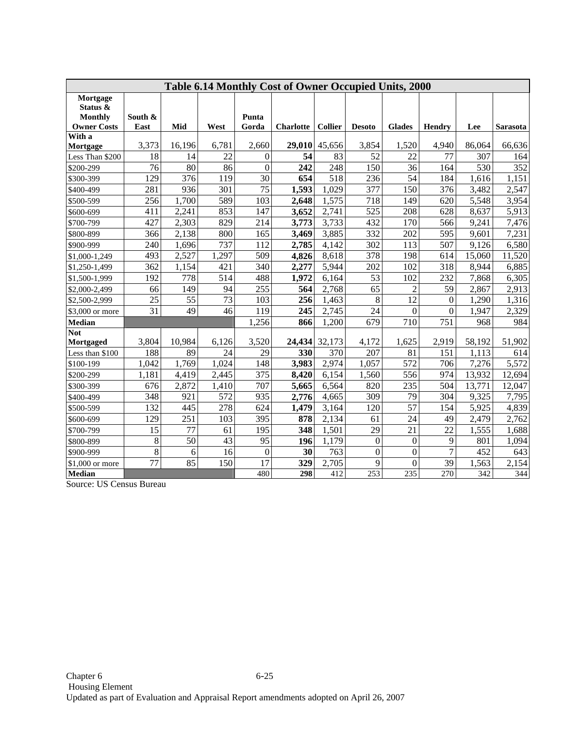**Table 6.14 Monthly Cost of Owner Occupied Units, 2000**

| Mortgage Status & Monthly Owner Costs | South & East | Mid | West | Punta Gorda | Charlotte | Collier | Desoto | Glades | Hendry | Lee | Sarasota |
|---|---|---|---|---|---|---|---|---|---|---|---|
| **With a Mortgage** | 3,373 | 16,196 | 6,781 | 2,660 | **29,010** | 45,656 | 3,854 | 1,520 | 4,940 | 86,064 | 66,636 |
| Less Than $200 | 18 | 14 | 22 | 0 | **54** | 83 | 52 | 22 | 77 | 307 | 164 |
| $200-299 | 76 | 80 | 86 | 0 | **242** | 248 | 150 | 36 | 164 | 530 | 352 |
| $300-399 | 129 | 376 | 119 | 30 | **654** | 518 | 236 | 54 | 184 | 1,616 | 1,151 |
| $400-499 | 281 | 936 | 301 | 75 | **1,593** | 1,029 | 377 | 150 | 376 | 3,482 | 2,547 |
| $500-599 | 256 | 1,700 | 589 | 103 | **2,648** | 1,575 | 718 | 149 | 620 | 5,548 | 3,954 |
| $600-699 | 411 | 2,241 | 853 | 147 | **3,652** | 2,741 | 525 | 208 | 628 | 8,637 | 5,913 |
| $700-799 | 427 | 2,303 | 829 | 214 | **3,773** | 3,733 | 432 | 170 | 566 | 9,241 | 7,476 |
| $800-899 | 366 | 2,138 | 800 | 165 | **3,469** | 3,885 | 332 | 202 | 595 | 9,601 | 7,231 |
| $900-999 | 240 | 1,696 | 737 | 112 | **2,785** | 4,142 | 302 | 113 | 507 | 9,126 | 6,580 |
| $1,000-1,249 | 493 | 2,527 | 1,297 | 509 | **4,826** | 8,618 | 378 | 198 | 614 | 15,060 | 11,520 |
| $1,250-1,499 | 362 | 1,154 | 421 | 340 | **2,277** | 5,944 | 202 | 102 | 318 | 8,944 | 6,885 |
| $1,500-1,999 | 192 | 778 | 514 | 488 | **1,972** | 6,164 | 53 | 102 | 232 | 7,868 | 6,305 |
| $2,000-2,499 | 66 | 149 | 94 | 255 | **564** | 2,768 | 65 | 2 | 59 | 2,867 | 2,913 |
| $2,500-2,999 | 25 | 55 | 73 | 103 | **256** | 1,463 | 8 | 12 | 0 | 1,290 | 1,316 |
| $3,000 or more | 31 | 49 | 46 | 119 | **245** | 2,745 | 24 | 0 | 0 | 1,947 | 2,329 |
| **Median** | | | | 1,256 | **866** | 1,200 | 679 | 710 | 751 | 968 | 984 |
| **Not Mortgaged** | 3,804 | 10,984 | 6,126 | 3,520 | **24,434** | 32,173 | 4,172 | 1,625 | 2,919 | 58,192 | 51,902 |
| Less than $100 | 188 | 89 | 24 | 29 | **330** | 370 | 207 | 81 | 151 | 1,113 | 614 |
| $100-199 | 1,042 | 1,769 | 1,024 | 148 | **3,983** | 2,974 | 1,057 | 572 | 706 | 7,276 | 5,572 |
| $200-299 | 1,181 | 4,419 | 2,445 | 375 | **8,420** | 6,154 | 1,560 | 556 | 974 | 13,932 | 12,694 |
| $300-399 | 676 | 2,872 | 1,410 | 707 | **5,665** | 6,564 | 820 | 235 | 504 | 13,771 | 12,047 |
| $400-499 | 348 | 921 | 572 | 935 | **2,776** | 4,665 | 309 | 79 | 304 | 9,325 | 7,795 |
| $500-599 | 132 | 445 | 278 | 624 | **1,479** | 3,164 | 120 | 57 | 154 | 5,925 | 4,839 |
| $600-699 | 129 | 251 | 103 | 395 | **878** | 2,134 | 61 | 24 | 49 | 2,479 | 2,762 |
| $700-799 | 15 | 77 | 61 | 195 | **348** | 1,501 | 29 | 21 | 22 | 1,555 | 1,688 |
| $800-899 | 8 | 50 | 43 | 95 | **196** | 1,179 | 0 | 0 | 9 | 801 | 1,094 |
| $900-999 | 8 | 6 | 16 | 0 | **30** | 763 | 0 | 0 | 7 | 452 | 643 |
| $1,000 or more | 77 | 85 | 150 | 17 | **329** | 2,705 | 9 | 0 | 39 | 1,563 | 2,154 |
| **Median** | | | | 480 | **298** | 412 | 253 | 235 | 270 | 342 | 344 |

Source: US Census Bureau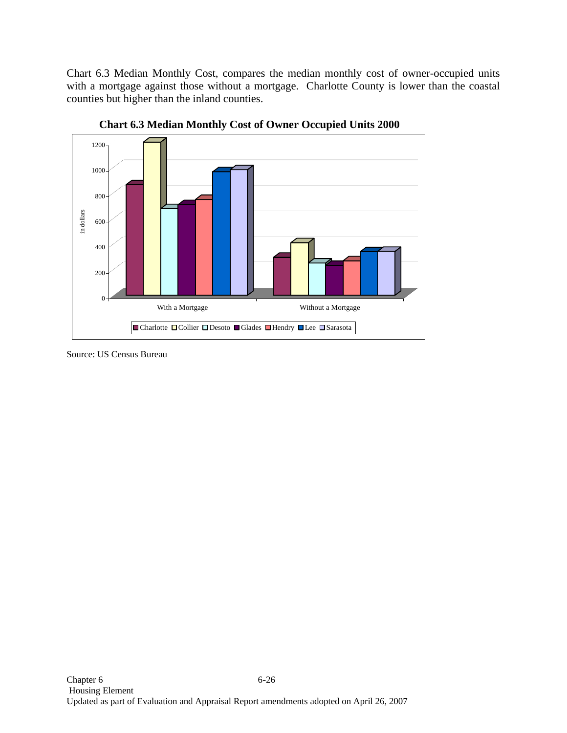Chart 6.3 Median Monthly Cost, compares the median monthly cost of owner-occupied units with a mortgage against those without a mortgage. Charlotte County is lower than the coastal counties but higher than the inland counties.

**Chart 6.3 Median Monthly Cost of Owner Occupied Units 2000**

Source: US Census Bureau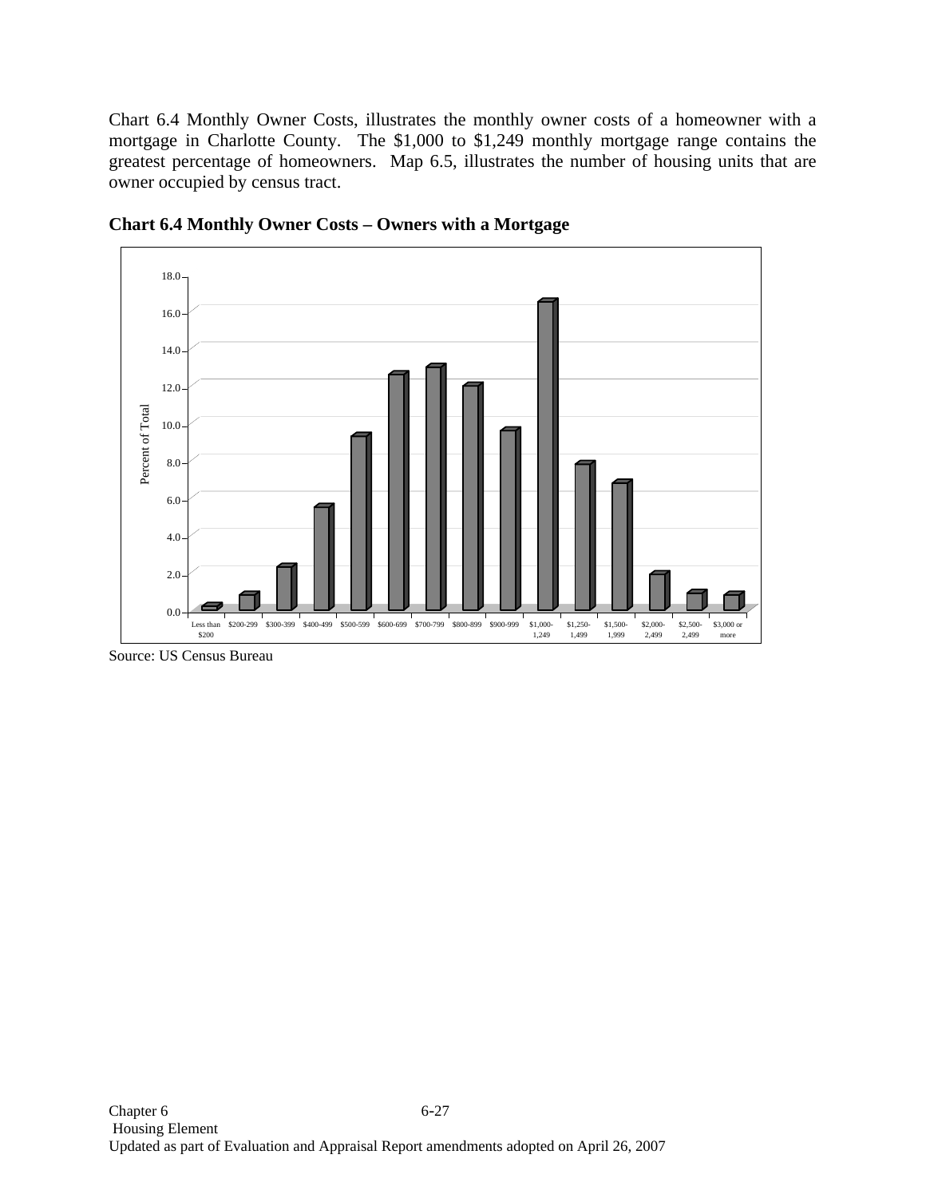Chart 6.4 Monthly Owner Costs, illustrates the monthly owner costs of a homeowner with a mortgage in Charlotte County. The $1,000 to $1,249 monthly mortgage range contains the greatest percentage of homeowners. Map 6.5, illustrates the number of housing units that are owner occupied by census tract.

**Chart 6.4 Monthly Owner Costs – Owners with a Mortgage**

Source: US Census Bureau

Chapter 6
Housing Element
Updated as part of Evaluation and Appraisal Report amendments adopted on April 26, 2007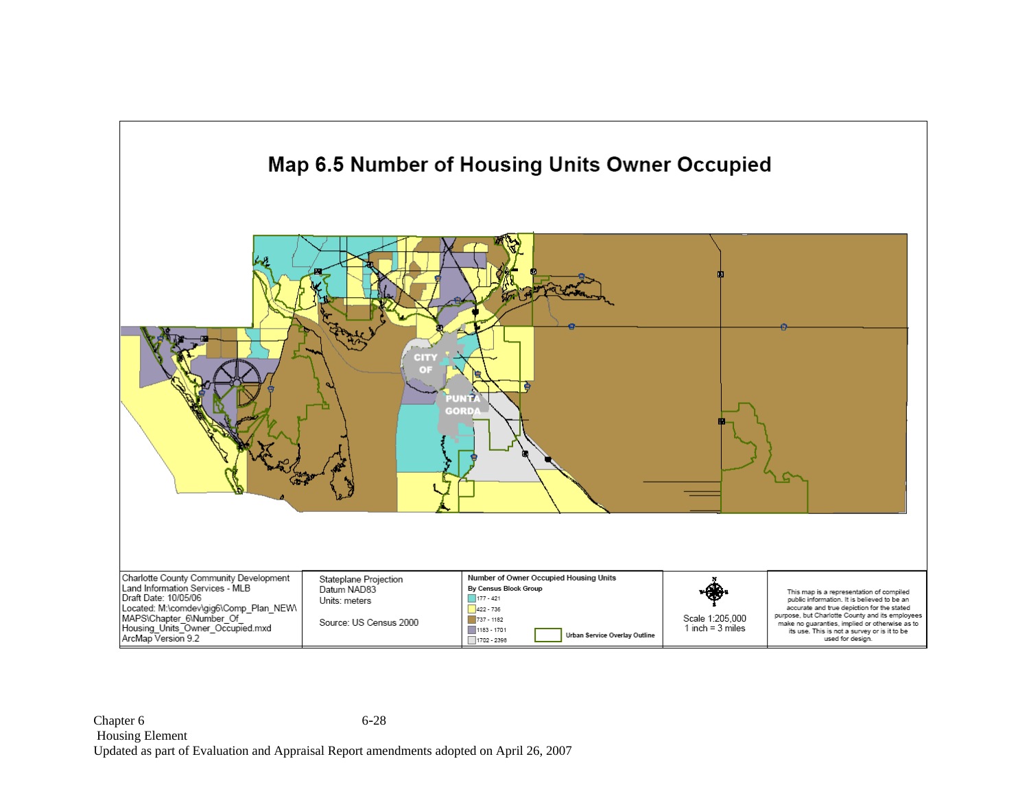# Map 6.5 Number of Housing Units Owner Occupied

CITY OF PUNTA GORDA

Charlotte County Community Development
Land Information Services - MLB
Draft Date: 10/05/06
Located: M:\comdev\gig6\Comp_Plan_NEW\MAPS\Chapter_6\Number_Of_Housing_Units_Owner_Occupied.mxd
ArcMap Version 9.2

Stateplane Projection
Datum NAD83
Units: meters

Source: US Census 2000

**Number of Owner Occupied Housing Units**
**By Census Block Group**

- 177 - 421
- 422 - 736
- 737 - 1182
- 1183 - 1701
- 1702 - 2398

**Urban Service Overlay Outline**

Scale 1:205,000
1 inch = 3 miles

This map is a representation of compiled public information. It is believed to be an accurate and true depiction for the stated purpose, but Charlotte County and its employees make no guarantees, implied or otherwise as to its use. This is not a survey or is it to be used for design.

Chapter 6
Housing Element
Updated as part of Evaluation and Appraisal Report amendments adopted on April 26, 2007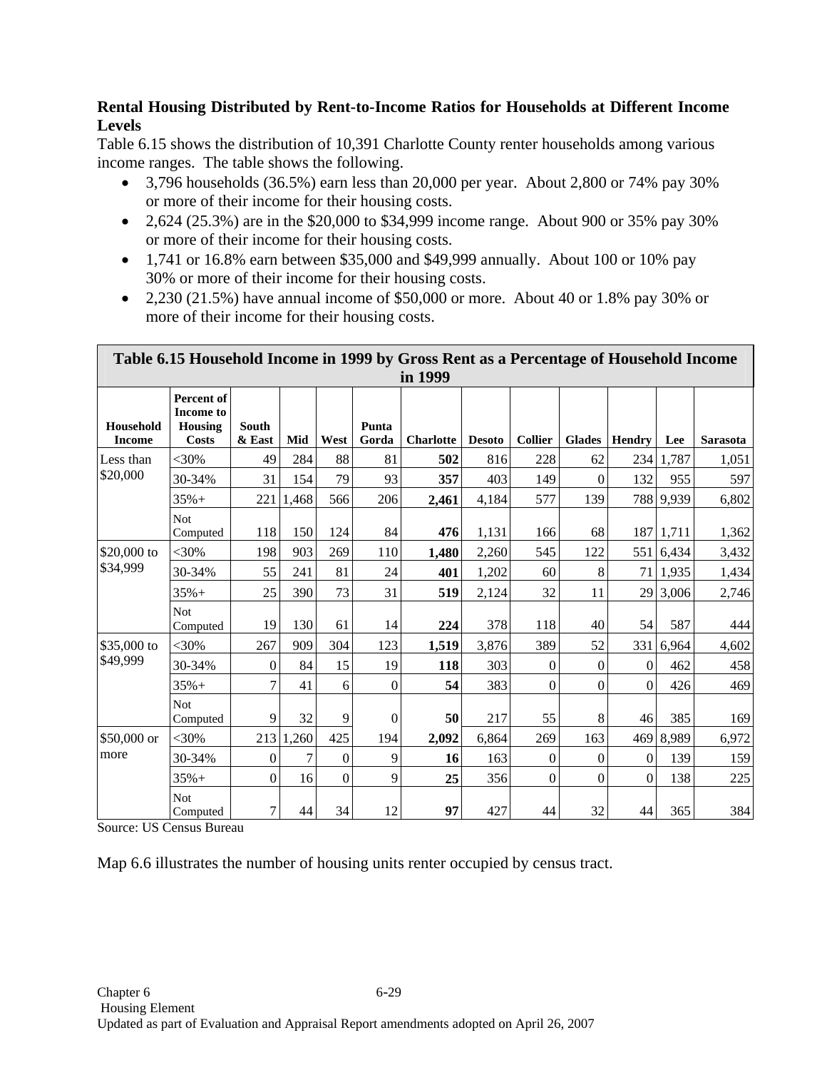**Rental Housing Distributed by Rent-to-Income Ratios for Households at Different Income Levels**

Table 6.15 shows the distribution of 10,391 Charlotte County renter households among various income ranges. The table shows the following.

- 3,796 households (36.5%) earn less than 20,000 per year. About 2,800 or 74% pay 30% or more of their income for their housing costs.
- 2,624 (25.3%) are in the $20,000 to $34,999 income range. About 900 or 35% pay 30% or more of their income for their housing costs.
- 1,741 or 16.8% earn between $35,000 and $49,999 annually. About 100 or 10% pay 30% or more of their income for their housing costs.
- 2,230 (21.5%) have annual income of $50,000 or more. About 40 or 1.8% pay 30% or more of their income for their housing costs.

**Table 6.15 Household Income in 1999 by Gross Rent as a Percentage of Household Income in 1999**

| Household Income | Percent of Income to Housing Costs | South & East | Mid | West | Punta Gorda | Charlotte | Desoto | Collier | Glades | Hendry | Lee | Sarasota |
|---|---|---|---|---|---|---|---|---|---|---|---|---|
| Less than $20,000 | <30% | 49 | 284 | 88 | 81 | **502** | 816 | 228 | 62 | 234 | 1,787 | 1,051 |
| | 30-34% | 31 | 154 | 79 | 93 | **357** | 403 | 149 | 0 | 132 | 955 | 597 |
| | 35%+ | 221 | 1,468 | 566 | 206 | **2,461** | 4,184 | 577 | 139 | 788 | 9,939 | 6,802 |
| | Not Computed | 118 | 150 | 124 | 84 | **476** | 1,131 | 166 | 68 | 187 | 1,711 | 1,362 |
| $20,000 to $34,999 | <30% | 198 | 903 | 269 | 110 | **1,480** | 2,260 | 545 | 122 | 551 | 6,434 | 3,432 |
| | 30-34% | 55 | 241 | 81 | 24 | **401** | 1,202 | 60 | 8 | 71 | 1,935 | 1,434 |
| | 35%+ | 25 | 390 | 73 | 31 | **519** | 2,124 | 32 | 11 | 29 | 3,006 | 2,746 |
| | Not Computed | 19 | 130 | 61 | 14 | **224** | 378 | 118 | 40 | 54 | 587 | 444 |
| $35,000 to $49,999 | <30% | 267 | 909 | 304 | 123 | **1,519** | 3,876 | 389 | 52 | 331 | 6,964 | 4,602 |
| | 30-34% | 0 | 84 | 15 | 19 | **118** | 303 | 0 | 0 | 0 | 462 | 458 |
| | 35%+ | 7 | 41 | 6 | 0 | **54** | 383 | 0 | 0 | 0 | 426 | 469 |
| | Not Computed | 9 | 32 | 9 | 0 | **50** | 217 | 55 | 8 | 46 | 385 | 169 |
| $50,000 or more | <30% | 213 | 1,260 | 425 | 194 | **2,092** | 6,864 | 269 | 163 | 469 | 8,989 | 6,972 |
| | 30-34% | 0 | 7 | 0 | 9 | **16** | 163 | 0 | 0 | 0 | 139 | 159 |
| | 35%+ | 0 | 16 | 0 | 9 | **25** | 356 | 0 | 0 | 0 | 138 | 225 |
| | Not Computed | 7 | 44 | 34 | 12 | **97** | 427 | 44 | 32 | 44 | 365 | 384 |

Source: US Census Bureau

Map 6.6 illustrates the number of housing units renter occupied by census tract.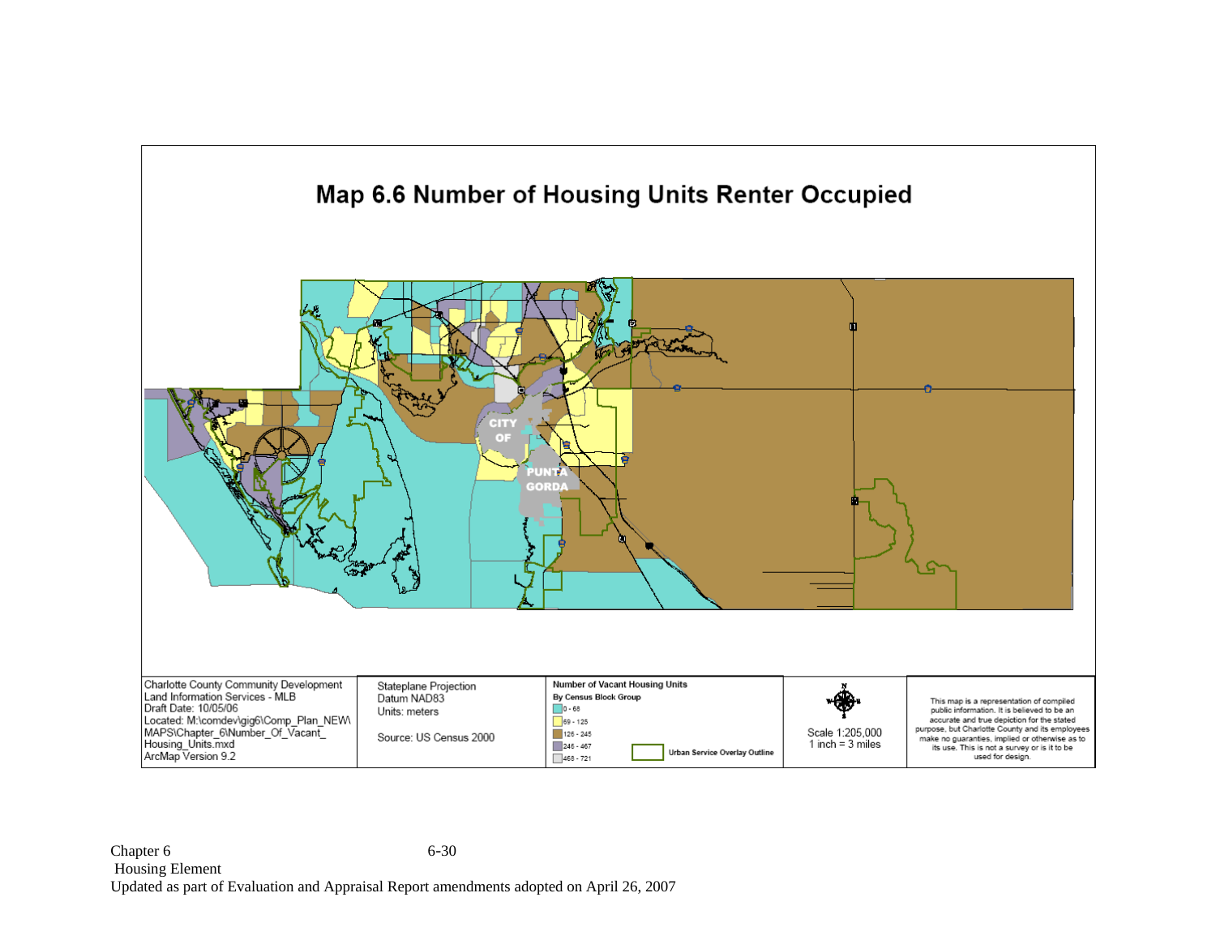# Map 6.6 Number of Housing Units Renter Occupied

CITY OF PUNTA GORDA

Charlotte County Community Development
Land Information Services - MLB
Draft Date: 10/05/06
Located: M:\comdev\gig6\Comp_Plan_NEW\MAPS\Chapter_6\Number_Of_Vacant_Housing_Units.mxd
ArcMap Version 9.2

Stateplane Projection
Datum NAD83
Units: meters

Source: US Census 2000

**Number of Vacant Housing Units**
**By Census Block Group**

- 0 - 68
- 69 - 125
- 126 - 245
- 246 - 467
- 468 - 721

Urban Service Overlay Outline

Scale 1:205,000
1 inch = 3 miles

This map is a representation of compiled public information. It is believed to be an accurate and true depiction for the stated purpose, but Charlotte County and its employees make no guarantees, implied or otherwise as to its use. This is not a survey or is it to be used for design.

Chapter 6
Housing Element
Updated as part of Evaluation and Appraisal Report amendments adopted on April 26, 2007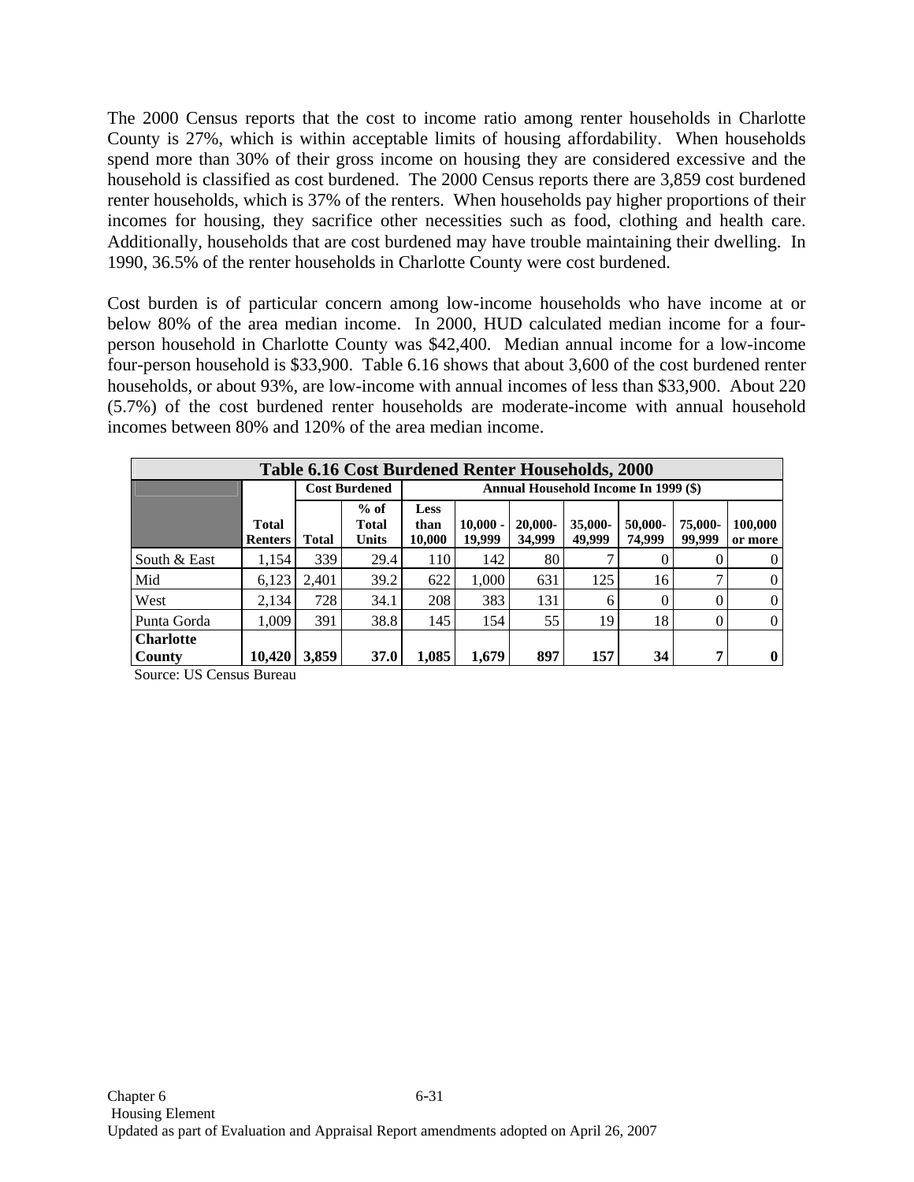The 2000 Census reports that the cost to income ratio among renter households in Charlotte County is 27%, which is within acceptable limits of housing affordability. When households spend more than 30% of their gross income on housing they are considered excessive and the household is classified as cost burdened. The 2000 Census reports there are 3,859 cost burdened renter households, which is 37% of the renters. When households pay higher proportions of their incomes for housing, they sacrifice other necessities such as food, clothing and health care. Additionally, households that are cost burdened may have trouble maintaining their dwelling. In 1990, 36.5% of the renter households in Charlotte County were cost burdened.

Cost burden is of particular concern among low-income households who have income at or below 80% of the area median income. In 2000, HUD calculated median income for a four-person household in Charlotte County was $42,400. Median annual income for a low-income four-person household is $33,900. Table 6.16 shows that about 3,600 of the cost burdened renter households, or about 93%, are low-income with annual incomes of less than $33,900. About 220 (5.7%) of the cost burdened renter households are moderate-income with annual household incomes between 80% and 120% of the area median income.

**Table 6.16 Cost Burdened Renter Households, 2000**

| | | Cost Burdened | | Annual Household Income In 1999 ($) | | | | | | |
|---|---|---|---|---|---|---|---|---|---|---|
| | **Total Renters** | **Total** | **% of Total Units** | **Less than 10,000** | **10,000 - 19,999** | **20,000-34,999** | **35,000-49,999** | **50,000-74,999** | **75,000-99,999** | **100,000 or more** |
| South & East | 1,154 | 339 | 29.4 | 110 | 142 | 80 | 7 | 0 | 0 | 0 |
| Mid | 6,123 | 2,401 | 39.2 | 622 | 1,000 | 631 | 125 | 16 | 7 | 0 |
| West | 2,134 | 728 | 34.1 | 208 | 383 | 131 | 6 | 0 | 0 | 0 |
| Punta Gorda | 1,009 | 391 | 38.8 | 145 | 154 | 55 | 19 | 18 | 0 | 0 |
| **Charlotte County** | **10,420** | **3,859** | **37.0** | **1,085** | **1,679** | **897** | **157** | **34** | **7** | **0** |

Source: US Census Bureau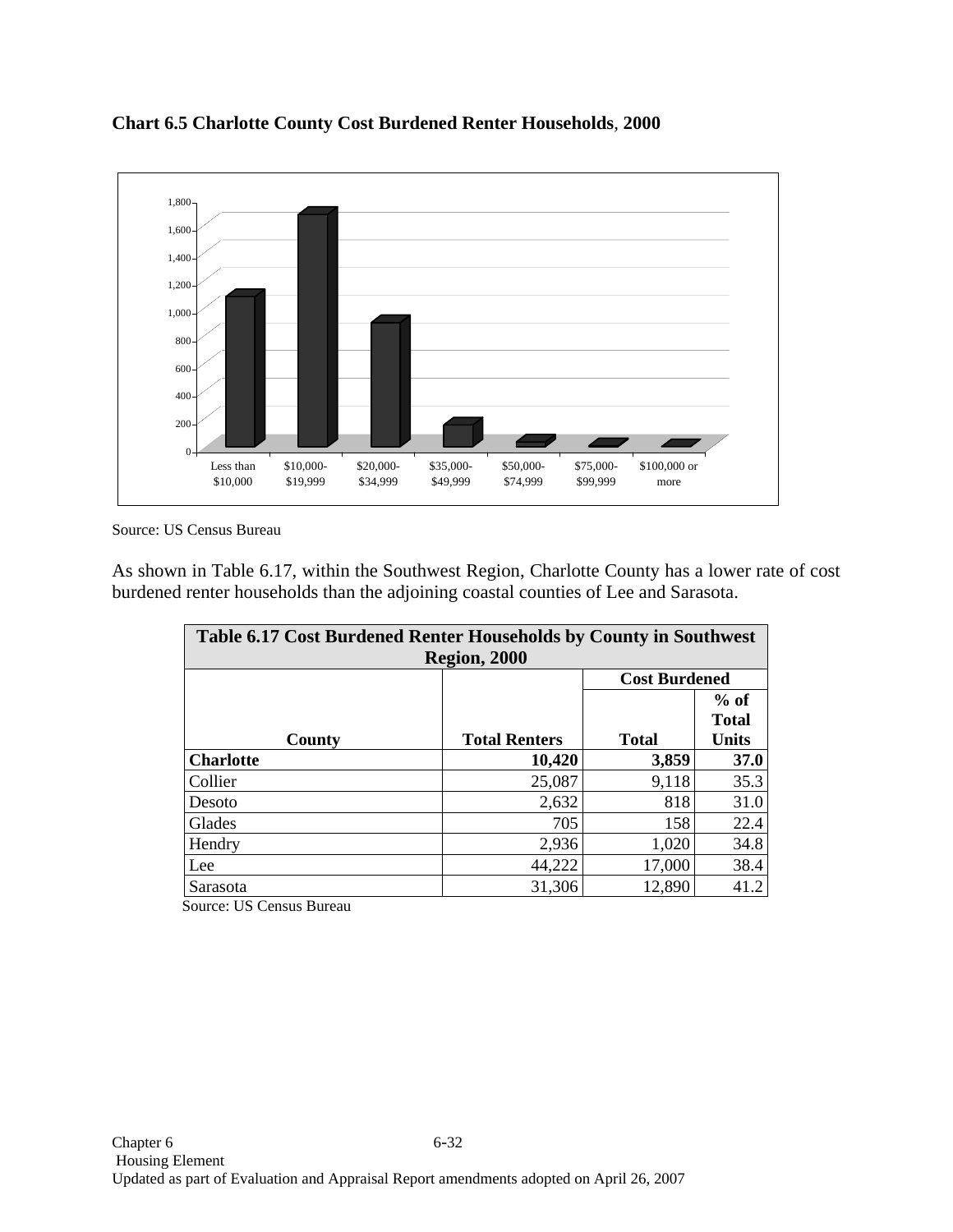**Chart 6.5 Charlotte County Cost Burdened Renter Households, 2000**

Source: US Census Bureau

As shown in Table 6.17, within the Southwest Region, Charlotte County has a lower rate of cost burdened renter households than the adjoining coastal counties of Lee and Sarasota.

| Table 6.17 Cost Burdened Renter Households by County in Southwest Region, 2000 | | | |
|---|---|---|---|
| | | Cost Burdened | |
| County | Total Renters | Total | % of Total Units |
| **Charlotte** | **10,420** | **3,859** | **37.0** |
| Collier | 25,087 | 9,118 | 35.3 |
| Desoto | 2,632 | 818 | 31.0 |
| Glades | 705 | 158 | 22.4 |
| Hendry | 2,936 | 1,020 | 34.8 |
| Lee | 44,222 | 17,000 | 38.4 |
| Sarasota | 31,306 | 12,890 | 41.2 |

Source: US Census Bureau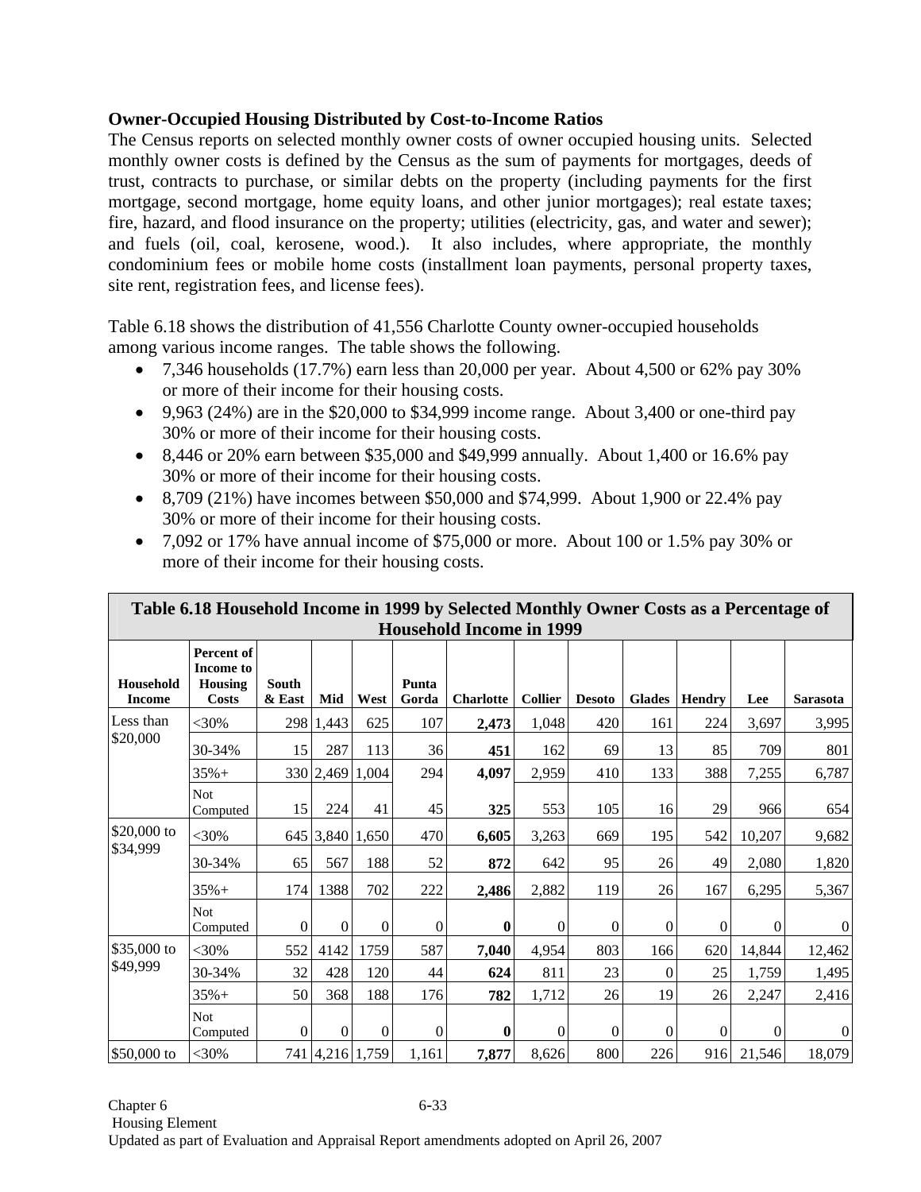**Owner-Occupied Housing Distributed by Cost-to-Income Ratios**

The Census reports on selected monthly owner costs of owner occupied housing units. Selected monthly owner costs is defined by the Census as the sum of payments for mortgages, deeds of trust, contracts to purchase, or similar debts on the property (including payments for the first mortgage, second mortgage, home equity loans, and other junior mortgages); real estate taxes; fire, hazard, and flood insurance on the property; utilities (electricity, gas, and water and sewer); and fuels (oil, coal, kerosene, wood.). It also includes, where appropriate, the monthly condominium fees or mobile home costs (installment loan payments, personal property taxes, site rent, registration fees, and license fees).

Table 6.18 shows the distribution of 41,556 Charlotte County owner-occupied households among various income ranges. The table shows the following.

- 7,346 households (17.7%) earn less than 20,000 per year. About 4,500 or 62% pay 30% or more of their income for their housing costs.
- 9,963 (24%) are in the $20,000 to $34,999 income range. About 3,400 or one-third pay 30% or more of their income for their housing costs.
- 8,446 or 20% earn between $35,000 and $49,999 annually. About 1,400 or 16.6% pay 30% or more of their income for their housing costs.
- 8,709 (21%) have incomes between $50,000 and $74,999. About 1,900 or 22.4% pay 30% or more of their income for their housing costs.
- 7,092 or 17% have annual income of $75,000 or more. About 100 or 1.5% pay 30% or more of their income for their housing costs.

**Table 6.18 Household Income in 1999 by Selected Monthly Owner Costs as a Percentage of Household Income in 1999**

| Household Income | Percent of Income to Housing Costs | South & East | Mid | West | Punta Gorda | Charlotte | Collier | Desoto | Glades | Hendry | Lee | Sarasota |
|---|---|---|---|---|---|---|---|---|---|---|---|---|
| Less than $20,000 | <30% | 298 | 1,443 | 625 | 107 | **2,473** | 1,048 | 420 | 161 | 224 | 3,697 | 3,995 |
| | 30-34% | 15 | 287 | 113 | 36 | **451** | 162 | 69 | 13 | 85 | 709 | 801 |
| | 35%+ | 330 | 2,469 | 1,004 | 294 | **4,097** | 2,959 | 410 | 133 | 388 | 7,255 | 6,787 |
| | Not Computed | 15 | 224 | 41 | 45 | **325** | 553 | 105 | 16 | 29 | 966 | 654 |
| $20,000 to $34,999 | <30% | 645 | 3,840 | 1,650 | 470 | **6,605** | 3,263 | 669 | 195 | 542 | 10,207 | 9,682 |
| | 30-34% | 65 | 567 | 188 | 52 | **872** | 642 | 95 | 26 | 49 | 2,080 | 1,820 |
| | 35%+ | 174 | 1388 | 702 | 222 | **2,486** | 2,882 | 119 | 26 | 167 | 6,295 | 5,367 |
| | Not Computed | 0 | 0 | 0 | 0 | **0** | 0 | 0 | 0 | 0 | 0 | 0 |
| $35,000 to $49,999 | <30% | 552 | 4142 | 1759 | 587 | **7,040** | 4,954 | 803 | 166 | 620 | 14,844 | 12,462 |
| | 30-34% | 32 | 428 | 120 | 44 | **624** | 811 | 23 | 0 | 25 | 1,759 | 1,495 |
| | 35%+ | 50 | 368 | 188 | 176 | **782** | 1,712 | 26 | 19 | 26 | 2,247 | 2,416 |
| | Not Computed | 0 | 0 | 0 | 0 | **0** | 0 | 0 | 0 | 0 | 0 | 0 |
| $50,000 to | <30% | 741 | 4,216 | 1,759 | 1,161 | **7,877** | 8,626 | 800 | 226 | 916 | 21,546 | 18,079 |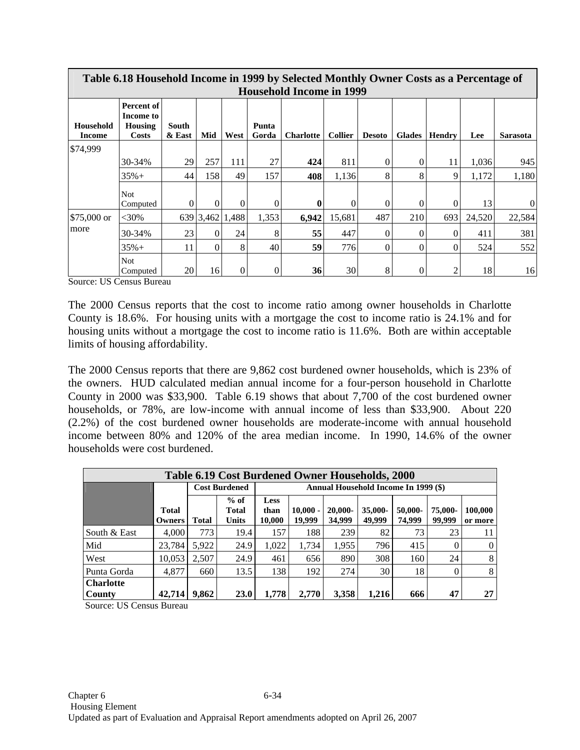| Table 6.18 Household Income in 1999 by Selected Monthly Owner Costs as a Percentage of Household Income in 1999 | | | | | | | | | | | | |
|---|---|---|---|---|---|---|---|---|---|---|---|---|
| **Household Income** | **Percent of Income to Housing Costs** | **South & East** | **Mid** | **West** | **Punta Gorda** | **Charlotte** | **Collier** | **Desoto** | **Glades** | **Hendry** | **Lee** | **Sarasota** |
| $74,999 | 30-34% | 29 | 257 | 111 | 27 | **424** | 811 | 0 | 0 | 11 | 1,036 | 945 |
| | 35%+ | 44 | 158 | 49 | 157 | **408** | 1,136 | 8 | 8 | 9 | 1,172 | 1,180 |
| | Not Computed | 0 | 0 | 0 | 0 | **0** | 0 | 0 | 0 | 0 | 13 | 0 |
| $75,000 or more | <30% | 639 | 3,462 | 1,488 | 1,353 | **6,942** | 15,681 | 487 | 210 | 693 | 24,520 | 22,584 |
| | 30-34% | 23 | 0 | 24 | 8 | **55** | 447 | 0 | 0 | 0 | 411 | 381 |
| | 35%+ | 11 | 0 | 8 | 40 | **59** | 776 | 0 | 0 | 0 | 524 | 552 |
| | Not Computed | 20 | 16 | 0 | 0 | **36** | 30 | 8 | 0 | 2 | 18 | 16 |

Source: US Census Bureau

The 2000 Census reports that the cost to income ratio among owner households in Charlotte County is 18.6%. For housing units with a mortgage the cost to income ratio is 24.1% and for housing units without a mortgage the cost to income ratio is 11.6%. Both are within acceptable limits of housing affordability.

The 2000 Census reports that there are 9,862 cost burdened owner households, which is 23% of the owners. HUD calculated median annual income for a four-person household in Charlotte County in 2000 was $33,900. Table 6.19 shows that about 7,700 of the cost burdened owner households, or 78%, are low-income with annual income of less than $33,900. About 220 (2.2%) of the cost burdened owner households are moderate-income with annual household income between 80% and 120% of the area median income. In 1990, 14.6% of the owner households were cost burdened.

| Table 6.19 Cost Burdened Owner Households, 2000 | | | | | | | | | | |
|---|---|---|---|---|---|---|---|---|---|---|
| | | **Cost Burdened** | | **Annual Household Income In 1999 ($)** | | | | | | |
| | **Total Owners** | **Total** | **% of Total Units** | **Less than 10,000** | **10,000 - 19,999** | **20,000-34,999** | **35,000-49,999** | **50,000-74,999** | **75,000-99,999** | **100,000 or more** |
| South & East | 4,000 | 773 | 19.4 | 157 | 188 | 239 | 82 | 73 | 23 | 11 |
| Mid | 23,784 | 5,922 | 24.9 | 1,022 | 1,734 | 1,955 | 796 | 415 | 0 | 0 |
| West | 10,053 | 2,507 | 24.9 | 461 | 656 | 890 | 308 | 160 | 24 | 8 |
| Punta Gorda | 4,877 | 660 | 13.5 | 138 | 192 | 274 | 30 | 18 | 0 | 8 |
| **Charlotte County** | **42,714** | **9,862** | **23.0** | **1,778** | **2,770** | **3,358** | **1,216** | **666** | **47** | **27** |

Source: US Census Bureau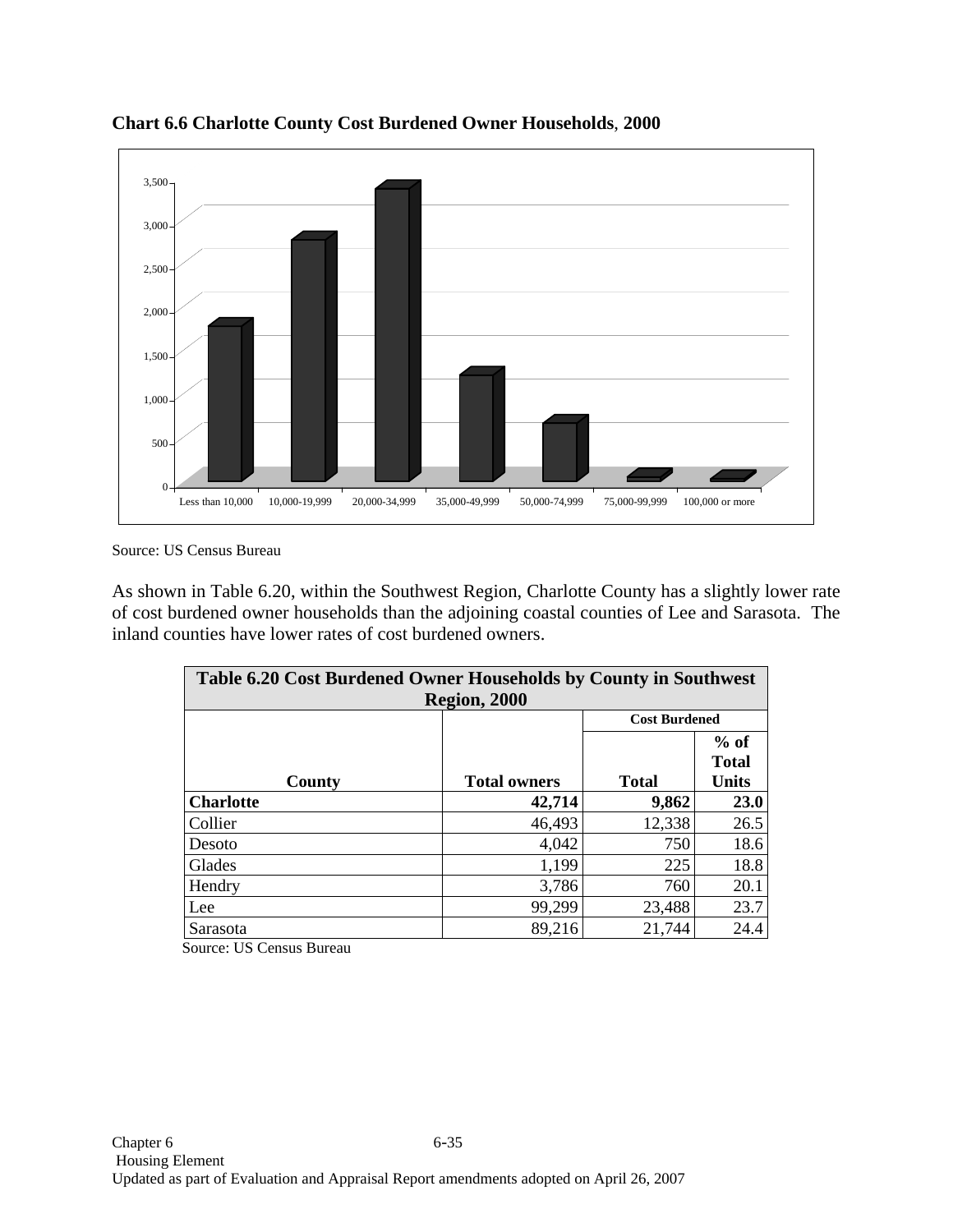**Chart 6.6 Charlotte County Cost Burdened Owner Households, 2000**

Source: US Census Bureau

As shown in Table 6.20, within the Southwest Region, Charlotte County has a slightly lower rate of cost burdened owner households than the adjoining coastal counties of Lee and Sarasota. The inland counties have lower rates of cost burdened owners.

| Table 6.20 Cost Burdened Owner Households by County in Southwest Region, 2000 | | | |
|---|---|---|---|
| | | Cost Burdened | |
| County | Total owners | Total | % of Total Units |
| **Charlotte** | **42,714** | **9,862** | **23.0** |
| Collier | 46,493 | 12,338 | 26.5 |
| Desoto | 4,042 | 750 | 18.6 |
| Glades | 1,199 | 225 | 18.8 |
| Hendry | 3,786 | 760 | 20.1 |
| Lee | 99,299 | 23,488 | 23.7 |
| Sarasota | 89,216 | 21,744 | 24.4 |

Source: US Census Bureau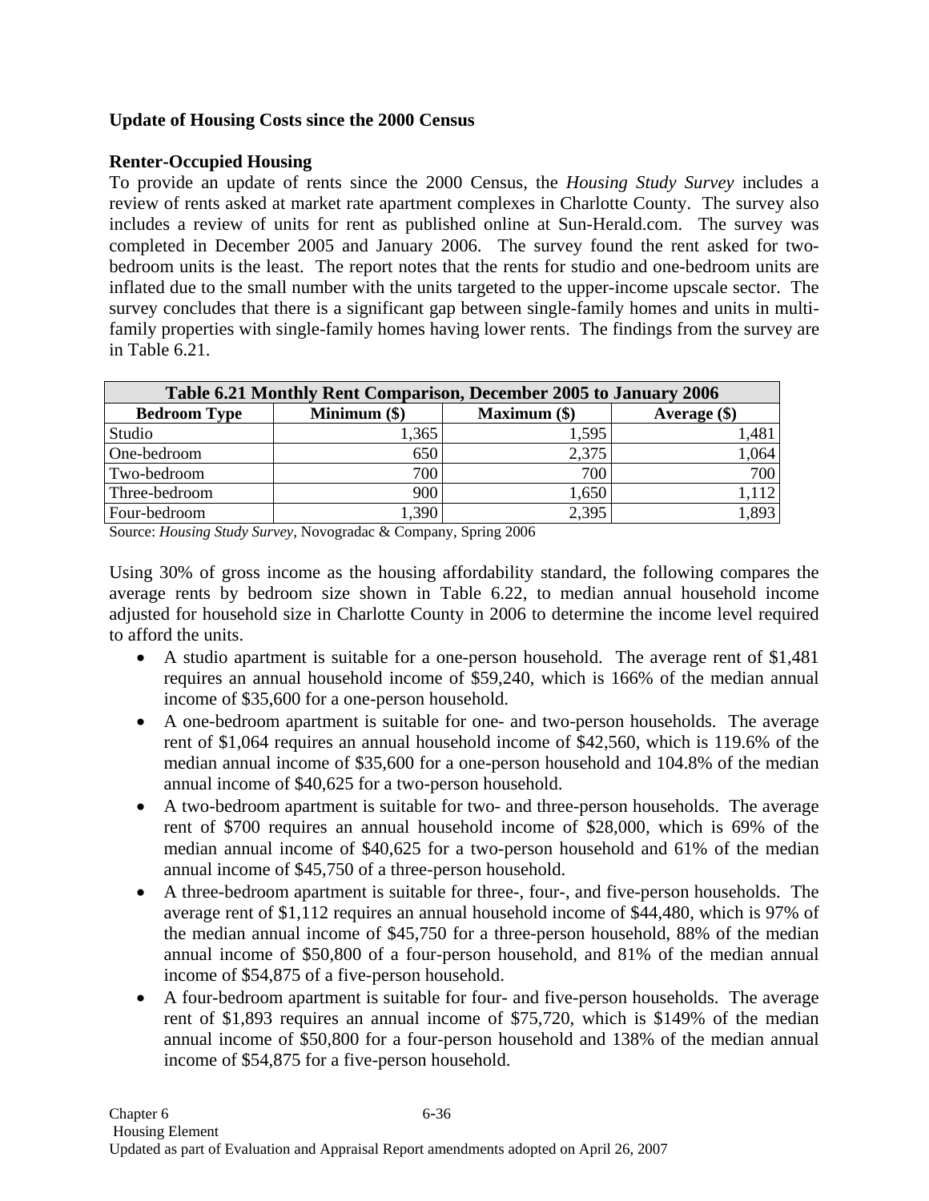**Update of Housing Costs since the 2000 Census**

**Renter-Occupied Housing**

To provide an update of rents since the 2000 Census, the *Housing Study Survey* includes a review of rents asked at market rate apartment complexes in Charlotte County. The survey also includes a review of units for rent as published online at Sun-Herald.com. The survey was completed in December 2005 and January 2006. The survey found the rent asked for two-bedroom units is the least. The report notes that the rents for studio and one-bedroom units are inflated due to the small number with the units targeted to the upper-income upscale sector. The survey concludes that there is a significant gap between single-family homes and units in multi-family properties with single-family homes having lower rents. The findings from the survey are in Table 6.21.

**Table 6.21 Monthly Rent Comparison, December 2005 to January 2006**

| Bedroom Type | Minimum ($) | Maximum ($) | Average ($) |
|---|---|---|---|
| Studio | 1,365 | 1,595 | 1,481 |
| One-bedroom | 650 | 2,375 | 1,064 |
| Two-bedroom | 700 | 700 | 700 |
| Three-bedroom | 900 | 1,650 | 1,112 |
| Four-bedroom | 1,390 | 2,395 | 1,893 |

Source: *Housing Study Survey*, Novogradac & Company, Spring 2006

Using 30% of gross income as the housing affordability standard, the following compares the average rents by bedroom size shown in Table 6.22, to median annual household income adjusted for household size in Charlotte County in 2006 to determine the income level required to afford the units.

- A studio apartment is suitable for a one-person household. The average rent of $1,481 requires an annual household income of $59,240, which is 166% of the median annual income of $35,600 for a one-person household.
- A one-bedroom apartment is suitable for one- and two-person households. The average rent of $1,064 requires an annual household income of $42,560, which is 119.6% of the median annual income of $35,600 for a one-person household and 104.8% of the median annual income of $40,625 for a two-person household.
- A two-bedroom apartment is suitable for two- and three-person households. The average rent of $700 requires an annual household income of $28,000, which is 69% of the median annual income of $40,625 for a two-person household and 61% of the median annual income of $45,750 of a three-person household.
- A three-bedroom apartment is suitable for three-, four-, and five-person households. The average rent of $1,112 requires an annual household income of $44,480, which is 97% of the median annual income of $45,750 for a three-person household, 88% of the median annual income of $50,800 of a four-person household, and 81% of the median annual income of $54,875 of a five-person household.
- A four-bedroom apartment is suitable for four- and five-person households. The average rent of $1,893 requires an annual income of $75,720, which is $149% of the median annual income of $50,800 for a four-person household and 138% of the median annual income of $54,875 for a five-person household.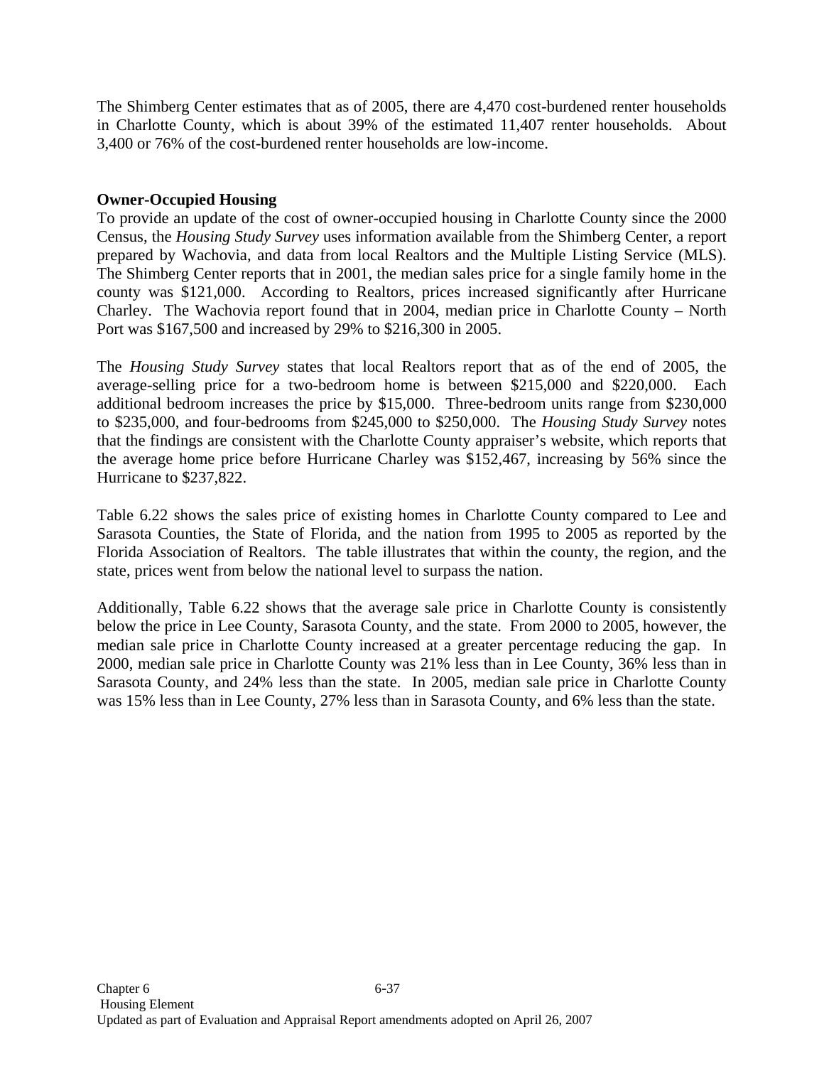The Shimberg Center estimates that as of 2005, there are 4,470 cost-burdened renter households in Charlotte County, which is about 39% of the estimated 11,407 renter households. About 3,400 or 76% of the cost-burdened renter households are low-income.

**Owner-Occupied Housing**

To provide an update of the cost of owner-occupied housing in Charlotte County since the 2000 Census, the *Housing Study Survey* uses information available from the Shimberg Center, a report prepared by Wachovia, and data from local Realtors and the Multiple Listing Service (MLS). The Shimberg Center reports that in 2001, the median sales price for a single family home in the county was $121,000. According to Realtors, prices increased significantly after Hurricane Charley. The Wachovia report found that in 2004, median price in Charlotte County – North Port was $167,500 and increased by 29% to $216,300 in 2005.

The *Housing Study Survey* states that local Realtors report that as of the end of 2005, the average-selling price for a two-bedroom home is between $215,000 and $220,000. Each additional bedroom increases the price by $15,000. Three-bedroom units range from $230,000 to $235,000, and four-bedrooms from $245,000 to $250,000. The *Housing Study Survey* notes that the findings are consistent with the Charlotte County appraiser's website, which reports that the average home price before Hurricane Charley was $152,467, increasing by 56% since the Hurricane to $237,822.

Table 6.22 shows the sales price of existing homes in Charlotte County compared to Lee and Sarasota Counties, the State of Florida, and the nation from 1995 to 2005 as reported by the Florida Association of Realtors. The table illustrates that within the county, the region, and the state, prices went from below the national level to surpass the nation.

Additionally, Table 6.22 shows that the average sale price in Charlotte County is consistently below the price in Lee County, Sarasota County, and the state. From 2000 to 2005, however, the median sale price in Charlotte County increased at a greater percentage reducing the gap. In 2000, median sale price in Charlotte County was 21% less than in Lee County, 36% less than in Sarasota County, and 24% less than the state. In 2005, median sale price in Charlotte County was 15% less than in Lee County, 27% less than in Sarasota County, and 6% less than the state.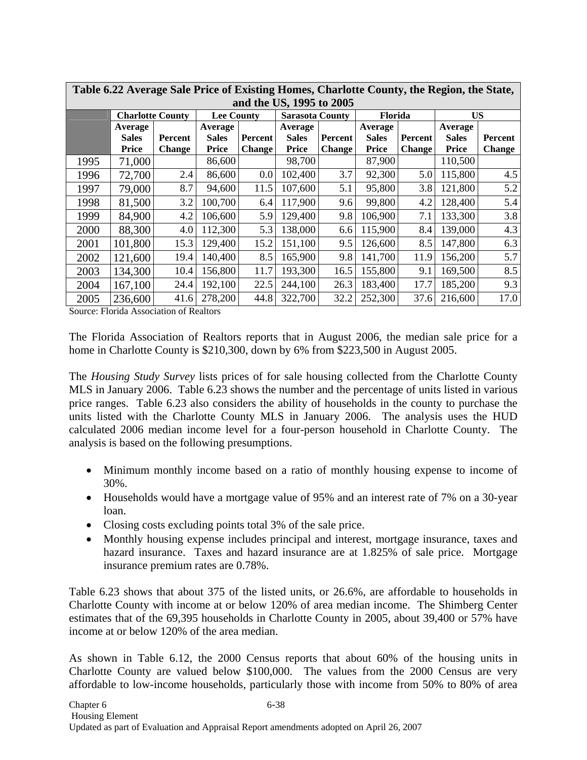| Table 6.22 Average Sale Price of Existing Homes, Charlotte County, the Region, the State, and the US, 1995 to 2005 | | | | | | | | | | |
|---|---|---|---|---|---|---|---|---|---|---|
| | Charlotte County | | Lee County | | Sarasota County | | Florida | | US | |
| | Average Sales Price | Percent Change | Average Sales Price | Percent Change | Average Sales Price | Percent Change | Average Sales Price | Percent Change | Average Sales Price | Percent Change |
| 1995 | 71,000 | | 86,600 | | 98,700 | | 87,900 | | 110,500 | |
| 1996 | 72,700 | 2.4 | 86,600 | 0.0 | 102,400 | 3.7 | 92,300 | 5.0 | 115,800 | 4.5 |
| 1997 | 79,000 | 8.7 | 94,600 | 11.5 | 107,600 | 5.1 | 95,800 | 3.8 | 121,800 | 5.2 |
| 1998 | 81,500 | 3.2 | 100,700 | 6.4 | 117,900 | 9.6 | 99,800 | 4.2 | 128,400 | 5.4 |
| 1999 | 84,900 | 4.2 | 106,600 | 5.9 | 129,400 | 9.8 | 106,900 | 7.1 | 133,300 | 3.8 |
| 2000 | 88,300 | 4.0 | 112,300 | 5.3 | 138,000 | 6.6 | 115,900 | 8.4 | 139,000 | 4.3 |
| 2001 | 101,800 | 15.3 | 129,400 | 15.2 | 151,100 | 9.5 | 126,600 | 8.5 | 147,800 | 6.3 |
| 2002 | 121,600 | 19.4 | 140,400 | 8.5 | 165,900 | 9.8 | 141,700 | 11.9 | 156,200 | 5.7 |
| 2003 | 134,300 | 10.4 | 156,800 | 11.7 | 193,300 | 16.5 | 155,800 | 9.1 | 169,500 | 8.5 |
| 2004 | 167,100 | 24.4 | 192,100 | 22.5 | 244,100 | 26.3 | 183,400 | 17.7 | 185,200 | 9.3 |
| 2005 | 236,600 | 41.6 | 278,200 | 44.8 | 322,700 | 32.2 | 252,300 | 37.6 | 216,600 | 17.0 |

Source: Florida Association of Realtors

The Florida Association of Realtors reports that in August 2006, the median sale price for a home in Charlotte County is $210,300, down by 6% from $223,500 in August 2005.

The *Housing Study Survey* lists prices of for sale housing collected from the Charlotte County MLS in January 2006. Table 6.23 shows the number and the percentage of units listed in various price ranges. Table 6.23 also considers the ability of households in the county to purchase the units listed with the Charlotte County MLS in January 2006. The analysis uses the HUD calculated 2006 median income level for a four-person household in Charlotte County. The analysis is based on the following presumptions.

- Minimum monthly income based on a ratio of monthly housing expense to income of 30%.
- Households would have a mortgage value of 95% and an interest rate of 7% on a 30-year loan.
- Closing costs excluding points total 3% of the sale price.
- Monthly housing expense includes principal and interest, mortgage insurance, taxes and hazard insurance. Taxes and hazard insurance are at 1.825% of sale price. Mortgage insurance premium rates are 0.78%.

Table 6.23 shows that about 375 of the listed units, or 26.6%, are affordable to households in Charlotte County with income at or below 120% of area median income. The Shimberg Center estimates that of the 69,395 households in Charlotte County in 2005, about 39,400 or 57% have income at or below 120% of the area median.

As shown in Table 6.12, the 2000 Census reports that about 60% of the housing units in Charlotte County are valued below $100,000. The values from the 2000 Census are very affordable to low-income households, particularly those with income from 50% to 80% of area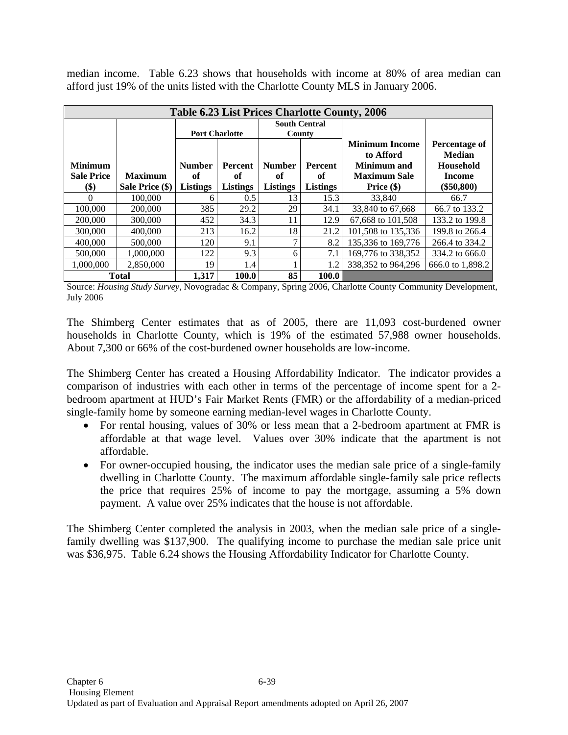median income. Table 6.23 shows that households with income at 80% of area median can afford just 19% of the units listed with the Charlotte County MLS in January 2006.

**Table 6.23 List Prices Charlotte County, 2006**

| | | Port Charlotte | | South Central County | | | |
|---|---|---|---|---|---|---|---|
| Minimum Sale Price ($) | Maximum Sale Price ($) | Number of Listings | Percent of Listings | Number of Listings | Percent of Listings | Minimum Income to Afford Minimum and Maximum Sale Price ($) | Percentage of Median Household Income ($50,800) |
| 0 | 100,000 | 6 | 0.5 | 13 | 15.3 | 33,840 | 66.7 |
| 100,000 | 200,000 | 385 | 29.2 | 29 | 34.1 | 33,840 to 67,668 | 66.7 to 133.2 |
| 200,000 | 300,000 | 452 | 34.3 | 11 | 12.9 | 67,668 to 101,508 | 133.2 to 199.8 |
| 300,000 | 400,000 | 213 | 16.2 | 18 | 21.2 | 101,508 to 135,336 | 199.8 to 266.4 |
| 400,000 | 500,000 | 120 | 9.1 | 7 | 8.2 | 135,336 to 169,776 | 266.4 to 334.2 |
| 500,000 | 1,000,000 | 122 | 9.3 | 6 | 7.1 | 169,776 to 338,352 | 334.2 to 666.0 |
| 1,000,000 | 2,850,000 | 19 | 1.4 | 1 | 1.2 | 338,352 to 964,296 | 666.0 to 1,898.2 |
| **Total** | | **1,317** | **100.0** | **85** | **100.0** | | |

Source: *Housing Study Survey*, Novogradac & Company, Spring 2006, Charlotte County Community Development, July 2006

The Shimberg Center estimates that as of 2005, there are 11,093 cost-burdened owner households in Charlotte County, which is 19% of the estimated 57,988 owner households. About 7,300 or 66% of the cost-burdened owner households are low-income.

The Shimberg Center has created a Housing Affordability Indicator. The indicator provides a comparison of industries with each other in terms of the percentage of income spent for a 2-bedroom apartment at HUD's Fair Market Rents (FMR) or the affordability of a median-priced single-family home by someone earning median-level wages in Charlotte County.

- For rental housing, values of 30% or less mean that a 2-bedroom apartment at FMR is affordable at that wage level. Values over 30% indicate that the apartment is not affordable.
- For owner-occupied housing, the indicator uses the median sale price of a single-family dwelling in Charlotte County. The maximum affordable single-family sale price reflects the price that requires 25% of income to pay the mortgage, assuming a 5% down payment. A value over 25% indicates that the house is not affordable.

The Shimberg Center completed the analysis in 2003, when the median sale price of a single-family dwelling was $137,900. The qualifying income to purchase the median sale price unit was $36,975. Table 6.24 shows the Housing Affordability Indicator for Charlotte County.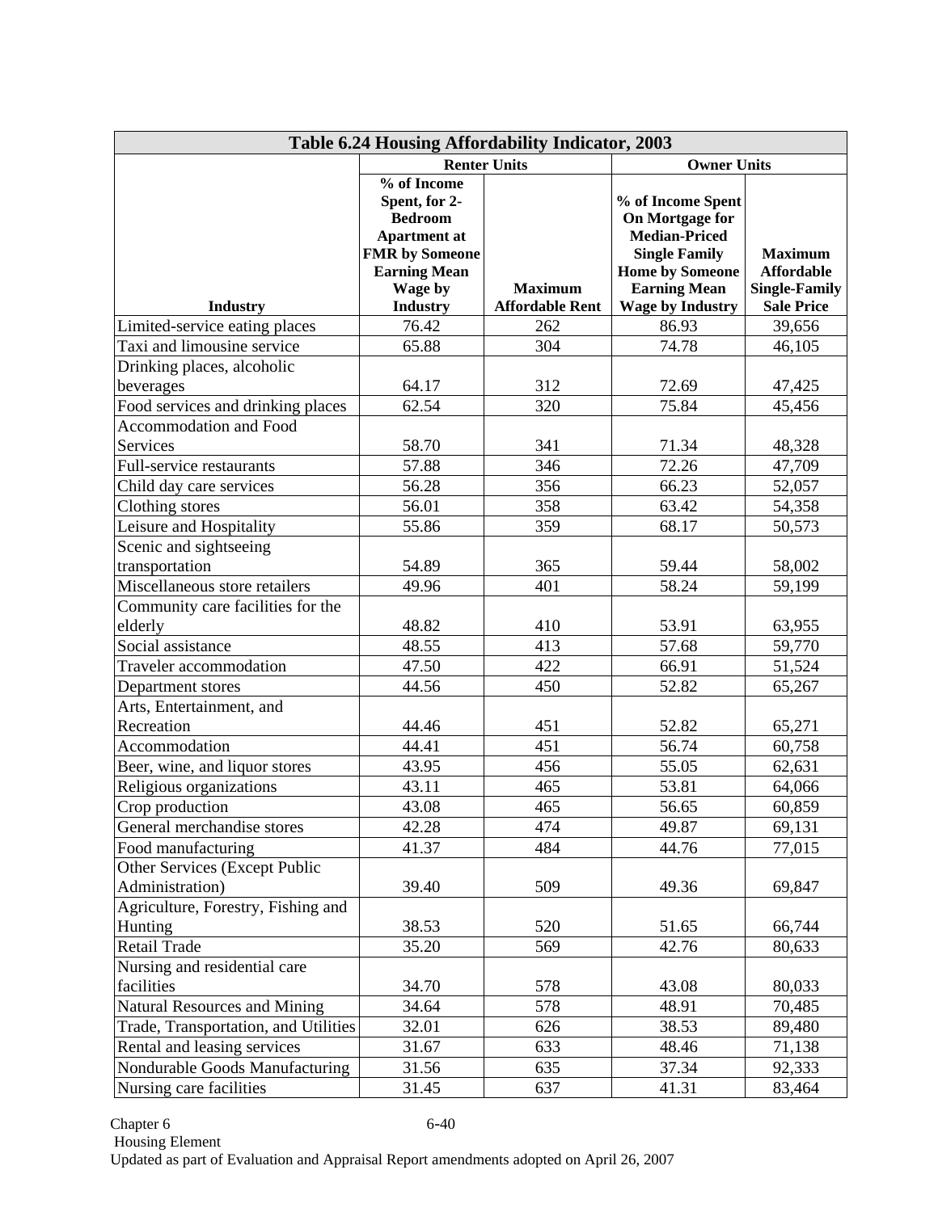| Table 6.24 Housing Affordability Indicator, 2003 | | | | |
|---|---|---|---|---|
| | Renter Units | | Owner Units | |
| Industry | % of Income Spent, for 2-Bedroom Apartment at FMR by Someone Earning Mean Wage by Industry | Maximum Affordable Rent | % of Income Spent On Mortgage for Median-Priced Single Family Home by Someone Earning Mean Wage by Industry | Maximum Affordable Single-Family Sale Price |
| Limited-service eating places | 76.42 | 262 | 86.93 | 39,656 |
| Taxi and limousine service | 65.88 | 304 | 74.78 | 46,105 |
| Drinking places, alcoholic beverages | 64.17 | 312 | 72.69 | 47,425 |
| Food services and drinking places | 62.54 | 320 | 75.84 | 45,456 |
| Accommodation and Food Services | 58.70 | 341 | 71.34 | 48,328 |
| Full-service restaurants | 57.88 | 346 | 72.26 | 47,709 |
| Child day care services | 56.28 | 356 | 66.23 | 52,057 |
| Clothing stores | 56.01 | 358 | 63.42 | 54,358 |
| Leisure and Hospitality | 55.86 | 359 | 68.17 | 50,573 |
| Scenic and sightseeing transportation | 54.89 | 365 | 59.44 | 58,002 |
| Miscellaneous store retailers | 49.96 | 401 | 58.24 | 59,199 |
| Community care facilities for the elderly | 48.82 | 410 | 53.91 | 63,955 |
| Social assistance | 48.55 | 413 | 57.68 | 59,770 |
| Traveler accommodation | 47.50 | 422 | 66.91 | 51,524 |
| Department stores | 44.56 | 450 | 52.82 | 65,267 |
| Arts, Entertainment, and Recreation | 44.46 | 451 | 52.82 | 65,271 |
| Accommodation | 44.41 | 451 | 56.74 | 60,758 |
| Beer, wine, and liquor stores | 43.95 | 456 | 55.05 | 62,631 |
| Religious organizations | 43.11 | 465 | 53.81 | 64,066 |
| Crop production | 43.08 | 465 | 56.65 | 60,859 |
| General merchandise stores | 42.28 | 474 | 49.87 | 69,131 |
| Food manufacturing | 41.37 | 484 | 44.76 | 77,015 |
| Other Services (Except Public Administration) | 39.40 | 509 | 49.36 | 69,847 |
| Agriculture, Forestry, Fishing and Hunting | 38.53 | 520 | 51.65 | 66,744 |
| Retail Trade | 35.20 | 569 | 42.76 | 80,633 |
| Nursing and residential care facilities | 34.70 | 578 | 43.08 | 80,033 |
| Natural Resources and Mining | 34.64 | 578 | 48.91 | 70,485 |
| Trade, Transportation, and Utilities | 32.01 | 626 | 38.53 | 89,480 |
| Rental and leasing services | 31.67 | 633 | 48.46 | 71,138 |
| Nondurable Goods Manufacturing | 31.56 | 635 | 37.34 | 92,333 |
| Nursing care facilities | 31.45 | 637 | 41.31 | 83,464 |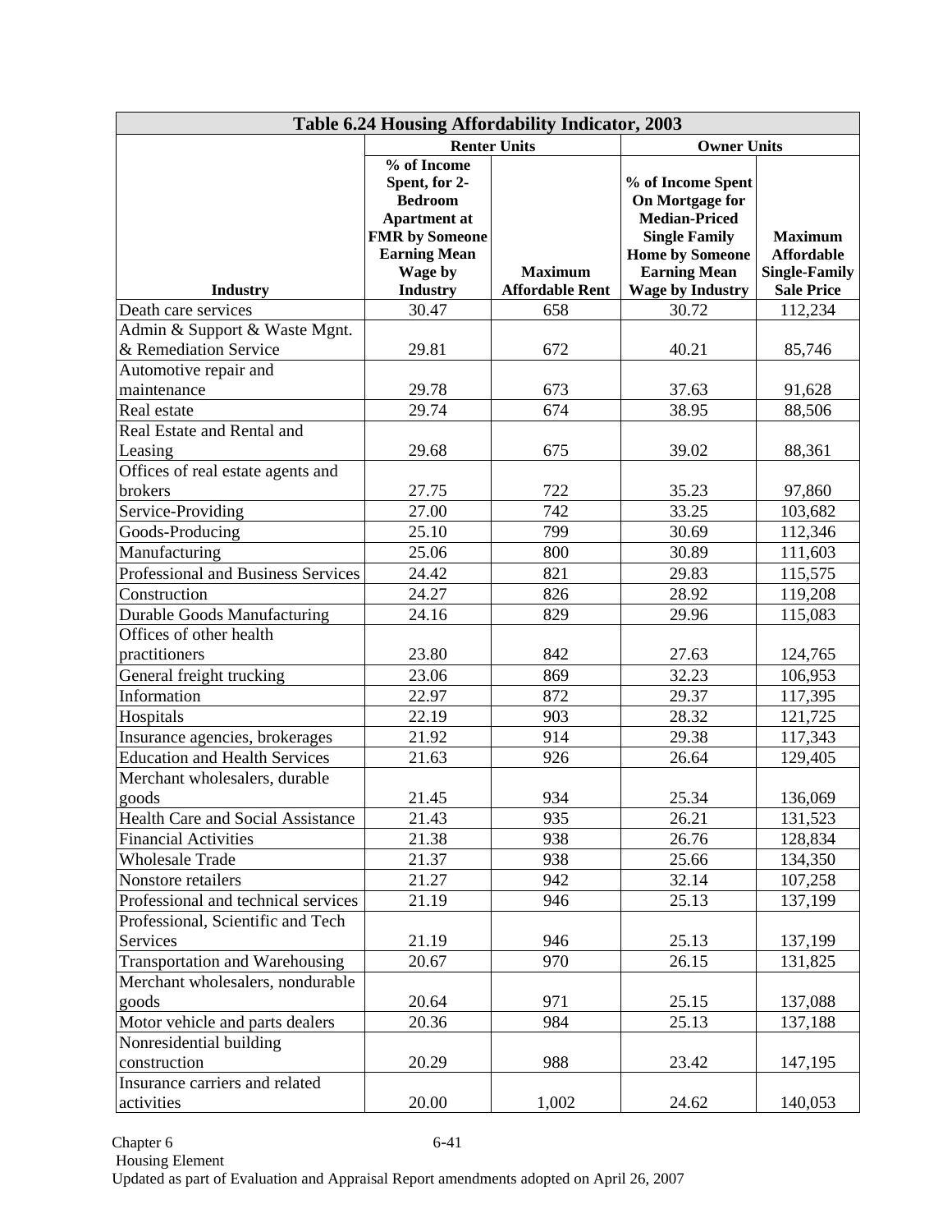| Table 6.24 Housing Affordability Indicator, 2003 | | | | |
|---|---|---|---|---|
| | Renter Units | | Owner Units | |
| Industry | % of Income Spent, for 2-Bedroom Apartment at FMR by Someone Earning Mean Wage by Industry | Maximum Affordable Rent | % of Income Spent On Mortgage for Median-Priced Single Family Home by Someone Earning Mean Wage by Industry | Maximum Affordable Single-Family Sale Price |
| Death care services | 30.47 | 658 | 30.72 | 112,234 |
| Admin & Support & Waste Mgnt. & Remediation Service | 29.81 | 672 | 40.21 | 85,746 |
| Automotive repair and maintenance | 29.78 | 673 | 37.63 | 91,628 |
| Real estate | 29.74 | 674 | 38.95 | 88,506 |
| Real Estate and Rental and Leasing | 29.68 | 675 | 39.02 | 88,361 |
| Offices of real estate agents and brokers | 27.75 | 722 | 35.23 | 97,860 |
| Service-Providing | 27.00 | 742 | 33.25 | 103,682 |
| Goods-Producing | 25.10 | 799 | 30.69 | 112,346 |
| Manufacturing | 25.06 | 800 | 30.89 | 111,603 |
| Professional and Business Services | 24.42 | 821 | 29.83 | 115,575 |
| Construction | 24.27 | 826 | 28.92 | 119,208 |
| Durable Goods Manufacturing | 24.16 | 829 | 29.96 | 115,083 |
| Offices of other health practitioners | 23.80 | 842 | 27.63 | 124,765 |
| General freight trucking | 23.06 | 869 | 32.23 | 106,953 |
| Information | 22.97 | 872 | 29.37 | 117,395 |
| Hospitals | 22.19 | 903 | 28.32 | 121,725 |
| Insurance agencies, brokerages | 21.92 | 914 | 29.38 | 117,343 |
| Education and Health Services | 21.63 | 926 | 26.64 | 129,405 |
| Merchant wholesalers, durable goods | 21.45 | 934 | 25.34 | 136,069 |
| Health Care and Social Assistance | 21.43 | 935 | 26.21 | 131,523 |
| Financial Activities | 21.38 | 938 | 26.76 | 128,834 |
| Wholesale Trade | 21.37 | 938 | 25.66 | 134,350 |
| Nonstore retailers | 21.27 | 942 | 32.14 | 107,258 |
| Professional and technical services | 21.19 | 946 | 25.13 | 137,199 |
| Professional, Scientific and Tech Services | 21.19 | 946 | 25.13 | 137,199 |
| Transportation and Warehousing | 20.67 | 970 | 26.15 | 131,825 |
| Merchant wholesalers, nondurable goods | 20.64 | 971 | 25.15 | 137,088 |
| Motor vehicle and parts dealers | 20.36 | 984 | 25.13 | 137,188 |
| Nonresidential building construction | 20.29 | 988 | 23.42 | 147,195 |
| Insurance carriers and related activities | 20.00 | 1,002 | 24.62 | 140,053 |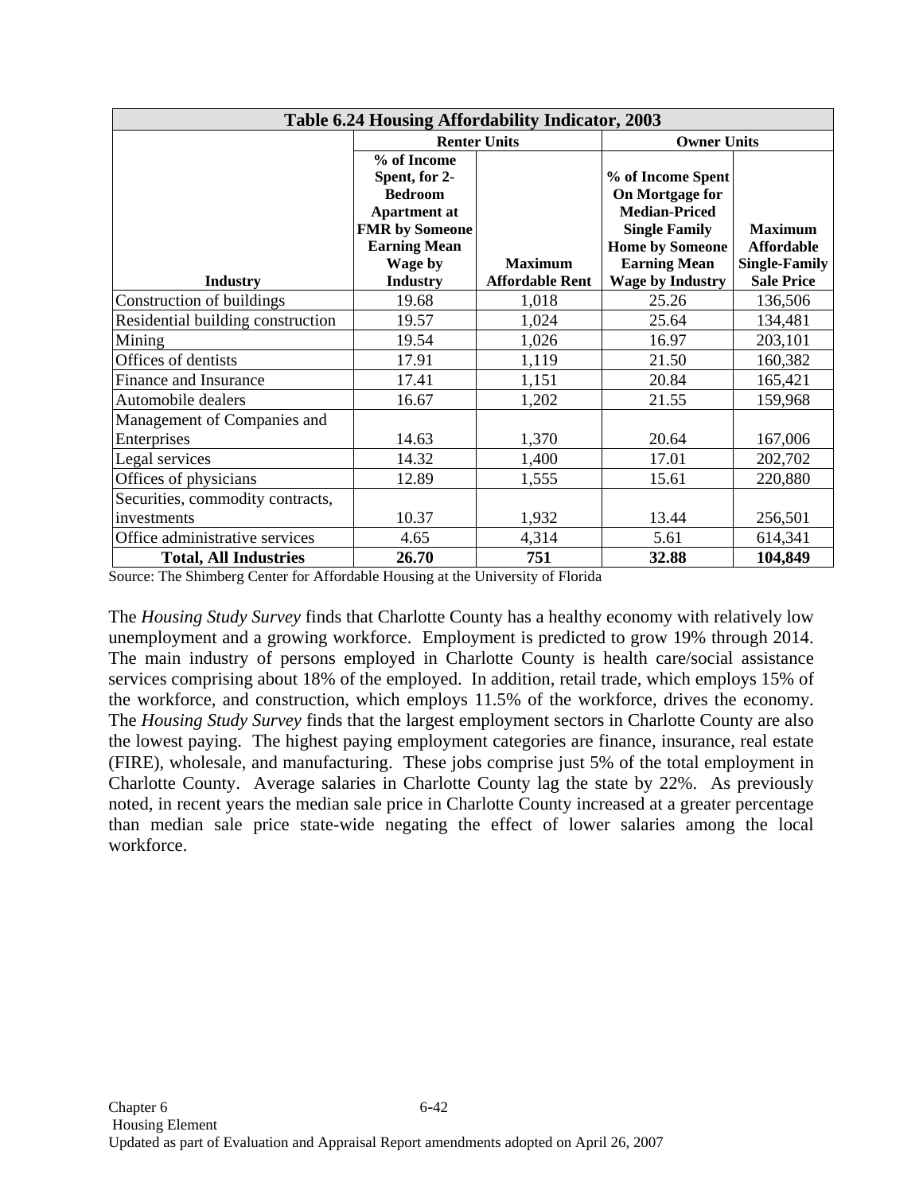| Table 6.24 Housing Affordability Indicator, 2003 | | | | |
|---|---|---|---|---|
| | Renter Units | | Owner Units | |
| **Industry** | **% of Income Spent, for 2-Bedroom Apartment at FMR by Someone Earning Mean Wage by Industry** | **Maximum Affordable Rent** | **% of Income Spent On Mortgage for Median-Priced Single Family Home by Someone Earning Mean Wage by Industry** | **Maximum Affordable Single-Family Sale Price** |
| Construction of buildings | 19.68 | 1,018 | 25.26 | 136,506 |
| Residential building construction | 19.57 | 1,024 | 25.64 | 134,481 |
| Mining | 19.54 | 1,026 | 16.97 | 203,101 |
| Offices of dentists | 17.91 | 1,119 | 21.50 | 160,382 |
| Finance and Insurance | 17.41 | 1,151 | 20.84 | 165,421 |
| Automobile dealers | 16.67 | 1,202 | 21.55 | 159,968 |
| Management of Companies and Enterprises | 14.63 | 1,370 | 20.64 | 167,006 |
| Legal services | 14.32 | 1,400 | 17.01 | 202,702 |
| Offices of physicians | 12.89 | 1,555 | 15.61 | 220,880 |
| Securities, commodity contracts, investments | 10.37 | 1,932 | 13.44 | 256,501 |
| Office administrative services | 4.65 | 4,314 | 5.61 | 614,341 |
| **Total, All Industries** | **26.70** | **751** | **32.88** | **104,849** |

Source: The Shimberg Center for Affordable Housing at the University of Florida

The *Housing Study Survey* finds that Charlotte County has a healthy economy with relatively low unemployment and a growing workforce. Employment is predicted to grow 19% through 2014. The main industry of persons employed in Charlotte County is health care/social assistance services comprising about 18% of the employed. In addition, retail trade, which employs 15% of the workforce, and construction, which employs 11.5% of the workforce, drives the economy. The *Housing Study Survey* finds that the largest employment sectors in Charlotte County are also the lowest paying. The highest paying employment categories are finance, insurance, real estate (FIRE), wholesale, and manufacturing. These jobs comprise just 5% of the total employment in Charlotte County. Average salaries in Charlotte County lag the state by 22%. As previously noted, in recent years the median sale price in Charlotte County increased at a greater percentage than median sale price state-wide negating the effect of lower salaries among the local workforce.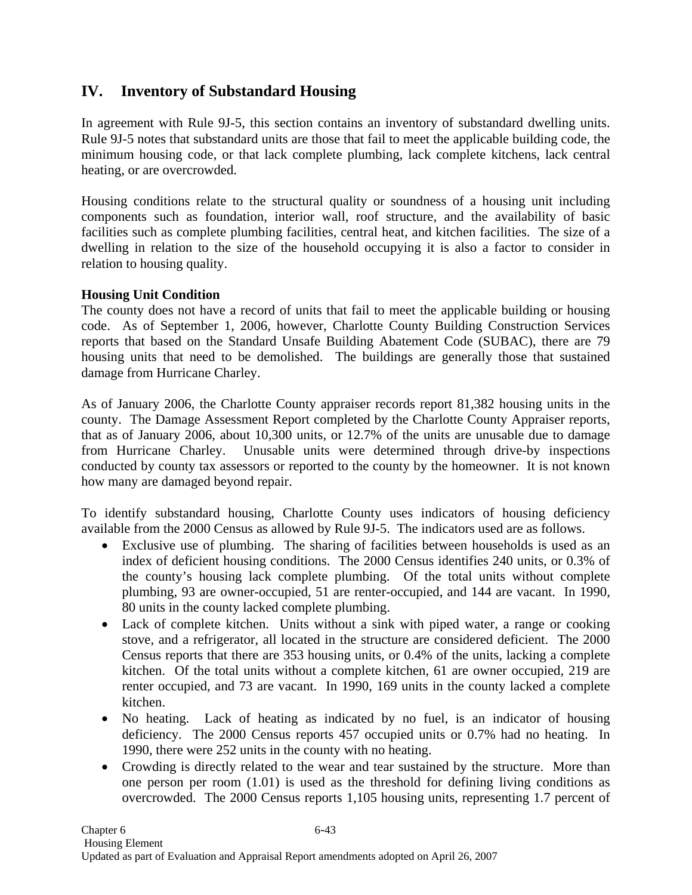## IV. Inventory of Substandard Housing

In agreement with Rule 9J-5, this section contains an inventory of substandard dwelling units. Rule 9J-5 notes that substandard units are those that fail to meet the applicable building code, the minimum housing code, or that lack complete plumbing, lack complete kitchens, lack central heating, or are overcrowded.

Housing conditions relate to the structural quality or soundness of a housing unit including components such as foundation, interior wall, roof structure, and the availability of basic facilities such as complete plumbing facilities, central heat, and kitchen facilities. The size of a dwelling in relation to the size of the household occupying it is also a factor to consider in relation to housing quality.

**Housing Unit Condition**

The county does not have a record of units that fail to meet the applicable building or housing code. As of September 1, 2006, however, Charlotte County Building Construction Services reports that based on the Standard Unsafe Building Abatement Code (SUBAC), there are 79 housing units that need to be demolished. The buildings are generally those that sustained damage from Hurricane Charley.

As of January 2006, the Charlotte County appraiser records report 81,382 housing units in the county. The Damage Assessment Report completed by the Charlotte County Appraiser reports, that as of January 2006, about 10,300 units, or 12.7% of the units are unusable due to damage from Hurricane Charley. Unusable units were determined through drive-by inspections conducted by county tax assessors or reported to the county by the homeowner. It is not known how many are damaged beyond repair.

To identify substandard housing, Charlotte County uses indicators of housing deficiency available from the 2000 Census as allowed by Rule 9J-5. The indicators used are as follows.

- Exclusive use of plumbing. The sharing of facilities between households is used as an index of deficient housing conditions. The 2000 Census identifies 240 units, or 0.3% of the county's housing lack complete plumbing. Of the total units without complete plumbing, 93 are owner-occupied, 51 are renter-occupied, and 144 are vacant. In 1990, 80 units in the county lacked complete plumbing.
- Lack of complete kitchen. Units without a sink with piped water, a range or cooking stove, and a refrigerator, all located in the structure are considered deficient. The 2000 Census reports that there are 353 housing units, or 0.4% of the units, lacking a complete kitchen. Of the total units without a complete kitchen, 61 are owner occupied, 219 are renter occupied, and 73 are vacant. In 1990, 169 units in the county lacked a complete kitchen.
- No heating. Lack of heating as indicated by no fuel, is an indicator of housing deficiency. The 2000 Census reports 457 occupied units or 0.7% had no heating. In 1990, there were 252 units in the county with no heating.
- Crowding is directly related to the wear and tear sustained by the structure. More than one person per room (1.01) is used as the threshold for defining living conditions as overcrowded. The 2000 Census reports 1,105 housing units, representing 1.7 percent of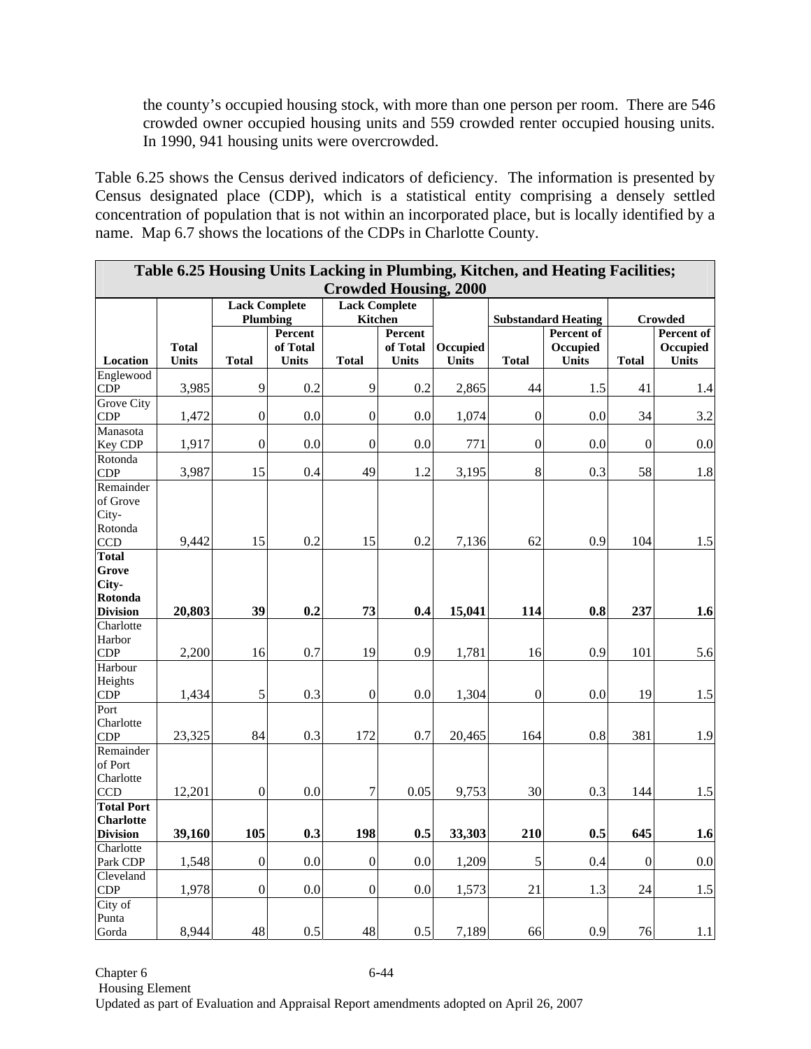the county's occupied housing stock, with more than one person per room. There are 546 crowded owner occupied housing units and 559 crowded renter occupied housing units. In 1990, 941 housing units were overcrowded.

Table 6.25 shows the Census derived indicators of deficiency. The information is presented by Census designated place (CDP), which is a statistical entity comprising a densely settled concentration of population that is not within an incorporated place, but is locally identified by a name. Map 6.7 shows the locations of the CDPs in Charlotte County.

**Table 6.25 Housing Units Lacking in Plumbing, Kitchen, and Heating Facilities; Crowded Housing, 2000**

| | | Lack Complete Plumbing | | Lack Complete Kitchen | | | Substandard Heating | | Crowded | |
|---|---|---|---|---|---|---|---|---|---|---|
| **Location** | **Total Units** | **Total** | **Percent of Total Units** | **Total** | **Percent of Total Units** | **Occupied Units** | **Total** | **Percent of Occupied Units** | **Total** | **Percent of Occupied Units** |
| Englewood CDP | 3,985 | 9 | 0.2 | 9 | 0.2 | 2,865 | 44 | 1.5 | 41 | 1.4 |
| Grove City CDP | 1,472 | 0 | 0.0 | 0 | 0.0 | 1,074 | 0 | 0.0 | 34 | 3.2 |
| Manasota Key CDP | 1,917 | 0 | 0.0 | 0 | 0.0 | 771 | 0 | 0.0 | 0 | 0.0 |
| Rotonda CDP | 3,987 | 15 | 0.4 | 49 | 1.2 | 3,195 | 8 | 0.3 | 58 | 1.8 |
| Remainder of Grove City-Rotonda CCD | 9,442 | 15 | 0.2 | 15 | 0.2 | 7,136 | 62 | 0.9 | 104 | 1.5 |
| **Total Grove City-Rotonda Division** | **20,803** | **39** | **0.2** | **73** | **0.4** | **15,041** | **114** | **0.8** | **237** | **1.6** |
| Charlotte Harbor CDP | 2,200 | 16 | 0.7 | 19 | 0.9 | 1,781 | 16 | 0.9 | 101 | 5.6 |
| Harbour Heights CDP | 1,434 | 5 | 0.3 | 0 | 0.0 | 1,304 | 0 | 0.0 | 19 | 1.5 |
| Port Charlotte CDP | 23,325 | 84 | 0.3 | 172 | 0.7 | 20,465 | 164 | 0.8 | 381 | 1.9 |
| Remainder of Port Charlotte CCD | 12,201 | 0 | 0.0 | 7 | 0.05 | 9,753 | 30 | 0.3 | 144 | 1.5 |
| **Total Port Charlotte Division** | **39,160** | **105** | **0.3** | **198** | **0.5** | **33,303** | **210** | **0.5** | **645** | **1.6** |
| Charlotte Park CDP | 1,548 | 0 | 0.0 | 0 | 0.0 | 1,209 | 5 | 0.4 | 0 | 0.0 |
| Cleveland CDP | 1,978 | 0 | 0.0 | 0 | 0.0 | 1,573 | 21 | 1.3 | 24 | 1.5 |
| City of Punta Gorda | 8,944 | 48 | 0.5 | 48 | 0.5 | 7,189 | 66 | 0.9 | 76 | 1.1 |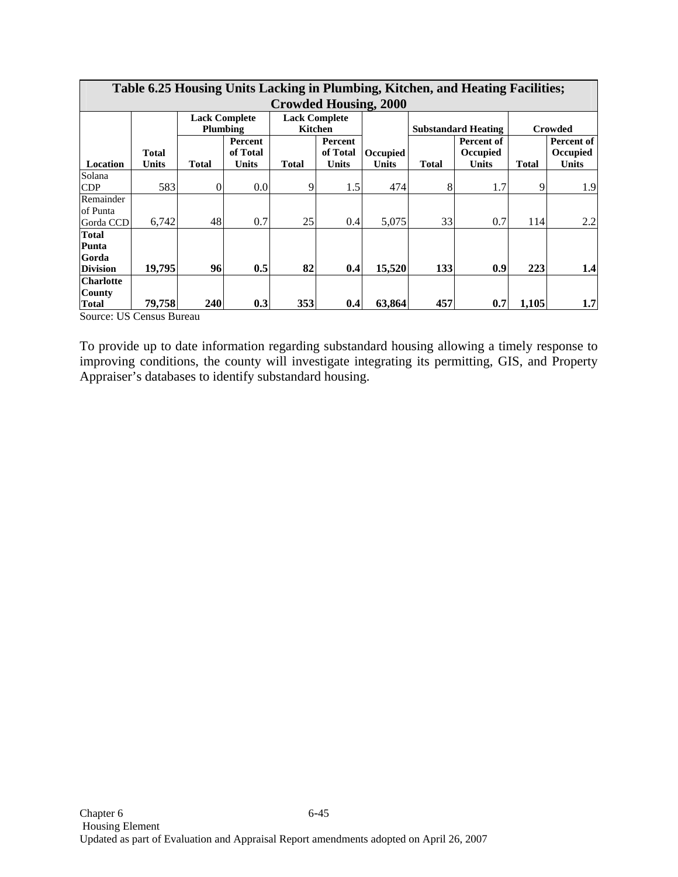| Table 6.25 Housing Units Lacking in Plumbing, Kitchen, and Heating Facilities; Crowded Housing, 2000 | | | | | | | | | | |
|---|---|---|---|---|---|---|---|---|---|---|
| | | Lack Complete Plumbing | | Lack Complete Kitchen | | | Substandard Heating | | Crowded | |
| Location | Total Units | Total | Percent of Total Units | Total | Percent of Total Units | Occupied Units | Total | Percent of Occupied Units | Total | Percent of Occupied Units |
| Solana CDP | 583 | 0 | 0.0 | 9 | 1.5 | 474 | 8 | 1.7 | 9 | 1.9 |
| Remainder of Punta Gorda CCD | 6,742 | 48 | 0.7 | 25 | 0.4 | 5,075 | 33 | 0.7 | 114 | 2.2 |
| **Total Punta Gorda Division** | **19,795** | **96** | **0.5** | **82** | **0.4** | **15,520** | **133** | **0.9** | **223** | **1.4** |
| **Charlotte County Total** | **79,758** | **240** | **0.3** | **353** | **0.4** | **63,864** | **457** | **0.7** | **1,105** | **1.7** |

Source: US Census Bureau

To provide up to date information regarding substandard housing allowing a timely response to improving conditions, the county will investigate integrating its permitting, GIS, and Property Appraiser's databases to identify substandard housing.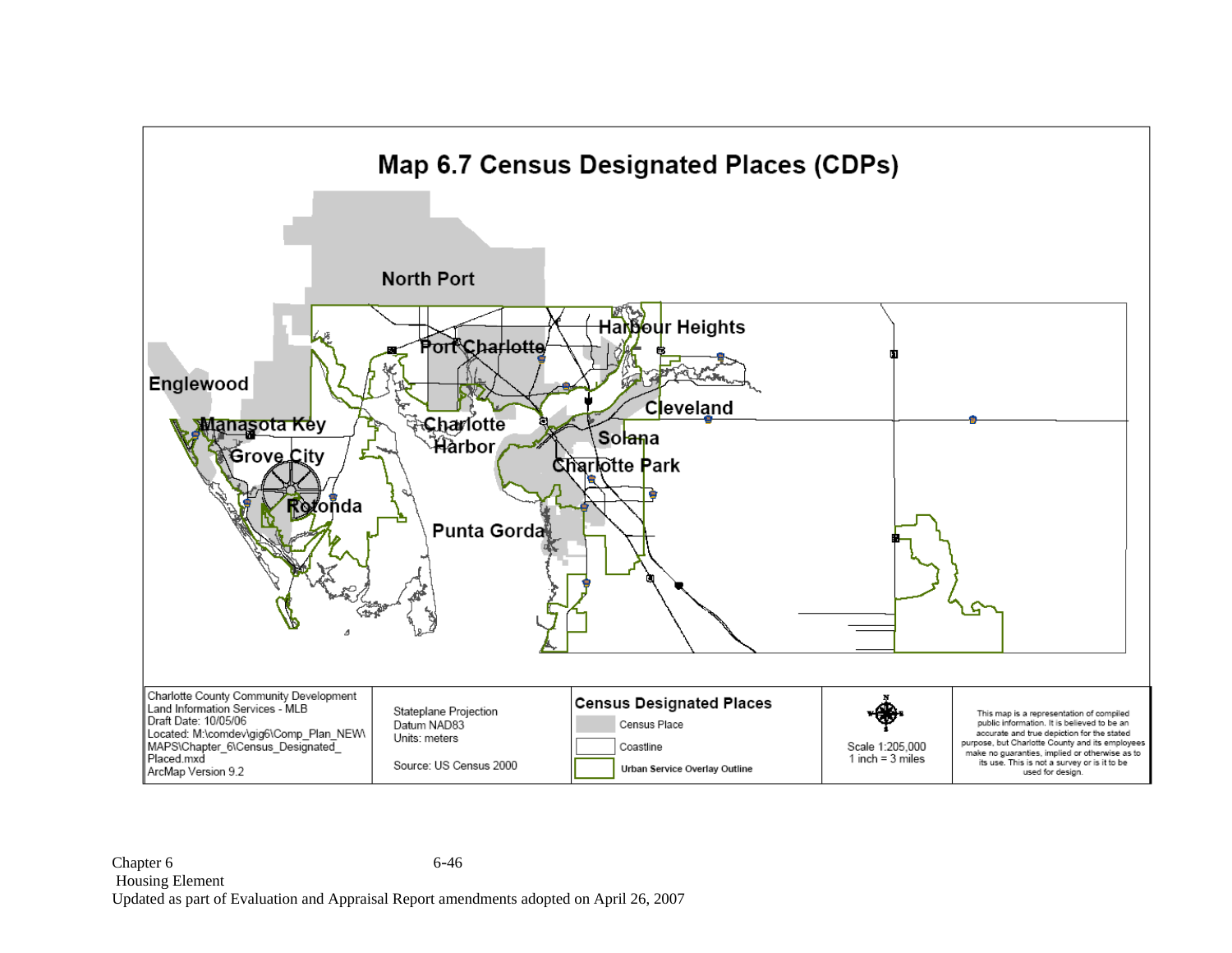# Map 6.7 Census Designated Places (CDPs)

North Port

Port Charlotte

Harbour Heights

Englewood

Cleveland

Manasota Key

Charlotte Harbor

Solana

Grove City

Charlotte Park

Rotonda

Punta Gorda

| Charlotte County Community Development Land Information Services - MLB Draft Date: 10/05/06 Located: M:\comdev\gig6\Comp_Plan_NEW\MAPS\Chapter_6\Census_Designated_Placed.mxd ArcMap Version 9.2 | Stateplane Projection Datum NAD83 Units: meters Source: US Census 2000 | **Census Designated Places** Census Place Coastline **Urban Service Overlay Outline** | Scale 1:205,000 1 inch = 3 miles | This map is a representation of compiled public information. It is believed to be an accurate and true depiction for the stated purpose, but Charlotte County and its employees make no guaranties, implied or otherwise as to its use. This is not a survey or is it to be used for design. |
|---|---|---|---|---|

Updated as part of Evaluation and Appraisal Report amendments adopted on April 26, 2007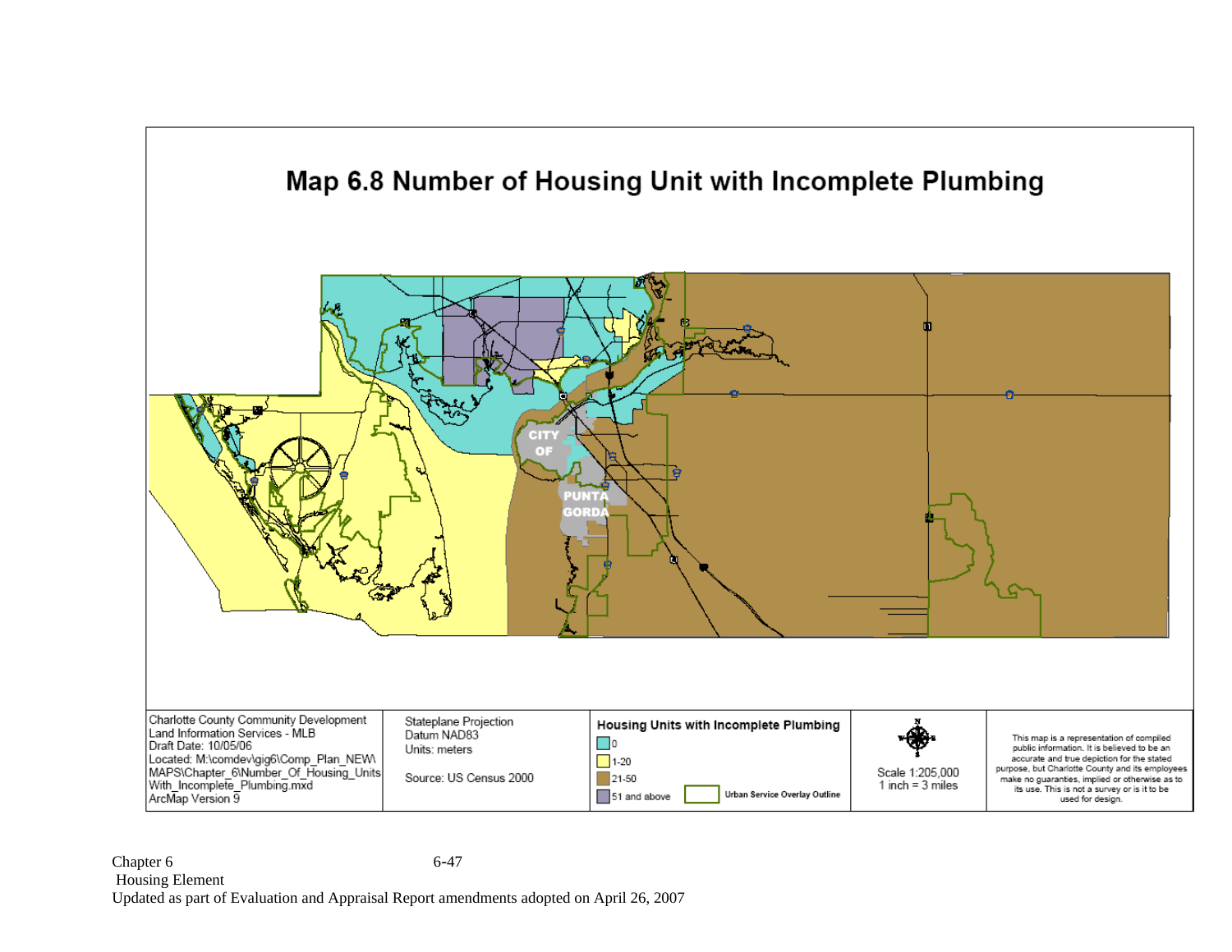# Map 6.8 Number of Housing Unit with Incomplete Plumbing

CITY OF PUNTA GORDA

Charlotte County Community Development
Land Information Services - MLB
Draft Date: 10/05/06
Located: M:\comdev\gig6\Comp_Plan_NEW\MAPS\Chapter_6\Number_Of_Housing_Units_With_Incomplete_Plumbing.mxd
ArcMap Version 9

Stateplane Projection
Datum NAD83
Units: meters

Source: US Census 2000

**Housing Units with Incomplete Plumbing**

- 0
- 1-20
- 21-50
- 51 and above
- Urban Service Overlay Outline

Scale 1:205,000
1 inch = 3 miles

This map is a representation of compiled public information. It is believed to be an accurate and true depiction for the stated purpose, but Charlotte County and its employees make no guaranties, implied or otherwise as to its use. This is not a survey or is it to be used for design.

Chapter 6
Housing Element
Updated as part of Evaluation and Appraisal Report amendments adopted on April 26, 2007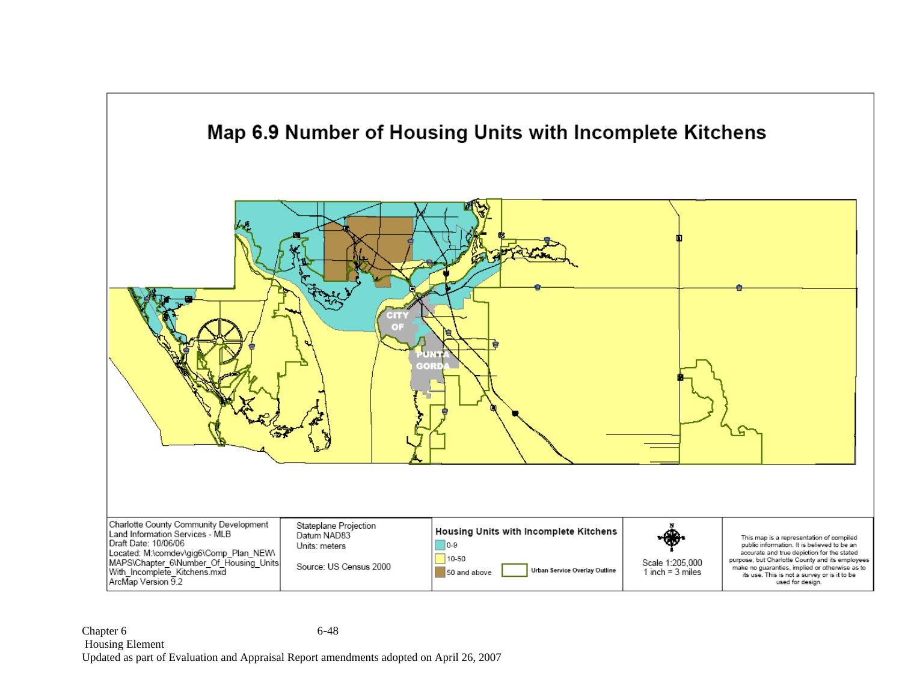# Map 6.9 Number of Housing Units with Incomplete Kitchens

CITY OF PUNTA GORDA

Charlotte County Community Development
Land Information Services - MLB
Draft Date: 10/06/06
Located: M:\comdev\gig6\Comp_Plan_NEW\MAPS\Chapter_6\Number_Of_Housing_Units_With_Incomplete_Kitchens.mxd
ArcMap Version 9.2

Stateplane Projection
Datum NAD83
Units: meters

Source: US Census 2000

**Housing Units with Incomplete Kitchens**

- 0-9
- 10-50
- 50 and above
- Urban Service Overlay Outline

Scale 1:205,000
1 inch = 3 miles

This map is a representation of compiled public information. It is believed to be an accurate and true depiction for the stated purpose, but Charlotte County and its employees make no guarantees, implied or otherwise as to its use. This is not a survey or is it to be used for design.

Chapter 6
Housing Element
Updated as part of Evaluation and Appraisal Report amendments adopted on April 26, 2007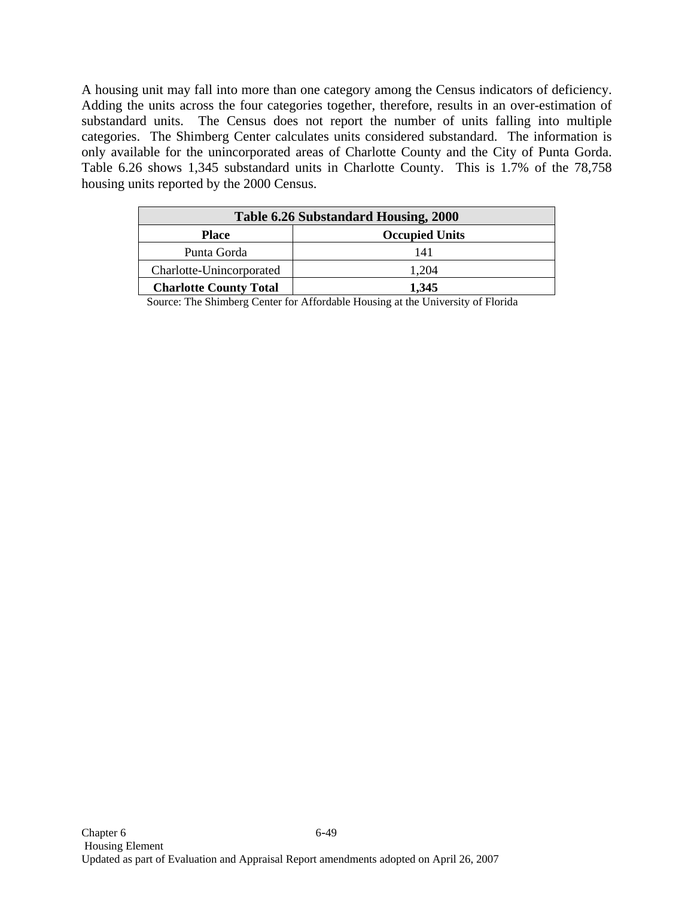A housing unit may fall into more than one category among the Census indicators of deficiency. Adding the units across the four categories together, therefore, results in an over-estimation of substandard units. The Census does not report the number of units falling into multiple categories. The Shimberg Center calculates units considered substandard. The information is only available for the unincorporated areas of Charlotte County and the City of Punta Gorda. Table 6.26 shows 1,345 substandard units in Charlotte County. This is 1.7% of the 78,758 housing units reported by the 2000 Census.

| Table 6.26 Substandard Housing, 2000 | |
|---|---|
| **Place** | **Occupied Units** |
| Punta Gorda | 141 |
| Charlotte-Unincorporated | 1,204 |
| **Charlotte County Total** | **1,345** |

Source: The Shimberg Center for Affordable Housing at the University of Florida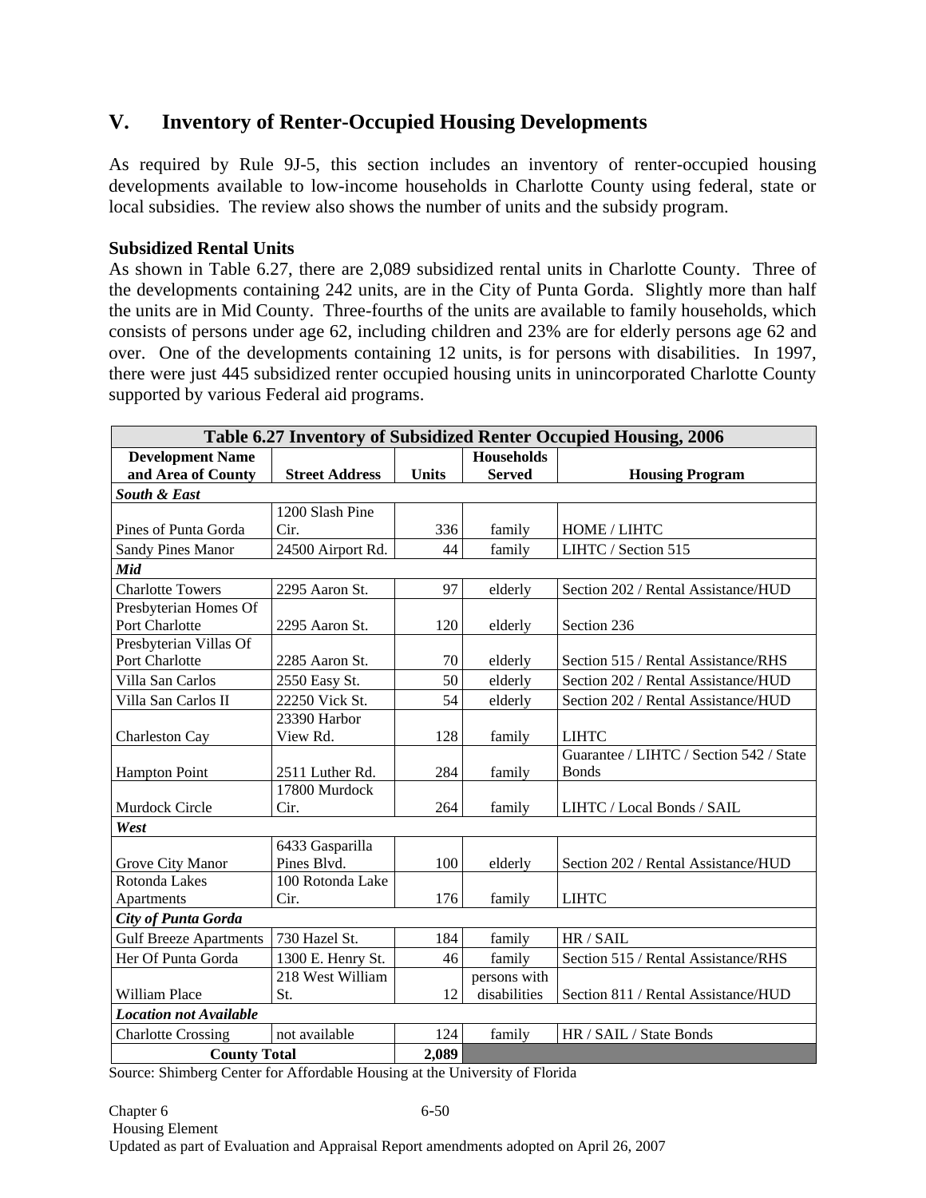## V. Inventory of Renter-Occupied Housing Developments

As required by Rule 9J-5, this section includes an inventory of renter-occupied housing developments available to low-income households in Charlotte County using federal, state or local subsidies. The review also shows the number of units and the subsidy program.

### Subsidized Rental Units

As shown in Table 6.27, there are 2,089 subsidized rental units in Charlotte County. Three of the developments containing 242 units, are in the City of Punta Gorda. Slightly more than half the units are in Mid County. Three-fourths of the units are available to family households, which consists of persons under age 62, including children and 23% are for elderly persons age 62 and over. One of the developments containing 12 units, is for persons with disabilities. In 1997, there were just 445 subsidized renter occupied housing units in unincorporated Charlotte County supported by various Federal aid programs.

**Table 6.27 Inventory of Subsidized Renter Occupied Housing, 2006**

| Development Name and Area of County | Street Address | Units | Households Served | Housing Program |
|---|---|---|---|---|
| ***South & East*** | | | | |
| Pines of Punta Gorda | 1200 Slash Pine Cir. | 336 | family | HOME / LIHTC |
| Sandy Pines Manor | 24500 Airport Rd. | 44 | family | LIHTC / Section 515 |
| ***Mid*** | | | | |
| Charlotte Towers | 2295 Aaron St. | 97 | elderly | Section 202 / Rental Assistance/HUD |
| Presbyterian Homes Of Port Charlotte | 2295 Aaron St. | 120 | elderly | Section 236 |
| Presbyterian Villas Of Port Charlotte | 2285 Aaron St. | 70 | elderly | Section 515 / Rental Assistance/RHS |
| Villa San Carlos | 2550 Easy St. | 50 | elderly | Section 202 / Rental Assistance/HUD |
| Villa San Carlos II | 22250 Vick St. | 54 | elderly | Section 202 / Rental Assistance/HUD |
| Charleston Cay | 23390 Harbor View Rd. | 128 | family | LIHTC |
| Hampton Point | 2511 Luther Rd. | 284 | family | Guarantee / LIHTC / Section 542 / State Bonds |
| Murdock Circle | 17800 Murdock Cir. | 264 | family | LIHTC / Local Bonds / SAIL |
| ***West*** | | | | |
| Grove City Manor | 6433 Gasparilla Pines Blvd. | 100 | elderly | Section 202 / Rental Assistance/HUD |
| Rotonda Lakes Apartments | 100 Rotonda Lake Cir. | 176 | family | LIHTC |
| ***City of Punta Gorda*** | | | | |
| Gulf Breeze Apartments | 730 Hazel St. | 184 | family | HR / SAIL |
| Her Of Punta Gorda | 1300 E. Henry St. | 46 | family | Section 515 / Rental Assistance/RHS |
| William Place | 218 West William St. | 12 | persons with disabilities | Section 811 / Rental Assistance/HUD |
| ***Location not Available*** | | | | |
| Charlotte Crossing | not available | 124 | family | HR / SAIL / State Bonds |
| **County Total** | | **2,089** | | |

Source: Shimberg Center for Affordable Housing at the University of Florida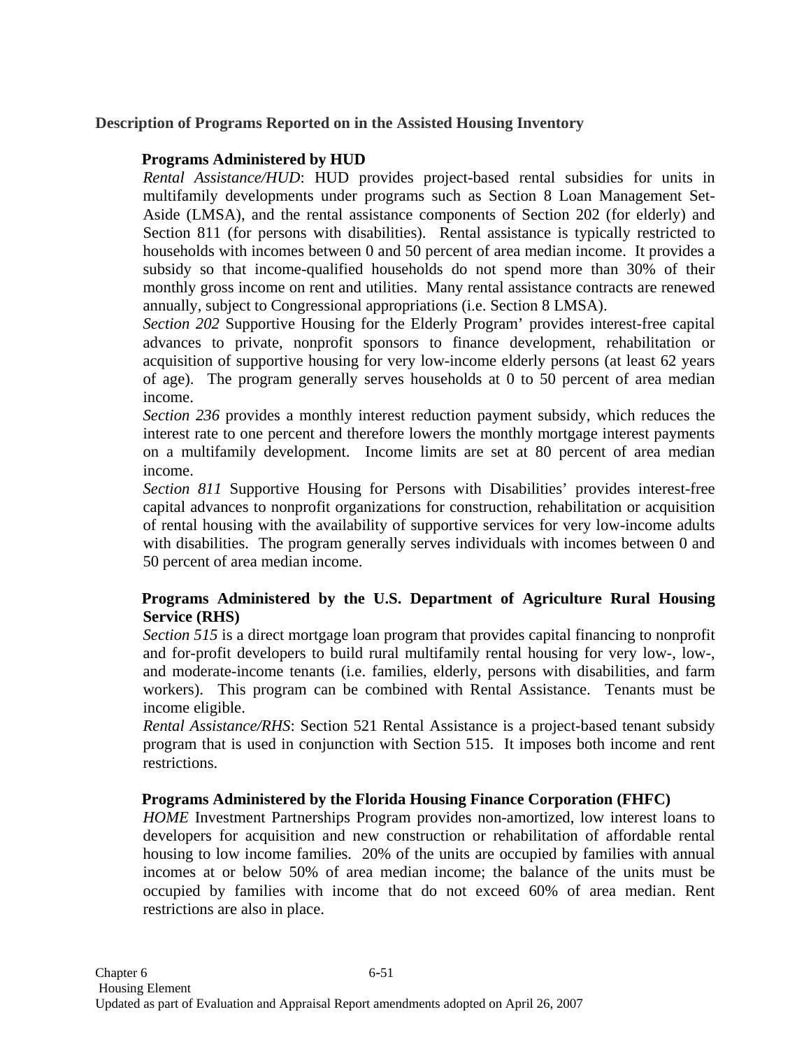**Description of Programs Reported on in the Assisted Housing Inventory**

**Programs Administered by HUD**

*Rental Assistance/HUD*: HUD provides project-based rental subsidies for units in multifamily developments under programs such as Section 8 Loan Management Set-Aside (LMSA), and the rental assistance components of Section 202 (for elderly) and Section 811 (for persons with disabilities). Rental assistance is typically restricted to households with incomes between 0 and 50 percent of area median income. It provides a subsidy so that income-qualified households do not spend more than 30% of their monthly gross income on rent and utilities. Many rental assistance contracts are renewed annually, subject to Congressional appropriations (i.e. Section 8 LMSA).

*Section 202* Supportive Housing for the Elderly Program' provides interest-free capital advances to private, nonprofit sponsors to finance development, rehabilitation or acquisition of supportive housing for very low-income elderly persons (at least 62 years of age). The program generally serves households at 0 to 50 percent of area median income.

*Section 236* provides a monthly interest reduction payment subsidy, which reduces the interest rate to one percent and therefore lowers the monthly mortgage interest payments on a multifamily development. Income limits are set at 80 percent of area median income.

*Section 811* Supportive Housing for Persons with Disabilities' provides interest-free capital advances to nonprofit organizations for construction, rehabilitation or acquisition of rental housing with the availability of supportive services for very low-income adults with disabilities. The program generally serves individuals with incomes between 0 and 50 percent of area median income.

**Programs Administered by the U.S. Department of Agriculture Rural Housing Service (RHS)**

*Section 515* is a direct mortgage loan program that provides capital financing to nonprofit and for-profit developers to build rural multifamily rental housing for very low-, low-, and moderate-income tenants (i.e. families, elderly, persons with disabilities, and farm workers). This program can be combined with Rental Assistance. Tenants must be income eligible.

*Rental Assistance/RHS*: Section 521 Rental Assistance is a project-based tenant subsidy program that is used in conjunction with Section 515. It imposes both income and rent restrictions.

**Programs Administered by the Florida Housing Finance Corporation (FHFC)**

*HOME* Investment Partnerships Program provides non-amortized, low interest loans to developers for acquisition and new construction or rehabilitation of affordable rental housing to low income families. 20% of the units are occupied by families with annual incomes at or below 50% of area median income; the balance of the units must be occupied by families with income that do not exceed 60% of area median. Rent restrictions are also in place.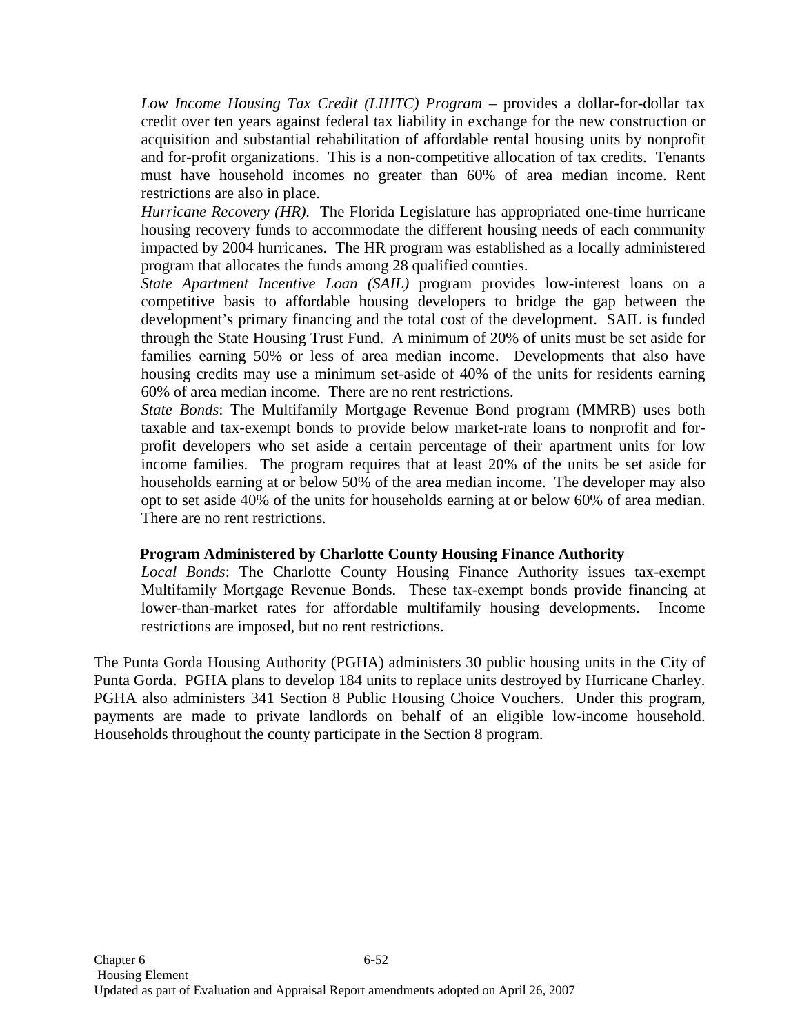*Low Income Housing Tax Credit (LIHTC) Program* – provides a dollar-for-dollar tax credit over ten years against federal tax liability in exchange for the new construction or acquisition and substantial rehabilitation of affordable rental housing units by nonprofit and for-profit organizations. This is a non-competitive allocation of tax credits. Tenants must have household incomes no greater than 60% of area median income. Rent restrictions are also in place.

*Hurricane Recovery (HR).* The Florida Legislature has appropriated one-time hurricane housing recovery funds to accommodate the different housing needs of each community impacted by 2004 hurricanes. The HR program was established as a locally administered program that allocates the funds among 28 qualified counties.

*State Apartment Incentive Loan (SAIL)* program provides low-interest loans on a competitive basis to affordable housing developers to bridge the gap between the development's primary financing and the total cost of the development. SAIL is funded through the State Housing Trust Fund. A minimum of 20% of units must be set aside for families earning 50% or less of area median income. Developments that also have housing credits may use a minimum set-aside of 40% of the units for residents earning 60% of area median income. There are no rent restrictions.

*State Bonds*: The Multifamily Mortgage Revenue Bond program (MMRB) uses both taxable and tax-exempt bonds to provide below market-rate loans to nonprofit and for-profit developers who set aside a certain percentage of their apartment units for low income families. The program requires that at least 20% of the units be set aside for households earning at or below 50% of the area median income. The developer may also opt to set aside 40% of the units for households earning at or below 60% of area median. There are no rent restrictions.

**Program Administered by Charlotte County Housing Finance Authority**

*Local Bonds*: The Charlotte County Housing Finance Authority issues tax-exempt Multifamily Mortgage Revenue Bonds. These tax-exempt bonds provide financing at lower-than-market rates for affordable multifamily housing developments. Income restrictions are imposed, but no rent restrictions.

The Punta Gorda Housing Authority (PGHA) administers 30 public housing units in the City of Punta Gorda. PGHA plans to develop 184 units to replace units destroyed by Hurricane Charley. PGHA also administers 341 Section 8 Public Housing Choice Vouchers. Under this program, payments are made to private landlords on behalf of an eligible low-income household. Households throughout the county participate in the Section 8 program.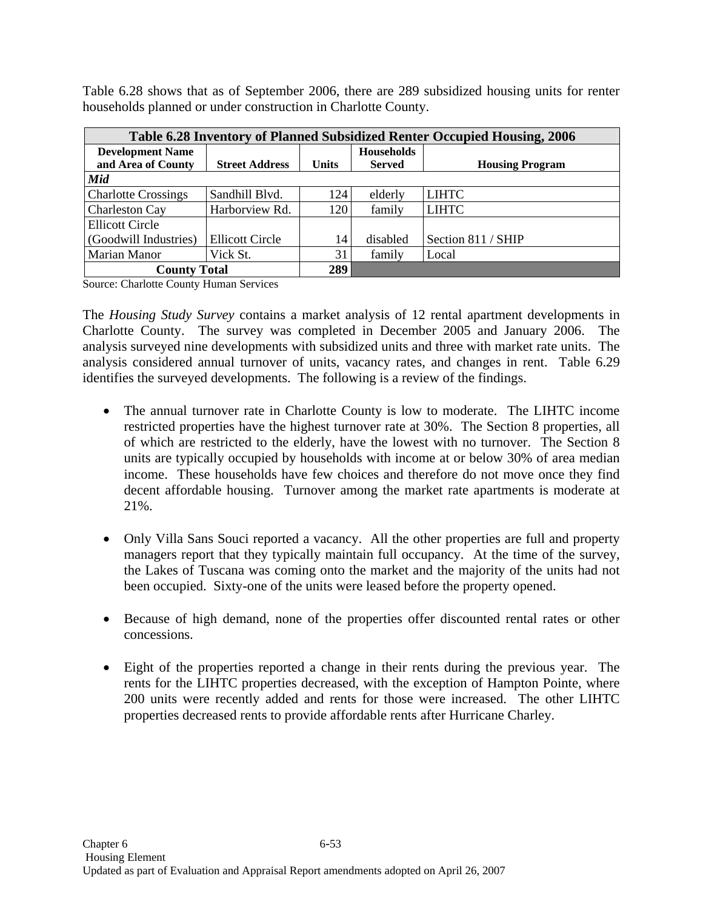Table 6.28 shows that as of September 2006, there are 289 subsidized housing units for renter households planned or under construction in Charlotte County.

**Table 6.28 Inventory of Planned Subsidized Renter Occupied Housing, 2006**

| Development Name and Area of County | Street Address | Units | Households Served | Housing Program |
|---|---|---|---|---|
| ***Mid*** | | | | |
| Charlotte Crossings | Sandhill Blvd. | 124 | elderly | LIHTC |
| Charleston Cay | Harborview Rd. | 120 | family | LIHTC |
| Ellicott Circle (Goodwill Industries) | Ellicott Circle | 14 | disabled | Section 811 / SHIP |
| Marian Manor | Vick St. | 31 | family | Local |
| **County Total** | | **289** | | |

Source: Charlotte County Human Services

The *Housing Study Survey* contains a market analysis of 12 rental apartment developments in Charlotte County. The survey was completed in December 2005 and January 2006. The analysis surveyed nine developments with subsidized units and three with market rate units. The analysis considered annual turnover of units, vacancy rates, and changes in rent. Table 6.29 identifies the surveyed developments. The following is a review of the findings.

- The annual turnover rate in Charlotte County is low to moderate. The LIHTC income restricted properties have the highest turnover rate at 30%. The Section 8 properties, all of which are restricted to the elderly, have the lowest with no turnover. The Section 8 units are typically occupied by households with income at or below 30% of area median income. These households have few choices and therefore do not move once they find decent affordable housing. Turnover among the market rate apartments is moderate at 21%.

- Only Villa Sans Souci reported a vacancy. All the other properties are full and property managers report that they typically maintain full occupancy. At the time of the survey, the Lakes of Tuscana was coming onto the market and the majority of the units had not been occupied. Sixty-one of the units were leased before the property opened.

- Because of high demand, none of the properties offer discounted rental rates or other concessions.

- Eight of the properties reported a change in their rents during the previous year. The rents for the LIHTC properties decreased, with the exception of Hampton Pointe, where 200 units were recently added and rents for those were increased. The other LIHTC properties decreased rents to provide affordable rents after Hurricane Charley.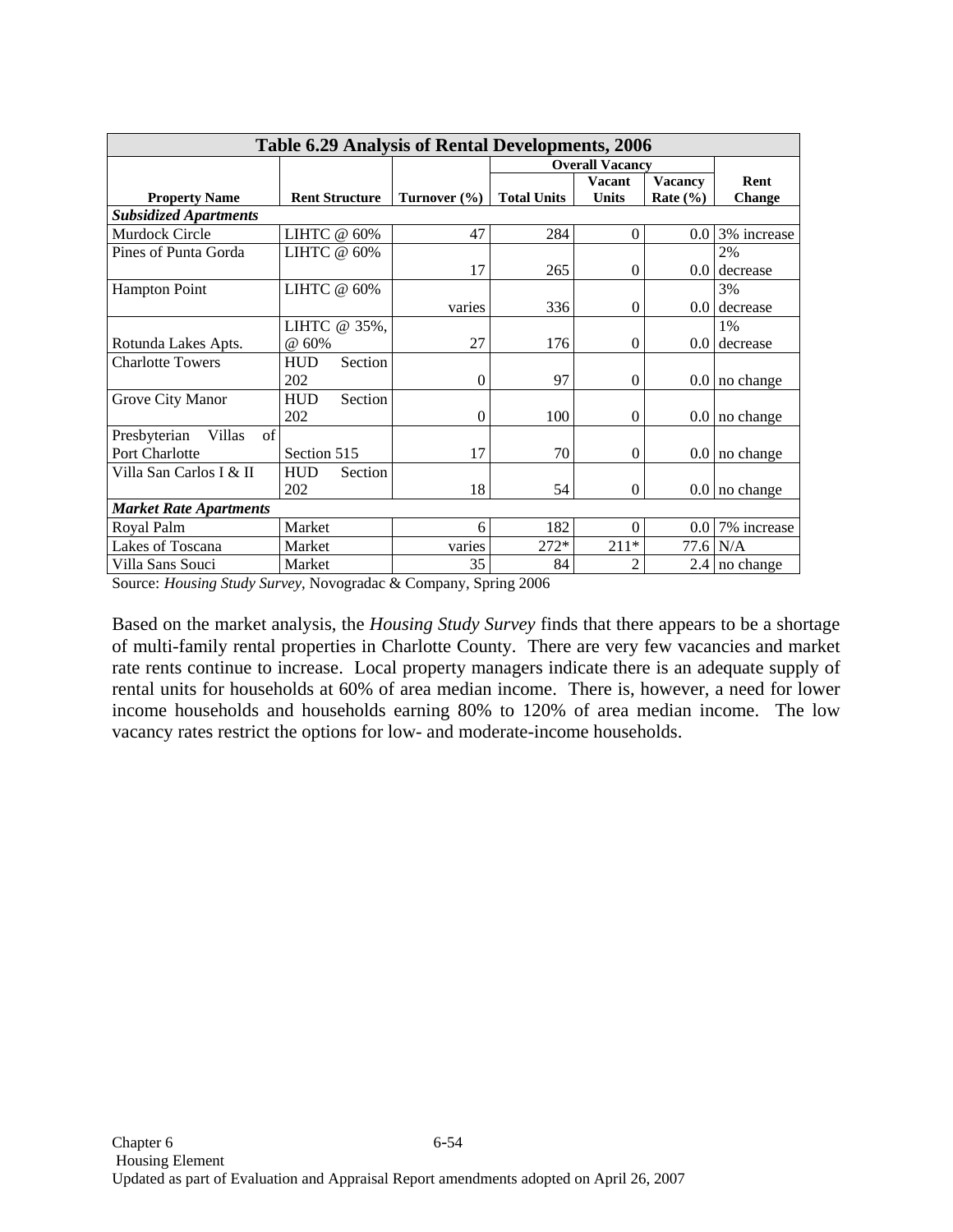| Table 6.29 Analysis of Rental Developments, 2006 | | | | | | |
|---|---|---|---|---|---|---|
| | | | Overall Vacancy | | | |
| **Property Name** | **Rent Structure** | **Turnover (%)** | **Total Units** | **Vacant Units** | **Vacancy Rate (%)** | **Rent Change** |
| ***Subsidized Apartments*** | | | | | | |
| Murdock Circle | LIHTC @ 60% | 47 | 284 | 0 | 0.0 | 3% increase |
| Pines of Punta Gorda | LIHTC @ 60% | 17 | 265 | 0 | 0.0 | 2% decrease |
| Hampton Point | LIHTC @ 60% | varies | 336 | 0 | 0.0 | 3% decrease |
| Rotunda Lakes Apts. | LIHTC @ 35%, @ 60% | 27 | 176 | 0 | 0.0 | 1% decrease |
| Charlotte Towers | HUD Section 202 | 0 | 97 | 0 | 0.0 | no change |
| Grove City Manor | HUD Section 202 | 0 | 100 | 0 | 0.0 | no change |
| Presbyterian Villas of Port Charlotte | Section 515 | 17 | 70 | 0 | 0.0 | no change |
| Villa San Carlos I & II | HUD Section 202 | 18 | 54 | 0 | 0.0 | no change |
| ***Market Rate Apartments*** | | | | | | |
| Royal Palm | Market | 6 | 182 | 0 | 0.0 | 7% increase |
| Lakes of Toscana | Market | varies | 272* | 211* | 77.6 | N/A |
| Villa Sans Souci | Market | 35 | 84 | 2 | 2.4 | no change |

Source: *Housing Study Survey*, Novogradac & Company, Spring 2006

Based on the market analysis, the *Housing Study Survey* finds that there appears to be a shortage of multi-family rental properties in Charlotte County. There are very few vacancies and market rate rents continue to increase. Local property managers indicate there is an adequate supply of rental units for households at 60% of area median income. There is, however, a need for lower income households and households earning 80% to 120% of area median income. The low vacancy rates restrict the options for low- and moderate-income households.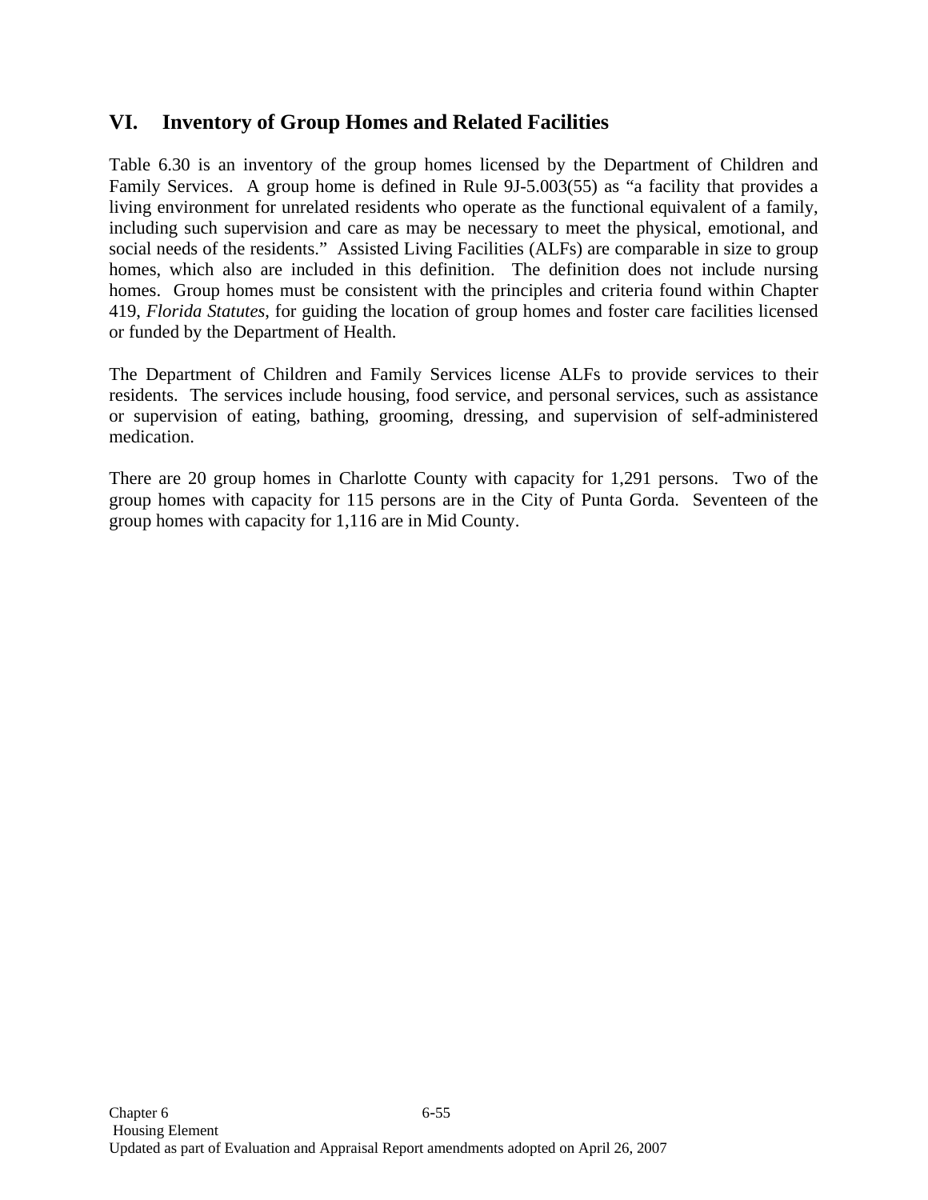## VI. Inventory of Group Homes and Related Facilities

Table 6.30 is an inventory of the group homes licensed by the Department of Children and Family Services. A group home is defined in Rule 9J-5.003(55) as "a facility that provides a living environment for unrelated residents who operate as the functional equivalent of a family, including such supervision and care as may be necessary to meet the physical, emotional, and social needs of the residents." Assisted Living Facilities (ALFs) are comparable in size to group homes, which also are included in this definition. The definition does not include nursing homes. Group homes must be consistent with the principles and criteria found within Chapter 419, *Florida Statutes*, for guiding the location of group homes and foster care facilities licensed or funded by the Department of Health.

The Department of Children and Family Services license ALFs to provide services to their residents. The services include housing, food service, and personal services, such as assistance or supervision of eating, bathing, grooming, dressing, and supervision of self-administered medication.

There are 20 group homes in Charlotte County with capacity for 1,291 persons. Two of the group homes with capacity for 115 persons are in the City of Punta Gorda. Seventeen of the group homes with capacity for 1,116 are in Mid County.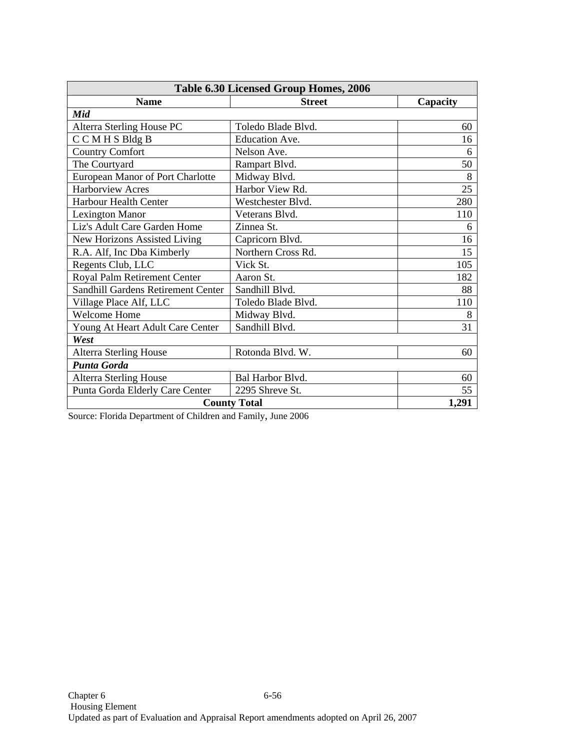| Table 6.30 Licensed Group Homes, 2006 | | |
|---|---|---|
| **Name** | **Street** | **Capacity** |
| ***Mid*** | | |
| Alterra Sterling House PC | Toledo Blade Blvd. | 60 |
| C C M H S Bldg B | Education Ave. | 16 |
| Country Comfort | Nelson Ave. | 6 |
| The Courtyard | Rampart Blvd. | 50 |
| European Manor of Port Charlotte | Midway Blvd. | 8 |
| Harborview Acres | Harbor View Rd. | 25 |
| Harbour Health Center | Westchester Blvd. | 280 |
| Lexington Manor | Veterans Blvd. | 110 |
| Liz's Adult Care Garden Home | Zinnea St. | 6 |
| New Horizons Assisted Living | Capricorn Blvd. | 16 |
| R.A. Alf, Inc Dba Kimberly | Northern Cross Rd. | 15 |
| Regents Club, LLC | Vick St. | 105 |
| Royal Palm Retirement Center | Aaron St. | 182 |
| Sandhill Gardens Retirement Center | Sandhill Blvd. | 88 |
| Village Place Alf, LLC | Toledo Blade Blvd. | 110 |
| Welcome Home | Midway Blvd. | 8 |
| Young At Heart Adult Care Center | Sandhill Blvd. | 31 |
| ***West*** | | |
| Alterra Sterling House | Rotonda Blvd. W. | 60 |
| ***Punta Gorda*** | | |
| Alterra Sterling House | Bal Harbor Blvd. | 60 |
| Punta Gorda Elderly Care Center | 2295 Shreve St. | 55 |
| **County Total** | | **1,291** |

Source: Florida Department of Children and Family, June 2006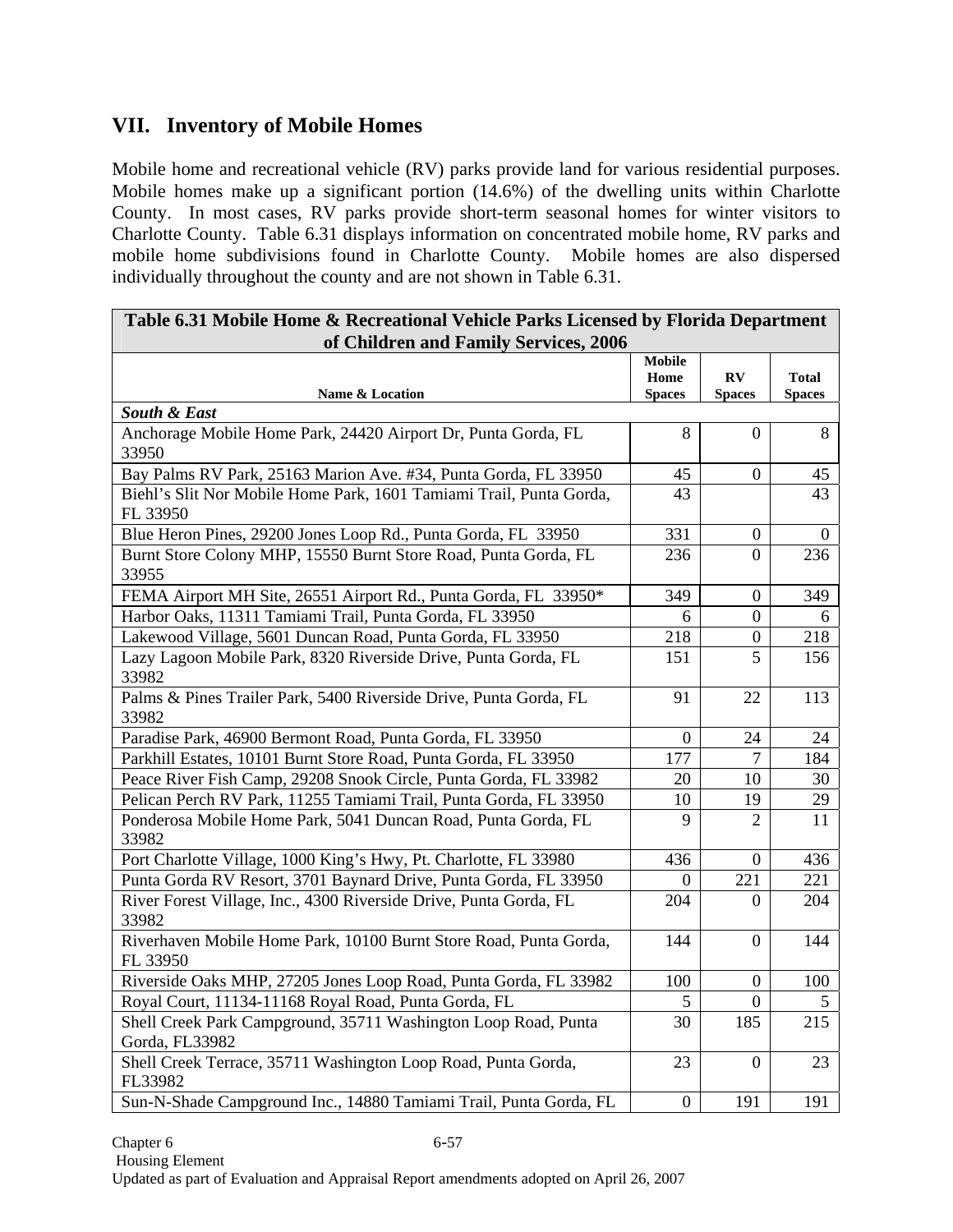## VII. Inventory of Mobile Homes

Mobile home and recreational vehicle (RV) parks provide land for various residential purposes. Mobile homes make up a significant portion (14.6%) of the dwelling units within Charlotte County. In most cases, RV parks provide short-term seasonal homes for winter visitors to Charlotte County. Table 6.31 displays information on concentrated mobile home, RV parks and mobile home subdivisions found in Charlotte County. Mobile homes are also dispersed individually throughout the county and are not shown in Table 6.31.

| Table 6.31 Mobile Home & Recreational Vehicle Parks Licensed by Florida Department of Children and Family Services, 2006 | | | |
|---|---|---|---|
| **Name & Location** | **Mobile Home Spaces** | **RV Spaces** | **Total Spaces** |
| ***South & East*** | | | |
| Anchorage Mobile Home Park, 24420 Airport Dr, Punta Gorda, FL 33950 | 8 | 0 | 8 |
| Bay Palms RV Park, 25163 Marion Ave. #34, Punta Gorda, FL 33950 | 45 | 0 | 45 |
| Biehl's Slit Nor Mobile Home Park, 1601 Tamiami Trail, Punta Gorda, FL 33950 | 43 | | 43 |
| Blue Heron Pines, 29200 Jones Loop Rd., Punta Gorda, FL 33950 | 331 | 0 | 0 |
| Burnt Store Colony MHP, 15550 Burnt Store Road, Punta Gorda, FL 33955 | 236 | 0 | 236 |
| FEMA Airport MH Site, 26551 Airport Rd., Punta Gorda, FL 33950* | 349 | 0 | 349 |
| Harbor Oaks, 11311 Tamiami Trail, Punta Gorda, FL 33950 | 6 | 0 | 6 |
| Lakewood Village, 5601 Duncan Road, Punta Gorda, FL 33950 | 218 | 0 | 218 |
| Lazy Lagoon Mobile Park, 8320 Riverside Drive, Punta Gorda, FL 33982 | 151 | 5 | 156 |
| Palms & Pines Trailer Park, 5400 Riverside Drive, Punta Gorda, FL 33982 | 91 | 22 | 113 |
| Paradise Park, 46900 Bermont Road, Punta Gorda, FL 33950 | 0 | 24 | 24 |
| Parkhill Estates, 10101 Burnt Store Road, Punta Gorda, FL 33950 | 177 | 7 | 184 |
| Peace River Fish Camp, 29208 Snook Circle, Punta Gorda, FL 33982 | 20 | 10 | 30 |
| Pelican Perch RV Park, 11255 Tamiami Trail, Punta Gorda, FL 33950 | 10 | 19 | 29 |
| Ponderosa Mobile Home Park, 5041 Duncan Road, Punta Gorda, FL 33982 | 9 | 2 | 11 |
| Port Charlotte Village, 1000 King's Hwy, Pt. Charlotte, FL 33980 | 436 | 0 | 436 |
| Punta Gorda RV Resort, 3701 Baynard Drive, Punta Gorda, FL 33950 | 0 | 221 | 221 |
| River Forest Village, Inc., 4300 Riverside Drive, Punta Gorda, FL 33982 | 204 | 0 | 204 |
| Riverhaven Mobile Home Park, 10100 Burnt Store Road, Punta Gorda, FL 33950 | 144 | 0 | 144 |
| Riverside Oaks MHP, 27205 Jones Loop Road, Punta Gorda, FL 33982 | 100 | 0 | 100 |
| Royal Court, 11134-11168 Royal Road, Punta Gorda, FL | 5 | 0 | 5 |
| Shell Creek Park Campground, 35711 Washington Loop Road, Punta Gorda, FL33982 | 30 | 185 | 215 |
| Shell Creek Terrace, 35711 Washington Loop Road, Punta Gorda, FL33982 | 23 | 0 | 23 |
| Sun-N-Shade Campground Inc., 14880 Tamiami Trail, Punta Gorda, FL | 0 | 191 | 191 |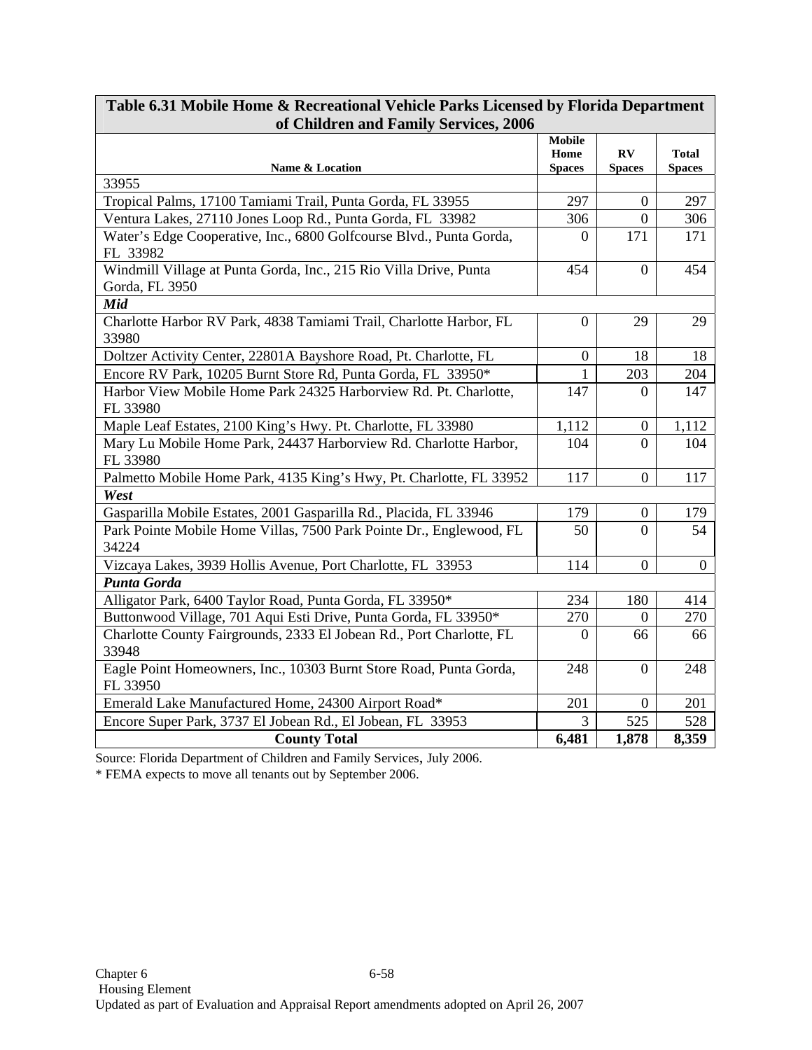| Table 6.31 Mobile Home & Recreational Vehicle Parks Licensed by Florida Department of Children and Family Services, 2006 | | | |
|---|---|---|---|
| **Name & Location** | **Mobile Home Spaces** | **RV Spaces** | **Total Spaces** |
| 33955 | | | |
| Tropical Palms, 17100 Tamiami Trail, Punta Gorda, FL 33955 | 297 | 0 | 297 |
| Ventura Lakes, 27110 Jones Loop Rd., Punta Gorda, FL 33982 | 306 | 0 | 306 |
| Water's Edge Cooperative, Inc., 6800 Golfcourse Blvd., Punta Gorda, FL 33982 | 0 | 171 | 171 |
| Windmill Village at Punta Gorda, Inc., 215 Rio Villa Drive, Punta Gorda, FL 3950 | 454 | 0 | 454 |
| ***Mid*** | | | |
| Charlotte Harbor RV Park, 4838 Tamiami Trail, Charlotte Harbor, FL 33980 | 0 | 29 | 29 |
| Doltzer Activity Center, 22801A Bayshore Road, Pt. Charlotte, FL | 0 | 18 | 18 |
| Encore RV Park, 10205 Burnt Store Rd, Punta Gorda, FL 33950* | 1 | 203 | 204 |
| Harbor View Mobile Home Park 24325 Harborview Rd. Pt. Charlotte, FL 33980 | 147 | 0 | 147 |
| Maple Leaf Estates, 2100 King's Hwy. Pt. Charlotte, FL 33980 | 1,112 | 0 | 1,112 |
| Mary Lu Mobile Home Park, 24437 Harborview Rd. Charlotte Harbor, FL 33980 | 104 | 0 | 104 |
| Palmetto Mobile Home Park, 4135 King's Hwy, Pt. Charlotte, FL 33952 | 117 | 0 | 117 |
| ***West*** | | | |
| Gasparilla Mobile Estates, 2001 Gasparilla Rd., Placida, FL 33946 | 179 | 0 | 179 |
| Park Pointe Mobile Home Villas, 7500 Park Pointe Dr., Englewood, FL 34224 | 50 | 0 | 54 |
| Vizcaya Lakes, 3939 Hollis Avenue, Port Charlotte, FL 33953 | 114 | 0 | 0 |
| ***Punta Gorda*** | | | |
| Alligator Park, 6400 Taylor Road, Punta Gorda, FL 33950* | 234 | 180 | 414 |
| Buttonwood Village, 701 Aqui Esti Drive, Punta Gorda, FL 33950* | 270 | 0 | 270 |
| Charlotte County Fairgrounds, 2333 El Jobean Rd., Port Charlotte, FL 33948 | 0 | 66 | 66 |
| Eagle Point Homeowners, Inc., 10303 Burnt Store Road, Punta Gorda, FL 33950 | 248 | 0 | 248 |
| Emerald Lake Manufactured Home, 24300 Airport Road* | 201 | 0 | 201 |
| Encore Super Park, 3737 El Jobean Rd., El Jobean, FL 33953 | 3 | 525 | 528 |
| **County Total** | **6,481** | **1,878** | **8,359** |

Source: Florida Department of Children and Family Services, July 2006.

\* FEMA expects to move all tenants out by September 2006.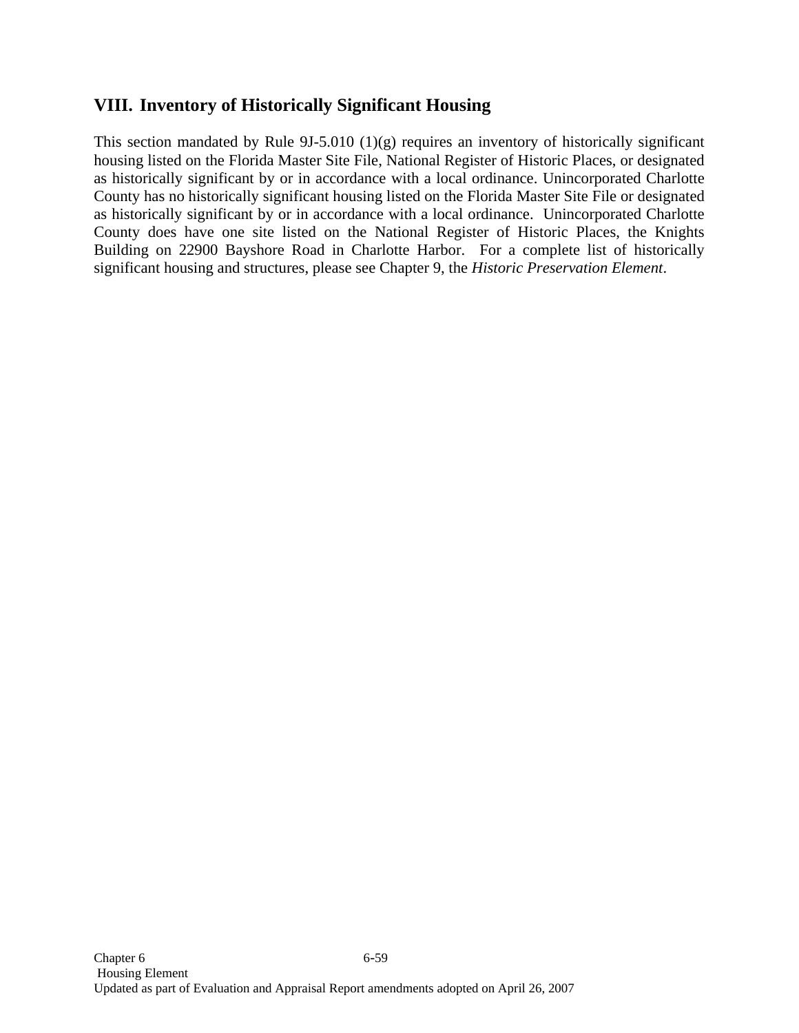## VIII. Inventory of Historically Significant Housing

This section mandated by Rule 9J-5.010 (1)(g) requires an inventory of historically significant housing listed on the Florida Master Site File, National Register of Historic Places, or designated as historically significant by or in accordance with a local ordinance. Unincorporated Charlotte County has no historically significant housing listed on the Florida Master Site File or designated as historically significant by or in accordance with a local ordinance. Unincorporated Charlotte County does have one site listed on the National Register of Historic Places, the Knights Building on 22900 Bayshore Road in Charlotte Harbor. For a complete list of historically significant housing and structures, please see Chapter 9, the *Historic Preservation Element*.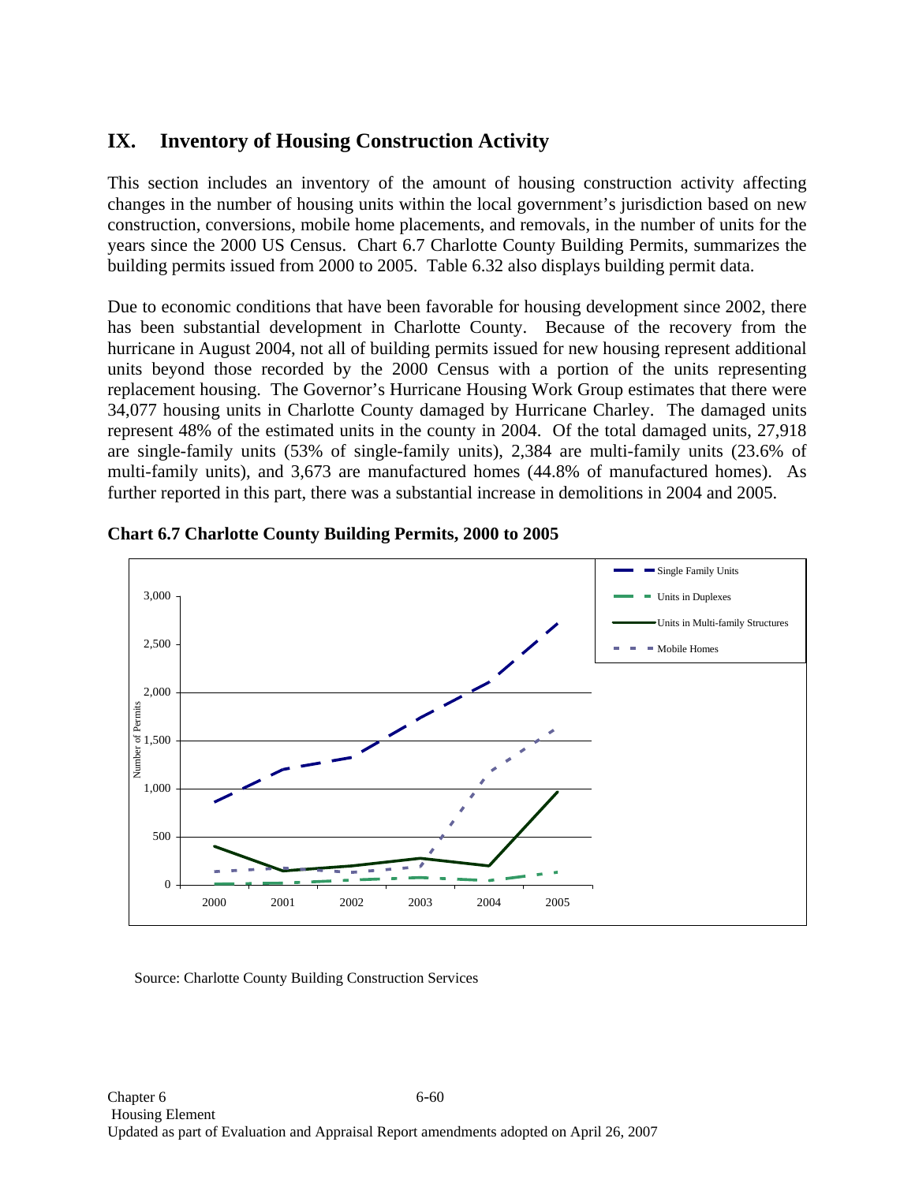## IX. Inventory of Housing Construction Activity

This section includes an inventory of the amount of housing construction activity affecting changes in the number of housing units within the local government's jurisdiction based on new construction, conversions, mobile home placements, and removals, in the number of units for the years since the 2000 US Census. Chart 6.7 Charlotte County Building Permits, summarizes the building permits issued from 2000 to 2005. Table 6.32 also displays building permit data.

Due to economic conditions that have been favorable for housing development since 2002, there has been substantial development in Charlotte County. Because of the recovery from the hurricane in August 2004, not all of building permits issued for new housing represent additional units beyond those recorded by the 2000 Census with a portion of the units representing replacement housing. The Governor's Hurricane Housing Work Group estimates that there were 34,077 housing units in Charlotte County damaged by Hurricane Charley. The damaged units represent 48% of the estimated units in the county in 2004. Of the total damaged units, 27,918 are single-family units (53% of single-family units), 2,384 are multi-family units (23.6% of multi-family units), and 3,673 are manufactured homes (44.8% of manufactured homes). As further reported in this part, there was a substantial increase in demolitions in 2004 and 2005.

**Chart 6.7 Charlotte County Building Permits, 2000 to 2005**

Source: Charlotte County Building Construction Services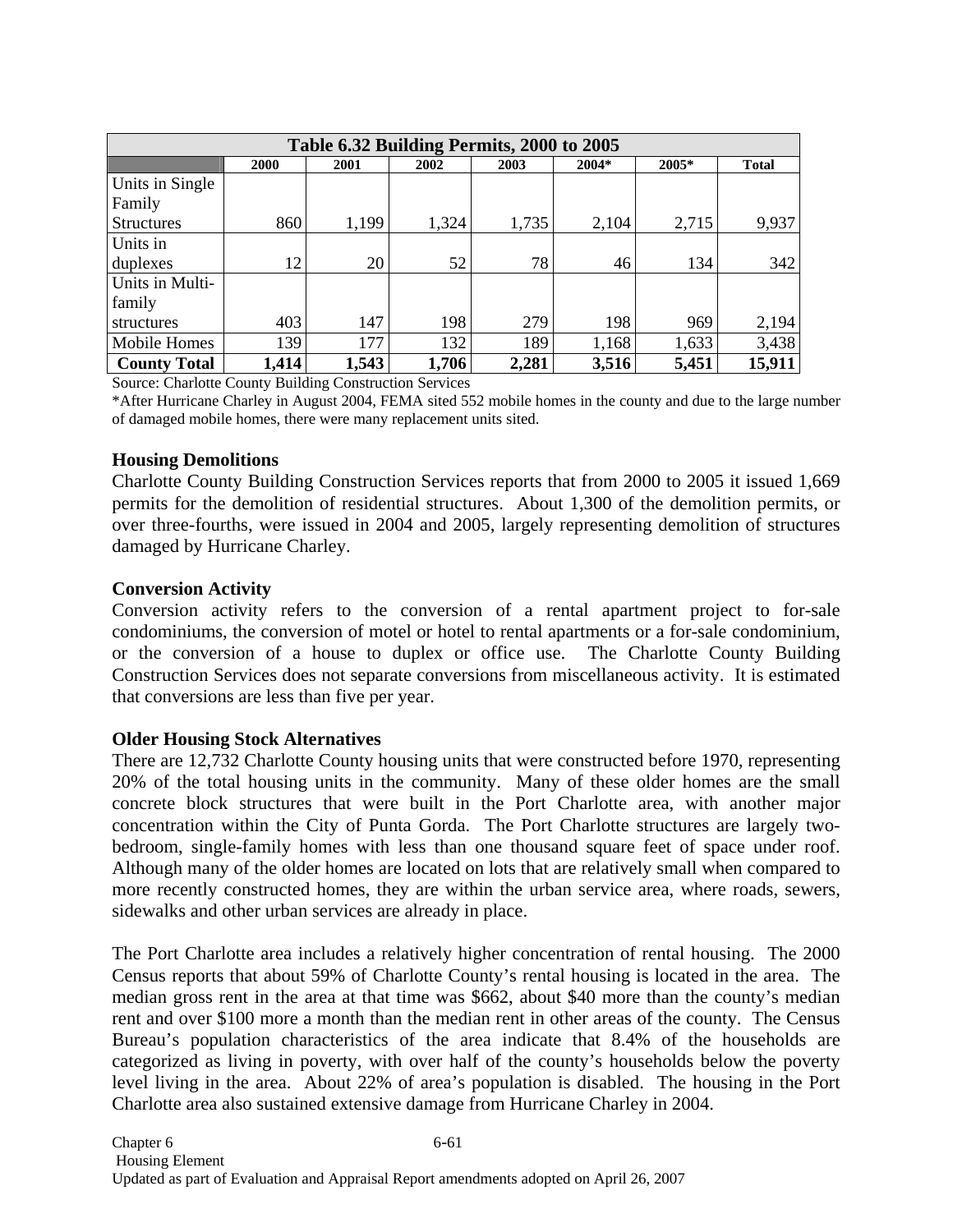| Table 6.32 Building Permits, 2000 to 2005 | | | | | | | |
|---|---|---|---|---|---|---|---|
| | 2000 | 2001 | 2002 | 2003 | 2004* | 2005* | Total |
| Units in Single Family Structures | 860 | 1,199 | 1,324 | 1,735 | 2,104 | 2,715 | 9,937 |
| Units in duplexes | 12 | 20 | 52 | 78 | 46 | 134 | 342 |
| Units in Multi-family structures | 403 | 147 | 198 | 279 | 198 | 969 | 2,194 |
| Mobile Homes | 139 | 177 | 132 | 189 | 1,168 | 1,633 | 3,438 |
| **County Total** | **1,414** | **1,543** | **1,706** | **2,281** | **3,516** | **5,451** | **15,911** |

Source: Charlotte County Building Construction Services

*After Hurricane Charley in August 2004, FEMA sited 552 mobile homes in the county and due to the large number of damaged mobile homes, there were many replacement units sited.

### Housing Demolitions

Charlotte County Building Construction Services reports that from 2000 to 2005 it issued 1,669 permits for the demolition of residential structures. About 1,300 of the demolition permits, or over three-fourths, were issued in 2004 and 2005, largely representing demolition of structures damaged by Hurricane Charley.

### Conversion Activity

Conversion activity refers to the conversion of a rental apartment project to for-sale condominiums, the conversion of motel or hotel to rental apartments or a for-sale condominium, or the conversion of a house to duplex or office use. The Charlotte County Building Construction Services does not separate conversions from miscellaneous activity. It is estimated that conversions are less than five per year.

### Older Housing Stock Alternatives

There are 12,732 Charlotte County housing units that were constructed before 1970, representing 20% of the total housing units in the community. Many of these older homes are the small concrete block structures that were built in the Port Charlotte area, with another major concentration within the City of Punta Gorda. The Port Charlotte structures are largely two-bedroom, single-family homes with less than one thousand square feet of space under roof. Although many of the older homes are located on lots that are relatively small when compared to more recently constructed homes, they are within the urban service area, where roads, sewers, sidewalks and other urban services are already in place.

The Port Charlotte area includes a relatively higher concentration of rental housing. The 2000 Census reports that about 59% of Charlotte County's rental housing is located in the area. The median gross rent in the area at that time was $662, about $40 more than the county's median rent and over $100 more a month than the median rent in other areas of the county. The Census Bureau's population characteristics of the area indicate that 8.4% of the households are categorized as living in poverty, with over half of the county's households below the poverty level living in the area. About 22% of area's population is disabled. The housing in the Port Charlotte area also sustained extensive damage from Hurricane Charley in 2004.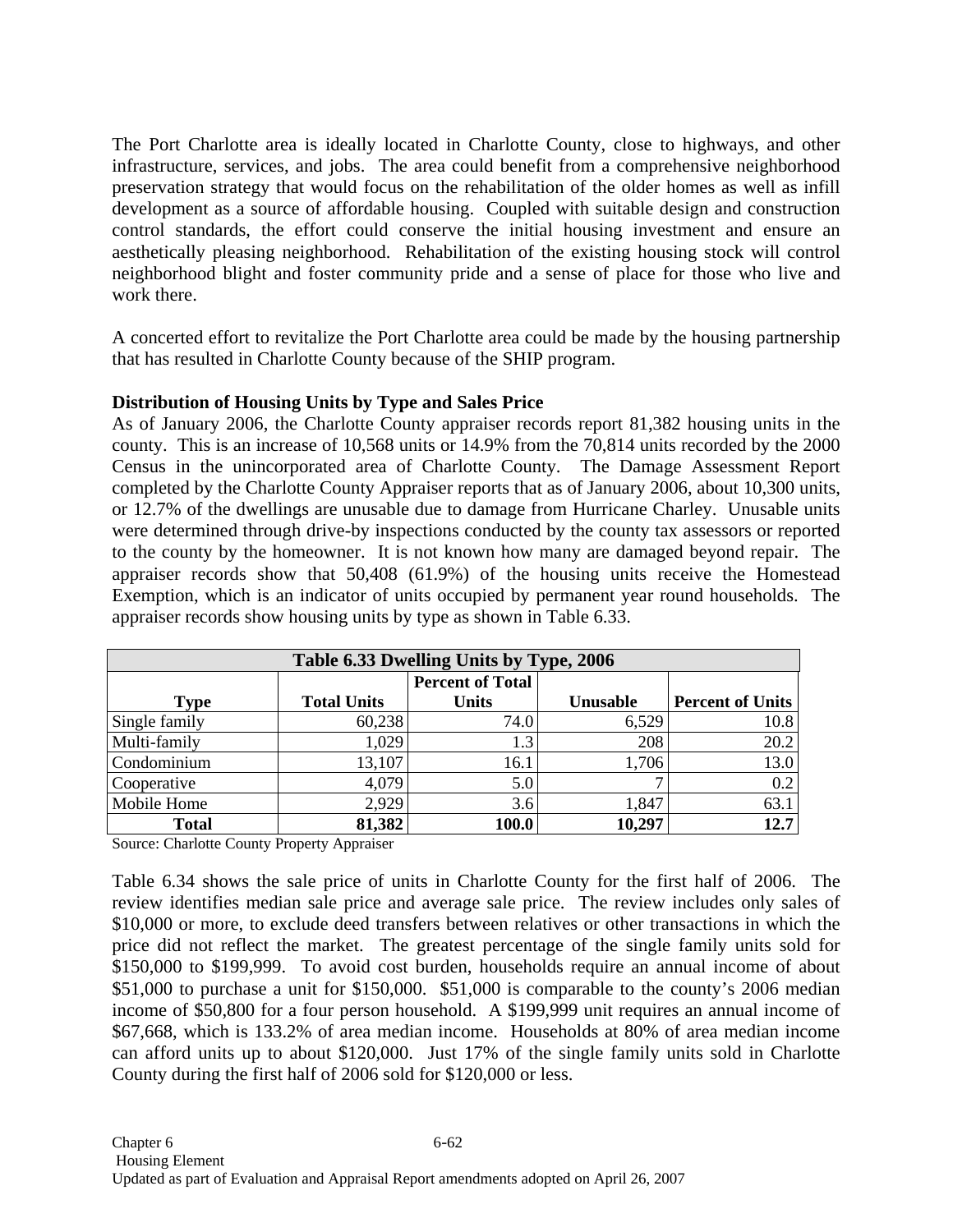The Port Charlotte area is ideally located in Charlotte County, close to highways, and other infrastructure, services, and jobs. The area could benefit from a comprehensive neighborhood preservation strategy that would focus on the rehabilitation of the older homes as well as infill development as a source of affordable housing. Coupled with suitable design and construction control standards, the effort could conserve the initial housing investment and ensure an aesthetically pleasing neighborhood. Rehabilitation of the existing housing stock will control neighborhood blight and foster community pride and a sense of place for those who live and work there.

A concerted effort to revitalize the Port Charlotte area could be made by the housing partnership that has resulted in Charlotte County because of the SHIP program.

**Distribution of Housing Units by Type and Sales Price**

As of January 2006, the Charlotte County appraiser records report 81,382 housing units in the county. This is an increase of 10,568 units or 14.9% from the 70,814 units recorded by the 2000 Census in the unincorporated area of Charlotte County. The Damage Assessment Report completed by the Charlotte County Appraiser reports that as of January 2006, about 10,300 units, or 12.7% of the dwellings are unusable due to damage from Hurricane Charley. Unusable units were determined through drive-by inspections conducted by the county tax assessors or reported to the county by the homeowner. It is not known how many are damaged beyond repair. The appraiser records show that 50,408 (61.9%) of the housing units receive the Homestead Exemption, which is an indicator of units occupied by permanent year round households. The appraiser records show housing units by type as shown in Table 6.33.

| Table 6.33 Dwelling Units by Type, 2006 | | | | |
|---|---|---|---|---|
| **Type** | **Total Units** | **Percent of Total Units** | **Unusable** | **Percent of Units** |
| Single family | 60,238 | 74.0 | 6,529 | 10.8 |
| Multi-family | 1,029 | 1.3 | 208 | 20.2 |
| Condominium | 13,107 | 16.1 | 1,706 | 13.0 |
| Cooperative | 4,079 | 5.0 | 7 | 0.2 |
| Mobile Home | 2,929 | 3.6 | 1,847 | 63.1 |
| **Total** | **81,382** | **100.0** | **10,297** | **12.7** |

Source: Charlotte County Property Appraiser

Table 6.34 shows the sale price of units in Charlotte County for the first half of 2006. The review identifies median sale price and average sale price. The review includes only sales of $10,000 or more, to exclude deed transfers between relatives or other transactions in which the price did not reflect the market. The greatest percentage of the single family units sold for $150,000 to $199,999. To avoid cost burden, households require an annual income of about $51,000 to purchase a unit for $150,000. $51,000 is comparable to the county's 2006 median income of $50,800 for a four person household. A $199,999 unit requires an annual income of $67,668, which is 133.2% of area median income. Households at 80% of area median income can afford units up to about $120,000. Just 17% of the single family units sold in Charlotte County during the first half of 2006 sold for $120,000 or less.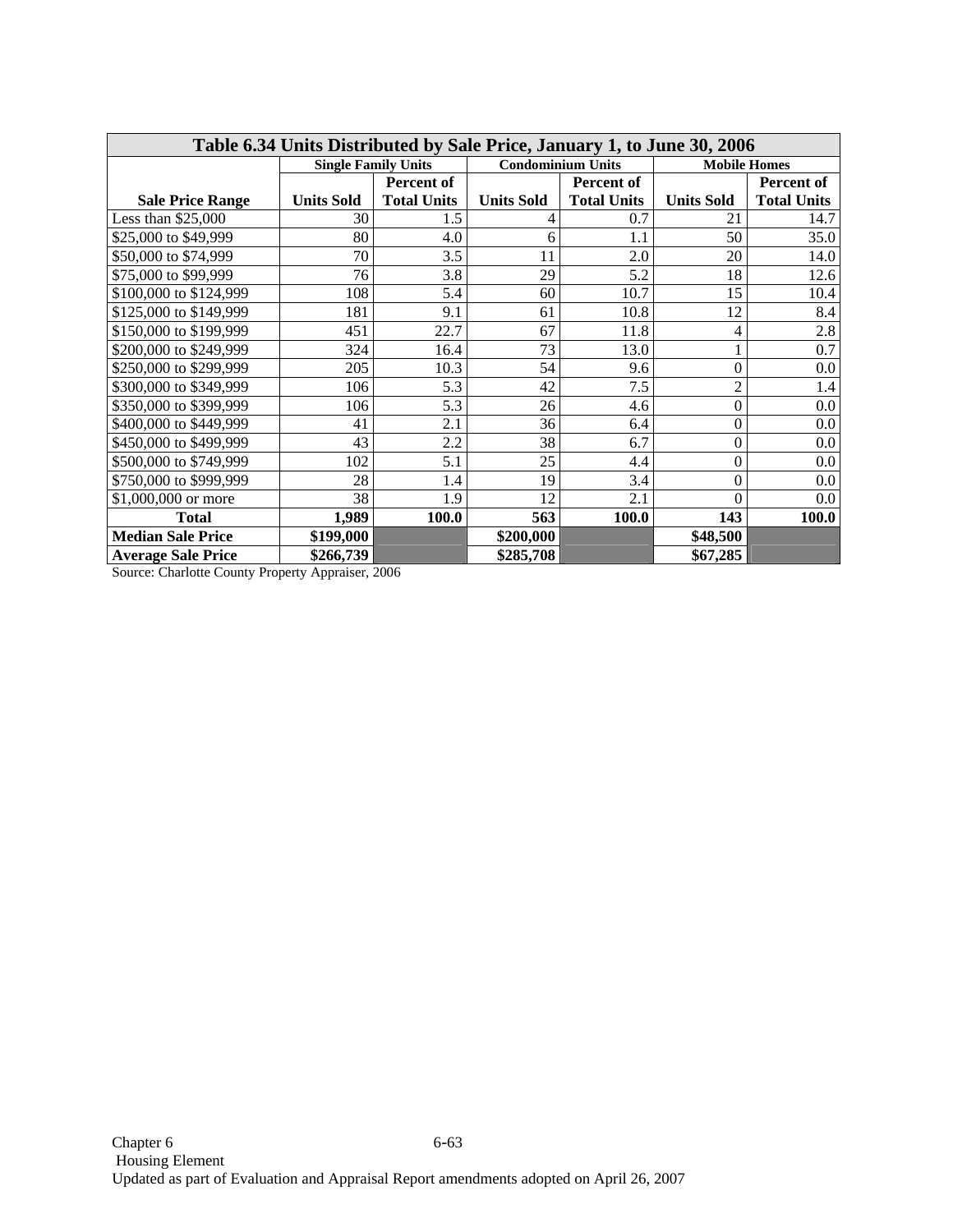| Table 6.34 Units Distributed by Sale Price, January 1, to June 30, 2006 | | | | | | |
|---|---|---|---|---|---|---|
| | Single Family Units | | Condominium Units | | Mobile Homes | |
| Sale Price Range | Units Sold | Percent of Total Units | Units Sold | Percent of Total Units | Units Sold | Percent of Total Units |
| Less than $25,000 | 30 | 1.5 | 4 | 0.7 | 21 | 14.7 |
| $25,000 to $49,999 | 80 | 4.0 | 6 | 1.1 | 50 | 35.0 |
| $50,000 to $74,999 | 70 | 3.5 | 11 | 2.0 | 20 | 14.0 |
| $75,000 to $99,999 | 76 | 3.8 | 29 | 5.2 | 18 | 12.6 |
| $100,000 to $124,999 | 108 | 5.4 | 60 | 10.7 | 15 | 10.4 |
| $125,000 to $149,999 | 181 | 9.1 | 61 | 10.8 | 12 | 8.4 |
| $150,000 to $199,999 | 451 | 22.7 | 67 | 11.8 | 4 | 2.8 |
| $200,000 to $249,999 | 324 | 16.4 | 73 | 13.0 | 1 | 0.7 |
| $250,000 to $299,999 | 205 | 10.3 | 54 | 9.6 | 0 | 0.0 |
| $300,000 to $349,999 | 106 | 5.3 | 42 | 7.5 | 2 | 1.4 |
| $350,000 to $399,999 | 106 | 5.3 | 26 | 4.6 | 0 | 0.0 |
| $400,000 to $449,999 | 41 | 2.1 | 36 | 6.4 | 0 | 0.0 |
| $450,000 to $499,999 | 43 | 2.2 | 38 | 6.7 | 0 | 0.0 |
| $500,000 to $749,999 | 102 | 5.1 | 25 | 4.4 | 0 | 0.0 |
| $750,000 to $999,999 | 28 | 1.4 | 19 | 3.4 | 0 | 0.0 |
| $1,000,000 or more | 38 | 1.9 | 12 | 2.1 | 0 | 0.0 |
| **Total** | **1,989** | **100.0** | **563** | **100.0** | **143** | **100.0** |
| **Median Sale Price** | **$199,000** | | **$200,000** | | **$48,500** | |
| **Average Sale Price** | **$266,739** | | **$285,708** | | **$67,285** | |

Source: Charlotte County Property Appraiser, 2006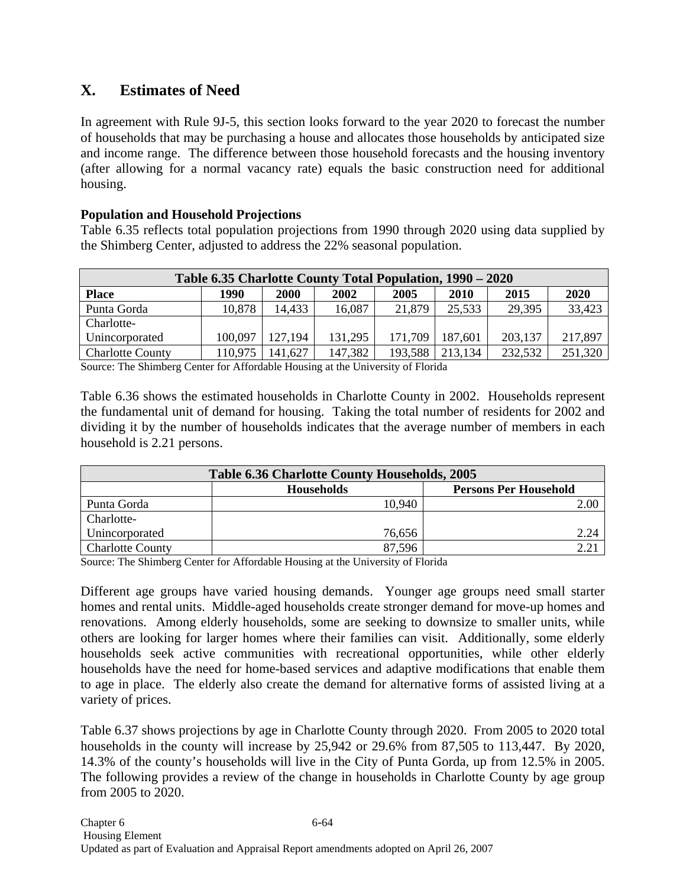## X. Estimates of Need

In agreement with Rule 9J-5, this section looks forward to the year 2020 to forecast the number of households that may be purchasing a house and allocates those households by anticipated size and income range. The difference between those household forecasts and the housing inventory (after allowing for a normal vacancy rate) equals the basic construction need for additional housing.

**Population and Household Projections**

Table 6.35 reflects total population projections from 1990 through 2020 using data supplied by the Shimberg Center, adjusted to address the 22% seasonal population.

| Table 6.35 Charlotte County Total Population, 1990 – 2020 | | | | | | | |
|---|---|---|---|---|---|---|---|
| **Place** | **1990** | **2000** | **2002** | **2005** | **2010** | **2015** | **2020** |
| Punta Gorda | 10,878 | 14,433 | 16,087 | 21,879 | 25,533 | 29,395 | 33,423 |
| Charlotte-Unincorporated | 100,097 | 127,194 | 131,295 | 171,709 | 187,601 | 203,137 | 217,897 |
| Charlotte County | 110,975 | 141,627 | 147,382 | 193,588 | 213,134 | 232,532 | 251,320 |

Source: The Shimberg Center for Affordable Housing at the University of Florida

Table 6.36 shows the estimated households in Charlotte County in 2002. Households represent the fundamental unit of demand for housing. Taking the total number of residents for 2002 and dividing it by the number of households indicates that the average number of members in each household is 2.21 persons.

| Table 6.36 Charlotte County Households, 2005 | | |
|---|---|---|
| | **Households** | **Persons Per Household** |
| Punta Gorda | 10,940 | 2.00 |
| Charlotte-Unincorporated | 76,656 | 2.24 |
| Charlotte County | 87,596 | 2.21 |

Source: The Shimberg Center for Affordable Housing at the University of Florida

Different age groups have varied housing demands. Younger age groups need small starter homes and rental units. Middle-aged households create stronger demand for move-up homes and renovations. Among elderly households, some are seeking to downsize to smaller units, while others are looking for larger homes where their families can visit. Additionally, some elderly households seek active communities with recreational opportunities, while other elderly households have the need for home-based services and adaptive modifications that enable them to age in place. The elderly also create the demand for alternative forms of assisted living at a variety of prices.

Table 6.37 shows projections by age in Charlotte County through 2020. From 2005 to 2020 total households in the county will increase by 25,942 or 29.6% from 87,505 to 113,447. By 2020, 14.3% of the county's households will live in the City of Punta Gorda, up from 12.5% in 2005. The following provides a review of the change in households in Charlotte County by age group from 2005 to 2020.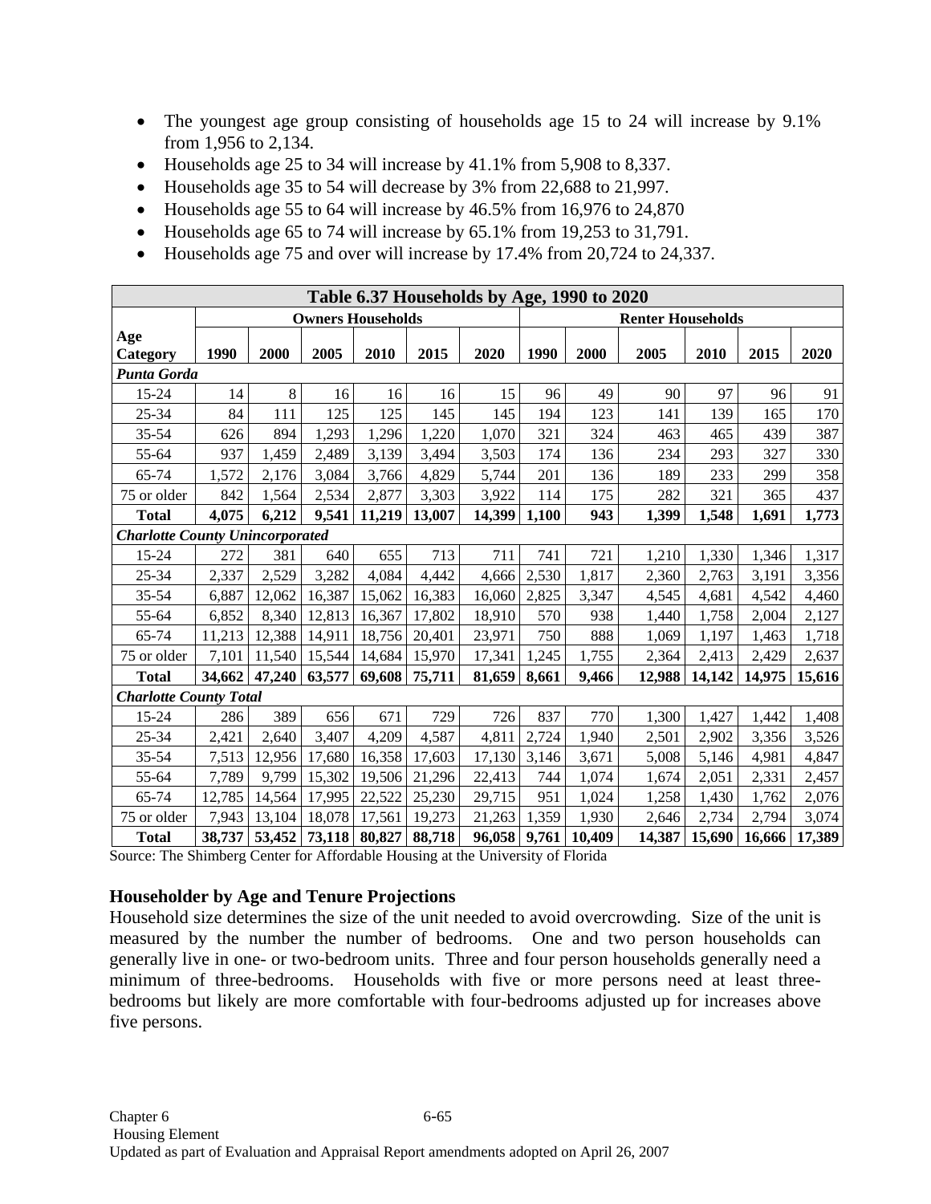- The youngest age group consisting of households age 15 to 24 will increase by 9.1% from 1,956 to 2,134.
- Households age 25 to 34 will increase by 41.1% from 5,908 to 8,337.
- Households age 35 to 54 will decrease by 3% from 22,688 to 21,997.
- Households age 55 to 64 will increase by 46.5% from 16,976 to 24,870
- Households age 65 to 74 will increase by 65.1% from 19,253 to 31,791.
- Households age 75 and over will increase by 17.4% from 20,724 to 24,337.

| Table 6.37 Households by Age, 1990 to 2020 | | | | | | | | | | | | |
|---|---|---|---|---|---|---|---|---|---|---|---|---|
| | Owners Households | | | | | | Renter Households | | | | | |
| Age Category | 1990 | 2000 | 2005 | 2010 | 2015 | 2020 | 1990 | 2000 | 2005 | 2010 | 2015 | 2020 |
| ***Punta Gorda*** | | | | | | | | | | | | |
| 15-24 | 14 | 8 | 16 | 16 | 16 | 15 | 96 | 49 | 90 | 97 | 96 | 91 |
| 25-34 | 84 | 111 | 125 | 125 | 145 | 145 | 194 | 123 | 141 | 139 | 165 | 170 |
| 35-54 | 626 | 894 | 1,293 | 1,296 | 1,220 | 1,070 | 321 | 324 | 463 | 465 | 439 | 387 |
| 55-64 | 937 | 1,459 | 2,489 | 3,139 | 3,494 | 3,503 | 174 | 136 | 234 | 293 | 327 | 330 |
| 65-74 | 1,572 | 2,176 | 3,084 | 3,766 | 4,829 | 5,744 | 201 | 136 | 189 | 233 | 299 | 358 |
| 75 or older | 842 | 1,564 | 2,534 | 2,877 | 3,303 | 3,922 | 114 | 175 | 282 | 321 | 365 | 437 |
| **Total** | **4,075** | **6,212** | **9,541** | **11,219** | **13,007** | **14,399** | **1,100** | **943** | **1,399** | **1,548** | **1,691** | **1,773** |
| ***Charlotte County Unincorporated*** | | | | | | | | | | | | |
| 15-24 | 272 | 381 | 640 | 655 | 713 | 711 | 741 | 721 | 1,210 | 1,330 | 1,346 | 1,317 |
| 25-34 | 2,337 | 2,529 | 3,282 | 4,084 | 4,442 | 4,666 | 2,530 | 1,817 | 2,360 | 2,763 | 3,191 | 3,356 |
| 35-54 | 6,887 | 12,062 | 16,387 | 15,062 | 16,383 | 16,060 | 2,825 | 3,347 | 4,545 | 4,681 | 4,542 | 4,460 |
| 55-64 | 6,852 | 8,340 | 12,813 | 16,367 | 17,802 | 18,910 | 570 | 938 | 1,440 | 1,758 | 2,004 | 2,127 |
| 65-74 | 11,213 | 12,388 | 14,911 | 18,756 | 20,401 | 23,971 | 750 | 888 | 1,069 | 1,197 | 1,463 | 1,718 |
| 75 or older | 7,101 | 11,540 | 15,544 | 14,684 | 15,970 | 17,341 | 1,245 | 1,755 | 2,364 | 2,413 | 2,429 | 2,637 |
| **Total** | **34,662** | **47,240** | **63,577** | **69,608** | **75,711** | **81,659** | **8,661** | **9,466** | **12,988** | **14,142** | **14,975** | **15,616** |
| ***Charlotte County Total*** | | | | | | | | | | | | |
| 15-24 | 286 | 389 | 656 | 671 | 729 | 726 | 837 | 770 | 1,300 | 1,427 | 1,442 | 1,408 |
| 25-34 | 2,421 | 2,640 | 3,407 | 4,209 | 4,587 | 4,811 | 2,724 | 1,940 | 2,501 | 2,902 | 3,356 | 3,526 |
| 35-54 | 7,513 | 12,956 | 17,680 | 16,358 | 17,603 | 17,130 | 3,146 | 3,671 | 5,008 | 5,146 | 4,981 | 4,847 |
| 55-64 | 7,789 | 9,799 | 15,302 | 19,506 | 21,296 | 22,413 | 744 | 1,074 | 1,674 | 2,051 | 2,331 | 2,457 |
| 65-74 | 12,785 | 14,564 | 17,995 | 22,522 | 25,230 | 29,715 | 951 | 1,024 | 1,258 | 1,430 | 1,762 | 2,076 |
| 75 or older | 7,943 | 13,104 | 18,078 | 17,561 | 19,273 | 21,263 | 1,359 | 1,930 | 2,646 | 2,734 | 2,794 | 3,074 |
| **Total** | **38,737** | **53,452** | **73,118** | **80,827** | **88,718** | **96,058** | **9,761** | **10,409** | **14,387** | **15,690** | **16,666** | **17,389** |

Source: The Shimberg Center for Affordable Housing at the University of Florida

### Householder by Age and Tenure Projections

Household size determines the size of the unit needed to avoid overcrowding. Size of the unit is measured by the number the number of bedrooms. One and two person households can generally live in one- or two-bedroom units. Three and four person households generally need a minimum of three-bedrooms. Households with five or more persons need at least three-bedrooms but likely are more comfortable with four-bedrooms adjusted up for increases above five persons.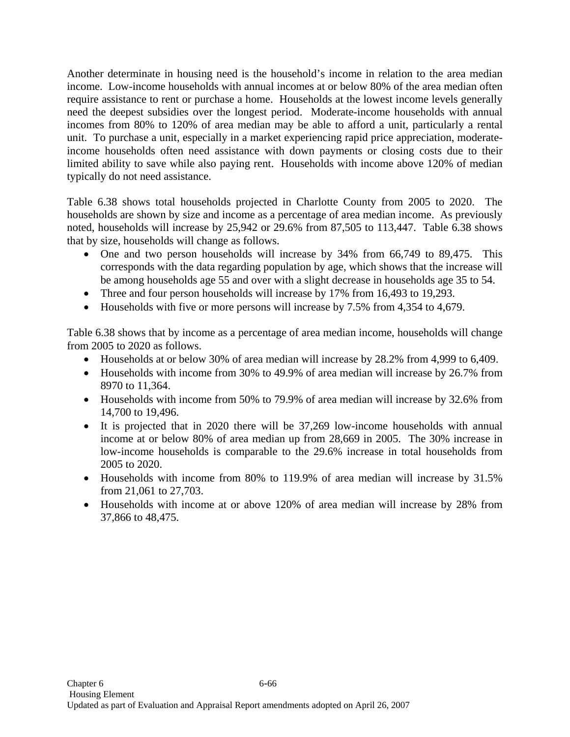Another determinate in housing need is the household's income in relation to the area median income. Low-income households with annual incomes at or below 80% of the area median often require assistance to rent or purchase a home. Households at the lowest income levels generally need the deepest subsidies over the longest period. Moderate-income households with annual incomes from 80% to 120% of area median may be able to afford a unit, particularly a rental unit. To purchase a unit, especially in a market experiencing rapid price appreciation, moderate-income households often need assistance with down payments or closing costs due to their limited ability to save while also paying rent. Households with income above 120% of median typically do not need assistance.

Table 6.38 shows total households projected in Charlotte County from 2005 to 2020. The households are shown by size and income as a percentage of area median income. As previously noted, households will increase by 25,942 or 29.6% from 87,505 to 113,447. Table 6.38 shows that by size, households will change as follows.

- One and two person households will increase by 34% from 66,749 to 89,475. This corresponds with the data regarding population by age, which shows that the increase will be among households age 55 and over with a slight decrease in households age 35 to 54.
- Three and four person households will increase by 17% from 16,493 to 19,293.
- Households with five or more persons will increase by 7.5% from 4,354 to 4,679.

Table 6.38 shows that by income as a percentage of area median income, households will change from 2005 to 2020 as follows.

- Households at or below 30% of area median will increase by 28.2% from 4,999 to 6,409.
- Households with income from 30% to 49.9% of area median will increase by 26.7% from 8970 to 11,364.
- Households with income from 50% to 79.9% of area median will increase by 32.6% from 14,700 to 19,496.
- It is projected that in 2020 there will be 37,269 low-income households with annual income at or below 80% of area median up from 28,669 in 2005. The 30% increase in low-income households is comparable to the 29.6% increase in total households from 2005 to 2020.
- Households with income from 80% to 119.9% of area median will increase by 31.5% from 21,061 to 27,703.
- Households with income at or above 120% of area median will increase by 28% from 37,866 to 48,475.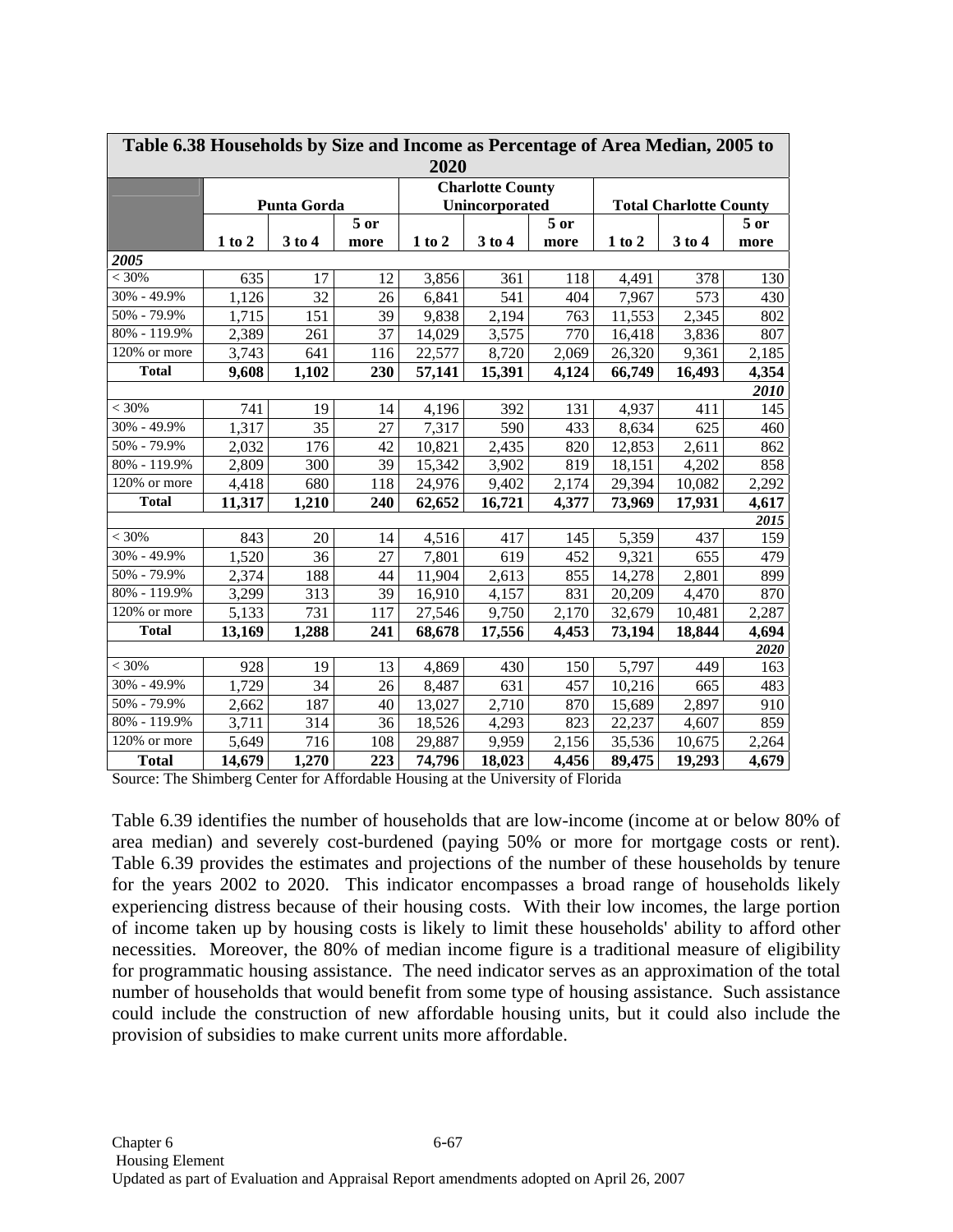| Table 6.38 Households by Size and Income as Percentage of Area Median, 2005 to 2020 | | | | | | | | | |
|---|---|---|---|---|---|---|---|---|---|
| | Punta Gorda | | | Charlotte County Unincorporated | | | Total Charlotte County | | |
| | 1 to 2 | 3 to 4 | 5 or more | 1 to 2 | 3 to 4 | 5 or more | 1 to 2 | 3 to 4 | 5 or more |
| ***2005*** | | | | | | | | | |
| < 30% | 635 | 17 | 12 | 3,856 | 361 | 118 | 4,491 | 378 | 130 |
| 30% - 49.9% | 1,126 | 32 | 26 | 6,841 | 541 | 404 | 7,967 | 573 | 430 |
| 50% - 79.9% | 1,715 | 151 | 39 | 9,838 | 2,194 | 763 | 11,553 | 2,345 | 802 |
| 80% - 119.9% | 2,389 | 261 | 37 | 14,029 | 3,575 | 770 | 16,418 | 3,836 | 807 |
| 120% or more | 3,743 | 641 | 116 | 22,577 | 8,720 | 2,069 | 26,320 | 9,361 | 2,185 |
| **Total** | **9,608** | **1,102** | **230** | **57,141** | **15,391** | **4,124** | **66,749** | **16,493** | **4,354** |
| | | | | | | | | | ***2010*** |
| < 30% | 741 | 19 | 14 | 4,196 | 392 | 131 | 4,937 | 411 | 145 |
| 30% - 49.9% | 1,317 | 35 | 27 | 7,317 | 590 | 433 | 8,634 | 625 | 460 |
| 50% - 79.9% | 2,032 | 176 | 42 | 10,821 | 2,435 | 820 | 12,853 | 2,611 | 862 |
| 80% - 119.9% | 2,809 | 300 | 39 | 15,342 | 3,902 | 819 | 18,151 | 4,202 | 858 |
| 120% or more | 4,418 | 680 | 118 | 24,976 | 9,402 | 2,174 | 29,394 | 10,082 | 2,292 |
| **Total** | **11,317** | **1,210** | **240** | **62,652** | **16,721** | **4,377** | **73,969** | **17,931** | **4,617** |
| | | | | | | | | | ***2015*** |
| < 30% | 843 | 20 | 14 | 4,516 | 417 | 145 | 5,359 | 437 | 159 |
| 30% - 49.9% | 1,520 | 36 | 27 | 7,801 | 619 | 452 | 9,321 | 655 | 479 |
| 50% - 79.9% | 2,374 | 188 | 44 | 11,904 | 2,613 | 855 | 14,278 | 2,801 | 899 |
| 80% - 119.9% | 3,299 | 313 | 39 | 16,910 | 4,157 | 831 | 20,209 | 4,470 | 870 |
| 120% or more | 5,133 | 731 | 117 | 27,546 | 9,750 | 2,170 | 32,679 | 10,481 | 2,287 |
| **Total** | **13,169** | **1,288** | **241** | **68,678** | **17,556** | **4,453** | **73,194** | **18,844** | **4,694** |
| | | | | | | | | | ***2020*** |
| < 30% | 928 | 19 | 13 | 4,869 | 430 | 150 | 5,797 | 449 | 163 |
| 30% - 49.9% | 1,729 | 34 | 26 | 8,487 | 631 | 457 | 10,216 | 665 | 483 |
| 50% - 79.9% | 2,662 | 187 | 40 | 13,027 | 2,710 | 870 | 15,689 | 2,897 | 910 |
| 80% - 119.9% | 3,711 | 314 | 36 | 18,526 | 4,293 | 823 | 22,237 | 4,607 | 859 |
| 120% or more | 5,649 | 716 | 108 | 29,887 | 9,959 | 2,156 | 35,536 | 10,675 | 2,264 |
| **Total** | **14,679** | **1,270** | **223** | **74,796** | **18,023** | **4,456** | **89,475** | **19,293** | **4,679** |

Source: The Shimberg Center for Affordable Housing at the University of Florida

Table 6.39 identifies the number of households that are low-income (income at or below 80% of area median) and severely cost-burdened (paying 50% or more for mortgage costs or rent). Table 6.39 provides the estimates and projections of the number of these households by tenure for the years 2002 to 2020. This indicator encompasses a broad range of households likely experiencing distress because of their housing costs. With their low incomes, the large portion of income taken up by housing costs is likely to limit these households' ability to afford other necessities. Moreover, the 80% of median income figure is a traditional measure of eligibility for programmatic housing assistance. The need indicator serves as an approximation of the total number of households that would benefit from some type of housing assistance. Such assistance could include the construction of new affordable housing units, but it could also include the provision of subsidies to make current units more affordable.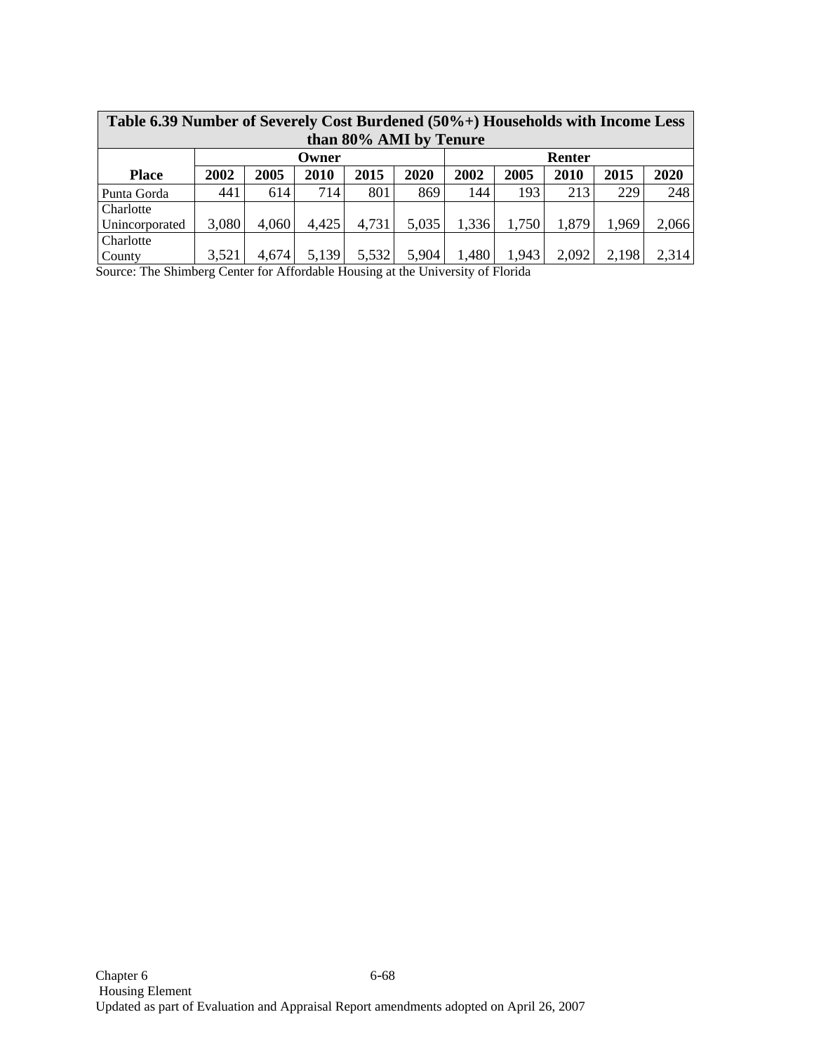**Table 6.39 Number of Severely Cost Burdened (50%+) Households with Income Less than 80% AMI by Tenure**

| | Owner | | | | | Renter | | | | |
|---|---|---|---|---|---|---|---|---|---|---|
| **Place** | **2002** | **2005** | **2010** | **2015** | **2020** | **2002** | **2005** | **2010** | **2015** | **2020** |
| Punta Gorda | 441 | 614 | 714 | 801 | 869 | 144 | 193 | 213 | 229 | 248 |
| Charlotte Unincorporated | 3,080 | 4,060 | 4,425 | 4,731 | 5,035 | 1,336 | 1,750 | 1,879 | 1,969 | 2,066 |
| Charlotte County | 3,521 | 4,674 | 5,139 | 5,532 | 5,904 | 1,480 | 1,943 | 2,092 | 2,198 | 2,314 |

Source: The Shimberg Center for Affordable Housing at the University of Florida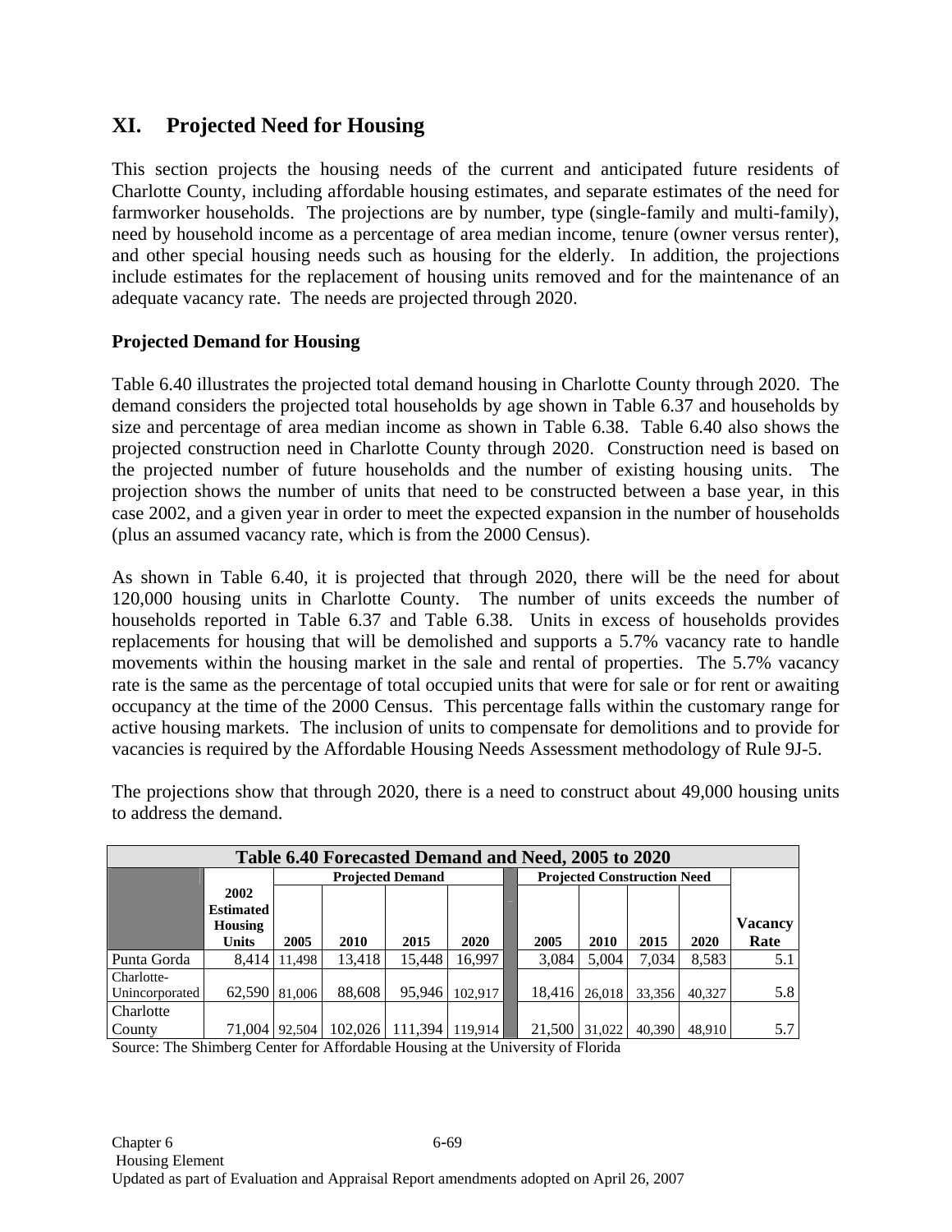## XI. Projected Need for Housing

This section projects the housing needs of the current and anticipated future residents of Charlotte County, including affordable housing estimates, and separate estimates of the need for farmworker households. The projections are by number, type (single-family and multi-family), need by household income as a percentage of area median income, tenure (owner versus renter), and other special housing needs such as housing for the elderly. In addition, the projections include estimates for the replacement of housing units removed and for the maintenance of an adequate vacancy rate. The needs are projected through 2020.

### Projected Demand for Housing

Table 6.40 illustrates the projected total demand housing in Charlotte County through 2020. The demand considers the projected total households by age shown in Table 6.37 and households by size and percentage of area median income as shown in Table 6.38. Table 6.40 also shows the projected construction need in Charlotte County through 2020. Construction need is based on the projected number of future households and the number of existing housing units. The projection shows the number of units that need to be constructed between a base year, in this case 2002, and a given year in order to meet the expected expansion in the number of households (plus an assumed vacancy rate, which is from the 2000 Census).

As shown in Table 6.40, it is projected that through 2020, there will be the need for about 120,000 housing units in Charlotte County. The number of units exceeds the number of households reported in Table 6.37 and Table 6.38. Units in excess of households provides replacements for housing that will be demolished and supports a 5.7% vacancy rate to handle movements within the housing market in the sale and rental of properties. The 5.7% vacancy rate is the same as the percentage of total occupied units that were for sale or for rent or awaiting occupancy at the time of the 2000 Census. This percentage falls within the customary range for active housing markets. The inclusion of units to compensate for demolitions and to provide for vacancies is required by the Affordable Housing Needs Assessment methodology of Rule 9J-5.

The projections show that through 2020, there is a need to construct about 49,000 housing units to address the demand.

**Table 6.40 Forecasted Demand and Need, 2005 to 2020**

| | | Projected Demand | | | | Projected Construction Need | | | | |
|---|---|---|---|---|---|---|---|---|---|---|
| | 2002 Estimated Housing Units | 2005 | 2010 | 2015 | 2020 | 2005 | 2010 | 2015 | 2020 | Vacancy Rate |
| Punta Gorda | 8,414 | 11,498 | 13,418 | 15,448 | 16,997 | 3,084 | 5,004 | 7,034 | 8,583 | 5.1 |
| Charlotte-Unincorporated | 62,590 | 81,006 | 88,608 | 95,946 | 102,917 | 18,416 | 26,018 | 33,356 | 40,327 | 5.8 |
| Charlotte County | 71,004 | 92,504 | 102,026 | 111,394 | 119,914 | 21,500 | 31,022 | 40,390 | 48,910 | 5.7 |

Source: The Shimberg Center for Affordable Housing at the University of Florida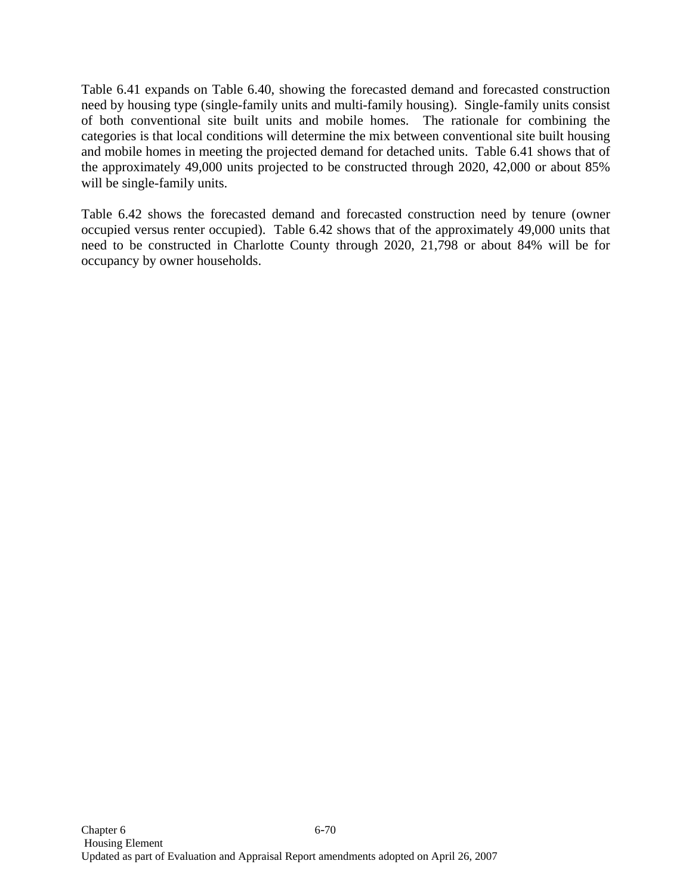Table 6.41 expands on Table 6.40, showing the forecasted demand and forecasted construction need by housing type (single-family units and multi-family housing). Single-family units consist of both conventional site built units and mobile homes. The rationale for combining the categories is that local conditions will determine the mix between conventional site built housing and mobile homes in meeting the projected demand for detached units. Table 6.41 shows that of the approximately 49,000 units projected to be constructed through 2020, 42,000 or about 85% will be single-family units.

Table 6.42 shows the forecasted demand and forecasted construction need by tenure (owner occupied versus renter occupied). Table 6.42 shows that of the approximately 49,000 units that need to be constructed in Charlotte County through 2020, 21,798 or about 84% will be for occupancy by owner households.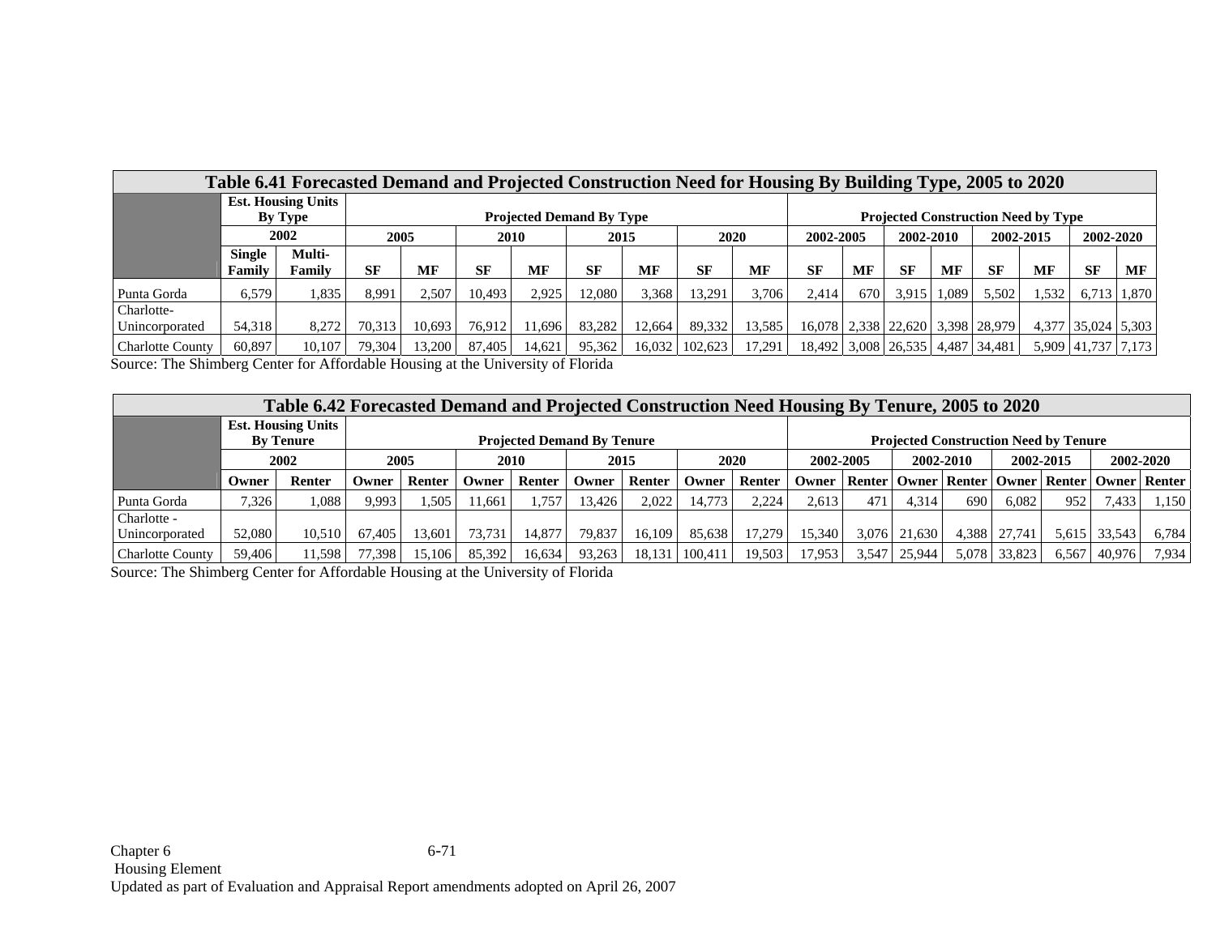| Table 6.41 Forecasted Demand and Projected Construction Need for Housing By Building Type, 2005 to 2020 | | | | | | | | | | | | | | | | | | |
|---|---|---|---|---|---|---|---|---|---|---|---|---|---|---|---|---|---|---|
| | Est. Housing Units By Type | | Projected Demand By Type | | | | | | | | Projected Construction Need by Type | | | | | | | |
| | 2002 | | 2005 | | 2010 | | 2015 | | 2020 | | 2002-2005 | | 2002-2010 | | 2002-2015 | | 2002-2020 | |
| | Single Family | Multi-Family | SF | MF | SF | MF | SF | MF | SF | MF | SF | MF | SF | MF | SF | MF | SF | MF |
| Punta Gorda | 6,579 | 1,835 | 8,991 | 2,507 | 10,493 | 2,925 | 12,080 | 3,368 | 13,291 | 3,706 | 2,414 | 670 | 3,915 | 1,089 | 5,502 | 1,532 | 6,713 | 1,870 |
| Charlotte-Unincorporated | 54,318 | 8,272 | 70,313 | 10,693 | 76,912 | 11,696 | 83,282 | 12,664 | 89,332 | 13,585 | 16,078 | 2,338 | 22,620 | 3,398 | 28,979 | 4,377 | 35,024 | 5,303 |
| Charlotte County | 60,897 | 10,107 | 79,304 | 13,200 | 87,405 | 14,621 | 95,362 | 16,032 | 102,623 | 17,291 | 18,492 | 3,008 | 26,535 | 4,487 | 34,481 | 5,909 | 41,737 | 7,173 |

Source: The Shimberg Center for Affordable Housing at the University of Florida

| Table 6.42 Forecasted Demand and Projected Construction Need Housing By Tenure, 2005 to 2020 | | | | | | | | | | | | | | | | | | |
|---|---|---|---|---|---|---|---|---|---|---|---|---|---|---|---|---|---|---|
| | Est. Housing Units By Tenure | | Projected Demand By Tenure | | | | | | | | Projected Construction Need by Tenure | | | | | | | |
| | 2002 | | 2005 | | 2010 | | 2015 | | 2020 | | 2002-2005 | | 2002-2010 | | 2002-2015 | | 2002-2020 | |
| | Owner | Renter | Owner | Renter | Owner | Renter | Owner | Renter | Owner | Renter | Owner | Renter | Owner | Renter | Owner | Renter | Owner | Renter |
| Punta Gorda | 7,326 | 1,088 | 9,993 | 1,505 | 11,661 | 1,757 | 13,426 | 2,022 | 14,773 | 2,224 | 2,613 | 471 | 4,314 | 690 | 6,082 | 952 | 7,433 | 1,150 |
| Charlotte - Unincorporated | 52,080 | 10,510 | 67,405 | 13,601 | 73,731 | 14,877 | 79,837 | 16,109 | 85,638 | 17,279 | 15,340 | 3,076 | 21,630 | 4,388 | 27,741 | 5,615 | 33,543 | 6,784 |
| Charlotte County | 59,406 | 11,598 | 77,398 | 15,106 | 85,392 | 16,634 | 93,263 | 18,131 | 100,411 | 19,503 | 17,953 | 3,547 | 25,944 | 5,078 | 33,823 | 6,567 | 40,976 | 7,934 |

Source: The Shimberg Center for Affordable Housing at the University of Florida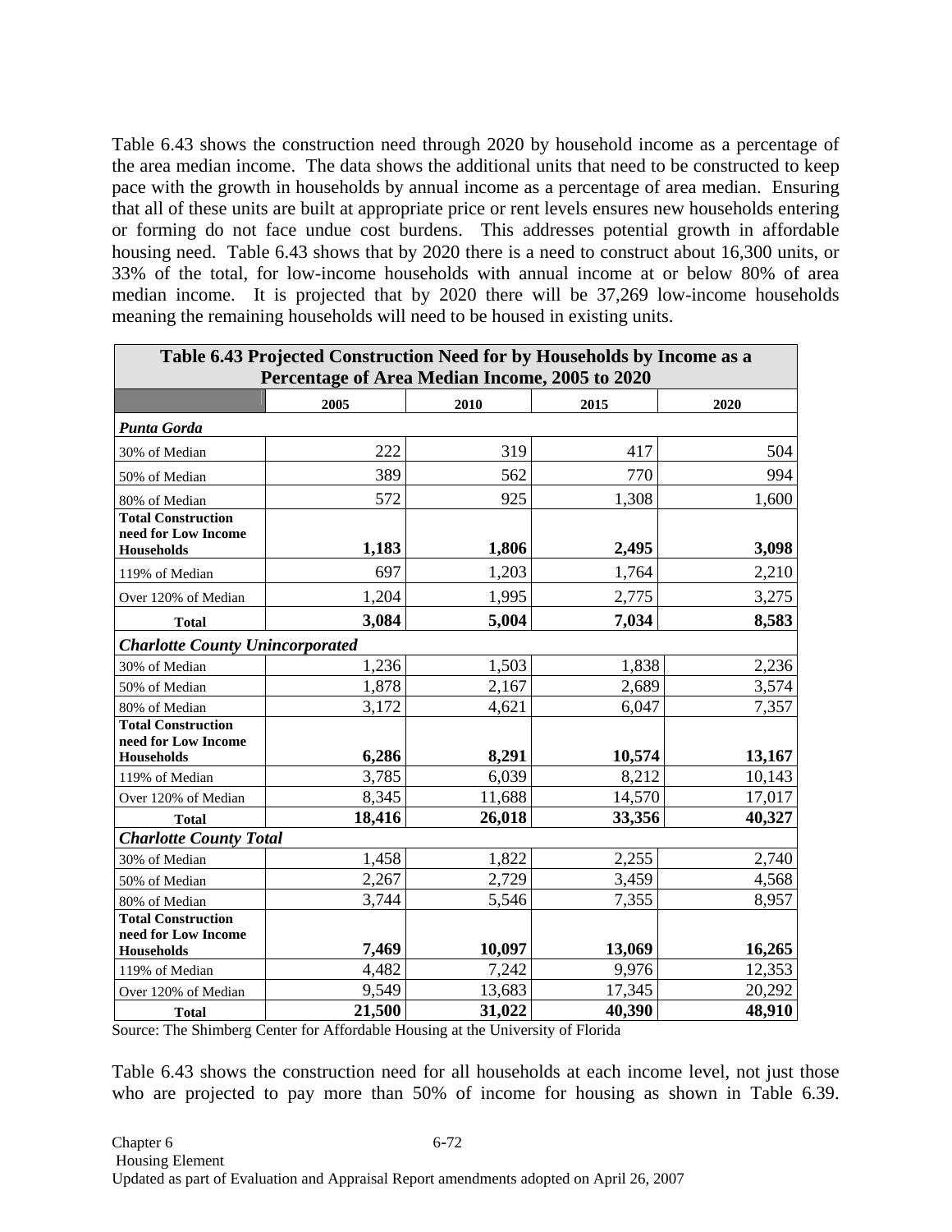Table 6.43 shows the construction need through 2020 by household income as a percentage of the area median income. The data shows the additional units that need to be constructed to keep pace with the growth in households by annual income as a percentage of area median. Ensuring that all of these units are built at appropriate price or rent levels ensures new households entering or forming do not face undue cost burdens. This addresses potential growth in affordable housing need. Table 6.43 shows that by 2020 there is a need to construct about 16,300 units, or 33% of the total, for low-income households with annual income at or below 80% of area median income. It is projected that by 2020 there will be 37,269 low-income households meaning the remaining households will need to be housed in existing units.

**Table 6.43 Projected Construction Need for by Households by Income as a Percentage of Area Median Income, 2005 to 2020**

| | 2005 | 2010 | 2015 | 2020 |
|---|---|---|---|---|
| ***Punta Gorda*** | | | | |
| 30% of Median | 222 | 319 | 417 | 504 |
| 50% of Median | 389 | 562 | 770 | 994 |
| 80% of Median | 572 | 925 | 1,308 | 1,600 |
| **Total Construction need for Low Income Households** | **1,183** | **1,806** | **2,495** | **3,098** |
| 119% of Median | 697 | 1,203 | 1,764 | 2,210 |
| Over 120% of Median | 1,204 | 1,995 | 2,775 | 3,275 |
| **Total** | **3,084** | **5,004** | **7,034** | **8,583** |
| ***Charlotte County Unincorporated*** | | | | |
| 30% of Median | 1,236 | 1,503 | 1,838 | 2,236 |
| 50% of Median | 1,878 | 2,167 | 2,689 | 3,574 |
| 80% of Median | 3,172 | 4,621 | 6,047 | 7,357 |
| **Total Construction need for Low Income Households** | **6,286** | **8,291** | **10,574** | **13,167** |
| 119% of Median | 3,785 | 6,039 | 8,212 | 10,143 |
| Over 120% of Median | 8,345 | 11,688 | 14,570 | 17,017 |
| **Total** | **18,416** | **26,018** | **33,356** | **40,327** |
| ***Charlotte County Total*** | | | | |
| 30% of Median | 1,458 | 1,822 | 2,255 | 2,740 |
| 50% of Median | 2,267 | 2,729 | 3,459 | 4,568 |
| 80% of Median | 3,744 | 5,546 | 7,355 | 8,957 |
| **Total Construction need for Low Income Households** | **7,469** | **10,097** | **13,069** | **16,265** |
| 119% of Median | 4,482 | 7,242 | 9,976 | 12,353 |
| Over 120% of Median | 9,549 | 13,683 | 17,345 | 20,292 |
| **Total** | **21,500** | **31,022** | **40,390** | **48,910** |

Source: The Shimberg Center for Affordable Housing at the University of Florida

Table 6.43 shows the construction need for all households at each income level, not just those who are projected to pay more than 50% of income for housing as shown in Table 6.39.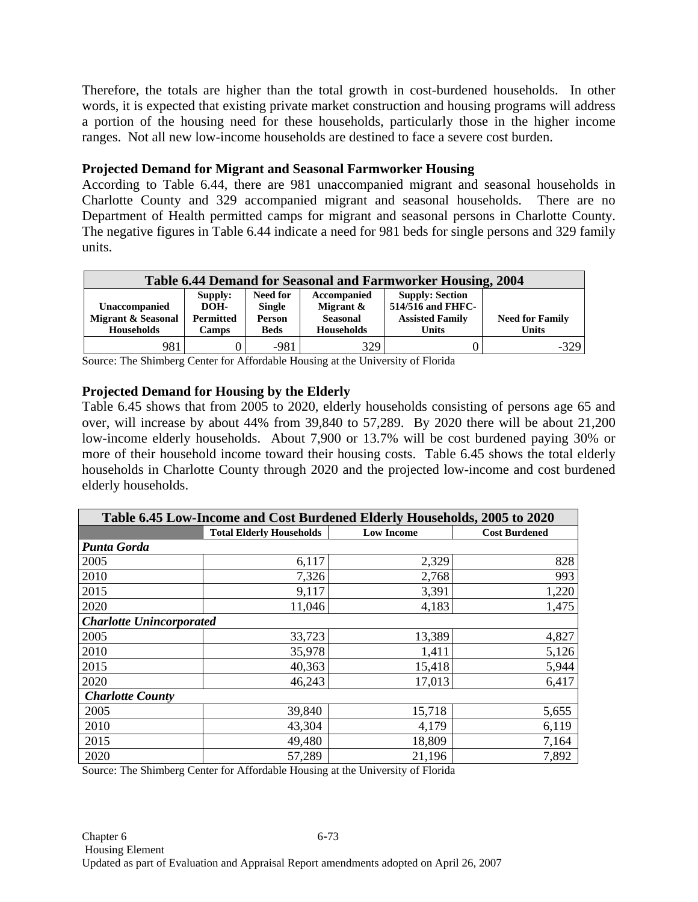Therefore, the totals are higher than the total growth in cost-burdened households. In other words, it is expected that existing private market construction and housing programs will address a portion of the housing need for these households, particularly those in the higher income ranges. Not all new low-income households are destined to face a severe cost burden.

**Projected Demand for Migrant and Seasonal Farmworker Housing**

According to Table 6.44, there are 981 unaccompanied migrant and seasonal households in Charlotte County and 329 accompanied migrant and seasonal households. There are no Department of Health permitted camps for migrant and seasonal persons in Charlotte County. The negative figures in Table 6.44 indicate a need for 981 beds for single persons and 329 family units.

| Table 6.44 Demand for Seasonal and Farmworker Housing, 2004 | | | | | |
|---|---|---|---|---|---|
| **Unaccompanied Migrant & Seasonal Households** | **Supply: DOH-Permitted Camps** | **Need for Single Person Beds** | **Accompanied Migrant & Seasonal Households** | **Supply: Section 514/516 and FHFC-Assisted Family Units** | **Need for Family Units** |
| 981 | 0 | -981 | 329 | 0 | -329 |

Source: The Shimberg Center for Affordable Housing at the University of Florida

**Projected Demand for Housing by the Elderly**

Table 6.45 shows that from 2005 to 2020, elderly households consisting of persons age 65 and over, will increase by about 44% from 39,840 to 57,289. By 2020 there will be about 21,200 low-income elderly households. About 7,900 or 13.7% will be cost burdened paying 30% or more of their household income toward their housing costs. Table 6.45 shows the total elderly households in Charlotte County through 2020 and the projected low-income and cost burdened elderly households.

| Table 6.45 Low-Income and Cost Burdened Elderly Households, 2005 to 2020 | | | |
|---|---|---|---|
| | **Total Elderly Households** | **Low Income** | **Cost Burdened** |
| ***Punta Gorda*** | | | |
| 2005 | 6,117 | 2,329 | 828 |
| 2010 | 7,326 | 2,768 | 993 |
| 2015 | 9,117 | 3,391 | 1,220 |
| 2020 | 11,046 | 4,183 | 1,475 |
| ***Charlotte Unincorporated*** | | | |
| 2005 | 33,723 | 13,389 | 4,827 |
| 2010 | 35,978 | 1,411 | 5,126 |
| 2015 | 40,363 | 15,418 | 5,944 |
| 2020 | 46,243 | 17,013 | 6,417 |
| ***Charlotte County*** | | | |
| 2005 | 39,840 | 15,718 | 5,655 |
| 2010 | 43,304 | 4,179 | 6,119 |
| 2015 | 49,480 | 18,809 | 7,164 |
| 2020 | 57,289 | 21,196 | 7,892 |

Source: The Shimberg Center for Affordable Housing at the University of Florida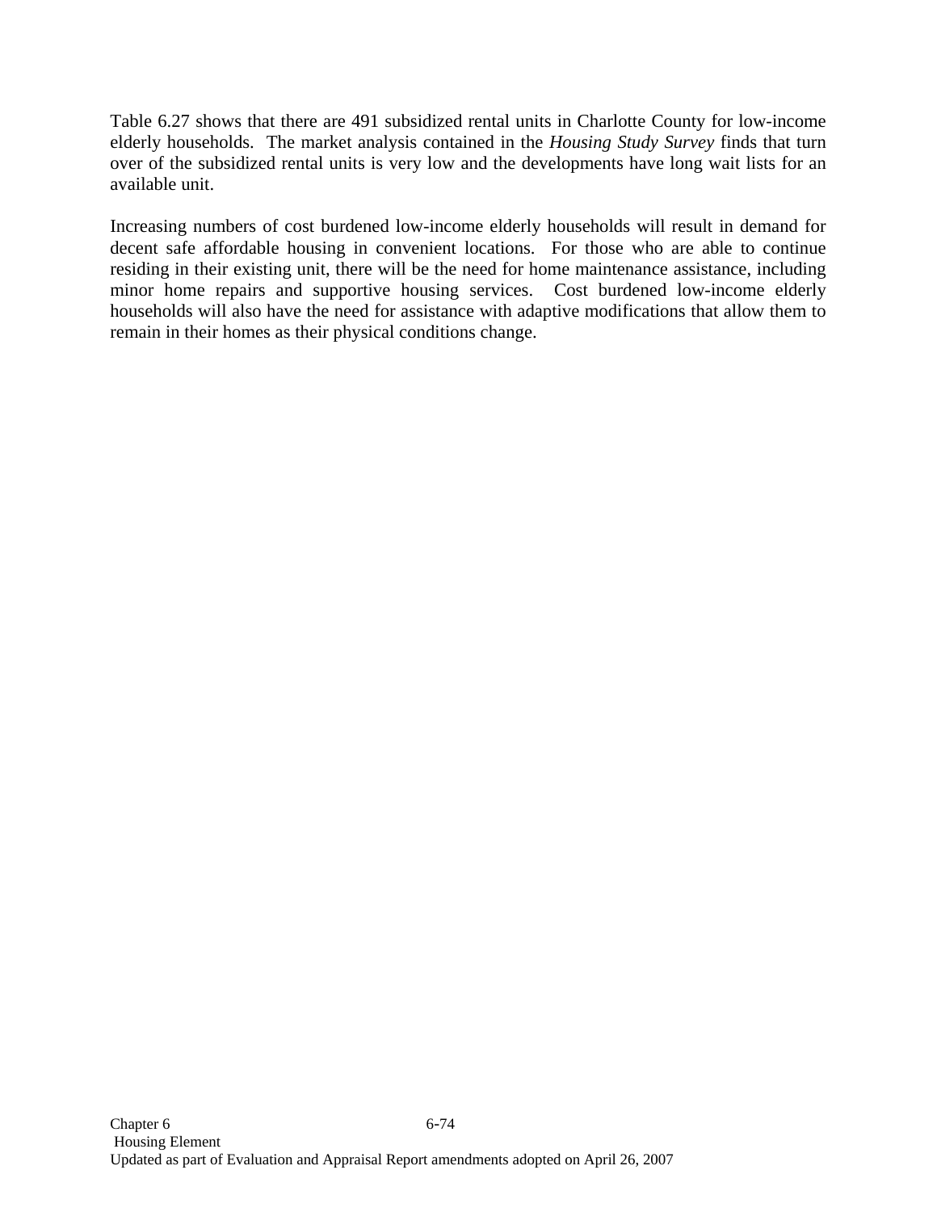Table 6.27 shows that there are 491 subsidized rental units in Charlotte County for low-income elderly households. The market analysis contained in the *Housing Study Survey* finds that turn over of the subsidized rental units is very low and the developments have long wait lists for an available unit.

Increasing numbers of cost burdened low-income elderly households will result in demand for decent safe affordable housing in convenient locations. For those who are able to continue residing in their existing unit, there will be the need for home maintenance assistance, including minor home repairs and supportive housing services. Cost burdened low-income elderly households will also have the need for assistance with adaptive modifications that allow them to remain in their homes as their physical conditions change.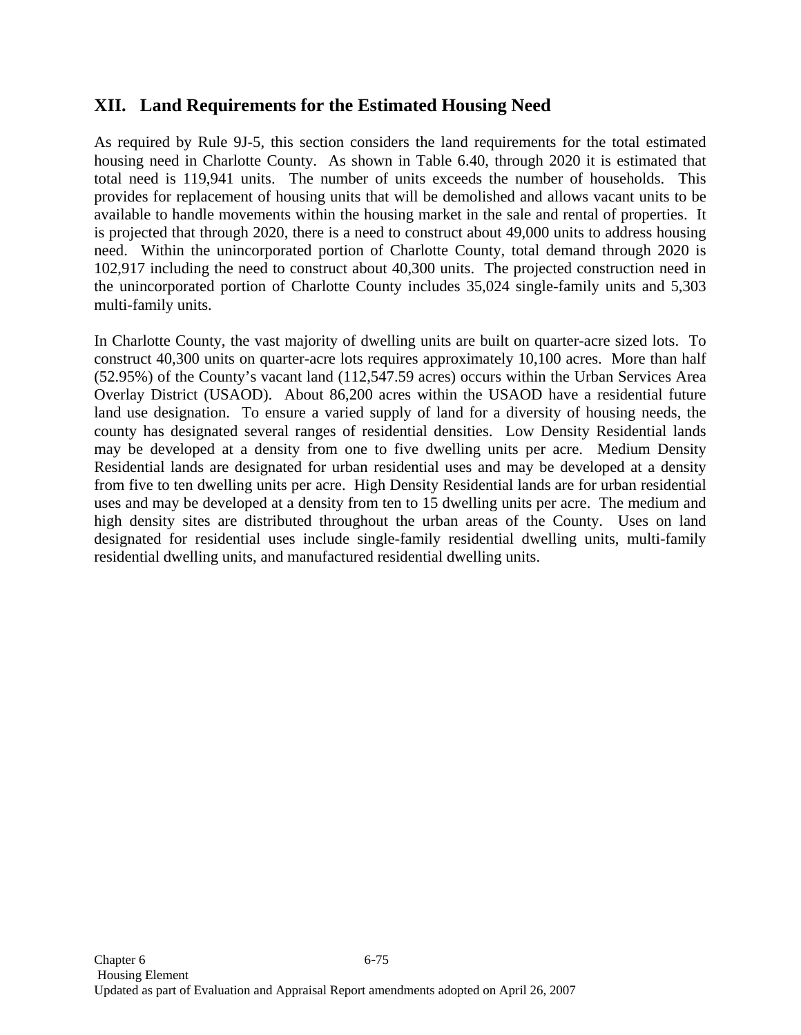## XII. Land Requirements for the Estimated Housing Need

As required by Rule 9J-5, this section considers the land requirements for the total estimated housing need in Charlotte County. As shown in Table 6.40, through 2020 it is estimated that total need is 119,941 units. The number of units exceeds the number of households. This provides for replacement of housing units that will be demolished and allows vacant units to be available to handle movements within the housing market in the sale and rental of properties. It is projected that through 2020, there is a need to construct about 49,000 units to address housing need. Within the unincorporated portion of Charlotte County, total demand through 2020 is 102,917 including the need to construct about 40,300 units. The projected construction need in the unincorporated portion of Charlotte County includes 35,024 single-family units and 5,303 multi-family units.

In Charlotte County, the vast majority of dwelling units are built on quarter-acre sized lots. To construct 40,300 units on quarter-acre lots requires approximately 10,100 acres. More than half (52.95%) of the County's vacant land (112,547.59 acres) occurs within the Urban Services Area Overlay District (USAOD). About 86,200 acres within the USAOD have a residential future land use designation. To ensure a varied supply of land for a diversity of housing needs, the county has designated several ranges of residential densities. Low Density Residential lands may be developed at a density from one to five dwelling units per acre. Medium Density Residential lands are designated for urban residential uses and may be developed at a density from five to ten dwelling units per acre. High Density Residential lands are for urban residential uses and may be developed at a density from ten to 15 dwelling units per acre. The medium and high density sites are distributed throughout the urban areas of the County. Uses on land designated for residential uses include single-family residential dwelling units, multi-family residential dwelling units, and manufactured residential dwelling units.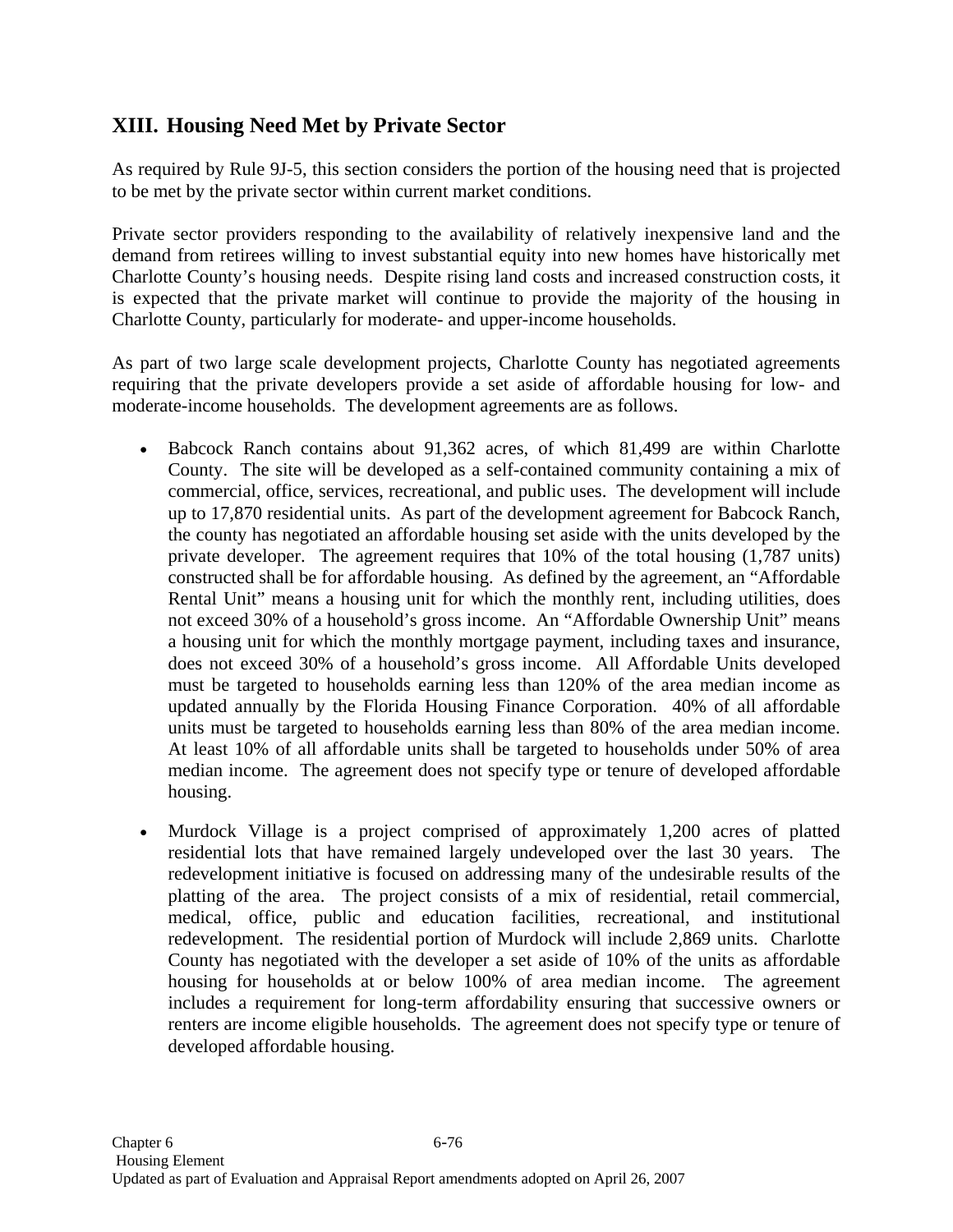## XIII. Housing Need Met by Private Sector

As required by Rule 9J-5, this section considers the portion of the housing need that is projected to be met by the private sector within current market conditions.

Private sector providers responding to the availability of relatively inexpensive land and the demand from retirees willing to invest substantial equity into new homes have historically met Charlotte County's housing needs. Despite rising land costs and increased construction costs, it is expected that the private market will continue to provide the majority of the housing in Charlotte County, particularly for moderate- and upper-income households.

As part of two large scale development projects, Charlotte County has negotiated agreements requiring that the private developers provide a set aside of affordable housing for low- and moderate-income households. The development agreements are as follows.

- Babcock Ranch contains about 91,362 acres, of which 81,499 are within Charlotte County. The site will be developed as a self-contained community containing a mix of commercial, office, services, recreational, and public uses. The development will include up to 17,870 residential units. As part of the development agreement for Babcock Ranch, the county has negotiated an affordable housing set aside with the units developed by the private developer. The agreement requires that 10% of the total housing (1,787 units) constructed shall be for affordable housing. As defined by the agreement, an "Affordable Rental Unit" means a housing unit for which the monthly rent, including utilities, does not exceed 30% of a household's gross income. An "Affordable Ownership Unit" means a housing unit for which the monthly mortgage payment, including taxes and insurance, does not exceed 30% of a household's gross income. All Affordable Units developed must be targeted to households earning less than 120% of the area median income as updated annually by the Florida Housing Finance Corporation. 40% of all affordable units must be targeted to households earning less than 80% of the area median income. At least 10% of all affordable units shall be targeted to households under 50% of area median income. The agreement does not specify type or tenure of developed affordable housing.

- Murdock Village is a project comprised of approximately 1,200 acres of platted residential lots that have remained largely undeveloped over the last 30 years. The redevelopment initiative is focused on addressing many of the undesirable results of the platting of the area. The project consists of a mix of residential, retail commercial, medical, office, public and education facilities, recreational, and institutional redevelopment. The residential portion of Murdock will include 2,869 units. Charlotte County has negotiated with the developer a set aside of 10% of the units as affordable housing for households at or below 100% of area median income. The agreement includes a requirement for long-term affordability ensuring that successive owners or renters are income eligible households. The agreement does not specify type or tenure of developed affordable housing.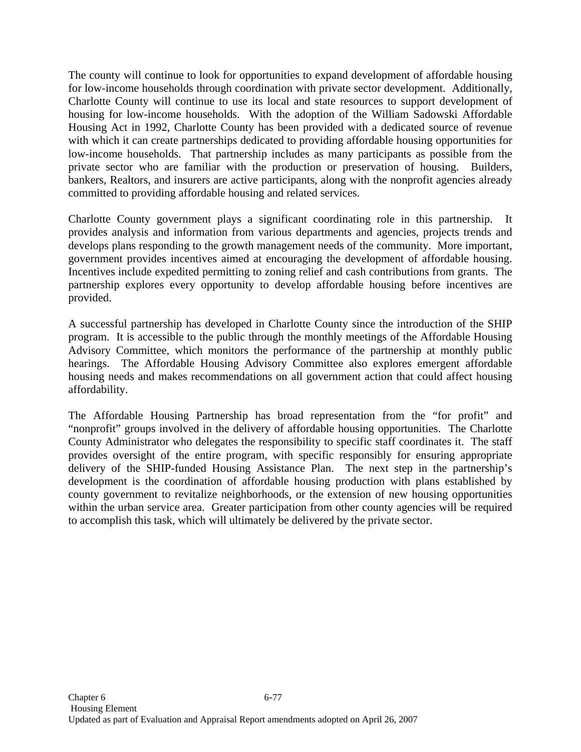The county will continue to look for opportunities to expand development of affordable housing for low-income households through coordination with private sector development. Additionally, Charlotte County will continue to use its local and state resources to support development of housing for low-income households. With the adoption of the William Sadowski Affordable Housing Act in 1992, Charlotte County has been provided with a dedicated source of revenue with which it can create partnerships dedicated to providing affordable housing opportunities for low-income households. That partnership includes as many participants as possible from the private sector who are familiar with the production or preservation of housing. Builders, bankers, Realtors, and insurers are active participants, along with the nonprofit agencies already committed to providing affordable housing and related services.

Charlotte County government plays a significant coordinating role in this partnership. It provides analysis and information from various departments and agencies, projects trends and develops plans responding to the growth management needs of the community. More important, government provides incentives aimed at encouraging the development of affordable housing. Incentives include expedited permitting to zoning relief and cash contributions from grants. The partnership explores every opportunity to develop affordable housing before incentives are provided.

A successful partnership has developed in Charlotte County since the introduction of the SHIP program. It is accessible to the public through the monthly meetings of the Affordable Housing Advisory Committee, which monitors the performance of the partnership at monthly public hearings. The Affordable Housing Advisory Committee also explores emergent affordable housing needs and makes recommendations on all government action that could affect housing affordability.

The Affordable Housing Partnership has broad representation from the "for profit" and "nonprofit" groups involved in the delivery of affordable housing opportunities. The Charlotte County Administrator who delegates the responsibility to specific staff coordinates it. The staff provides oversight of the entire program, with specific responsibly for ensuring appropriate delivery of the SHIP-funded Housing Assistance Plan. The next step in the partnership's development is the coordination of affordable housing production with plans established by county government to revitalize neighborhoods, or the extension of new housing opportunities within the urban service area. Greater participation from other county agencies will be required to accomplish this task, which will ultimately be delivered by the private sector.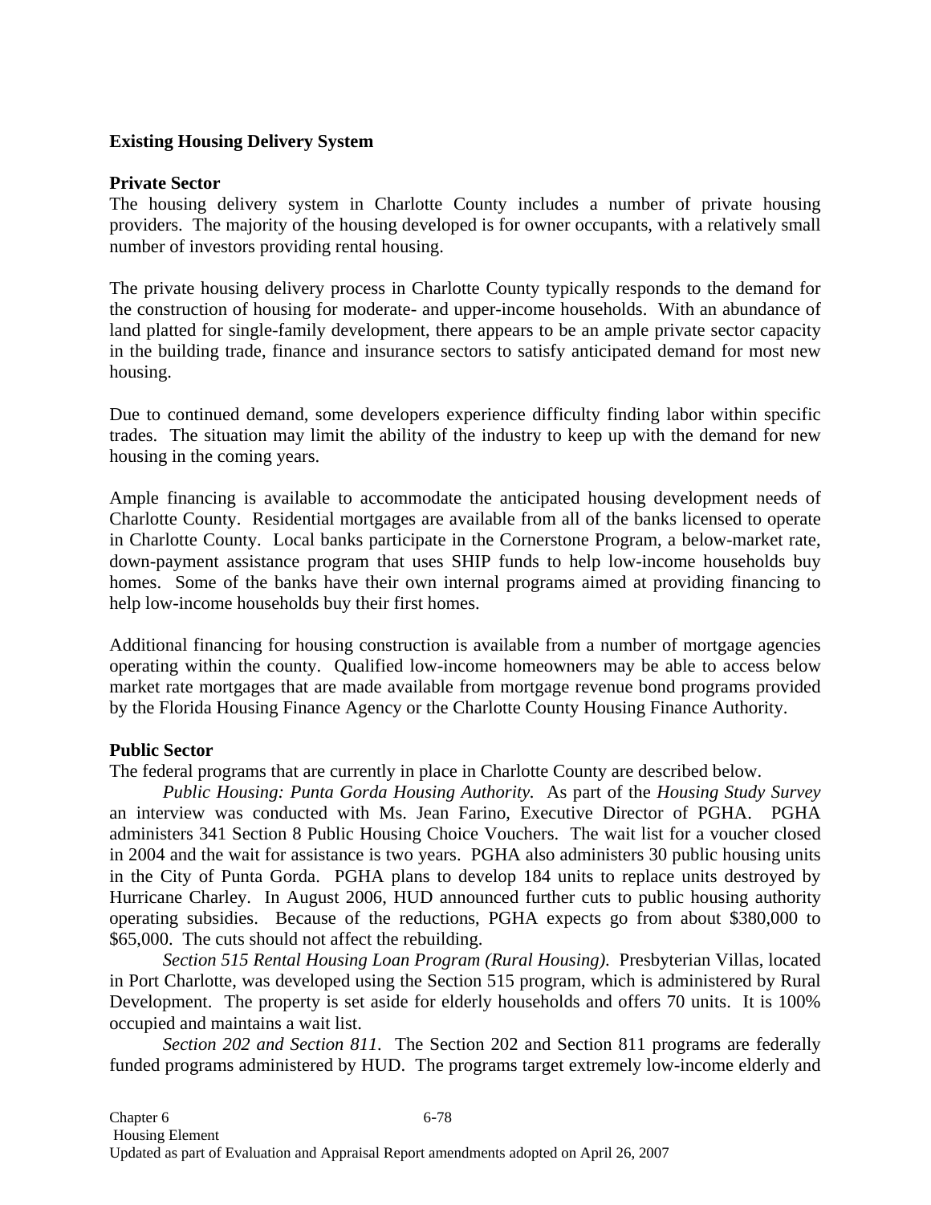**Existing Housing Delivery System**

**Private Sector**

The housing delivery system in Charlotte County includes a number of private housing providers. The majority of the housing developed is for owner occupants, with a relatively small number of investors providing rental housing.

The private housing delivery process in Charlotte County typically responds to the demand for the construction of housing for moderate- and upper-income households. With an abundance of land platted for single-family development, there appears to be an ample private sector capacity in the building trade, finance and insurance sectors to satisfy anticipated demand for most new housing.

Due to continued demand, some developers experience difficulty finding labor within specific trades. The situation may limit the ability of the industry to keep up with the demand for new housing in the coming years.

Ample financing is available to accommodate the anticipated housing development needs of Charlotte County. Residential mortgages are available from all of the banks licensed to operate in Charlotte County. Local banks participate in the Cornerstone Program, a below-market rate, down-payment assistance program that uses SHIP funds to help low-income households buy homes. Some of the banks have their own internal programs aimed at providing financing to help low-income households buy their first homes.

Additional financing for housing construction is available from a number of mortgage agencies operating within the county. Qualified low-income homeowners may be able to access below market rate mortgages that are made available from mortgage revenue bond programs provided by the Florida Housing Finance Agency or the Charlotte County Housing Finance Authority.

**Public Sector**

The federal programs that are currently in place in Charlotte County are described below.

*Public Housing: Punta Gorda Housing Authority.* As part of the *Housing Study Survey* an interview was conducted with Ms. Jean Farino, Executive Director of PGHA. PGHA administers 341 Section 8 Public Housing Choice Vouchers. The wait list for a voucher closed in 2004 and the wait for assistance is two years. PGHA also administers 30 public housing units in the City of Punta Gorda. PGHA plans to develop 184 units to replace units destroyed by Hurricane Charley. In August 2006, HUD announced further cuts to public housing authority operating subsidies. Because of the reductions, PGHA expects go from about $380,000 to $65,000. The cuts should not affect the rebuilding.

*Section 515 Rental Housing Loan Program (Rural Housing).* Presbyterian Villas, located in Port Charlotte, was developed using the Section 515 program, which is administered by Rural Development. The property is set aside for elderly households and offers 70 units. It is 100% occupied and maintains a wait list.

*Section 202 and Section 811.* The Section 202 and Section 811 programs are federally funded programs administered by HUD. The programs target extremely low-income elderly and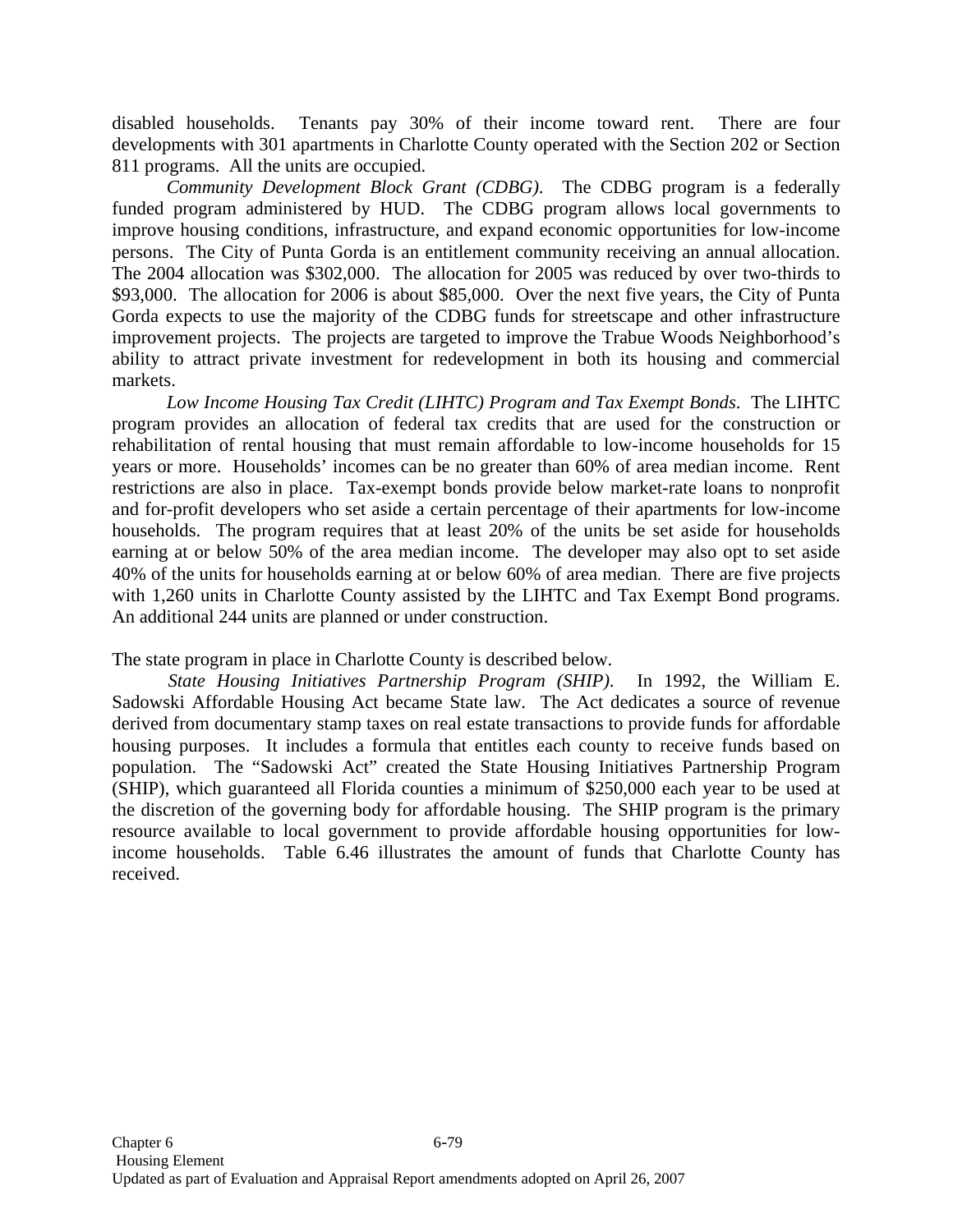disabled households. Tenants pay 30% of their income toward rent. There are four developments with 301 apartments in Charlotte County operated with the Section 202 or Section 811 programs. All the units are occupied.

*Community Development Block Grant (CDBG)*. The CDBG program is a federally funded program administered by HUD. The CDBG program allows local governments to improve housing conditions, infrastructure, and expand economic opportunities for low-income persons. The City of Punta Gorda is an entitlement community receiving an annual allocation. The 2004 allocation was $302,000. The allocation for 2005 was reduced by over two-thirds to $93,000. The allocation for 2006 is about $85,000. Over the next five years, the City of Punta Gorda expects to use the majority of the CDBG funds for streetscape and other infrastructure improvement projects. The projects are targeted to improve the Trabue Woods Neighborhood's ability to attract private investment for redevelopment in both its housing and commercial markets.

*Low Income Housing Tax Credit (LIHTC) Program and Tax Exempt Bonds*. The LIHTC program provides an allocation of federal tax credits that are used for the construction or rehabilitation of rental housing that must remain affordable to low-income households for 15 years or more. Households' incomes can be no greater than 60% of area median income. Rent restrictions are also in place. Tax-exempt bonds provide below market-rate loans to nonprofit and for-profit developers who set aside a certain percentage of their apartments for low-income households. The program requires that at least 20% of the units be set aside for households earning at or below 50% of the area median income. The developer may also opt to set aside 40% of the units for households earning at or below 60% of area median. There are five projects with 1,260 units in Charlotte County assisted by the LIHTC and Tax Exempt Bond programs. An additional 244 units are planned or under construction.

The state program in place in Charlotte County is described below.

*State Housing Initiatives Partnership Program (SHIP)*. In 1992, the William E. Sadowski Affordable Housing Act became State law. The Act dedicates a source of revenue derived from documentary stamp taxes on real estate transactions to provide funds for affordable housing purposes. It includes a formula that entitles each county to receive funds based on population. The "Sadowski Act" created the State Housing Initiatives Partnership Program (SHIP), which guaranteed all Florida counties a minimum of $250,000 each year to be used at the discretion of the governing body for affordable housing. The SHIP program is the primary resource available to local government to provide affordable housing opportunities for low-income households. Table 6.46 illustrates the amount of funds that Charlotte County has received.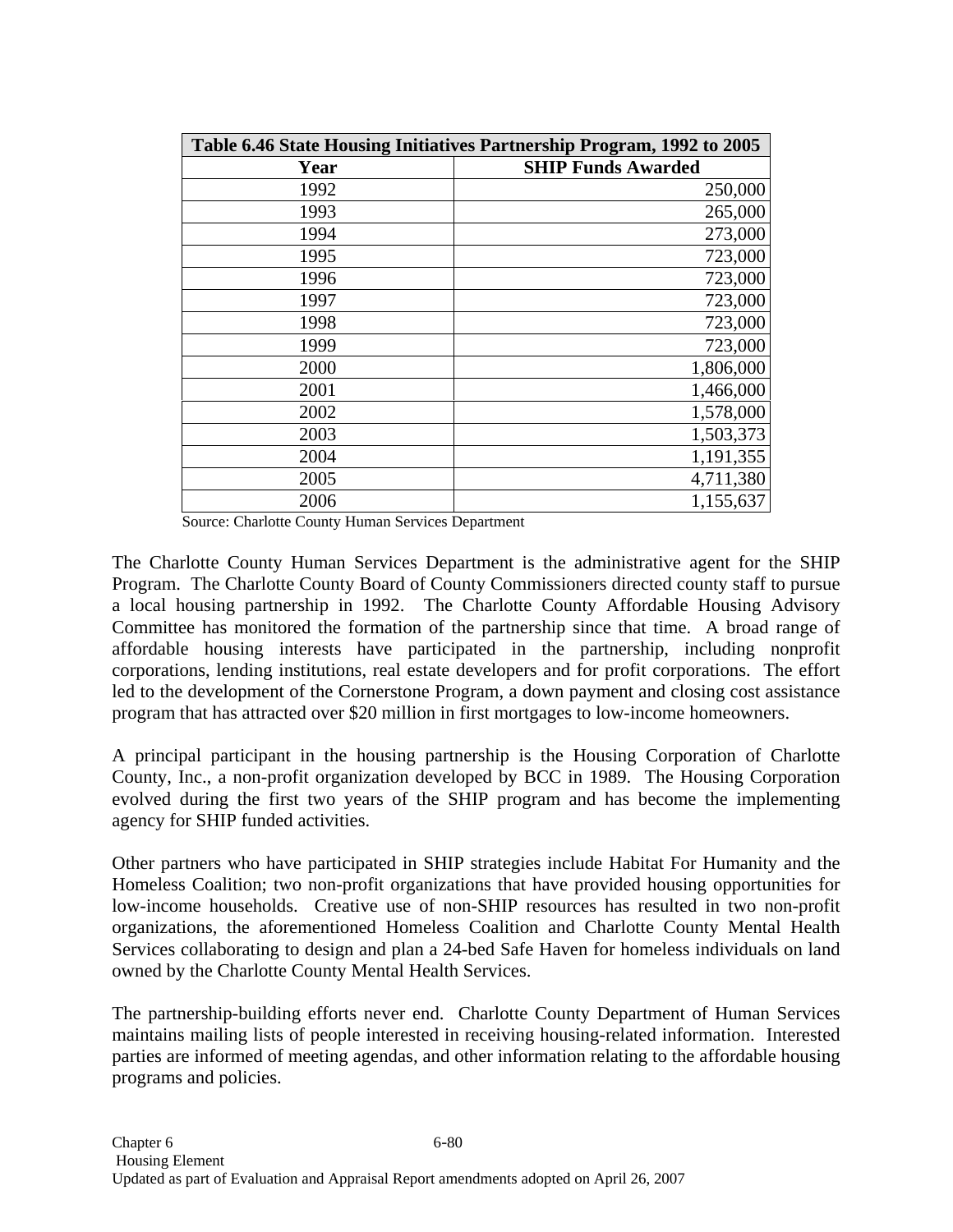| Table 6.46 State Housing Initiatives Partnership Program, 1992 to 2005 | |
|---|---|
| **Year** | **SHIP Funds Awarded** |
| 1992 | 250,000 |
| 1993 | 265,000 |
| 1994 | 273,000 |
| 1995 | 723,000 |
| 1996 | 723,000 |
| 1997 | 723,000 |
| 1998 | 723,000 |
| 1999 | 723,000 |
| 2000 | 1,806,000 |
| 2001 | 1,466,000 |
| 2002 | 1,578,000 |
| 2003 | 1,503,373 |
| 2004 | 1,191,355 |
| 2005 | 4,711,380 |
| 2006 | 1,155,637 |

Source: Charlotte County Human Services Department

The Charlotte County Human Services Department is the administrative agent for the SHIP Program. The Charlotte County Board of County Commissioners directed county staff to pursue a local housing partnership in 1992. The Charlotte County Affordable Housing Advisory Committee has monitored the formation of the partnership since that time. A broad range of affordable housing interests have participated in the partnership, including nonprofit corporations, lending institutions, real estate developers and for profit corporations. The effort led to the development of the Cornerstone Program, a down payment and closing cost assistance program that has attracted over $20 million in first mortgages to low-income homeowners.

A principal participant in the housing partnership is the Housing Corporation of Charlotte County, Inc., a non-profit organization developed by BCC in 1989. The Housing Corporation evolved during the first two years of the SHIP program and has become the implementing agency for SHIP funded activities.

Other partners who have participated in SHIP strategies include Habitat For Humanity and the Homeless Coalition; two non-profit organizations that have provided housing opportunities for low-income households. Creative use of non-SHIP resources has resulted in two non-profit organizations, the aforementioned Homeless Coalition and Charlotte County Mental Health Services collaborating to design and plan a 24-bed Safe Haven for homeless individuals on land owned by the Charlotte County Mental Health Services.

The partnership-building efforts never end. Charlotte County Department of Human Services maintains mailing lists of people interested in receiving housing-related information. Interested parties are informed of meeting agendas, and other information relating to the affordable housing programs and policies.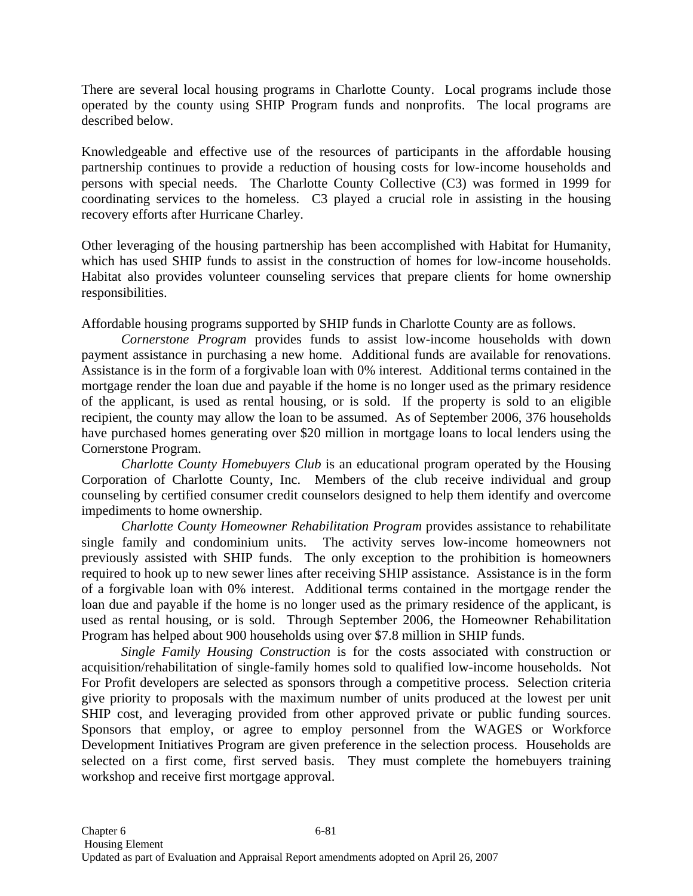There are several local housing programs in Charlotte County. Local programs include those operated by the county using SHIP Program funds and nonprofits. The local programs are described below.

Knowledgeable and effective use of the resources of participants in the affordable housing partnership continues to provide a reduction of housing costs for low-income households and persons with special needs. The Charlotte County Collective (C3) was formed in 1999 for coordinating services to the homeless. C3 played a crucial role in assisting in the housing recovery efforts after Hurricane Charley.

Other leveraging of the housing partnership has been accomplished with Habitat for Humanity, which has used SHIP funds to assist in the construction of homes for low-income households. Habitat also provides volunteer counseling services that prepare clients for home ownership responsibilities.

Affordable housing programs supported by SHIP funds in Charlotte County are as follows.

*Cornerstone Program* provides funds to assist low-income households with down payment assistance in purchasing a new home. Additional funds are available for renovations. Assistance is in the form of a forgivable loan with 0% interest. Additional terms contained in the mortgage render the loan due and payable if the home is no longer used as the primary residence of the applicant, is used as rental housing, or is sold. If the property is sold to an eligible recipient, the county may allow the loan to be assumed. As of September 2006, 376 households have purchased homes generating over $20 million in mortgage loans to local lenders using the Cornerstone Program.

*Charlotte County Homebuyers Club* is an educational program operated by the Housing Corporation of Charlotte County, Inc. Members of the club receive individual and group counseling by certified consumer credit counselors designed to help them identify and overcome impediments to home ownership.

*Charlotte County Homeowner Rehabilitation Program* provides assistance to rehabilitate single family and condominium units. The activity serves low-income homeowners not previously assisted with SHIP funds. The only exception to the prohibition is homeowners required to hook up to new sewer lines after receiving SHIP assistance. Assistance is in the form of a forgivable loan with 0% interest. Additional terms contained in the mortgage render the loan due and payable if the home is no longer used as the primary residence of the applicant, is used as rental housing, or is sold. Through September 2006, the Homeowner Rehabilitation Program has helped about 900 households using over $7.8 million in SHIP funds.

*Single Family Housing Construction* is for the costs associated with construction or acquisition/rehabilitation of single-family homes sold to qualified low-income households. Not For Profit developers are selected as sponsors through a competitive process. Selection criteria give priority to proposals with the maximum number of units produced at the lowest per unit SHIP cost, and leveraging provided from other approved private or public funding sources. Sponsors that employ, or agree to employ personnel from the WAGES or Workforce Development Initiatives Program are given preference in the selection process. Households are selected on a first come, first served basis. They must complete the homebuyers training workshop and receive first mortgage approval.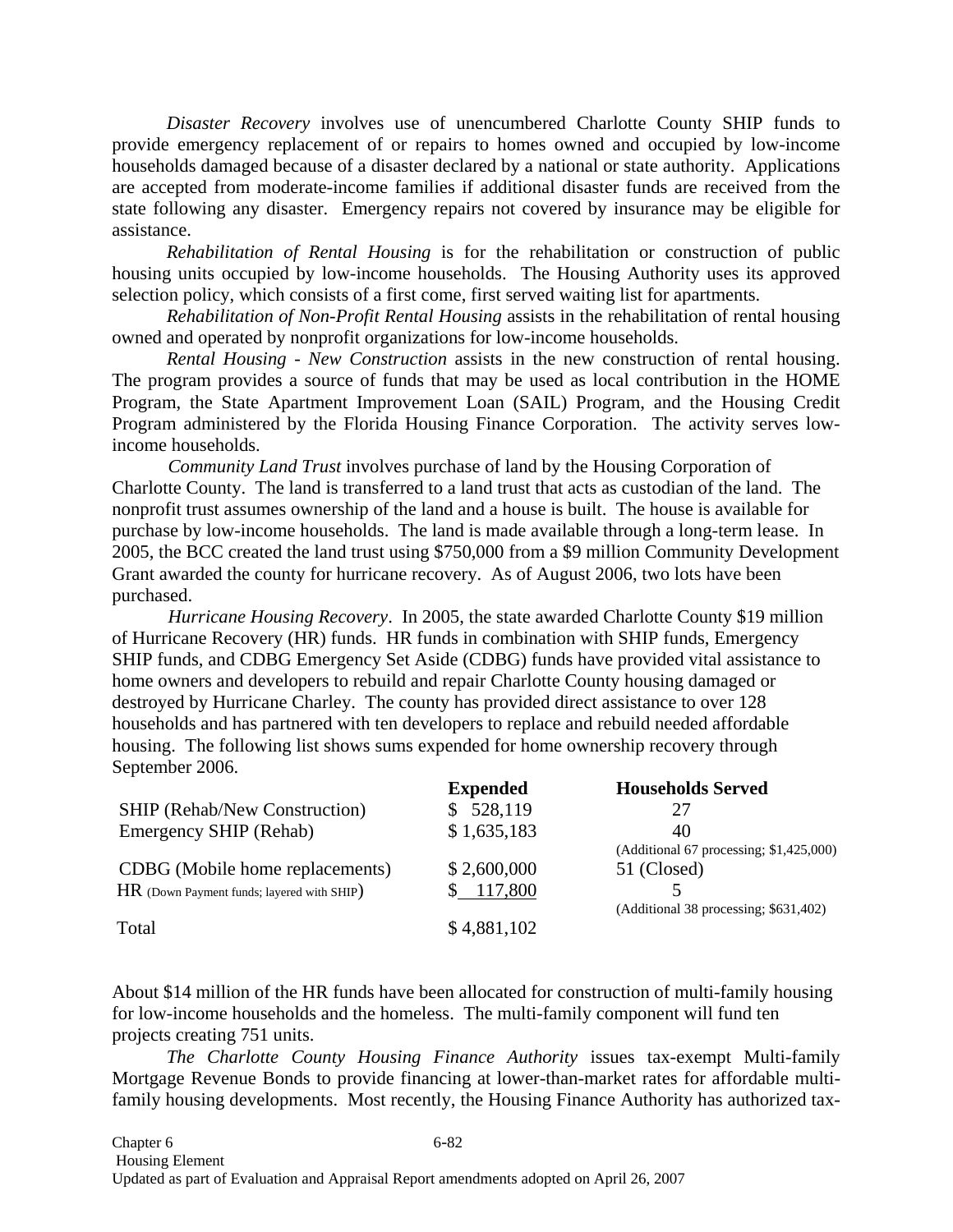*Disaster Recovery* involves use of unencumbered Charlotte County SHIP funds to provide emergency replacement of or repairs to homes owned and occupied by low-income households damaged because of a disaster declared by a national or state authority. Applications are accepted from moderate-income families if additional disaster funds are received from the state following any disaster. Emergency repairs not covered by insurance may be eligible for assistance.

*Rehabilitation of Rental Housing* is for the rehabilitation or construction of public housing units occupied by low-income households. The Housing Authority uses its approved selection policy, which consists of a first come, first served waiting list for apartments.

*Rehabilitation of Non-Profit Rental Housing* assists in the rehabilitation of rental housing owned and operated by nonprofit organizations for low-income households.

*Rental Housing - New Construction* assists in the new construction of rental housing. The program provides a source of funds that may be used as local contribution in the HOME Program, the State Apartment Improvement Loan (SAIL) Program, and the Housing Credit Program administered by the Florida Housing Finance Corporation. The activity serves low-income households.

*Community Land Trust* involves purchase of land by the Housing Corporation of Charlotte County. The land is transferred to a land trust that acts as custodian of the land. The nonprofit trust assumes ownership of the land and a house is built. The house is available for purchase by low-income households. The land is made available through a long-term lease. In 2005, the BCC created the land trust using $750,000 from a $9 million Community Development Grant awarded the county for hurricane recovery. As of August 2006, two lots have been purchased.

*Hurricane Housing Recovery*. In 2005, the state awarded Charlotte County $19 million of Hurricane Recovery (HR) funds. HR funds in combination with SHIP funds, Emergency SHIP funds, and CDBG Emergency Set Aside (CDBG) funds have provided vital assistance to home owners and developers to rebuild and repair Charlotte County housing damaged or destroyed by Hurricane Charley. The county has provided direct assistance to over 128 households and has partnered with ten developers to replace and rebuild needed affordable housing. The following list shows sums expended for home ownership recovery through September 2006.

| | **Expended** | **Households Served** |
|---|---|---|
| SHIP (Rehab/New Construction) | $ 528,119 | 27 |
| Emergency SHIP (Rehab) | $ 1,635,183 | 40 (Additional 67 processing; $1,425,000) |
| CDBG (Mobile home replacements) | $ 2,600,000 | 51 (Closed) |
| HR (Down Payment funds; layered with SHIP) | $ 117,800 | 5 (Additional 38 processing; $631,402) |
| Total | $ 4,881,102 | |

About $14 million of the HR funds have been allocated for construction of multi-family housing for low-income households and the homeless. The multi-family component will fund ten projects creating 751 units.

*The Charlotte County Housing Finance Authority* issues tax-exempt Multi-family Mortgage Revenue Bonds to provide financing at lower-than-market rates for affordable multi-family housing developments. Most recently, the Housing Finance Authority has authorized tax-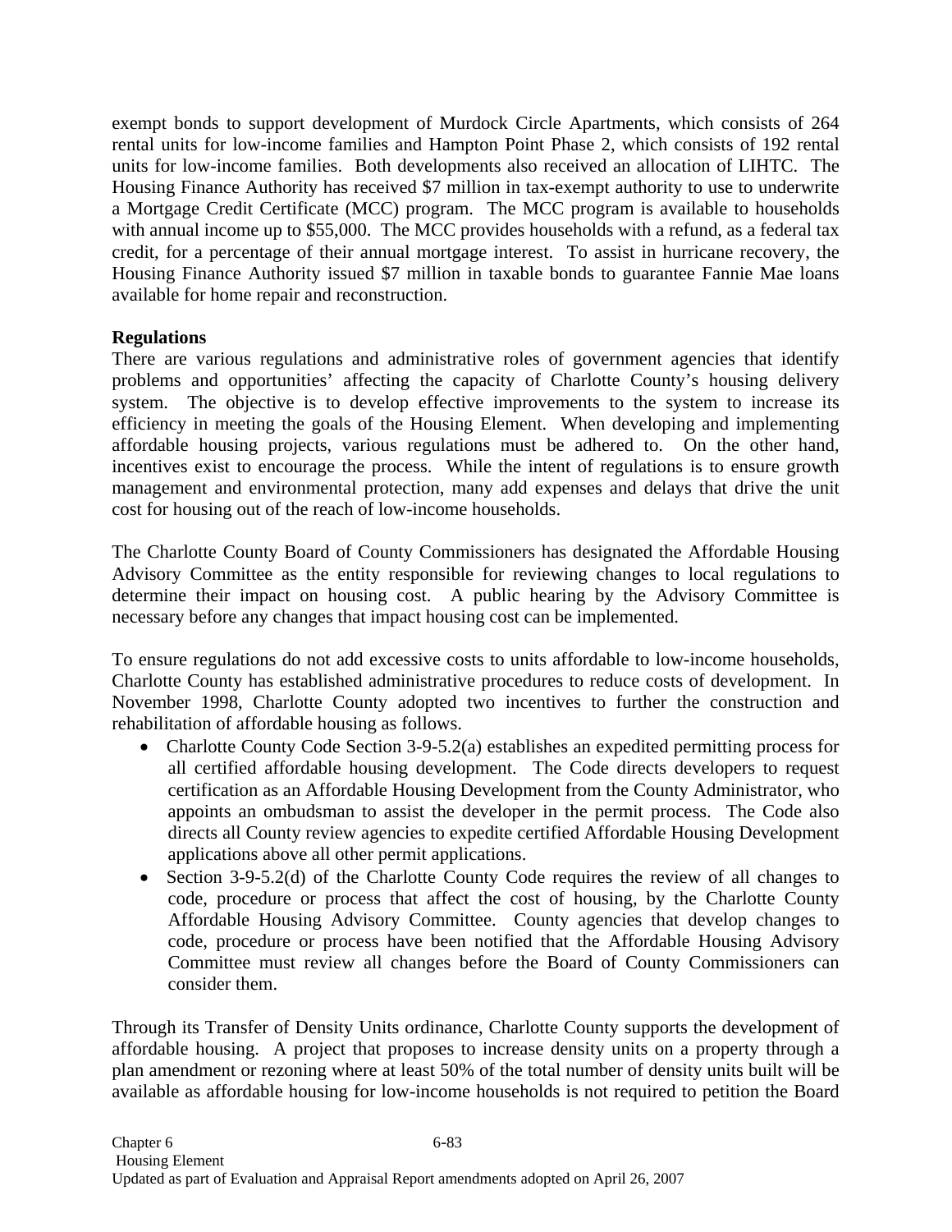exempt bonds to support development of Murdock Circle Apartments, which consists of 264 rental units for low-income families and Hampton Point Phase 2, which consists of 192 rental units for low-income families. Both developments also received an allocation of LIHTC. The Housing Finance Authority has received $7 million in tax-exempt authority to use to underwrite a Mortgage Credit Certificate (MCC) program. The MCC program is available to households with annual income up to $55,000. The MCC provides households with a refund, as a federal tax credit, for a percentage of their annual mortgage interest. To assist in hurricane recovery, the Housing Finance Authority issued $7 million in taxable bonds to guarantee Fannie Mae loans available for home repair and reconstruction.

**Regulations**

There are various regulations and administrative roles of government agencies that identify problems and opportunities' affecting the capacity of Charlotte County's housing delivery system. The objective is to develop effective improvements to the system to increase its efficiency in meeting the goals of the Housing Element. When developing and implementing affordable housing projects, various regulations must be adhered to. On the other hand, incentives exist to encourage the process. While the intent of regulations is to ensure growth management and environmental protection, many add expenses and delays that drive the unit cost for housing out of the reach of low-income households.

The Charlotte County Board of County Commissioners has designated the Affordable Housing Advisory Committee as the entity responsible for reviewing changes to local regulations to determine their impact on housing cost. A public hearing by the Advisory Committee is necessary before any changes that impact housing cost can be implemented.

To ensure regulations do not add excessive costs to units affordable to low-income households, Charlotte County has established administrative procedures to reduce costs of development. In November 1998, Charlotte County adopted two incentives to further the construction and rehabilitation of affordable housing as follows.

- Charlotte County Code Section 3-9-5.2(a) establishes an expedited permitting process for all certified affordable housing development. The Code directs developers to request certification as an Affordable Housing Development from the County Administrator, who appoints an ombudsman to assist the developer in the permit process. The Code also directs all County review agencies to expedite certified Affordable Housing Development applications above all other permit applications.
- Section 3-9-5.2(d) of the Charlotte County Code requires the review of all changes to code, procedure or process that affect the cost of housing, by the Charlotte County Affordable Housing Advisory Committee. County agencies that develop changes to code, procedure or process have been notified that the Affordable Housing Advisory Committee must review all changes before the Board of County Commissioners can consider them.

Through its Transfer of Density Units ordinance, Charlotte County supports the development of affordable housing. A project that proposes to increase density units on a property through a plan amendment or rezoning where at least 50% of the total number of density units built will be available as affordable housing for low-income households is not required to petition the Board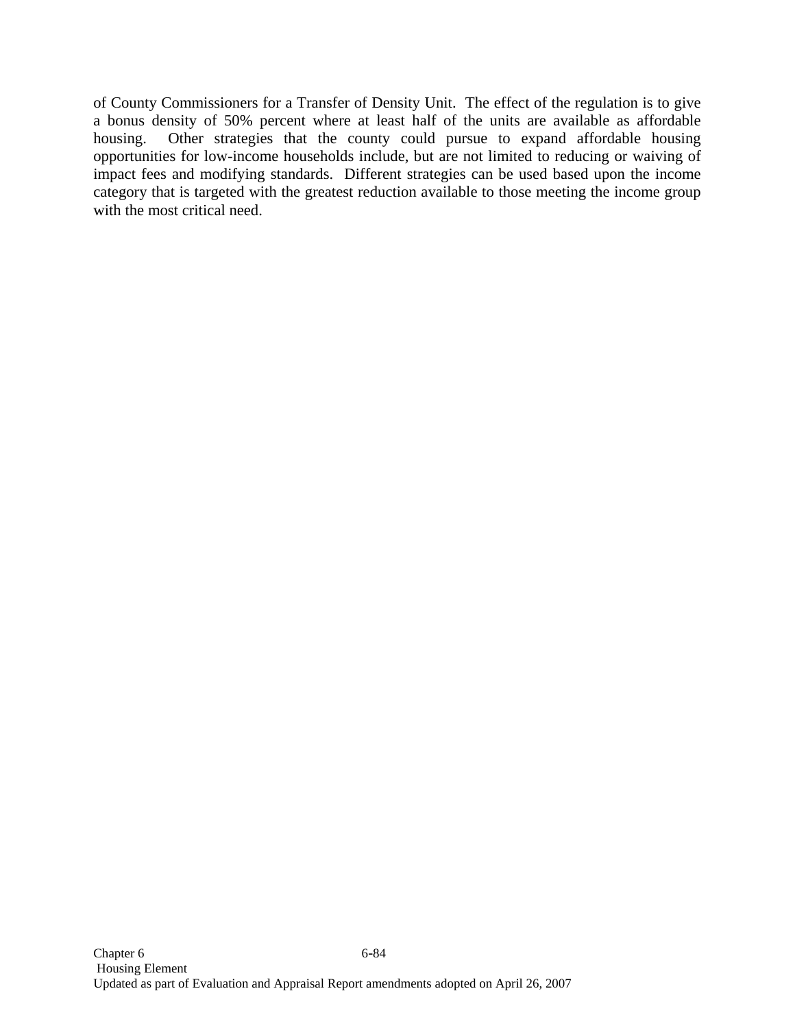of County Commissioners for a Transfer of Density Unit. The effect of the regulation is to give a bonus density of 50% percent where at least half of the units are available as affordable housing. Other strategies that the county could pursue to expand affordable housing opportunities for low-income households include, but are not limited to reducing or waiving of impact fees and modifying standards. Different strategies can be used based upon the income category that is targeted with the greatest reduction available to those meeting the income group with the most critical need.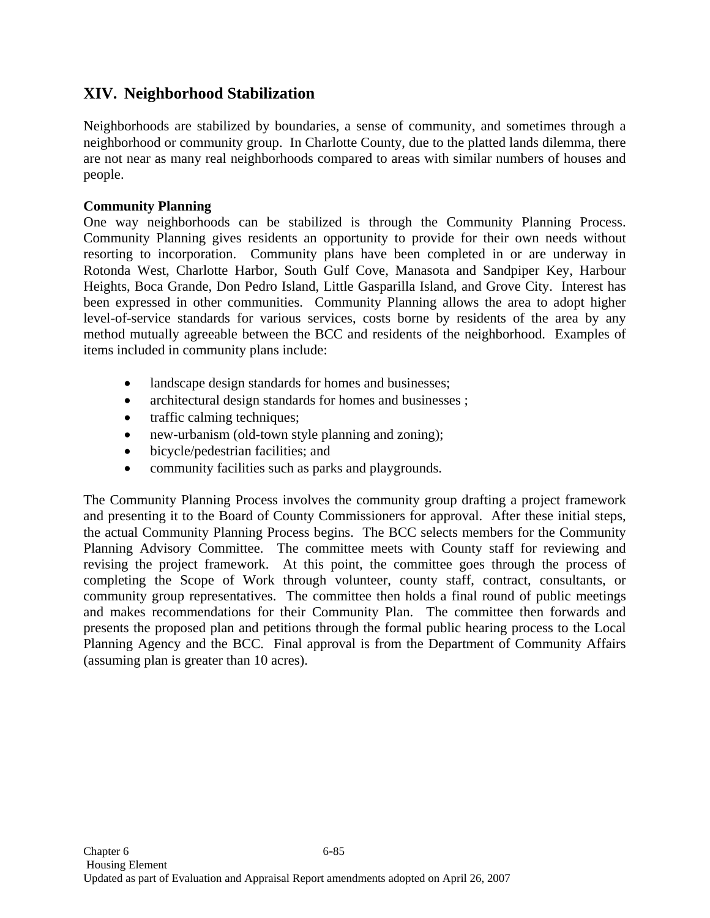## XIV. Neighborhood Stabilization

Neighborhoods are stabilized by boundaries, a sense of community, and sometimes through a neighborhood or community group. In Charlotte County, due to the platted lands dilemma, there are not near as many real neighborhoods compared to areas with similar numbers of houses and people.

**Community Planning**

One way neighborhoods can be stabilized is through the Community Planning Process. Community Planning gives residents an opportunity to provide for their own needs without resorting to incorporation. Community plans have been completed in or are underway in Rotonda West, Charlotte Harbor, South Gulf Cove, Manasota and Sandpiper Key, Harbour Heights, Boca Grande, Don Pedro Island, Little Gasparilla Island, and Grove City. Interest has been expressed in other communities. Community Planning allows the area to adopt higher level-of-service standards for various services, costs borne by residents of the area by any method mutually agreeable between the BCC and residents of the neighborhood. Examples of items included in community plans include:

- landscape design standards for homes and businesses;
- architectural design standards for homes and businesses ;
- traffic calming techniques;
- new-urbanism (old-town style planning and zoning);
- bicycle/pedestrian facilities; and
- community facilities such as parks and playgrounds.

The Community Planning Process involves the community group drafting a project framework and presenting it to the Board of County Commissioners for approval. After these initial steps, the actual Community Planning Process begins. The BCC selects members for the Community Planning Advisory Committee. The committee meets with County staff for reviewing and revising the project framework. At this point, the committee goes through the process of completing the Scope of Work through volunteer, county staff, contract, consultants, or community group representatives. The committee then holds a final round of public meetings and makes recommendations for their Community Plan. The committee then forwards and presents the proposed plan and petitions through the formal public hearing process to the Local Planning Agency and the BCC. Final approval is from the Department of Community Affairs (assuming plan is greater than 10 acres).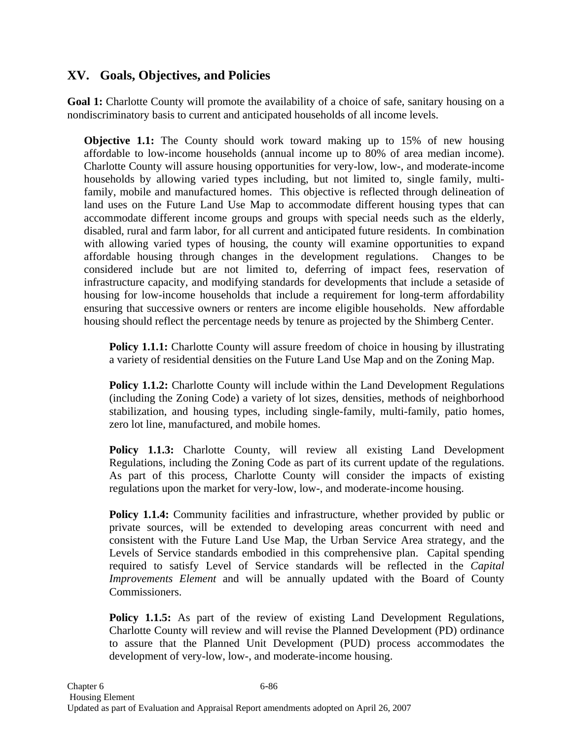## XV. Goals, Objectives, and Policies

**Goal 1:** Charlotte County will promote the availability of a choice of safe, sanitary housing on a nondiscriminatory basis to current and anticipated households of all income levels.

**Objective 1.1:** The County should work toward making up to 15% of new housing affordable to low-income households (annual income up to 80% of area median income). Charlotte County will assure housing opportunities for very-low, low-, and moderate-income households by allowing varied types including, but not limited to, single family, multi-family, mobile and manufactured homes. This objective is reflected through delineation of land uses on the Future Land Use Map to accommodate different housing types that can accommodate different income groups and groups with special needs such as the elderly, disabled, rural and farm labor, for all current and anticipated future residents. In combination with allowing varied types of housing, the county will examine opportunities to expand affordable housing through changes in the development regulations. Changes to be considered include but are not limited to, deferring of impact fees, reservation of infrastructure capacity, and modifying standards for developments that include a setaside of housing for low-income households that include a requirement for long-term affordability ensuring that successive owners or renters are income eligible households. New affordable housing should reflect the percentage needs by tenure as projected by the Shimberg Center.

**Policy 1.1.1:** Charlotte County will assure freedom of choice in housing by illustrating a variety of residential densities on the Future Land Use Map and on the Zoning Map.

**Policy 1.1.2:** Charlotte County will include within the Land Development Regulations (including the Zoning Code) a variety of lot sizes, densities, methods of neighborhood stabilization, and housing types, including single-family, multi-family, patio homes, zero lot line, manufactured, and mobile homes.

**Policy 1.1.3:** Charlotte County, will review all existing Land Development Regulations, including the Zoning Code as part of its current update of the regulations. As part of this process, Charlotte County will consider the impacts of existing regulations upon the market for very-low, low-, and moderate-income housing.

**Policy 1.1.4:** Community facilities and infrastructure, whether provided by public or private sources, will be extended to developing areas concurrent with need and consistent with the Future Land Use Map, the Urban Service Area strategy, and the Levels of Service standards embodied in this comprehensive plan. Capital spending required to satisfy Level of Service standards will be reflected in the *Capital Improvements Element* and will be annually updated with the Board of County Commissioners.

**Policy 1.1.5:** As part of the review of existing Land Development Regulations, Charlotte County will review and will revise the Planned Development (PD) ordinance to assure that the Planned Unit Development (PUD) process accommodates the development of very-low, low-, and moderate-income housing.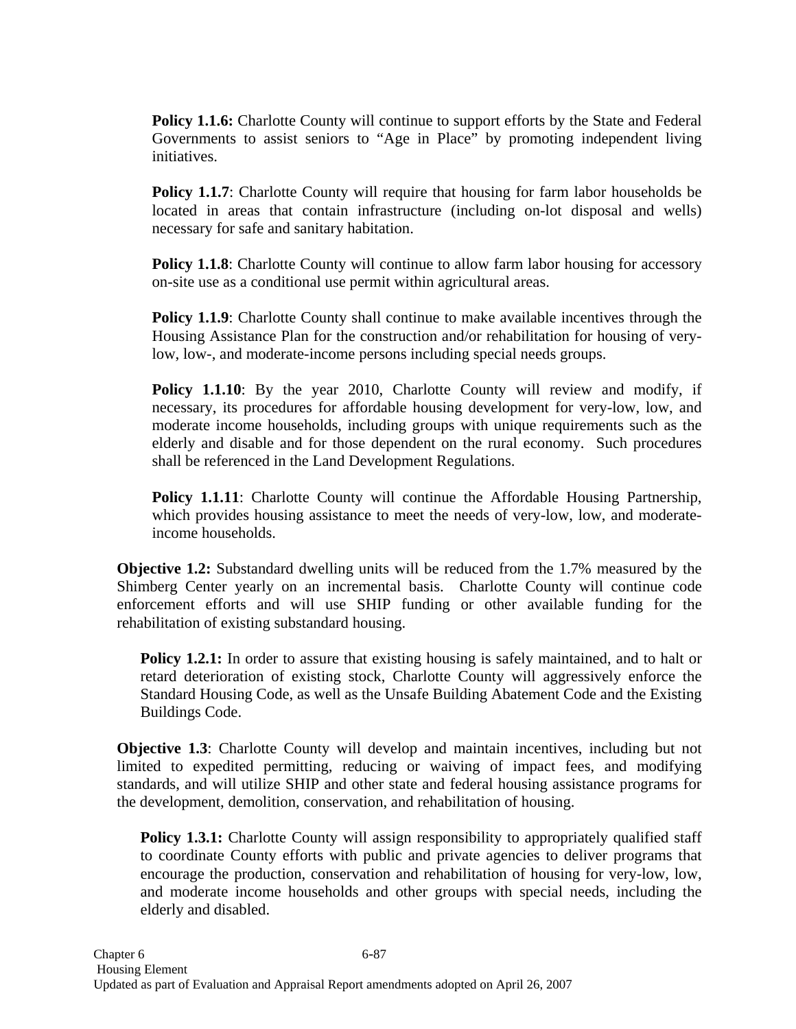**Policy 1.1.6:** Charlotte County will continue to support efforts by the State and Federal Governments to assist seniors to "Age in Place" by promoting independent living initiatives.

**Policy 1.1.7**: Charlotte County will require that housing for farm labor households be located in areas that contain infrastructure (including on-lot disposal and wells) necessary for safe and sanitary habitation.

**Policy 1.1.8**: Charlotte County will continue to allow farm labor housing for accessory on-site use as a conditional use permit within agricultural areas.

**Policy 1.1.9**: Charlotte County shall continue to make available incentives through the Housing Assistance Plan for the construction and/or rehabilitation for housing of very-low, low-, and moderate-income persons including special needs groups.

**Policy 1.1.10**: By the year 2010, Charlotte County will review and modify, if necessary, its procedures for affordable housing development for very-low, low, and moderate income households, including groups with unique requirements such as the elderly and disable and for those dependent on the rural economy. Such procedures shall be referenced in the Land Development Regulations.

**Policy 1.1.11**: Charlotte County will continue the Affordable Housing Partnership, which provides housing assistance to meet the needs of very-low, low, and moderate-income households.

**Objective 1.2:** Substandard dwelling units will be reduced from the 1.7% measured by the Shimberg Center yearly on an incremental basis. Charlotte County will continue code enforcement efforts and will use SHIP funding or other available funding for the rehabilitation of existing substandard housing.

**Policy 1.2.1:** In order to assure that existing housing is safely maintained, and to halt or retard deterioration of existing stock, Charlotte County will aggressively enforce the Standard Housing Code, as well as the Unsafe Building Abatement Code and the Existing Buildings Code.

**Objective 1.3**: Charlotte County will develop and maintain incentives, including but not limited to expedited permitting, reducing or waiving of impact fees, and modifying standards, and will utilize SHIP and other state and federal housing assistance programs for the development, demolition, conservation, and rehabilitation of housing.

**Policy 1.3.1:** Charlotte County will assign responsibility to appropriately qualified staff to coordinate County efforts with public and private agencies to deliver programs that encourage the production, conservation and rehabilitation of housing for very-low, low, and moderate income households and other groups with special needs, including the elderly and disabled.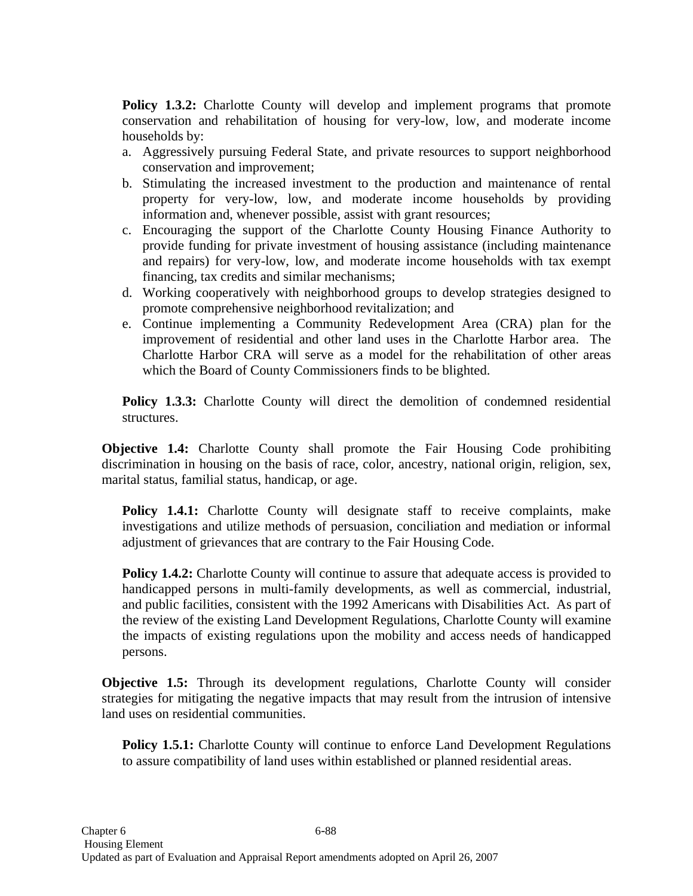**Policy 1.3.2:** Charlotte County will develop and implement programs that promote conservation and rehabilitation of housing for very-low, low, and moderate income households by:

a. Aggressively pursuing Federal State, and private resources to support neighborhood conservation and improvement;
b. Stimulating the increased investment to the production and maintenance of rental property for very-low, low, and moderate income households by providing information and, whenever possible, assist with grant resources;
c. Encouraging the support of the Charlotte County Housing Finance Authority to provide funding for private investment of housing assistance (including maintenance and repairs) for very-low, low, and moderate income households with tax exempt financing, tax credits and similar mechanisms;
d. Working cooperatively with neighborhood groups to develop strategies designed to promote comprehensive neighborhood revitalization; and
e. Continue implementing a Community Redevelopment Area (CRA) plan for the improvement of residential and other land uses in the Charlotte Harbor area. The Charlotte Harbor CRA will serve as a model for the rehabilitation of other areas which the Board of County Commissioners finds to be blighted.

**Policy 1.3.3:** Charlotte County will direct the demolition of condemned residential structures.

**Objective 1.4:** Charlotte County shall promote the Fair Housing Code prohibiting discrimination in housing on the basis of race, color, ancestry, national origin, religion, sex, marital status, familial status, handicap, or age.

**Policy 1.4.1:** Charlotte County will designate staff to receive complaints, make investigations and utilize methods of persuasion, conciliation and mediation or informal adjustment of grievances that are contrary to the Fair Housing Code.

**Policy 1.4.2:** Charlotte County will continue to assure that adequate access is provided to handicapped persons in multi-family developments, as well as commercial, industrial, and public facilities, consistent with the 1992 Americans with Disabilities Act. As part of the review of the existing Land Development Regulations, Charlotte County will examine the impacts of existing regulations upon the mobility and access needs of handicapped persons.

**Objective 1.5:** Through its development regulations, Charlotte County will consider strategies for mitigating the negative impacts that may result from the intrusion of intensive land uses on residential communities.

**Policy 1.5.1:** Charlotte County will continue to enforce Land Development Regulations to assure compatibility of land uses within established or planned residential areas.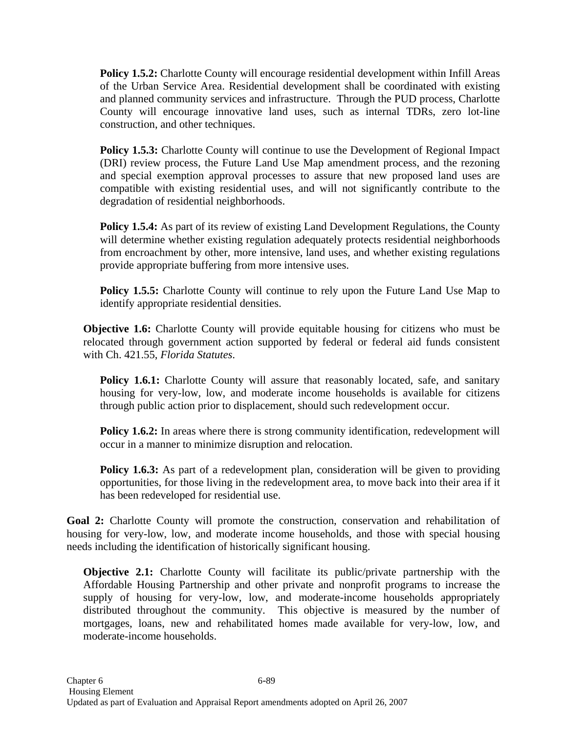**Policy 1.5.2:** Charlotte County will encourage residential development within Infill Areas of the Urban Service Area. Residential development shall be coordinated with existing and planned community services and infrastructure. Through the PUD process, Charlotte County will encourage innovative land uses, such as internal TDRs, zero lot-line construction, and other techniques.

**Policy 1.5.3:** Charlotte County will continue to use the Development of Regional Impact (DRI) review process, the Future Land Use Map amendment process, and the rezoning and special exemption approval processes to assure that new proposed land uses are compatible with existing residential uses, and will not significantly contribute to the degradation of residential neighborhoods.

**Policy 1.5.4:** As part of its review of existing Land Development Regulations, the County will determine whether existing regulation adequately protects residential neighborhoods from encroachment by other, more intensive, land uses, and whether existing regulations provide appropriate buffering from more intensive uses.

**Policy 1.5.5:** Charlotte County will continue to rely upon the Future Land Use Map to identify appropriate residential densities.

**Objective 1.6:** Charlotte County will provide equitable housing for citizens who must be relocated through government action supported by federal or federal aid funds consistent with Ch. 421.55, *Florida Statutes*.

**Policy 1.6.1:** Charlotte County will assure that reasonably located, safe, and sanitary housing for very-low, low, and moderate income households is available for citizens through public action prior to displacement, should such redevelopment occur.

**Policy 1.6.2:** In areas where there is strong community identification, redevelopment will occur in a manner to minimize disruption and relocation.

**Policy 1.6.3:** As part of a redevelopment plan, consideration will be given to providing opportunities, for those living in the redevelopment area, to move back into their area if it has been redeveloped for residential use.

**Goal 2:** Charlotte County will promote the construction, conservation and rehabilitation of housing for very-low, low, and moderate income households, and those with special housing needs including the identification of historically significant housing.

**Objective 2.1:** Charlotte County will facilitate its public/private partnership with the Affordable Housing Partnership and other private and nonprofit programs to increase the supply of housing for very-low, low, and moderate-income households appropriately distributed throughout the community. This objective is measured by the number of mortgages, loans, new and rehabilitated homes made available for very-low, low, and moderate-income households.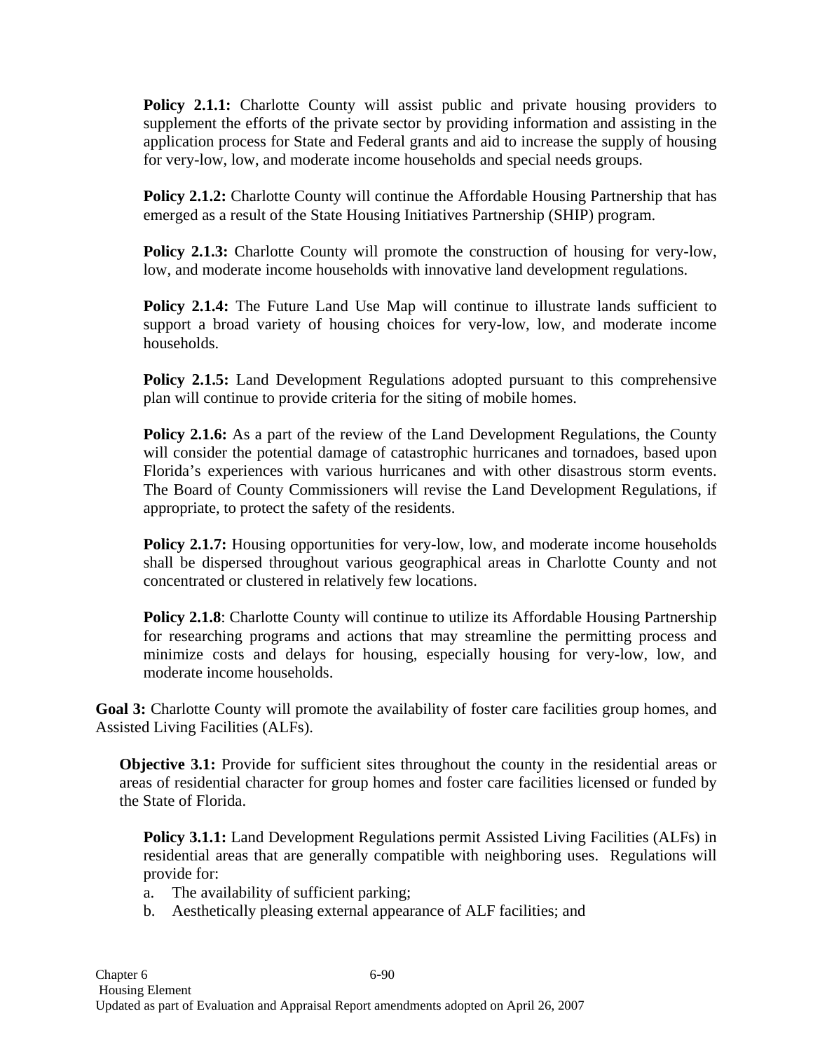**Policy 2.1.1:** Charlotte County will assist public and private housing providers to supplement the efforts of the private sector by providing information and assisting in the application process for State and Federal grants and aid to increase the supply of housing for very-low, low, and moderate income households and special needs groups.

**Policy 2.1.2:** Charlotte County will continue the Affordable Housing Partnership that has emerged as a result of the State Housing Initiatives Partnership (SHIP) program.

**Policy 2.1.3:** Charlotte County will promote the construction of housing for very-low, low, and moderate income households with innovative land development regulations.

**Policy 2.1.4:** The Future Land Use Map will continue to illustrate lands sufficient to support a broad variety of housing choices for very-low, low, and moderate income households.

**Policy 2.1.5:** Land Development Regulations adopted pursuant to this comprehensive plan will continue to provide criteria for the siting of mobile homes.

**Policy 2.1.6:** As a part of the review of the Land Development Regulations, the County will consider the potential damage of catastrophic hurricanes and tornadoes, based upon Florida's experiences with various hurricanes and with other disastrous storm events. The Board of County Commissioners will revise the Land Development Regulations, if appropriate, to protect the safety of the residents.

**Policy 2.1.7:** Housing opportunities for very-low, low, and moderate income households shall be dispersed throughout various geographical areas in Charlotte County and not concentrated or clustered in relatively few locations.

**Policy 2.1.8**: Charlotte County will continue to utilize its Affordable Housing Partnership for researching programs and actions that may streamline the permitting process and minimize costs and delays for housing, especially housing for very-low, low, and moderate income households.

**Goal 3:** Charlotte County will promote the availability of foster care facilities group homes, and Assisted Living Facilities (ALFs).

**Objective 3.1:** Provide for sufficient sites throughout the county in the residential areas or areas of residential character for group homes and foster care facilities licensed or funded by the State of Florida.

**Policy 3.1.1:** Land Development Regulations permit Assisted Living Facilities (ALFs) in residential areas that are generally compatible with neighboring uses. Regulations will provide for:

a. The availability of sufficient parking;
b. Aesthetically pleasing external appearance of ALF facilities; and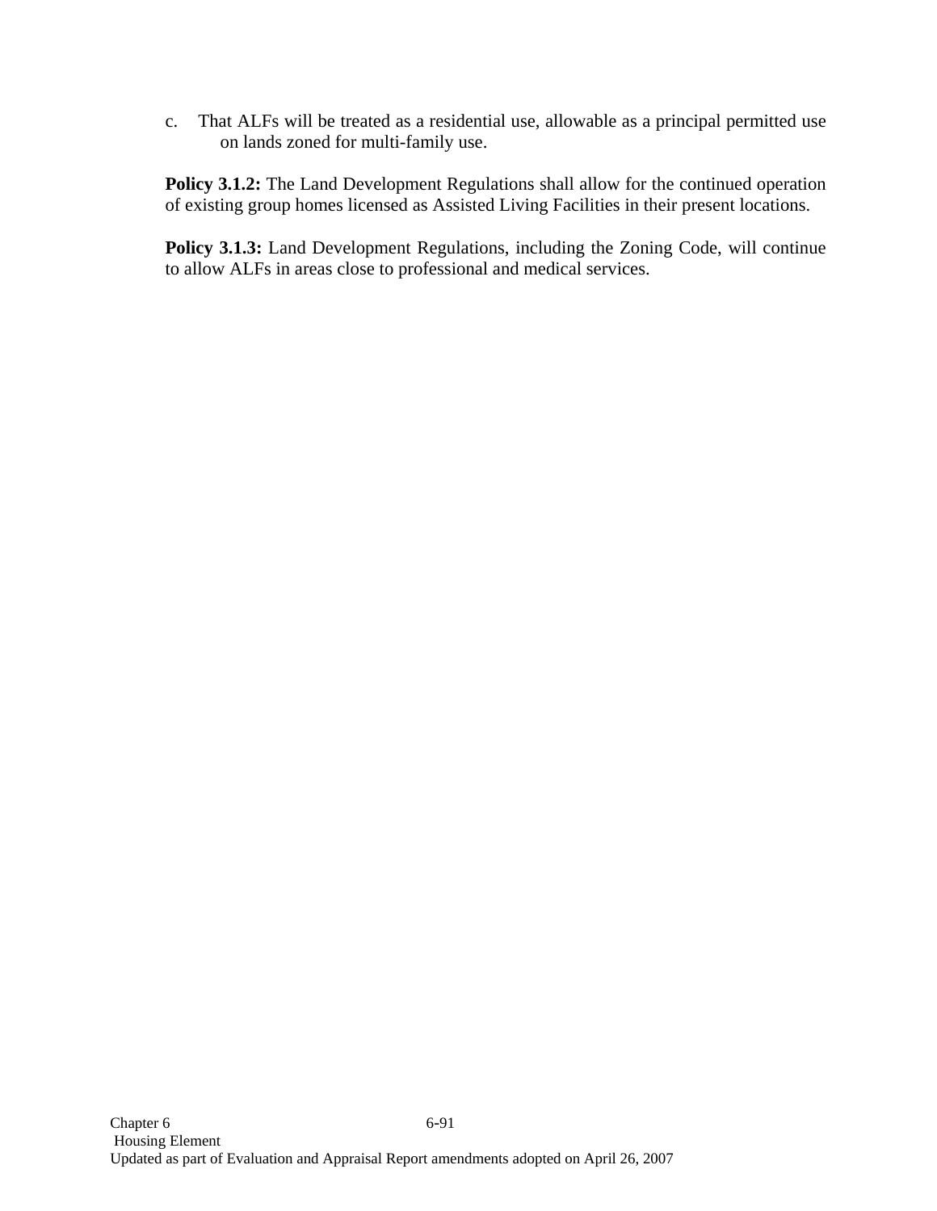c. That ALFs will be treated as a residential use, allowable as a principal permitted use on lands zoned for multi-family use.

**Policy 3.1.2:** The Land Development Regulations shall allow for the continued operation of existing group homes licensed as Assisted Living Facilities in their present locations.

**Policy 3.1.3:** Land Development Regulations, including the Zoning Code, will continue to allow ALFs in areas close to professional and medical services.